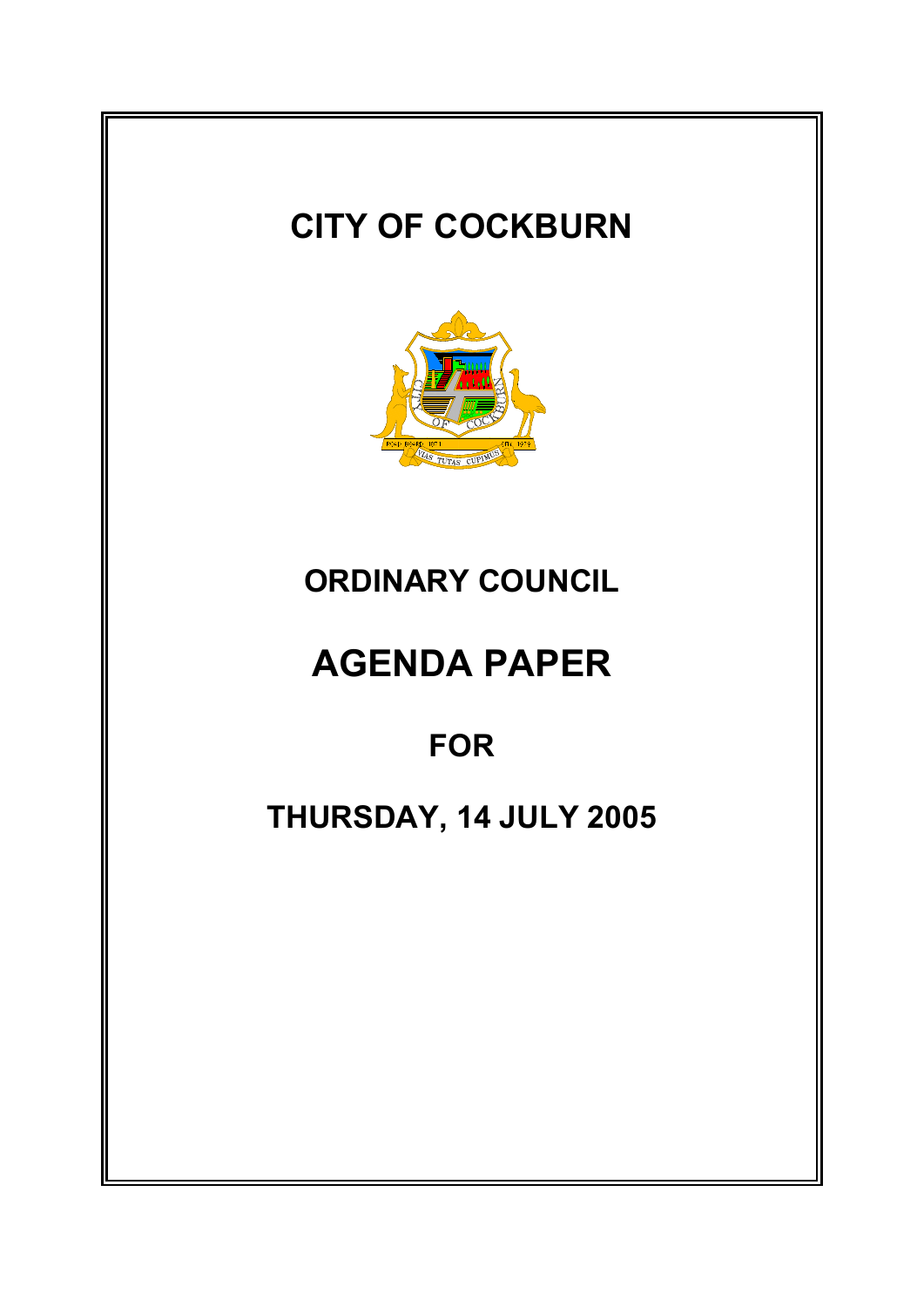# CITY OF COCKBURN

## ORDINARY COUNCIL

# AGENDA PAPER

## FOR

## THURSDAY, 14 JULY 2005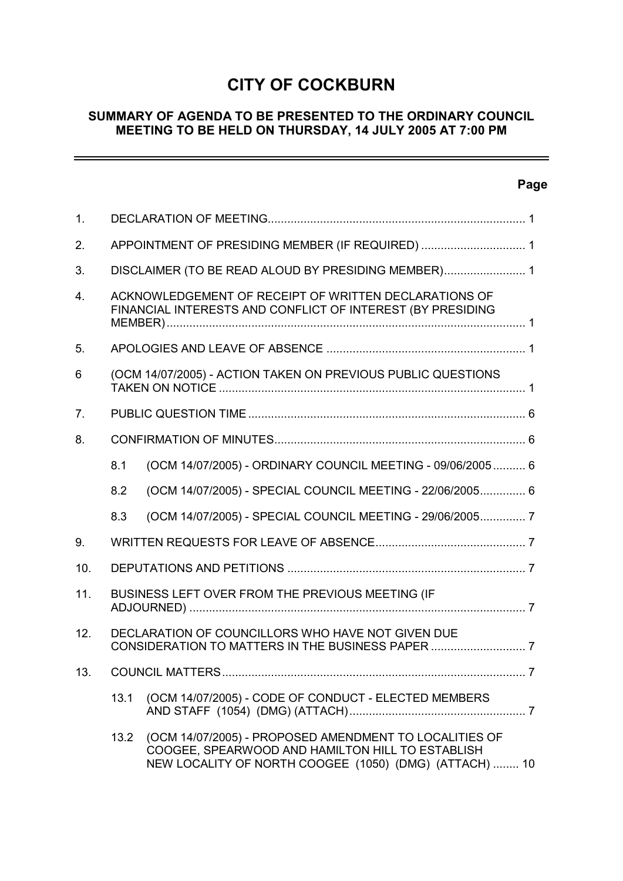# CITY OF COCKBURN

## SUMMARY OF AGENDA TO BE PRESENTED TO THE ORDINARY COUNCIL MEETING TO BE HELD ON THURSDAY, 14 JULY 2005 AT 7:00 PM

| | | | Page |
|---|---|---|---|
| 1. | | DECLARATION OF MEETING | 1 |
| 2. | | APPOINTMENT OF PRESIDING MEMBER (IF REQUIRED) | 1 |
| 3. | | DISCLAIMER (TO BE READ ALOUD BY PRESIDING MEMBER) | 1 |
| 4. | | ACKNOWLEDGEMENT OF RECEIPT OF WRITTEN DECLARATIONS OF FINANCIAL INTERESTS AND CONFLICT OF INTEREST (BY PRESIDING MEMBER) | 1 |
| 5. | | APOLOGIES AND LEAVE OF ABSENCE | 1 |
| 6 | | (OCM 14/07/2005) - ACTION TAKEN ON PREVIOUS PUBLIC QUESTIONS TAKEN ON NOTICE | 1 |
| 7. | | PUBLIC QUESTION TIME | 6 |
| 8. | | CONFIRMATION OF MINUTES | 6 |
| | 8.1 | (OCM 14/07/2005) - ORDINARY COUNCIL MEETING - 09/06/2005 | 6 |
| | 8.2 | (OCM 14/07/2005) - SPECIAL COUNCIL MEETING - 22/06/2005 | 6 |
| | 8.3 | (OCM 14/07/2005) - SPECIAL COUNCIL MEETING - 29/06/2005 | 7 |
| 9. | | WRITTEN REQUESTS FOR LEAVE OF ABSENCE | 7 |
| 10. | | DEPUTATIONS AND PETITIONS | 7 |
| 11. | | BUSINESS LEFT OVER FROM THE PREVIOUS MEETING (IF ADJOURNED) | 7 |
| 12. | | DECLARATION OF COUNCILLORS WHO HAVE NOT GIVEN DUE CONSIDERATION TO MATTERS IN THE BUSINESS PAPER | 7 |
| 13. | | COUNCIL MATTERS | 7 |
| | 13.1 | (OCM 14/07/2005) - CODE OF CONDUCT - ELECTED MEMBERS AND STAFF (1054) (DMG) (ATTACH) | 7 |
| | 13.2 | (OCM 14/07/2005) - PROPOSED AMENDMENT TO LOCALITIES OF COOGEE, SPEARWOOD AND HAMILTON HILL TO ESTABLISH NEW LOCALITY OF NORTH COOGEE (1050) (DMG) (ATTACH) | 10 |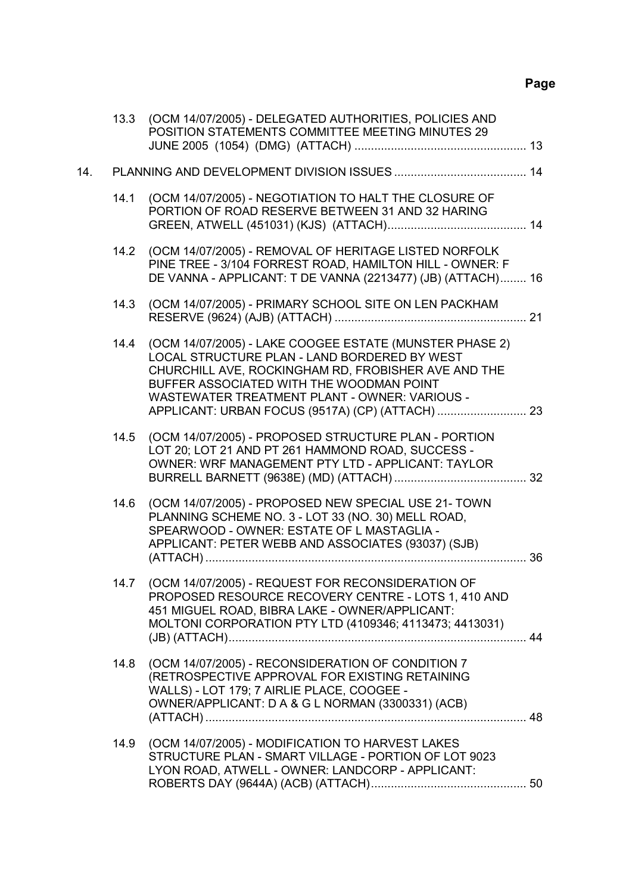| | | | Page |
|---|---|---|---|
| | 13.3 | (OCM 14/07/2005) - DELEGATED AUTHORITIES, POLICIES AND POSITION STATEMENTS COMMITTEE MEETING MINUTES 29 JUNE 2005 (1054) (DMG) (ATTACH) | 13 |
| 14. | | PLANNING AND DEVELOPMENT DIVISION ISSUES | 14 |
| | 14.1 | (OCM 14/07/2005) - NEGOTIATION TO HALT THE CLOSURE OF PORTION OF ROAD RESERVE BETWEEN 31 AND 32 HARING GREEN, ATWELL (451031) (KJS) (ATTACH) | 14 |
| | 14.2 | (OCM 14/07/2005) - REMOVAL OF HERITAGE LISTED NORFOLK PINE TREE - 3/104 FORREST ROAD, HAMILTON HILL - OWNER: F DE VANNA - APPLICANT: T DE VANNA (2213477) (JB) (ATTACH) | 16 |
| | 14.3 | (OCM 14/07/2005) - PRIMARY SCHOOL SITE ON LEN PACKHAM RESERVE (9624) (AJB) (ATTACH) | 21 |
| | 14.4 | (OCM 14/07/2005) - LAKE COOGEE ESTATE (MUNSTER PHASE 2) LOCAL STRUCTURE PLAN - LAND BORDERED BY WEST CHURCHILL AVE, ROCKINGHAM RD, FROBISHER AVE AND THE BUFFER ASSOCIATED WITH THE WOODMAN POINT WASTEWATER TREATMENT PLANT - OWNER: VARIOUS - APPLICANT: URBAN FOCUS (9517A) (CP) (ATTACH) | 23 |
| | 14.5 | (OCM 14/07/2005) - PROPOSED STRUCTURE PLAN - PORTION LOT 20; LOT 21 AND PT 261 HAMMOND ROAD, SUCCESS - OWNER: WRF MANAGEMENT PTY LTD - APPLICANT: TAYLOR BURRELL BARNETT (9638E) (MD) (ATTACH) | 32 |
| | 14.6 | (OCM 14/07/2005) - PROPOSED NEW SPECIAL USE 21- TOWN PLANNING SCHEME NO. 3 - LOT 33 (NO. 30) MELL ROAD, SPEARWOOD - OWNER: ESTATE OF L MASTAGLIA - APPLICANT: PETER WEBB AND ASSOCIATES (93037) (SJB) (ATTACH) | 36 |
| | 14.7 | (OCM 14/07/2005) - REQUEST FOR RECONSIDERATION OF PROPOSED RESOURCE RECOVERY CENTRE - LOTS 1, 410 AND 451 MIGUEL ROAD, BIBRA LAKE - OWNER/APPLICANT: MOLTONI CORPORATION PTY LTD (4109346; 4113473; 4413031) (JB) (ATTACH) | 44 |
| | 14.8 | (OCM 14/07/2005) - RECONSIDERATION OF CONDITION 7 (RETROSPECTIVE APPROVAL FOR EXISTING RETAINING WALLS) - LOT 179; 7 AIRLIE PLACE, COOGEE - OWNER/APPLICANT: D A & G L NORMAN (3300331) (ACB) (ATTACH) | 48 |
| | 14.9 | (OCM 14/07/2005) - MODIFICATION TO HARVEST LAKES STRUCTURE PLAN - SMART VILLAGE - PORTION OF LOT 9023 LYON ROAD, ATWELL - OWNER: LANDCORP - APPLICANT: ROBERTS DAY (9644A) (ACB) (ATTACH) | 50 |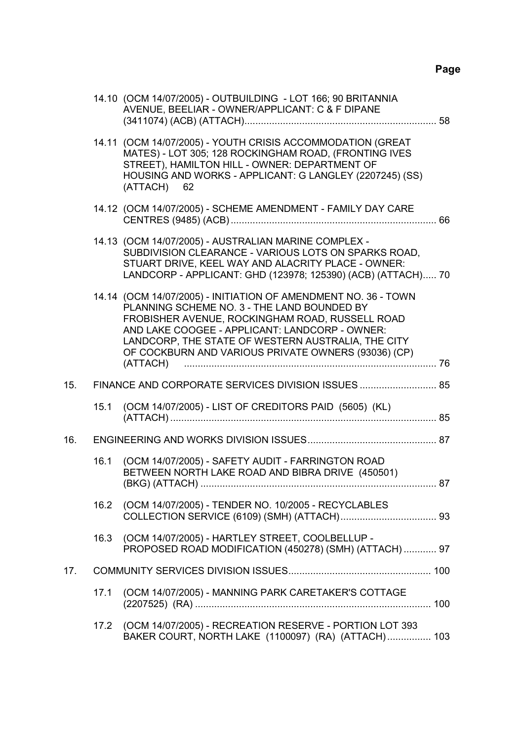**Page**

14.10 (OCM 14/07/2005) - OUTBUILDING - LOT 166; 90 BRITANNIA AVENUE, BEELIAR - OWNER/APPLICANT: C & F DIPANE (3411074) (ACB) (ATTACH)....................................................................... 58

14.11 (OCM 14/07/2005) - YOUTH CRISIS ACCOMMODATION (GREAT MATES) - LOT 305; 128 ROCKINGHAM ROAD, (FRONTING IVES STREET), HAMILTON HILL - OWNER: DEPARTMENT OF HOUSING AND WORKS - APPLICANT: G LANGLEY (2207245) (SS) (ATTACH) 62

14.12 (OCM 14/07/2005) - SCHEME AMENDMENT - FAMILY DAY CARE CENTRES (9485) (ACB)........................................................................... 66

14.13 (OCM 14/07/2005) - AUSTRALIAN MARINE COMPLEX - SUBDIVISION CLEARANCE - VARIOUS LOTS ON SPARKS ROAD, STUART DRIVE, KEEL WAY AND ALACRITY PLACE - OWNER: LANDCORP - APPLICANT: GHD (123978; 125390) (ACB) (ATTACH)..... 70

14.14 (OCM 14/07/2005) - INITIATION OF AMENDMENT NO. 36 - TOWN PLANNING SCHEME NO. 3 - THE LAND BOUNDED BY FROBISHER AVENUE, ROCKINGHAM ROAD, RUSSELL ROAD AND LAKE COOGEE - APPLICANT: LANDCORP - OWNER: LANDCORP, THE STATE OF WESTERN AUSTRALIA, THE CITY OF COCKBURN AND VARIOUS PRIVATE OWNERS (93036) (CP) (ATTACH) ............................................................................................ 76

15. FINANCE AND CORPORATE SERVICES DIVISION ISSUES ............................ 85

15.1 (OCM 14/07/2005) - LIST OF CREDITORS PAID (5605) (KL) (ATTACH) ................................................................................................. 85

16. ENGINEERING AND WORKS DIVISION ISSUES............................................... 87

16.1 (OCM 14/07/2005) - SAFETY AUDIT - FARRINGTON ROAD BETWEEN NORTH LAKE ROAD AND BIBRA DRIVE (450501) (BKG) (ATTACH) ...................................................................................... 87

16.2 (OCM 14/07/2005) - TENDER NO. 10/2005 - RECYCLABLES COLLECTION SERVICE (6109) (SMH) (ATTACH)................................... 93

16.3 (OCM 14/07/2005) - HARTLEY STREET, COOLBELLUP - PROPOSED ROAD MODIFICATION (450278) (SMH) (ATTACH) ............ 97

17. COMMUNITY SERVICES DIVISION ISSUES.................................................... 100

17.1 (OCM 14/07/2005) - MANNING PARK CARETAKER'S COTTAGE (2207525) (RA) ...................................................................................... 100

17.2 (OCM 14/07/2005) - RECREATION RESERVE - PORTION LOT 393 BAKER COURT, NORTH LAKE (1100097) (RA) (ATTACH)................ 103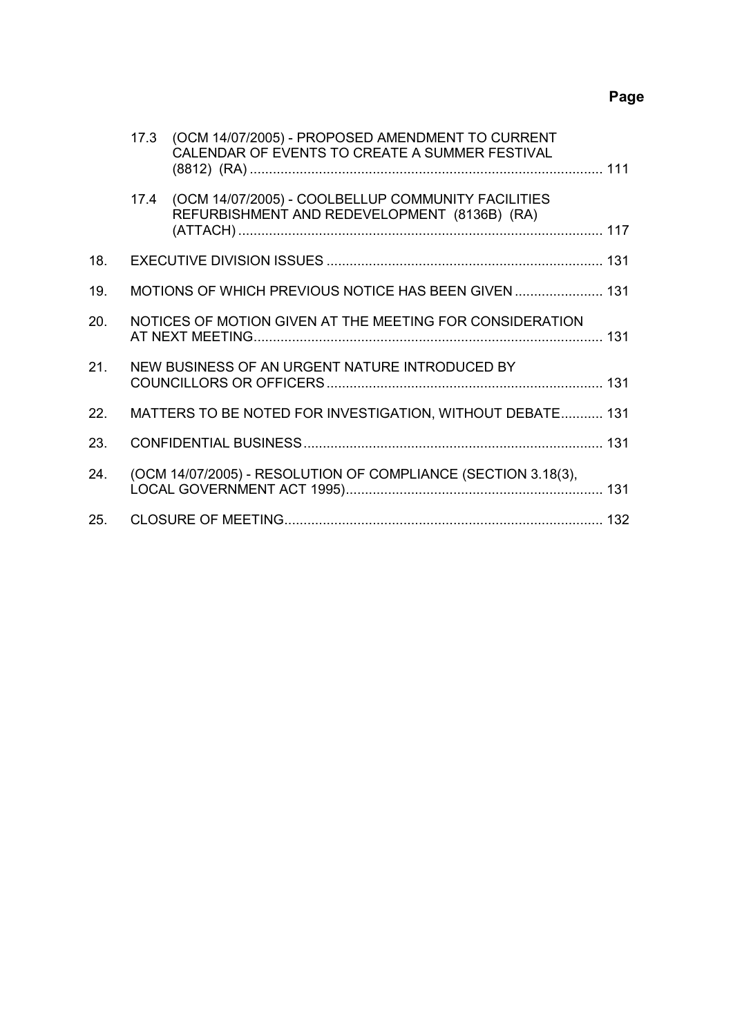**Page**

| | | |
|---|---|---|
| | 17.3 (OCM 14/07/2005) - PROPOSED AMENDMENT TO CURRENT CALENDAR OF EVENTS TO CREATE A SUMMER FESTIVAL (8812) (RA) | 111 |
| | 17.4 (OCM 14/07/2005) - COOLBELLUP COMMUNITY FACILITIES REFURBISHMENT AND REDEVELOPMENT (8136B) (RA) (ATTACH) | 117 |
| 18. | EXECUTIVE DIVISION ISSUES | 131 |
| 19. | MOTIONS OF WHICH PREVIOUS NOTICE HAS BEEN GIVEN | 131 |
| 20. | NOTICES OF MOTION GIVEN AT THE MEETING FOR CONSIDERATION AT NEXT MEETING | 131 |
| 21. | NEW BUSINESS OF AN URGENT NATURE INTRODUCED BY COUNCILLORS OR OFFICERS | 131 |
| 22. | MATTERS TO BE NOTED FOR INVESTIGATION, WITHOUT DEBATE | 131 |
| 23. | CONFIDENTIAL BUSINESS | 131 |
| 24. | (OCM 14/07/2005) - RESOLUTION OF COMPLIANCE (SECTION 3.18(3), LOCAL GOVERNMENT ACT 1995) | 131 |
| 25. | CLOSURE OF MEETING | 132 |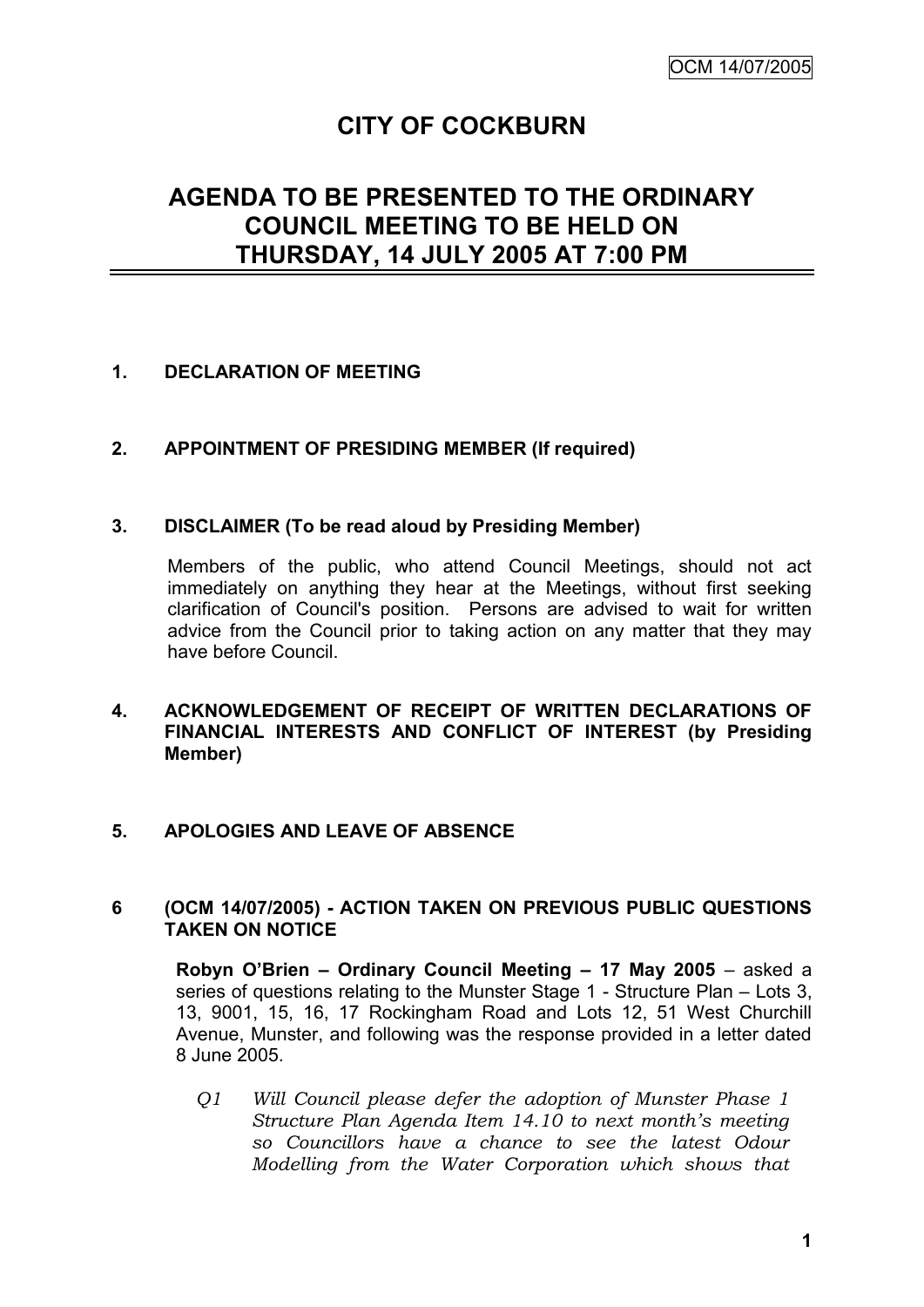OCM 14/07/2005

# CITY OF COCKBURN

## AGENDA TO BE PRESENTED TO THE ORDINARY COUNCIL MEETING TO BE HELD ON THURSDAY, 14 JULY 2005 AT 7:00 PM

**1. DECLARATION OF MEETING**

**2. APPOINTMENT OF PRESIDING MEMBER (If required)**

**3. DISCLAIMER (To be read aloud by Presiding Member)**

Members of the public, who attend Council Meetings, should not act immediately on anything they hear at the Meetings, without first seeking clarification of Council's position. Persons are advised to wait for written advice from the Council prior to taking action on any matter that they may have before Council.

**4. ACKNOWLEDGEMENT OF RECEIPT OF WRITTEN DECLARATIONS OF FINANCIAL INTERESTS AND CONFLICT OF INTEREST (by Presiding Member)**

**5. APOLOGIES AND LEAVE OF ABSENCE**

**6 (OCM 14/07/2005) - ACTION TAKEN ON PREVIOUS PUBLIC QUESTIONS TAKEN ON NOTICE**

**Robyn O'Brien – Ordinary Council Meeting – 17 May 2005** – asked a series of questions relating to the Munster Stage 1 - Structure Plan – Lots 3, 13, 9001, 15, 16, 17 Rockingham Road and Lots 12, 51 West Churchill Avenue, Munster, and following was the response provided in a letter dated 8 June 2005.

*Q1 Will Council please defer the adoption of Munster Phase 1 Structure Plan Agenda Item 14.10 to next month's meeting so Councillors have a chance to see the latest Odour Modelling from the Water Corporation which shows that*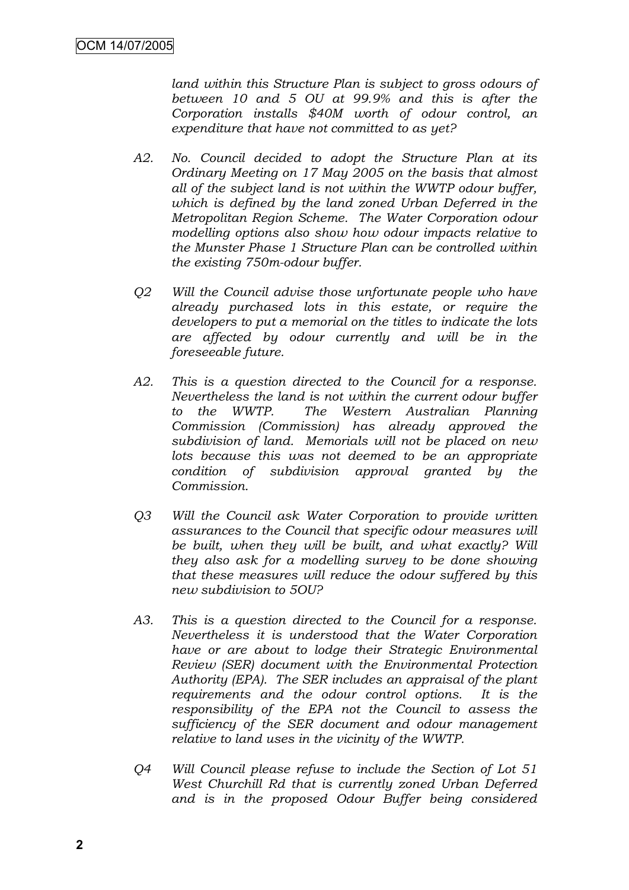*land within this Structure Plan is subject to gross odours of between 10 and 5 OU at 99.9% and this is after the Corporation installs $40M worth of odour control, an expenditure that have not committed to as yet?*

*A2. No. Council decided to adopt the Structure Plan at its Ordinary Meeting on 17 May 2005 on the basis that almost all of the subject land is not within the WWTP odour buffer, which is defined by the land zoned Urban Deferred in the Metropolitan Region Scheme. The Water Corporation odour modelling options also show how odour impacts relative to the Munster Phase 1 Structure Plan can be controlled within the existing 750m-odour buffer.*

*Q2 Will the Council advise those unfortunate people who have already purchased lots in this estate, or require the developers to put a memorial on the titles to indicate the lots are affected by odour currently and will be in the foreseeable future.*

*A2. This is a question directed to the Council for a response. Nevertheless the land is not within the current odour buffer to the WWTP. The Western Australian Planning Commission (Commission) has already approved the subdivision of land. Memorials will not be placed on new lots because this was not deemed to be an appropriate condition of subdivision approval granted by the Commission.*

*Q3 Will the Council ask Water Corporation to provide written assurances to the Council that specific odour measures will be built, when they will be built, and what exactly? Will they also ask for a modelling survey to be done showing that these measures will reduce the odour suffered by this new subdivision to 5OU?*

*A3. This is a question directed to the Council for a response. Nevertheless it is understood that the Water Corporation have or are about to lodge their Strategic Environmental Review (SER) document with the Environmental Protection Authority (EPA). The SER includes an appraisal of the plant requirements and the odour control options. It is the responsibility of the EPA not the Council to assess the sufficiency of the SER document and odour management relative to land uses in the vicinity of the WWTP.*

*Q4 Will Council please refuse to include the Section of Lot 51 West Churchill Rd that is currently zoned Urban Deferred and is in the proposed Odour Buffer being considered*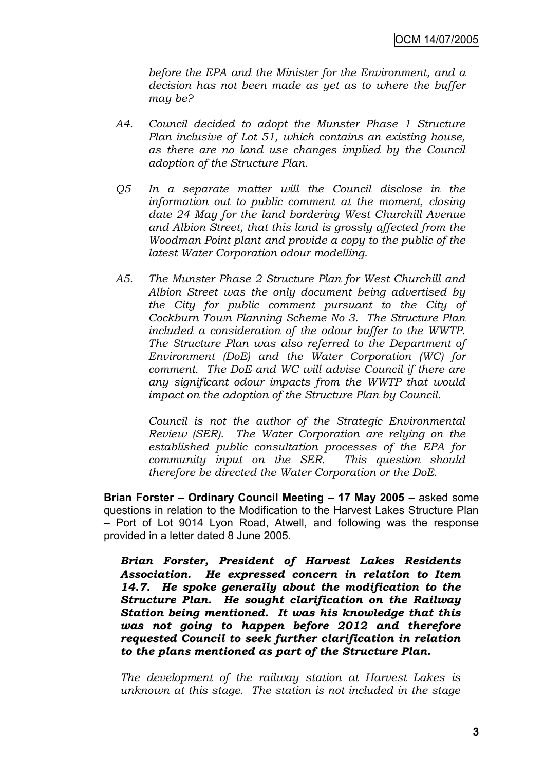*before the EPA and the Minister for the Environment, and a decision has not been made as yet as to where the buffer may be?*

*A4. Council decided to adopt the Munster Phase 1 Structure Plan inclusive of Lot 51, which contains an existing house, as there are no land use changes implied by the Council adoption of the Structure Plan.*

*Q5 In a separate matter will the Council disclose in the information out to public comment at the moment, closing date 24 May for the land bordering West Churchill Avenue and Albion Street, that this land is grossly affected from the Woodman Point plant and provide a copy to the public of the latest Water Corporation odour modelling.*

*A5. The Munster Phase 2 Structure Plan for West Churchill and Albion Street was the only document being advertised by the City for public comment pursuant to the City of Cockburn Town Planning Scheme No 3. The Structure Plan included a consideration of the odour buffer to the WWTP. The Structure Plan was also referred to the Department of Environment (DoE) and the Water Corporation (WC) for comment. The DoE and WC will advise Council if there are any significant odour impacts from the WWTP that would impact on the adoption of the Structure Plan by Council.*

*Council is not the author of the Strategic Environmental Review (SER). The Water Corporation are relying on the established public consultation processes of the EPA for community input on the SER. This question should therefore be directed the Water Corporation or the DoE.*

**Brian Forster – Ordinary Council Meeting – 17 May 2005** – asked some questions in relation to the Modification to the Harvest Lakes Structure Plan – Port of Lot 9014 Lyon Road, Atwell, and following was the response provided in a letter dated 8 June 2005.

***Brian Forster, President of Harvest Lakes Residents Association. He expressed concern in relation to Item 14.7. He spoke generally about the modification to the Structure Plan. He sought clarification on the Railway Station being mentioned. It was his knowledge that this was not going to happen before 2012 and therefore requested Council to seek further clarification in relation to the plans mentioned as part of the Structure Plan.***

*The development of the railway station at Harvest Lakes is unknown at this stage. The station is not included in the stage*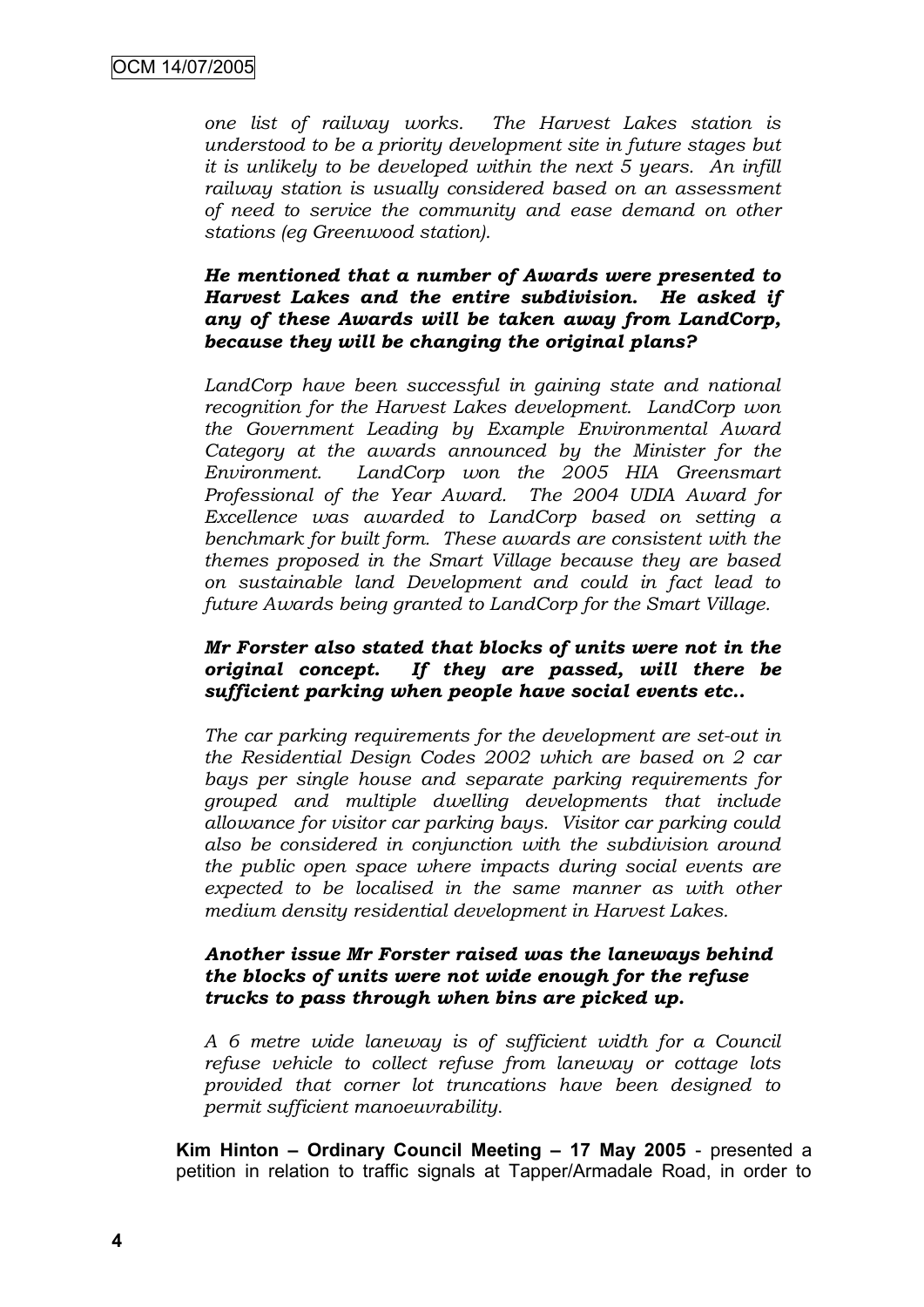*one list of railway works. The Harvest Lakes station is understood to be a priority development site in future stages but it is unlikely to be developed within the next 5 years. An infill railway station is usually considered based on an assessment of need to service the community and ease demand on other stations (eg Greenwood station).*

***He mentioned that a number of Awards were presented to Harvest Lakes and the entire subdivision. He asked if any of these Awards will be taken away from LandCorp, because they will be changing the original plans?***

*LandCorp have been successful in gaining state and national recognition for the Harvest Lakes development. LandCorp won the Government Leading by Example Environmental Award Category at the awards announced by the Minister for the Environment. LandCorp won the 2005 HIA Greensmart Professional of the Year Award. The 2004 UDIA Award for Excellence was awarded to LandCorp based on setting a benchmark for built form. These awards are consistent with the themes proposed in the Smart Village because they are based on sustainable land Development and could in fact lead to future Awards being granted to LandCorp for the Smart Village.*

***Mr Forster also stated that blocks of units were not in the original concept. If they are passed, will there be sufficient parking when people have social events etc..***

*The car parking requirements for the development are set-out in the Residential Design Codes 2002 which are based on 2 car bays per single house and separate parking requirements for grouped and multiple dwelling developments that include allowance for visitor car parking bays. Visitor car parking could also be considered in conjunction with the subdivision around the public open space where impacts during social events are expected to be localised in the same manner as with other medium density residential development in Harvest Lakes.*

***Another issue Mr Forster raised was the laneways behind the blocks of units were not wide enough for the refuse trucks to pass through when bins are picked up.***

*A 6 metre wide laneway is of sufficient width for a Council refuse vehicle to collect refuse from laneway or cottage lots provided that corner lot truncations have been designed to permit sufficient manoeuvrability.*

**Kim Hinton – Ordinary Council Meeting – 17 May 2005** - presented a petition in relation to traffic signals at Tapper/Armadale Road, in order to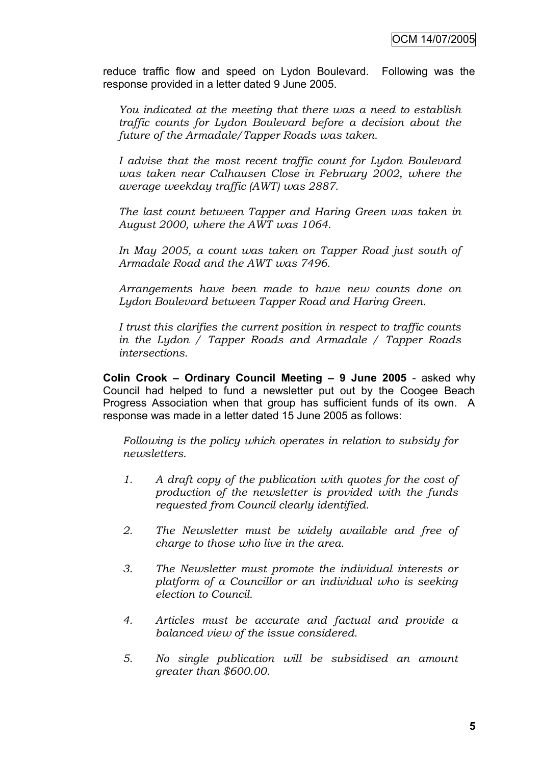reduce traffic flow and speed on Lydon Boulevard. Following was the response provided in a letter dated 9 June 2005.

> *You indicated at the meeting that there was a need to establish traffic counts for Lydon Boulevard before a decision about the future of the Armadale/Tapper Roads was taken.*
>
> *I advise that the most recent traffic count for Lydon Boulevard was taken near Calhausen Close in February 2002, where the average weekday traffic (AWT) was 2887.*
>
> *The last count between Tapper and Haring Green was taken in August 2000, where the AWT was 1064.*
>
> *In May 2005, a count was taken on Tapper Road just south of Armadale Road and the AWT was 7496.*
>
> *Arrangements have been made to have new counts done on Lydon Boulevard between Tapper Road and Haring Green.*
>
> *I trust this clarifies the current position in respect to traffic counts in the Lydon / Tapper Roads and Armadale / Tapper Roads intersections.*

**Colin Crook – Ordinary Council Meeting – 9 June 2005** - asked why Council had helped to fund a newsletter put out by the Coogee Beach Progress Association when that group has sufficient funds of its own. A response was made in a letter dated 15 June 2005 as follows:

> *Following is the policy which operates in relation to subsidy for newsletters.*
>
> 1. *A draft copy of the publication with quotes for the cost of production of the newsletter is provided with the funds requested from Council clearly identified.*
> 2. *The Newsletter must be widely available and free of charge to those who live in the area.*
> 3. *The Newsletter must promote the individual interests or platform of a Councillor or an individual who is seeking election to Council.*
> 4. *Articles must be accurate and factual and provide a balanced view of the issue considered.*
> 5. *No single publication will be subsidised an amount greater than $600.00.*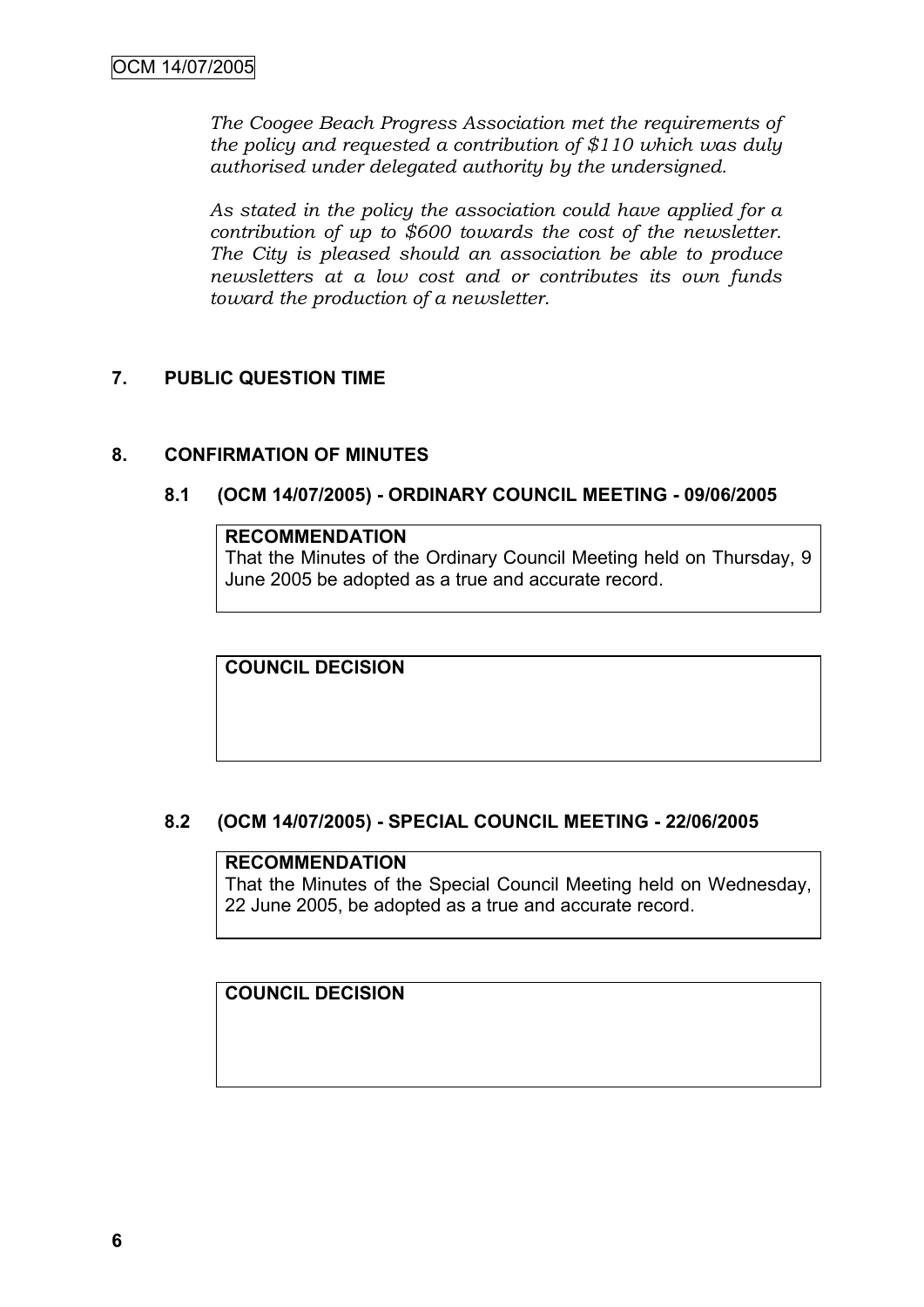*The Coogee Beach Progress Association met the requirements of the policy and requested a contribution of $110 which was duly authorised under delegated authority by the undersigned.*

*As stated in the policy the association could have applied for a contribution of up to $600 towards the cost of the newsletter. The City is pleased should an association be able to produce newsletters at a low cost and or contributes its own funds toward the production of a newsletter.*

## 7. PUBLIC QUESTION TIME

## 8. CONFIRMATION OF MINUTES

### 8.1 (OCM 14/07/2005) - ORDINARY COUNCIL MEETING - 09/06/2005

**RECOMMENDATION**

That the Minutes of the Ordinary Council Meeting held on Thursday, 9 June 2005 be adopted as a true and accurate record.

**COUNCIL DECISION**

### 8.2 (OCM 14/07/2005) - SPECIAL COUNCIL MEETING - 22/06/2005

**RECOMMENDATION**

That the Minutes of the Special Council Meeting held on Wednesday, 22 June 2005, be adopted as a true and accurate record.

**COUNCIL DECISION**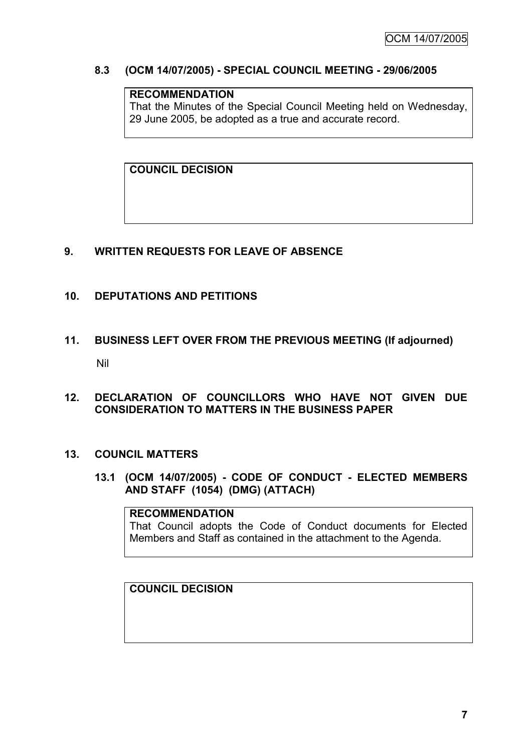### 8.3 (OCM 14/07/2005) - SPECIAL COUNCIL MEETING - 29/06/2005

**RECOMMENDATION**
That the Minutes of the Special Council Meeting held on Wednesday, 29 June 2005, be adopted as a true and accurate record.

**COUNCIL DECISION**

## 9. WRITTEN REQUESTS FOR LEAVE OF ABSENCE

## 10. DEPUTATIONS AND PETITIONS

## 11. BUSINESS LEFT OVER FROM THE PREVIOUS MEETING (If adjourned)

Nil

## 12. DECLARATION OF COUNCILLORS WHO HAVE NOT GIVEN DUE CONSIDERATION TO MATTERS IN THE BUSINESS PAPER

## 13. COUNCIL MATTERS

### 13.1 (OCM 14/07/2005) - CODE OF CONDUCT - ELECTED MEMBERS AND STAFF (1054) (DMG) (ATTACH)

**RECOMMENDATION**
That Council adopts the Code of Conduct documents for Elected Members and Staff as contained in the attachment to the Agenda.

**COUNCIL DECISION**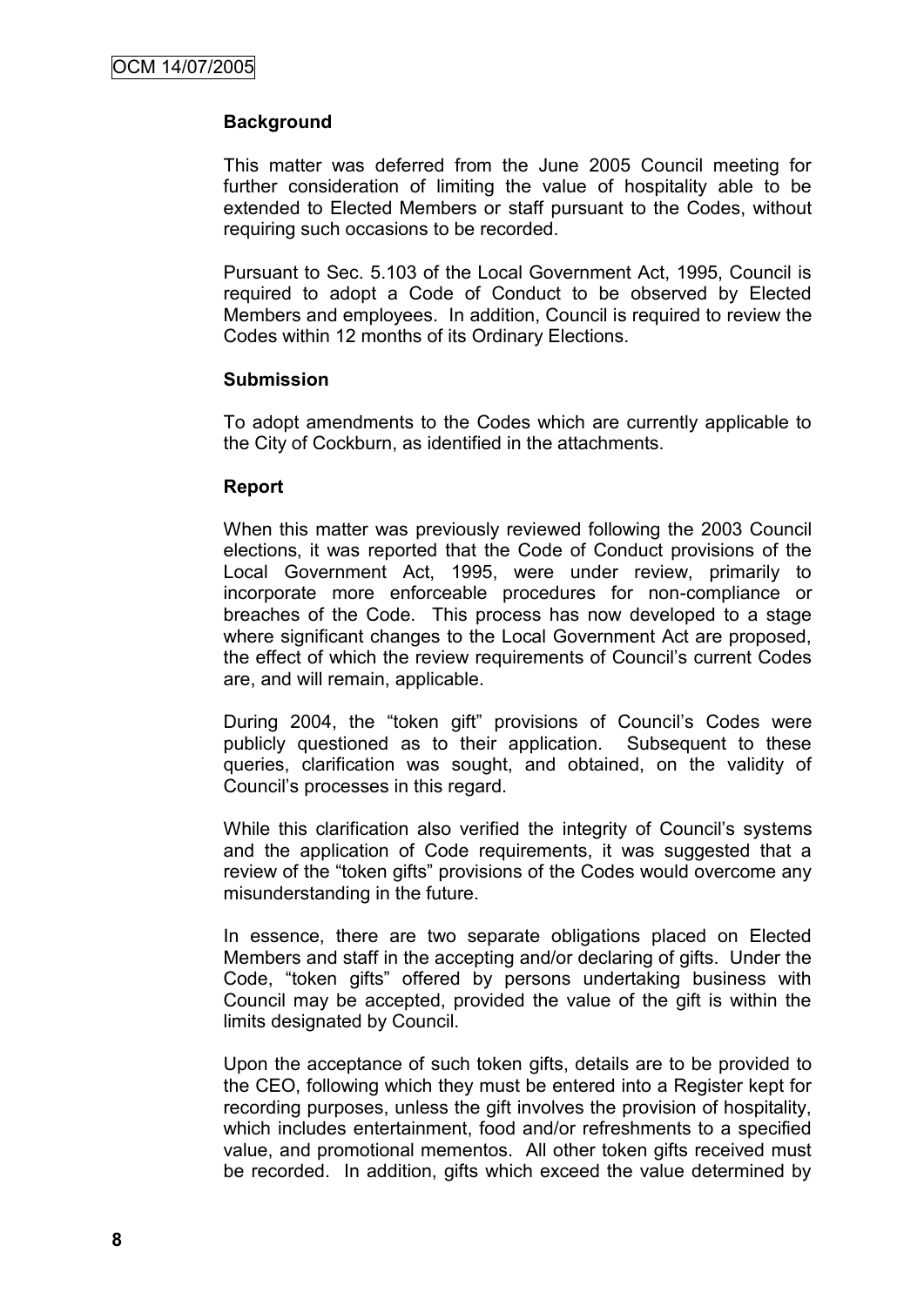**Background**

This matter was deferred from the June 2005 Council meeting for further consideration of limiting the value of hospitality able to be extended to Elected Members or staff pursuant to the Codes, without requiring such occasions to be recorded.

Pursuant to Sec. 5.103 of the Local Government Act, 1995, Council is required to adopt a Code of Conduct to be observed by Elected Members and employees. In addition, Council is required to review the Codes within 12 months of its Ordinary Elections.

**Submission**

To adopt amendments to the Codes which are currently applicable to the City of Cockburn, as identified in the attachments.

**Report**

When this matter was previously reviewed following the 2003 Council elections, it was reported that the Code of Conduct provisions of the Local Government Act, 1995, were under review, primarily to incorporate more enforceable procedures for non-compliance or breaches of the Code. This process has now developed to a stage where significant changes to the Local Government Act are proposed, the effect of which the review requirements of Council's current Codes are, and will remain, applicable.

During 2004, the "token gift" provisions of Council's Codes were publicly questioned as to their application. Subsequent to these queries, clarification was sought, and obtained, on the validity of Council's processes in this regard.

While this clarification also verified the integrity of Council's systems and the application of Code requirements, it was suggested that a review of the "token gifts" provisions of the Codes would overcome any misunderstanding in the future.

In essence, there are two separate obligations placed on Elected Members and staff in the accepting and/or declaring of gifts. Under the Code, "token gifts" offered by persons undertaking business with Council may be accepted, provided the value of the gift is within the limits designated by Council.

Upon the acceptance of such token gifts, details are to be provided to the CEO, following which they must be entered into a Register kept for recording purposes, unless the gift involves the provision of hospitality, which includes entertainment, food and/or refreshments to a specified value, and promotional mementos. All other token gifts received must be recorded. In addition, gifts which exceed the value determined by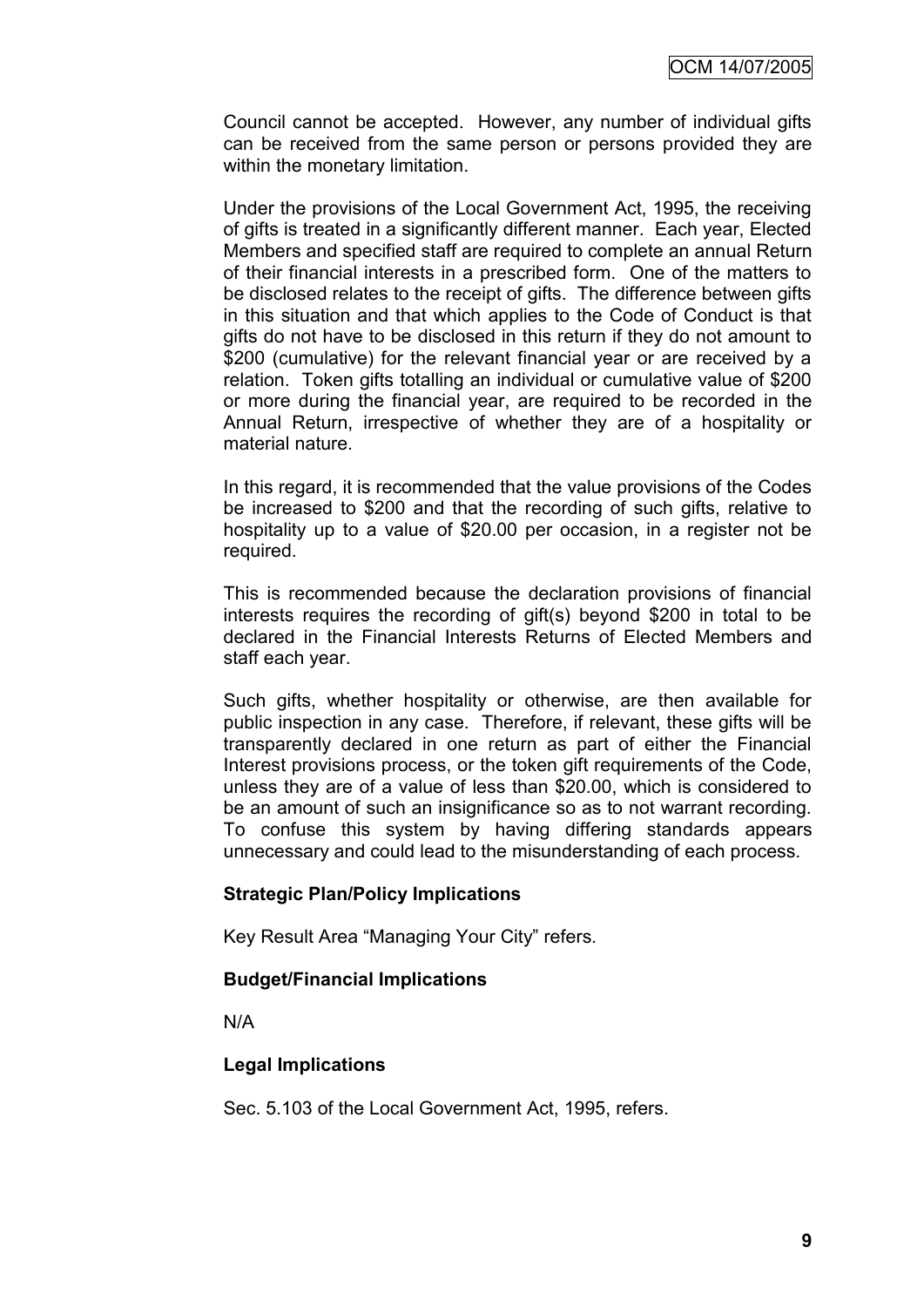Council cannot be accepted. However, any number of individual gifts can be received from the same person or persons provided they are within the monetary limitation.

Under the provisions of the Local Government Act, 1995, the receiving of gifts is treated in a significantly different manner. Each year, Elected Members and specified staff are required to complete an annual Return of their financial interests in a prescribed form. One of the matters to be disclosed relates to the receipt of gifts. The difference between gifts in this situation and that which applies to the Code of Conduct is that gifts do not have to be disclosed in this return if they do not amount to $200 (cumulative) for the relevant financial year or are received by a relation. Token gifts totalling an individual or cumulative value of $200 or more during the financial year, are required to be recorded in the Annual Return, irrespective of whether they are of a hospitality or material nature.

In this regard, it is recommended that the value provisions of the Codes be increased to $200 and that the recording of such gifts, relative to hospitality up to a value of $20.00 per occasion, in a register not be required.

This is recommended because the declaration provisions of financial interests requires the recording of gift(s) beyond $200 in total to be declared in the Financial Interests Returns of Elected Members and staff each year.

Such gifts, whether hospitality or otherwise, are then available for public inspection in any case. Therefore, if relevant, these gifts will be transparently declared in one return as part of either the Financial Interest provisions process, or the token gift requirements of the Code, unless they are of a value of less than $20.00, which is considered to be an amount of such an insignificance so as to not warrant recording. To confuse this system by having differing standards appears unnecessary and could lead to the misunderstanding of each process.

**Strategic Plan/Policy Implications**

Key Result Area "Managing Your City" refers.

**Budget/Financial Implications**

N/A

**Legal Implications**

Sec. 5.103 of the Local Government Act, 1995, refers.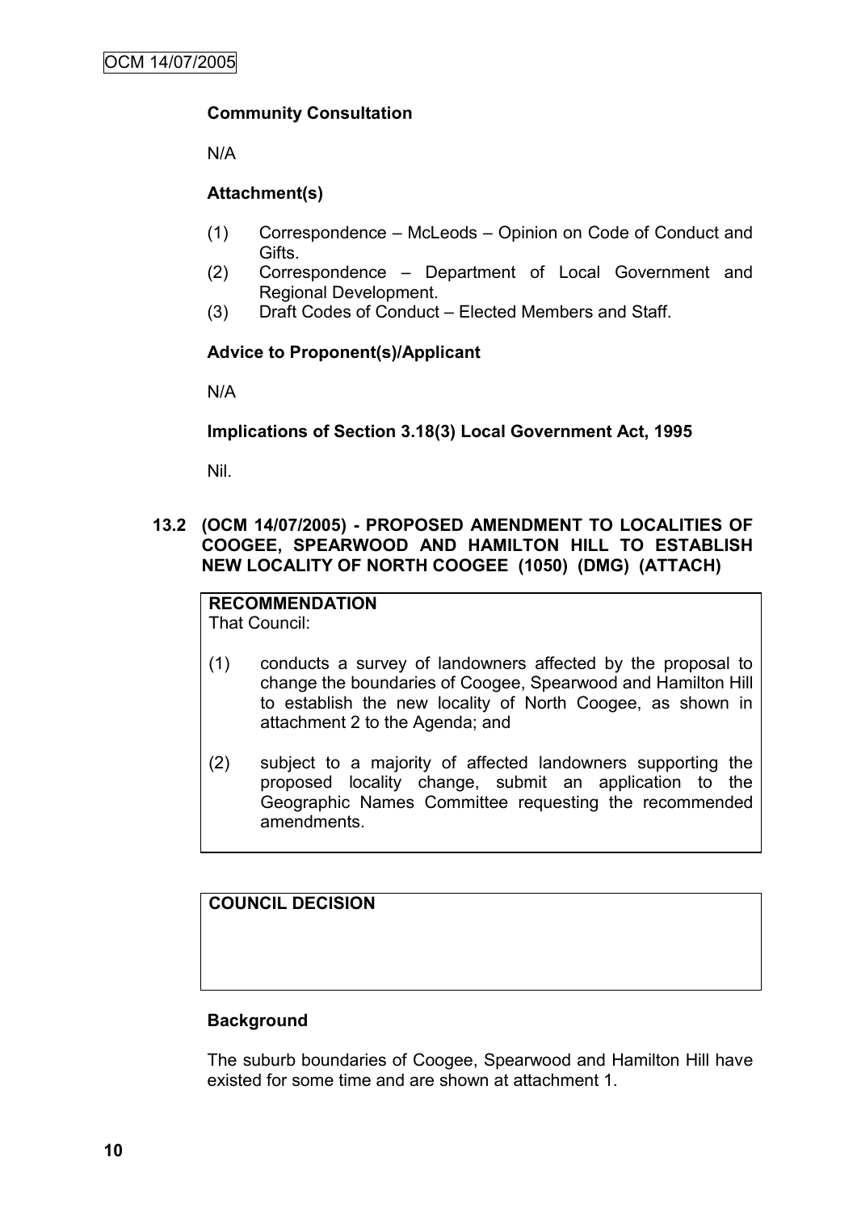**Community Consultation**

N/A

**Attachment(s)**

(1) Correspondence – McLeods – Opinion on Code of Conduct and Gifts.
(2) Correspondence – Department of Local Government and Regional Development.
(3) Draft Codes of Conduct – Elected Members and Staff.

**Advice to Proponent(s)/Applicant**

N/A

**Implications of Section 3.18(3) Local Government Act, 1995**

Nil.

### 13.2 (OCM 14/07/2005) - PROPOSED AMENDMENT TO LOCALITIES OF COOGEE, SPEARWOOD AND HAMILTON HILL TO ESTABLISH NEW LOCALITY OF NORTH COOGEE (1050) (DMG) (ATTACH)

**RECOMMENDATION**
That Council:

(1) conducts a survey of landowners affected by the proposal to change the boundaries of Coogee, Spearwood and Hamilton Hill to establish the new locality of North Coogee, as shown in attachment 2 to the Agenda; and

(2) subject to a majority of affected landowners supporting the proposed locality change, submit an application to the Geographic Names Committee requesting the recommended amendments.

**COUNCIL DECISION**

**Background**

The suburb boundaries of Coogee, Spearwood and Hamilton Hill have existed for some time and are shown at attachment 1.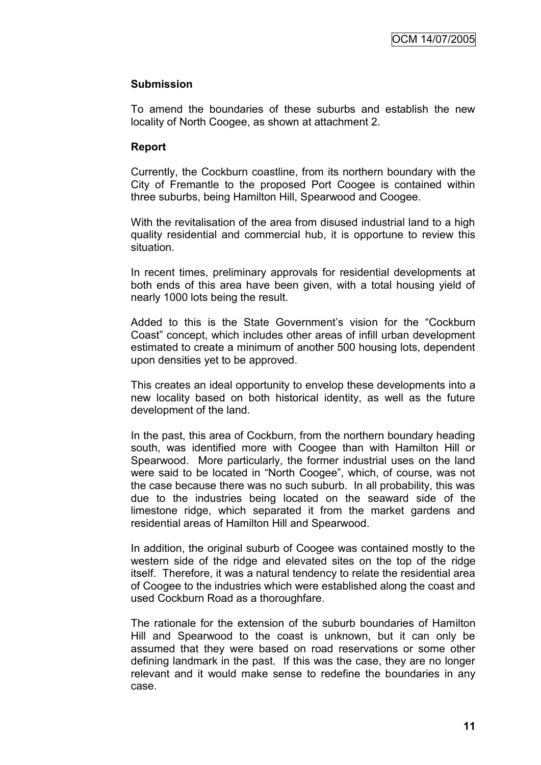**Submission**

To amend the boundaries of these suburbs and establish the new locality of North Coogee, as shown at attachment 2.

**Report**

Currently, the Cockburn coastline, from its northern boundary with the City of Fremantle to the proposed Port Coogee is contained within three suburbs, being Hamilton Hill, Spearwood and Coogee.

With the revitalisation of the area from disused industrial land to a high quality residential and commercial hub, it is opportune to review this situation.

In recent times, preliminary approvals for residential developments at both ends of this area have been given, with a total housing yield of nearly 1000 lots being the result.

Added to this is the State Government's vision for the "Cockburn Coast" concept, which includes other areas of infill urban development estimated to create a minimum of another 500 housing lots, dependent upon densities yet to be approved.

This creates an ideal opportunity to envelop these developments into a new locality based on both historical identity, as well as the future development of the land.

In the past, this area of Cockburn, from the northern boundary heading south, was identified more with Coogee than with Hamilton Hill or Spearwood. More particularly, the former industrial uses on the land were said to be located in "North Coogee", which, of course, was not the case because there was no such suburb. In all probability, this was due to the industries being located on the seaward side of the limestone ridge, which separated it from the market gardens and residential areas of Hamilton Hill and Spearwood.

In addition, the original suburb of Coogee was contained mostly to the western side of the ridge and elevated sites on the top of the ridge itself. Therefore, it was a natural tendency to relate the residential area of Coogee to the industries which were established along the coast and used Cockburn Road as a thoroughfare.

The rationale for the extension of the suburb boundaries of Hamilton Hill and Spearwood to the coast is unknown, but it can only be assumed that they were based on road reservations or some other defining landmark in the past. If this was the case, they are no longer relevant and it would make sense to redefine the boundaries in any case.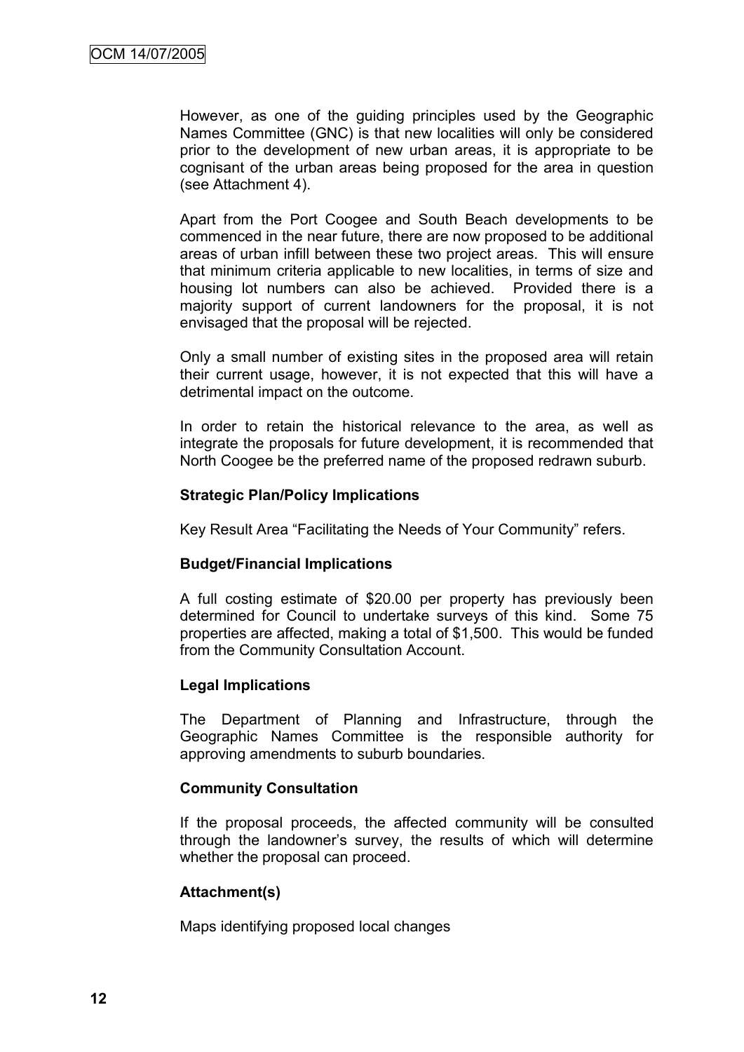However, as one of the guiding principles used by the Geographic Names Committee (GNC) is that new localities will only be considered prior to the development of new urban areas, it is appropriate to be cognisant of the urban areas being proposed for the area in question (see Attachment 4).

Apart from the Port Coogee and South Beach developments to be commenced in the near future, there are now proposed to be additional areas of urban infill between these two project areas. This will ensure that minimum criteria applicable to new localities, in terms of size and housing lot numbers can also be achieved. Provided there is a majority support of current landowners for the proposal, it is not envisaged that the proposal will be rejected.

Only a small number of existing sites in the proposed area will retain their current usage, however, it is not expected that this will have a detrimental impact on the outcome.

In order to retain the historical relevance to the area, as well as integrate the proposals for future development, it is recommended that North Coogee be the preferred name of the proposed redrawn suburb.

**Strategic Plan/Policy Implications**

Key Result Area "Facilitating the Needs of Your Community" refers.

**Budget/Financial Implications**

A full costing estimate of $20.00 per property has previously been determined for Council to undertake surveys of this kind. Some 75 properties are affected, making a total of $1,500. This would be funded from the Community Consultation Account.

**Legal Implications**

The Department of Planning and Infrastructure, through the Geographic Names Committee is the responsible authority for approving amendments to suburb boundaries.

**Community Consultation**

If the proposal proceeds, the affected community will be consulted through the landowner's survey, the results of which will determine whether the proposal can proceed.

**Attachment(s)**

Maps identifying proposed local changes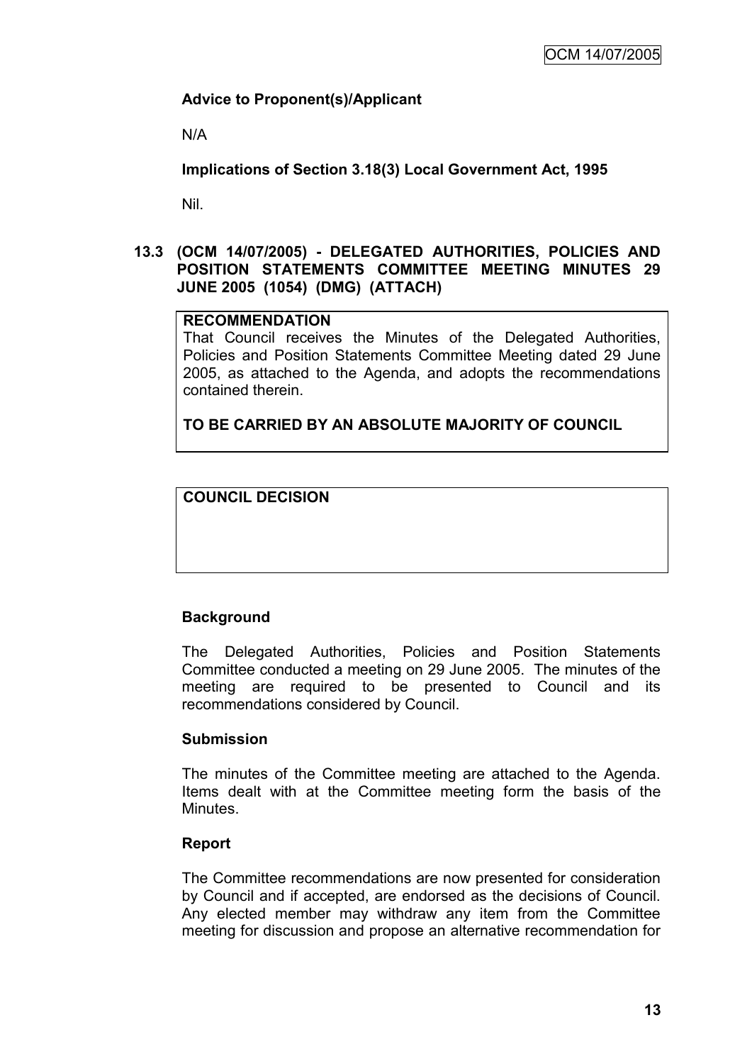**Advice to Proponent(s)/Applicant**

N/A

**Implications of Section 3.18(3) Local Government Act, 1995**

Nil.

## 13.3 (OCM 14/07/2005) - DELEGATED AUTHORITIES, POLICIES AND POSITION STATEMENTS COMMITTEE MEETING MINUTES 29 JUNE 2005 (1054) (DMG) (ATTACH)

**RECOMMENDATION**

That Council receives the Minutes of the Delegated Authorities, Policies and Position Statements Committee Meeting dated 29 June 2005, as attached to the Agenda, and adopts the recommendations contained therein.

**TO BE CARRIED BY AN ABSOLUTE MAJORITY OF COUNCIL**

**COUNCIL DECISION**

**Background**

The Delegated Authorities, Policies and Position Statements Committee conducted a meeting on 29 June 2005. The minutes of the meeting are required to be presented to Council and its recommendations considered by Council.

**Submission**

The minutes of the Committee meeting are attached to the Agenda. Items dealt with at the Committee meeting form the basis of the Minutes.

**Report**

The Committee recommendations are now presented for consideration by Council and if accepted, are endorsed as the decisions of Council. Any elected member may withdraw any item from the Committee meeting for discussion and propose an alternative recommendation for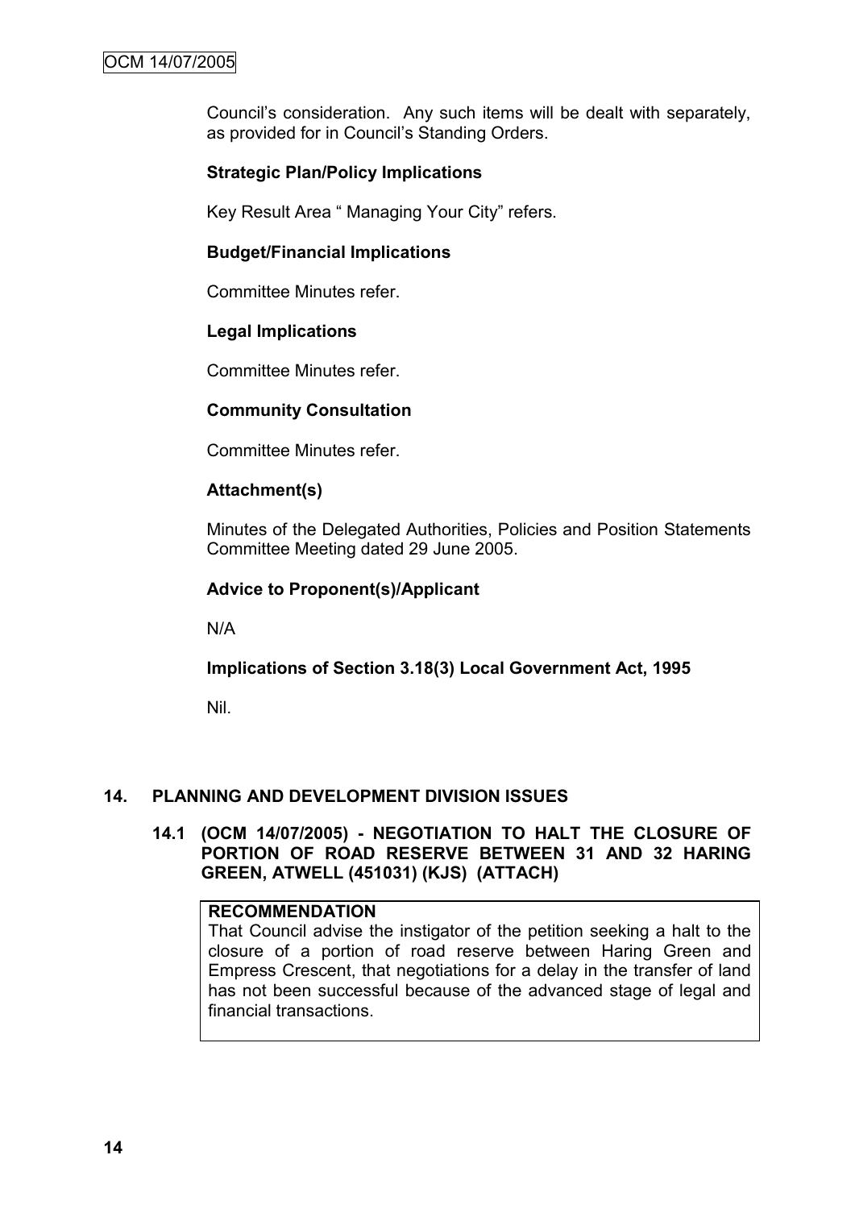Council's consideration. Any such items will be dealt with separately, as provided for in Council's Standing Orders.

**Strategic Plan/Policy Implications**

Key Result Area " Managing Your City" refers.

**Budget/Financial Implications**

Committee Minutes refer.

**Legal Implications**

Committee Minutes refer.

**Community Consultation**

Committee Minutes refer.

**Attachment(s)**

Minutes of the Delegated Authorities, Policies and Position Statements Committee Meeting dated 29 June 2005.

**Advice to Proponent(s)/Applicant**

N/A

**Implications of Section 3.18(3) Local Government Act, 1995**

Nil.

## 14. PLANNING AND DEVELOPMENT DIVISION ISSUES

### 14.1 (OCM 14/07/2005) - NEGOTIATION TO HALT THE CLOSURE OF PORTION OF ROAD RESERVE BETWEEN 31 AND 32 HARING GREEN, ATWELL (451031) (KJS) (ATTACH)

**RECOMMENDATION**

That Council advise the instigator of the petition seeking a halt to the closure of a portion of road reserve between Haring Green and Empress Crescent, that negotiations for a delay in the transfer of land has not been successful because of the advanced stage of legal and financial transactions.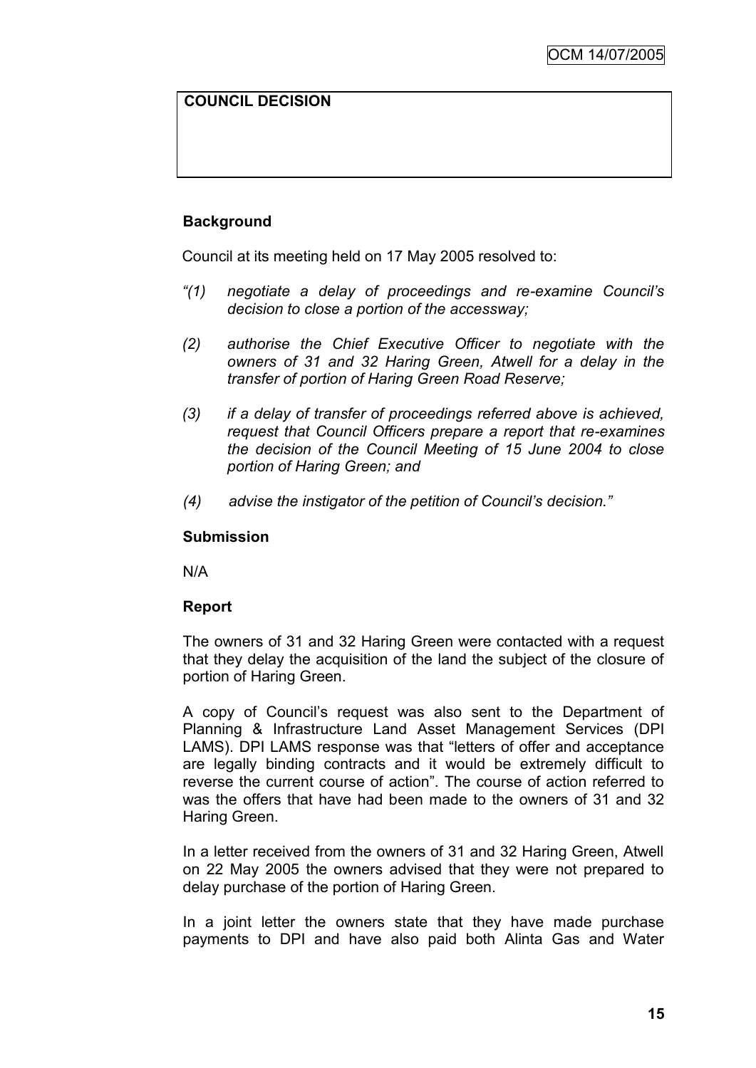| COUNCIL DECISION |
| --- |
| |

**Background**

Council at its meeting held on 17 May 2005 resolved to:

*"(1) negotiate a delay of proceedings and re-examine Council's decision to close a portion of the accessway;*

*(2) authorise the Chief Executive Officer to negotiate with the owners of 31 and 32 Haring Green, Atwell for a delay in the transfer of portion of Haring Green Road Reserve;*

*(3) if a delay of transfer of proceedings referred above is achieved, request that Council Officers prepare a report that re-examines the decision of the Council Meeting of 15 June 2004 to close portion of Haring Green; and*

*(4) advise the instigator of the petition of Council's decision."*

**Submission**

N/A

**Report**

The owners of 31 and 32 Haring Green were contacted with a request that they delay the acquisition of the land the subject of the closure of portion of Haring Green.

A copy of Council's request was also sent to the Department of Planning & Infrastructure Land Asset Management Services (DPI LAMS). DPI LAMS response was that "letters of offer and acceptance are legally binding contracts and it would be extremely difficult to reverse the current course of action". The course of action referred to was the offers that have had been made to the owners of 31 and 32 Haring Green.

In a letter received from the owners of 31 and 32 Haring Green, Atwell on 22 May 2005 the owners advised that they were not prepared to delay purchase of the portion of Haring Green.

In a joint letter the owners state that they have made purchase payments to DPI and have also paid both Alinta Gas and Water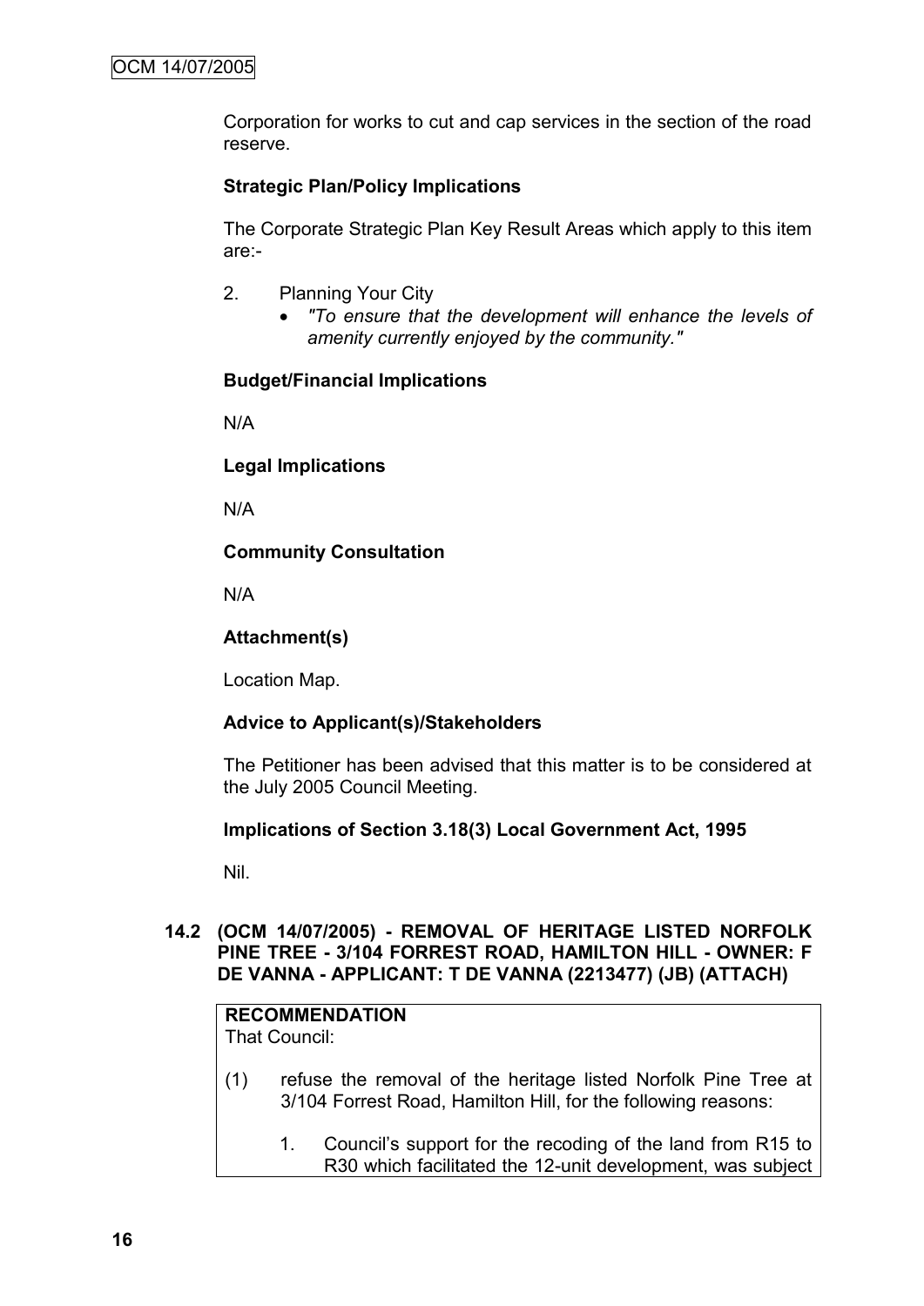Corporation for works to cut and cap services in the section of the road reserve.

**Strategic Plan/Policy Implications**

The Corporate Strategic Plan Key Result Areas which apply to this item are:-

2. Planning Your City
   - *"To ensure that the development will enhance the levels of amenity currently enjoyed by the community."*

**Budget/Financial Implications**

N/A

**Legal Implications**

N/A

**Community Consultation**

N/A

**Attachment(s)**

Location Map.

**Advice to Applicant(s)/Stakeholders**

The Petitioner has been advised that this matter is to be considered at the July 2005 Council Meeting.

**Implications of Section 3.18(3) Local Government Act, 1995**

Nil.

## 14.2 (OCM 14/07/2005) - REMOVAL OF HERITAGE LISTED NORFOLK PINE TREE - 3/104 FORREST ROAD, HAMILTON HILL - OWNER: F DE VANNA - APPLICANT: T DE VANNA (2213477) (JB) (ATTACH)

**RECOMMENDATION**
That Council:

(1) refuse the removal of the heritage listed Norfolk Pine Tree at 3/104 Forrest Road, Hamilton Hill, for the following reasons:

   1. Council's support for the recoding of the land from R15 to R30 which facilitated the 12-unit development, was subject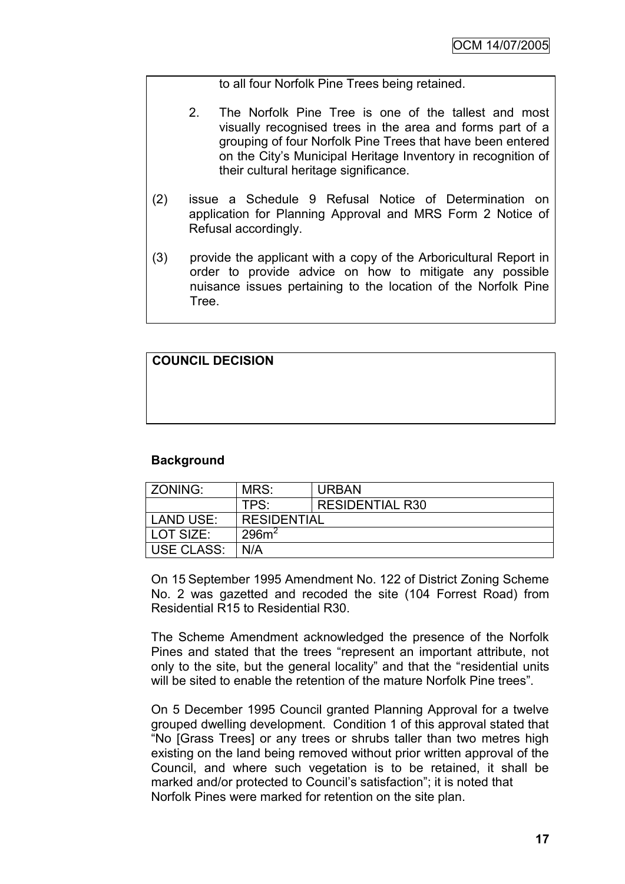to all four Norfolk Pine Trees being retained.

2. The Norfolk Pine Tree is one of the tallest and most visually recognised trees in the area and forms part of a grouping of four Norfolk Pine Trees that have been entered on the City's Municipal Heritage Inventory in recognition of their cultural heritage significance.

(2) issue a Schedule 9 Refusal Notice of Determination on application for Planning Approval and MRS Form 2 Notice of Refusal accordingly.

(3) provide the applicant with a copy of the Arboricultural Report in order to provide advice on how to mitigate any possible nuisance issues pertaining to the location of the Norfolk Pine Tree.

**COUNCIL DECISION**

**Background**

| ZONING: | MRS: | URBAN |
|---|---|---|
| | TPS: | RESIDENTIAL R30 |
| LAND USE: | RESIDENTIAL | |
| LOT SIZE: | 296m$^2$ | |
| USE CLASS: | N/A | |

On 15 September 1995 Amendment No. 122 of District Zoning Scheme No. 2 was gazetted and recoded the site (104 Forrest Road) from Residential R15 to Residential R30.

The Scheme Amendment acknowledged the presence of the Norfolk Pines and stated that the trees "represent an important attribute, not only to the site, but the general locality" and that the "residential units will be sited to enable the retention of the mature Norfolk Pine trees".

On 5 December 1995 Council granted Planning Approval for a twelve grouped dwelling development. Condition 1 of this approval stated that "No [Grass Trees] or any trees or shrubs taller than two metres high existing on the land being removed without prior written approval of the Council, and where such vegetation is to be retained, it shall be marked and/or protected to Council's satisfaction"; it is noted that Norfolk Pines were marked for retention on the site plan.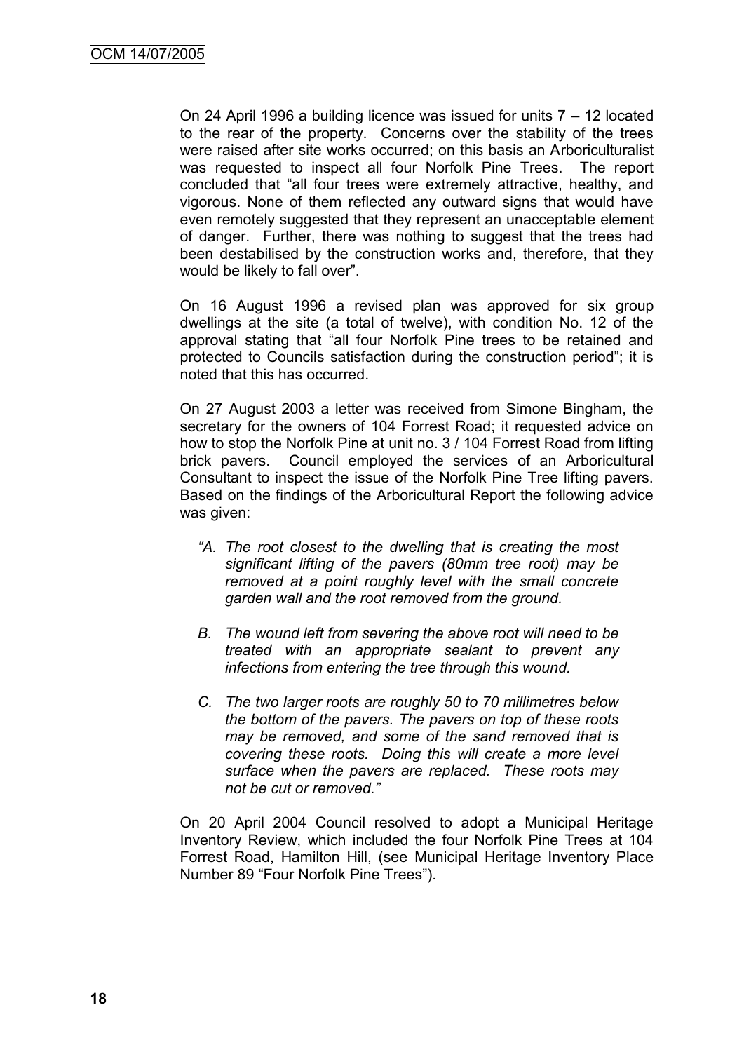On 24 April 1996 a building licence was issued for units 7 – 12 located to the rear of the property. Concerns over the stability of the trees were raised after site works occurred; on this basis an Arboriculturalist was requested to inspect all four Norfolk Pine Trees. The report concluded that "all four trees were extremely attractive, healthy, and vigorous. None of them reflected any outward signs that would have even remotely suggested that they represent an unacceptable element of danger. Further, there was nothing to suggest that the trees had been destabilised by the construction works and, therefore, that they would be likely to fall over".

On 16 August 1996 a revised plan was approved for six group dwellings at the site (a total of twelve), with condition No. 12 of the approval stating that "all four Norfolk Pine trees to be retained and protected to Councils satisfaction during the construction period"; it is noted that this has occurred.

On 27 August 2003 a letter was received from Simone Bingham, the secretary for the owners of 104 Forrest Road; it requested advice on how to stop the Norfolk Pine at unit no. 3 / 104 Forrest Road from lifting brick pavers. Council employed the services of an Arboricultural Consultant to inspect the issue of the Norfolk Pine Tree lifting pavers. Based on the findings of the Arboricultural Report the following advice was given:

> *"A. The root closest to the dwelling that is creating the most significant lifting of the pavers (80mm tree root) may be removed at a point roughly level with the small concrete garden wall and the root removed from the ground.*
>
> *B. The wound left from severing the above root will need to be treated with an appropriate sealant to prevent any infections from entering the tree through this wound.*
>
> *C. The two larger roots are roughly 50 to 70 millimetres below the bottom of the pavers. The pavers on top of these roots may be removed, and some of the sand removed that is covering these roots. Doing this will create a more level surface when the pavers are replaced. These roots may not be cut or removed."*

On 20 April 2004 Council resolved to adopt a Municipal Heritage Inventory Review, which included the four Norfolk Pine Trees at 104 Forrest Road, Hamilton Hill, (see Municipal Heritage Inventory Place Number 89 "Four Norfolk Pine Trees").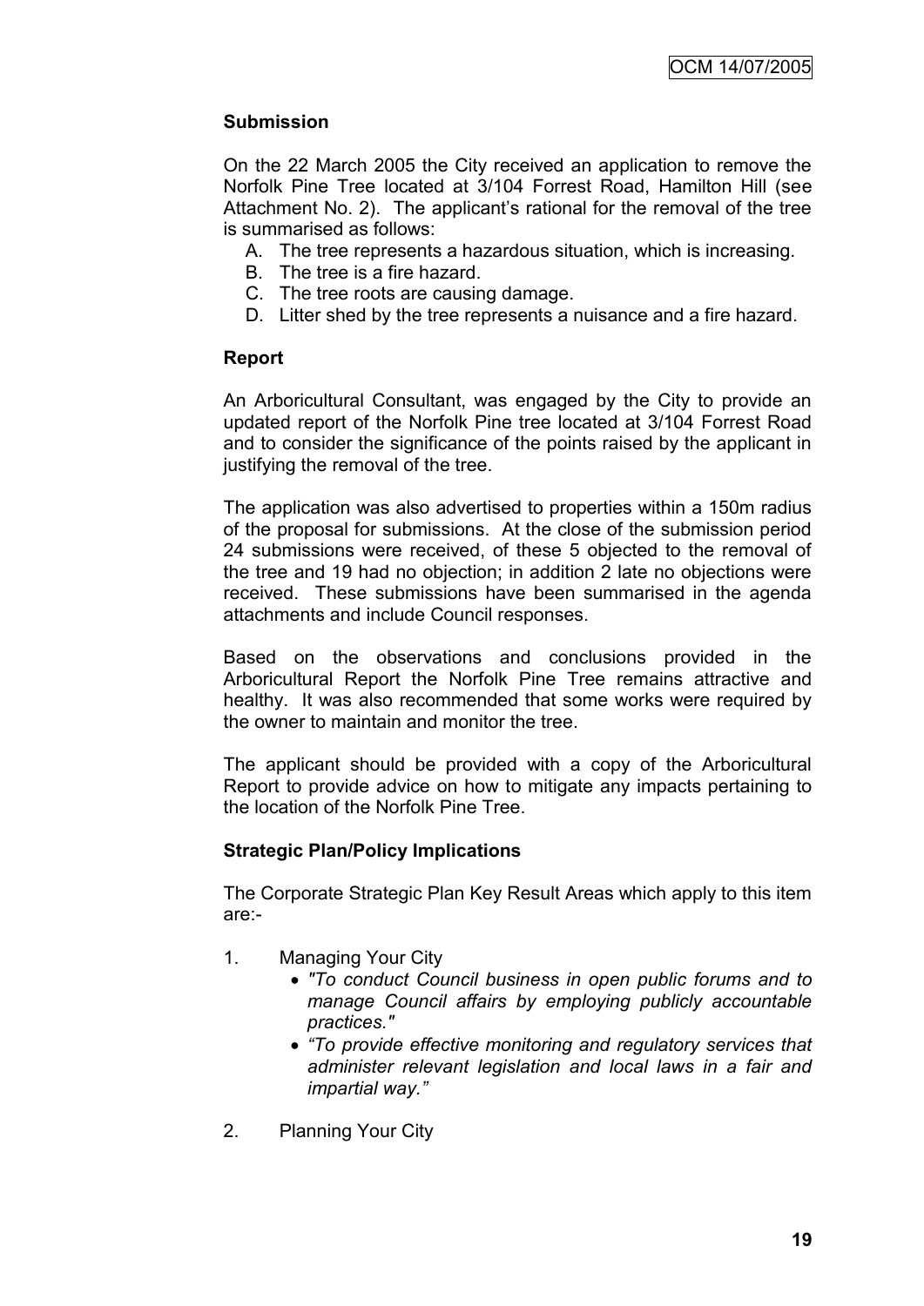**Submission**

On the 22 March 2005 the City received an application to remove the Norfolk Pine Tree located at 3/104 Forrest Road, Hamilton Hill (see Attachment No. 2). The applicant's rational for the removal of the tree is summarised as follows:

A. The tree represents a hazardous situation, which is increasing.
B. The tree is a fire hazard.
C. The tree roots are causing damage.
D. Litter shed by the tree represents a nuisance and a fire hazard.

**Report**

An Arboricultural Consultant, was engaged by the City to provide an updated report of the Norfolk Pine tree located at 3/104 Forrest Road and to consider the significance of the points raised by the applicant in justifying the removal of the tree.

The application was also advertised to properties within a 150m radius of the proposal for submissions. At the close of the submission period 24 submissions were received, of these 5 objected to the removal of the tree and 19 had no objection; in addition 2 late no objections were received. These submissions have been summarised in the agenda attachments and include Council responses.

Based on the observations and conclusions provided in the Arboricultural Report the Norfolk Pine Tree remains attractive and healthy. It was also recommended that some works were required by the owner to maintain and monitor the tree.

The applicant should be provided with a copy of the Arboricultural Report to provide advice on how to mitigate any impacts pertaining to the location of the Norfolk Pine Tree.

**Strategic Plan/Policy Implications**

The Corporate Strategic Plan Key Result Areas which apply to this item are:-

1. Managing Your City
   - *"To conduct Council business in open public forums and to manage Council affairs by employing publicly accountable practices."*
   - *"To provide effective monitoring and regulatory services that administer relevant legislation and local laws in a fair and impartial way."*

2. Planning Your City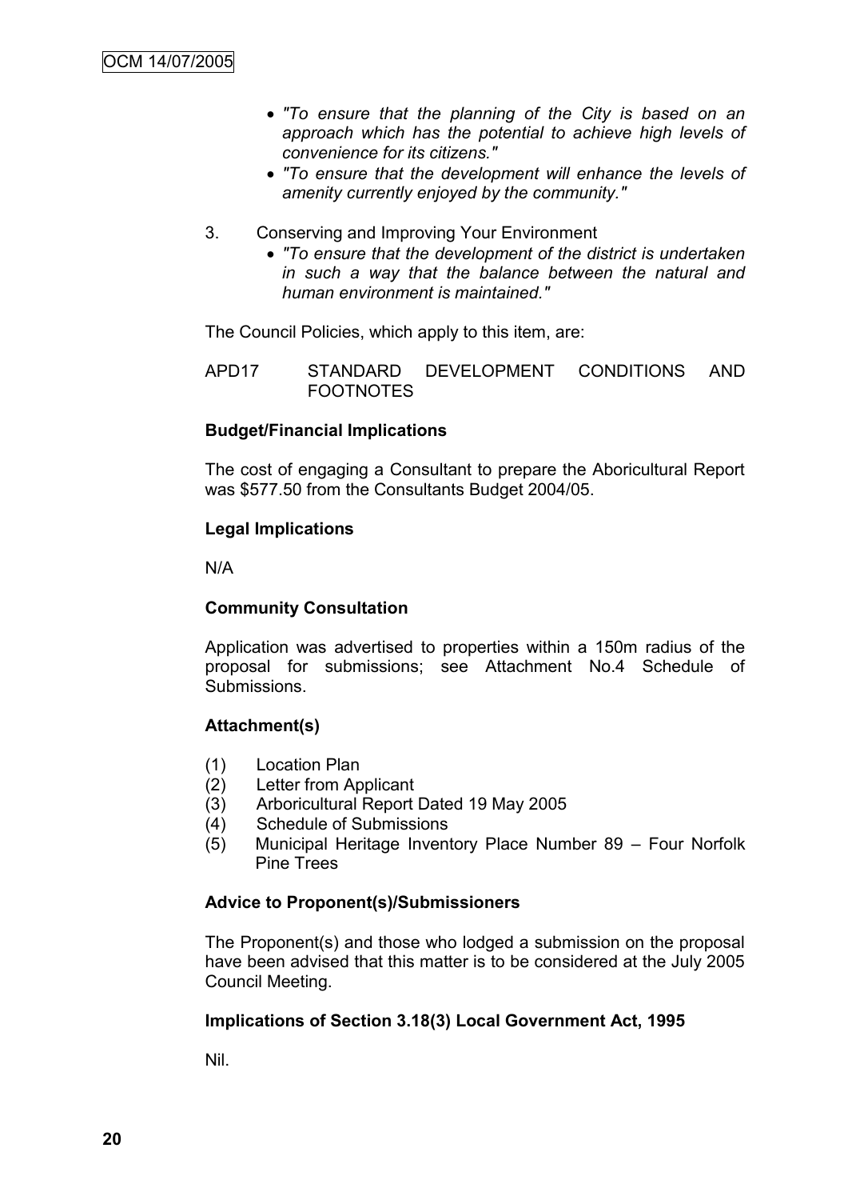- *"To ensure that the planning of the City is based on an approach which has the potential to achieve high levels of convenience for its citizens."*
- *"To ensure that the development will enhance the levels of amenity currently enjoyed by the community."*

3. Conserving and Improving Your Environment
   - *"To ensure that the development of the district is undertaken in such a way that the balance between the natural and human environment is maintained."*

The Council Policies, which apply to this item, are:

APD17 STANDARD DEVELOPMENT CONDITIONS AND FOOTNOTES

**Budget/Financial Implications**

The cost of engaging a Consultant to prepare the Aboricultural Report was $577.50 from the Consultants Budget 2004/05.

**Legal Implications**

N/A

**Community Consultation**

Application was advertised to properties within a 150m radius of the proposal for submissions; see Attachment No.4 Schedule of Submissions.

**Attachment(s)**

(1) Location Plan
(2) Letter from Applicant
(3) Arboricultural Report Dated 19 May 2005
(4) Schedule of Submissions
(5) Municipal Heritage Inventory Place Number 89 – Four Norfolk Pine Trees

**Advice to Proponent(s)/Submissioners**

The Proponent(s) and those who lodged a submission on the proposal have been advised that this matter is to be considered at the July 2005 Council Meeting.

**Implications of Section 3.18(3) Local Government Act, 1995**

Nil.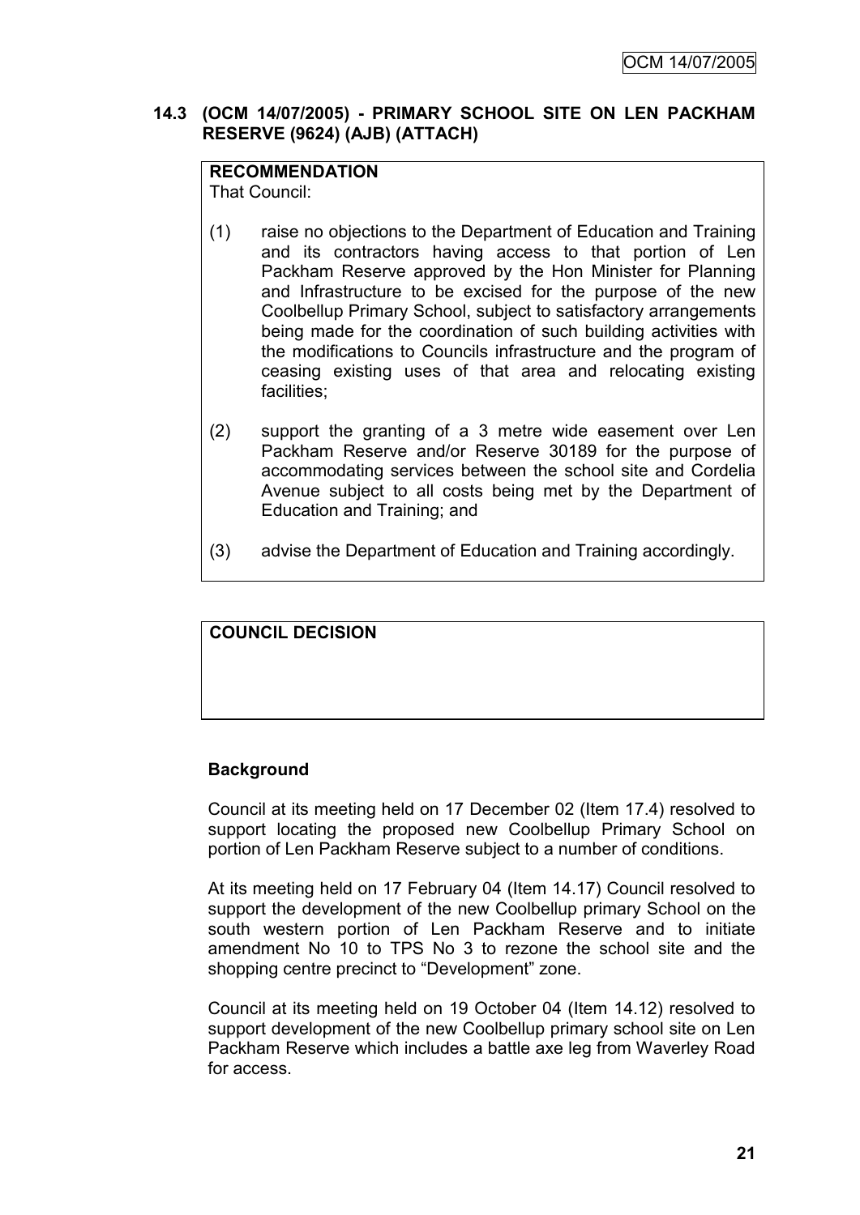### 14.3 (OCM 14/07/2005) - PRIMARY SCHOOL SITE ON LEN PACKHAM RESERVE (9624) (AJB) (ATTACH)

**RECOMMENDATION**
That Council:

(1) raise no objections to the Department of Education and Training and its contractors having access to that portion of Len Packham Reserve approved by the Hon Minister for Planning and Infrastructure to be excised for the purpose of the new Coolbellup Primary School, subject to satisfactory arrangements being made for the coordination of such building activities with the modifications to Councils infrastructure and the program of ceasing existing uses of that area and relocating existing facilities;

(2) support the granting of a 3 metre wide easement over Len Packham Reserve and/or Reserve 30189 for the purpose of accommodating services between the school site and Cordelia Avenue subject to all costs being met by the Department of Education and Training; and

(3) advise the Department of Education and Training accordingly.

**COUNCIL DECISION**

**Background**

Council at its meeting held on 17 December 02 (Item 17.4) resolved to support locating the proposed new Coolbellup Primary School on portion of Len Packham Reserve subject to a number of conditions.

At its meeting held on 17 February 04 (Item 14.17) Council resolved to support the development of the new Coolbellup primary School on the south western portion of Len Packham Reserve and to initiate amendment No 10 to TPS No 3 to rezone the school site and the shopping centre precinct to "Development" zone.

Council at its meeting held on 19 October 04 (Item 14.12) resolved to support development of the new Coolbellup primary school site on Len Packham Reserve which includes a battle axe leg from Waverley Road for access.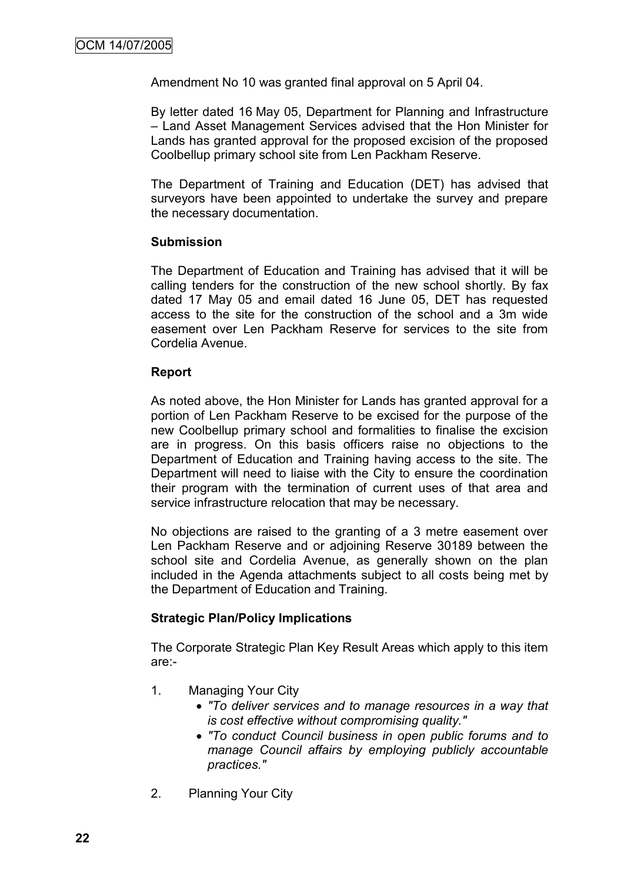Amendment No 10 was granted final approval on 5 April 04.

By letter dated 16 May 05, Department for Planning and Infrastructure – Land Asset Management Services advised that the Hon Minister for Lands has granted approval for the proposed excision of the proposed Coolbellup primary school site from Len Packham Reserve.

The Department of Training and Education (DET) has advised that surveyors have been appointed to undertake the survey and prepare the necessary documentation.

**Submission**

The Department of Education and Training has advised that it will be calling tenders for the construction of the new school shortly. By fax dated 17 May 05 and email dated 16 June 05, DET has requested access to the site for the construction of the school and a 3m wide easement over Len Packham Reserve for services to the site from Cordelia Avenue.

**Report**

As noted above, the Hon Minister for Lands has granted approval for a portion of Len Packham Reserve to be excised for the purpose of the new Coolbellup primary school and formalities to finalise the excision are in progress. On this basis officers raise no objections to the Department of Education and Training having access to the site. The Department will need to liaise with the City to ensure the coordination their program with the termination of current uses of that area and service infrastructure relocation that may be necessary.

No objections are raised to the granting of a 3 metre easement over Len Packham Reserve and or adjoining Reserve 30189 between the school site and Cordelia Avenue, as generally shown on the plan included in the Agenda attachments subject to all costs being met by the Department of Education and Training.

**Strategic Plan/Policy Implications**

The Corporate Strategic Plan Key Result Areas which apply to this item are:-

1. Managing Your City
   - *"To deliver services and to manage resources in a way that is cost effective without compromising quality."*
   - *"To conduct Council business in open public forums and to manage Council affairs by employing publicly accountable practices."*

2. Planning Your City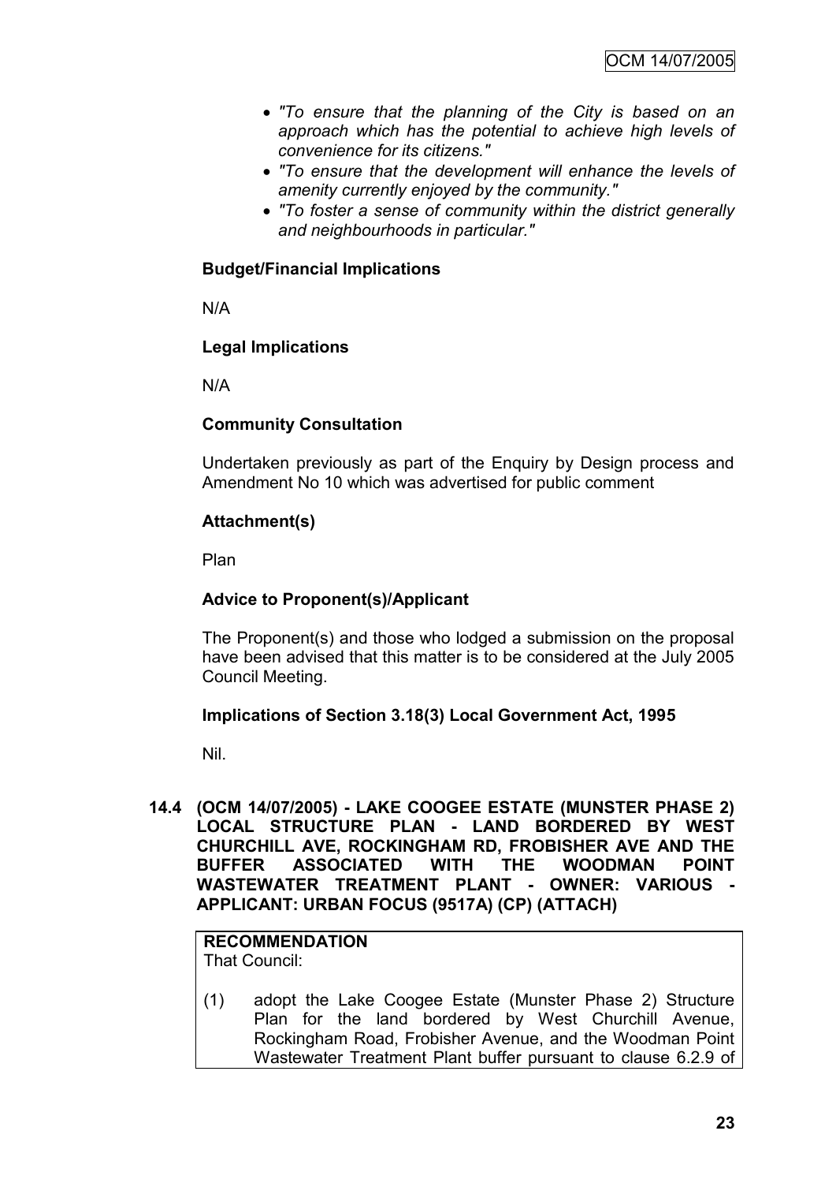- *"To ensure that the planning of the City is based on an approach which has the potential to achieve high levels of convenience for its citizens."*
- *"To ensure that the development will enhance the levels of amenity currently enjoyed by the community."*
- *"To foster a sense of community within the district generally and neighbourhoods in particular."*

**Budget/Financial Implications**

N/A

**Legal Implications**

N/A

**Community Consultation**

Undertaken previously as part of the Enquiry by Design process and Amendment No 10 which was advertised for public comment

**Attachment(s)**

Plan

**Advice to Proponent(s)/Applicant**

The Proponent(s) and those who lodged a submission on the proposal have been advised that this matter is to be considered at the July 2005 Council Meeting.

**Implications of Section 3.18(3) Local Government Act, 1995**

Nil.

## 14.4 (OCM 14/07/2005) - LAKE COOGEE ESTATE (MUNSTER PHASE 2) LOCAL STRUCTURE PLAN - LAND BORDERED BY WEST CHURCHILL AVE, ROCKINGHAM RD, FROBISHER AVE AND THE BUFFER ASSOCIATED WITH THE WOODMAN POINT WASTEWATER TREATMENT PLANT - OWNER: VARIOUS - APPLICANT: URBAN FOCUS (9517A) (CP) (ATTACH)

**RECOMMENDATION**

That Council:

(1) adopt the Lake Coogee Estate (Munster Phase 2) Structure Plan for the land bordered by West Churchill Avenue, Rockingham Road, Frobisher Avenue, and the Woodman Point Wastewater Treatment Plant buffer pursuant to clause 6.2.9 of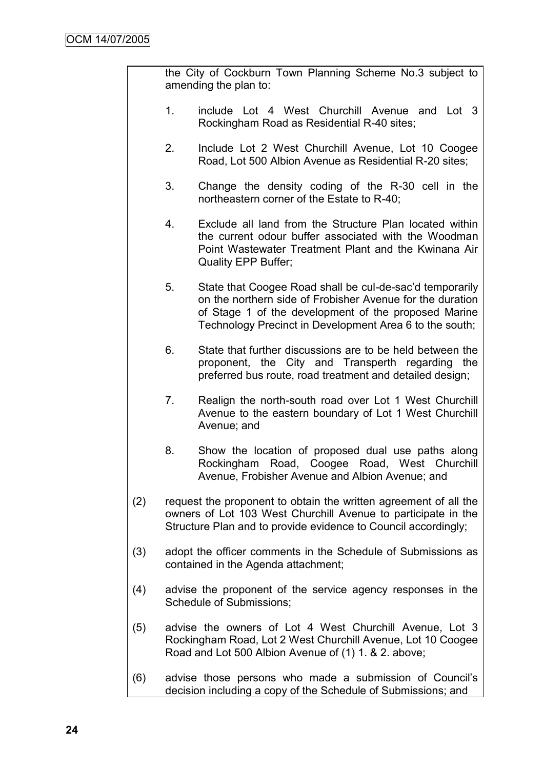the City of Cockburn Town Planning Scheme No.3 subject to amending the plan to:

1. include Lot 4 West Churchill Avenue and Lot 3 Rockingham Road as Residential R-40 sites;

2. Include Lot 2 West Churchill Avenue, Lot 10 Coogee Road, Lot 500 Albion Avenue as Residential R-20 sites;

3. Change the density coding of the R-30 cell in the northeastern corner of the Estate to R-40;

4. Exclude all land from the Structure Plan located within the current odour buffer associated with the Woodman Point Wastewater Treatment Plant and the Kwinana Air Quality EPP Buffer;

5. State that Coogee Road shall be cul-de-sac'd temporarily on the northern side of Frobisher Avenue for the duration of Stage 1 of the development of the proposed Marine Technology Precinct in Development Area 6 to the south;

6. State that further discussions are to be held between the proponent, the City and Transperth regarding the preferred bus route, road treatment and detailed design;

7. Realign the north-south road over Lot 1 West Churchill Avenue to the eastern boundary of Lot 1 West Churchill Avenue; and

8. Show the location of proposed dual use paths along Rockingham Road, Coogee Road, West Churchill Avenue, Frobisher Avenue and Albion Avenue; and

(2) request the proponent to obtain the written agreement of all the owners of Lot 103 West Churchill Avenue to participate in the Structure Plan and to provide evidence to Council accordingly;

(3) adopt the officer comments in the Schedule of Submissions as contained in the Agenda attachment;

(4) advise the proponent of the service agency responses in the Schedule of Submissions;

(5) advise the owners of Lot 4 West Churchill Avenue, Lot 3 Rockingham Road, Lot 2 West Churchill Avenue, Lot 10 Coogee Road and Lot 500 Albion Avenue of (1) 1. & 2. above;

(6) advise those persons who made a submission of Council's decision including a copy of the Schedule of Submissions; and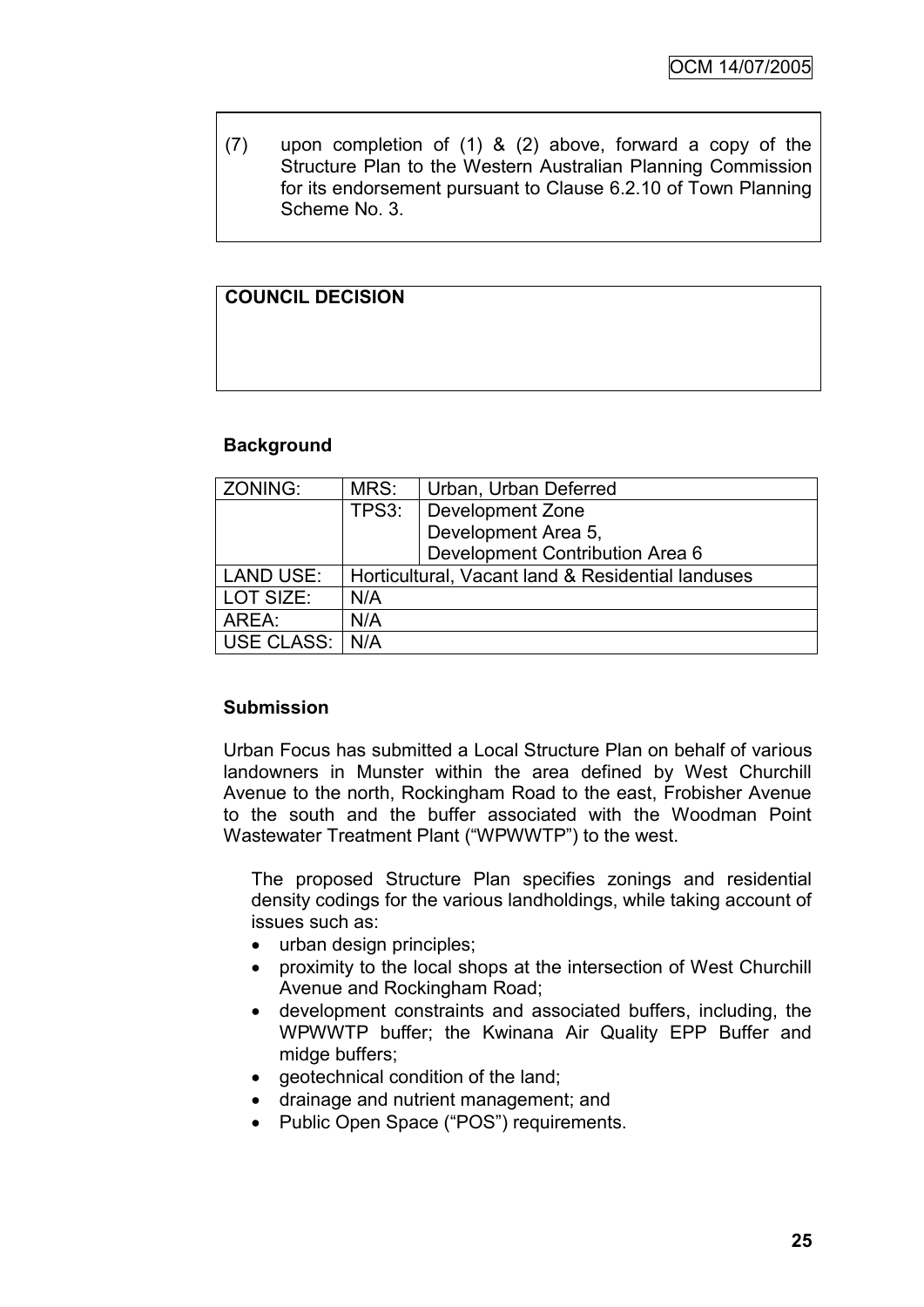(7) upon completion of (1) & (2) above, forward a copy of the Structure Plan to the Western Australian Planning Commission for its endorsement pursuant to Clause 6.2.10 of Town Planning Scheme No. 3.

**COUNCIL DECISION**

### Background

| ZONING: | MRS: | Urban, Urban Deferred |
|---|---|---|
| | TPS3: | Development Zone<br>Development Area 5,<br>Development Contribution Area 6 |
| LAND USE: | Horticultural, Vacant land & Residential landuses | |
| LOT SIZE: | N/A | |
| AREA: | N/A | |
| USE CLASS: | N/A | |

### Submission

Urban Focus has submitted a Local Structure Plan on behalf of various landowners in Munster within the area defined by West Churchill Avenue to the north, Rockingham Road to the east, Frobisher Avenue to the south and the buffer associated with the Woodman Point Wastewater Treatment Plant ("WPWWTP") to the west.

The proposed Structure Plan specifies zonings and residential density codings for the various landholdings, while taking account of issues such as:

- urban design principles;
- proximity to the local shops at the intersection of West Churchill Avenue and Rockingham Road;
- development constraints and associated buffers, including, the WPWWTP buffer; the Kwinana Air Quality EPP Buffer and midge buffers;
- geotechnical condition of the land;
- drainage and nutrient management; and
- Public Open Space ("POS") requirements.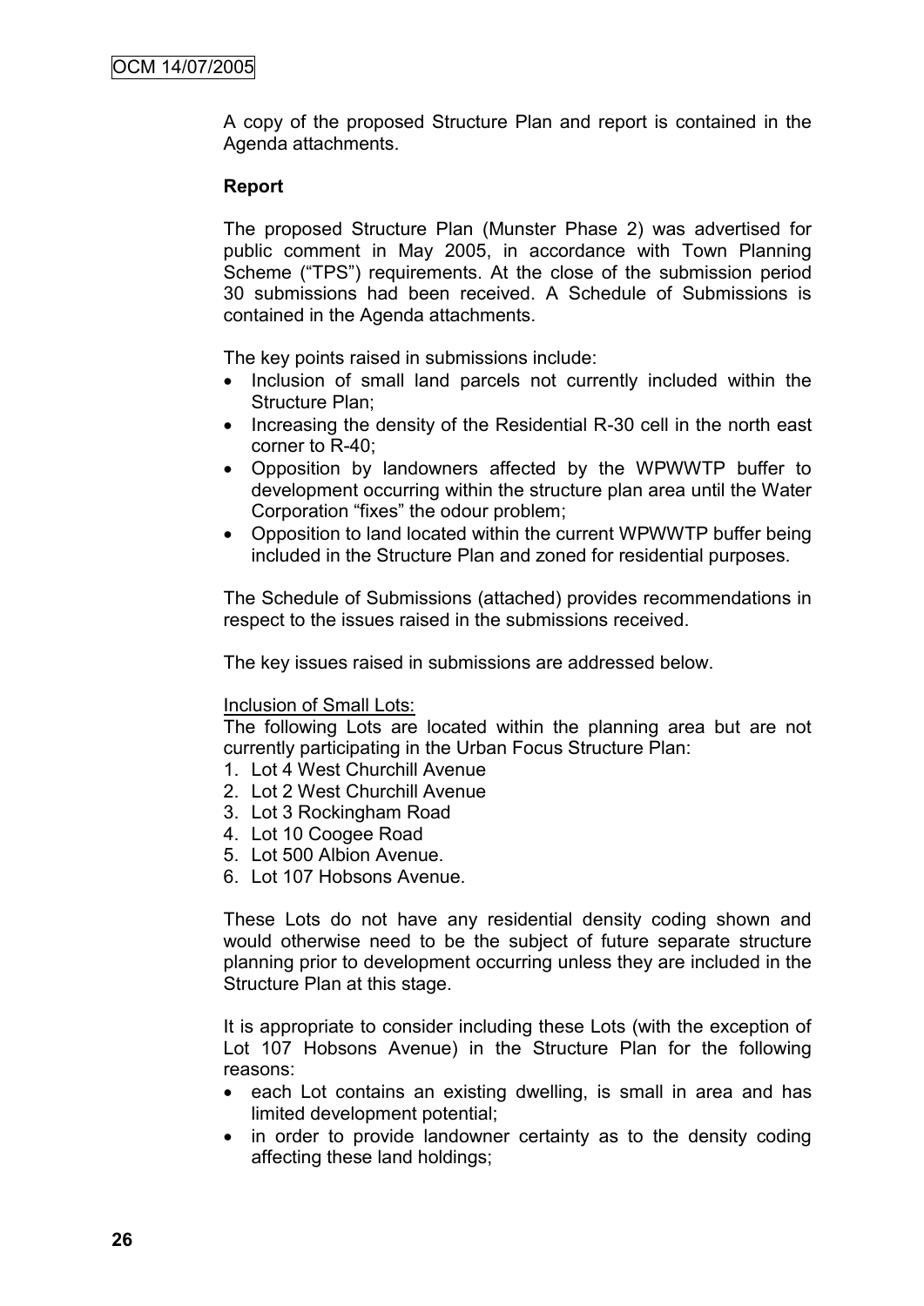A copy of the proposed Structure Plan and report is contained in the Agenda attachments.

**Report**

The proposed Structure Plan (Munster Phase 2) was advertised for public comment in May 2005, in accordance with Town Planning Scheme ("TPS") requirements. At the close of the submission period 30 submissions had been received. A Schedule of Submissions is contained in the Agenda attachments.

The key points raised in submissions include:

- Inclusion of small land parcels not currently included within the Structure Plan;
- Increasing the density of the Residential R-30 cell in the north east corner to R-40;
- Opposition by landowners affected by the WPWWTP buffer to development occurring within the structure plan area until the Water Corporation "fixes" the odour problem;
- Opposition to land located within the current WPWWTP buffer being included in the Structure Plan and zoned for residential purposes.

The Schedule of Submissions (attached) provides recommendations in respect to the issues raised in the submissions received.

The key issues raised in submissions are addressed below.

Inclusion of Small Lots:

The following Lots are located within the planning area but are not currently participating in the Urban Focus Structure Plan:

1. Lot 4 West Churchill Avenue
2. Lot 2 West Churchill Avenue
3. Lot 3 Rockingham Road
4. Lot 10 Coogee Road
5. Lot 500 Albion Avenue.
6. Lot 107 Hobsons Avenue.

These Lots do not have any residential density coding shown and would otherwise need to be the subject of future separate structure planning prior to development occurring unless they are included in the Structure Plan at this stage.

It is appropriate to consider including these Lots (with the exception of Lot 107 Hobsons Avenue) in the Structure Plan for the following reasons:

- each Lot contains an existing dwelling, is small in area and has limited development potential;
- in order to provide landowner certainty as to the density coding affecting these land holdings;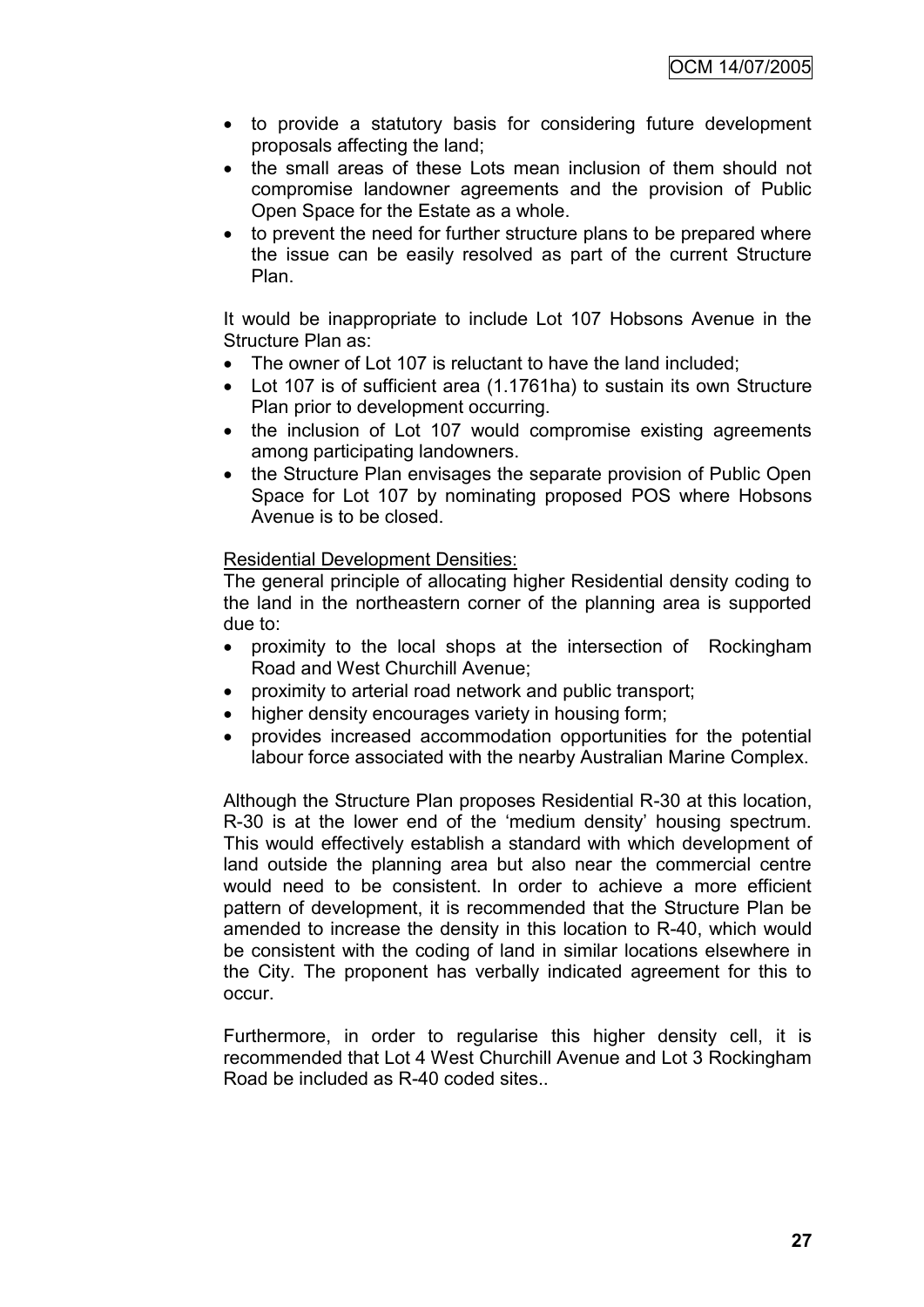- to provide a statutory basis for considering future development proposals affecting the land;
- the small areas of these Lots mean inclusion of them should not compromise landowner agreements and the provision of Public Open Space for the Estate as a whole.
- to prevent the need for further structure plans to be prepared where the issue can be easily resolved as part of the current Structure Plan.

It would be inappropriate to include Lot 107 Hobsons Avenue in the Structure Plan as:

- The owner of Lot 107 is reluctant to have the land included;
- Lot 107 is of sufficient area (1.1761ha) to sustain its own Structure Plan prior to development occurring.
- the inclusion of Lot 107 would compromise existing agreements among participating landowners.
- the Structure Plan envisages the separate provision of Public Open Space for Lot 107 by nominating proposed POS where Hobsons Avenue is to be closed.

<u>Residential Development Densities:</u>
The general principle of allocating higher Residential density coding to the land in the northeastern corner of the planning area is supported due to:

- proximity to the local shops at the intersection of Rockingham Road and West Churchill Avenue;
- proximity to arterial road network and public transport;
- higher density encourages variety in housing form;
- provides increased accommodation opportunities for the potential labour force associated with the nearby Australian Marine Complex.

Although the Structure Plan proposes Residential R-30 at this location, R-30 is at the lower end of the 'medium density' housing spectrum. This would effectively establish a standard with which development of land outside the planning area but also near the commercial centre would need to be consistent. In order to achieve a more efficient pattern of development, it is recommended that the Structure Plan be amended to increase the density in this location to R-40, which would be consistent with the coding of land in similar locations elsewhere in the City. The proponent has verbally indicated agreement for this to occur.

Furthermore, in order to regularise this higher density cell, it is recommended that Lot 4 West Churchill Avenue and Lot 3 Rockingham Road be included as R-40 coded sites..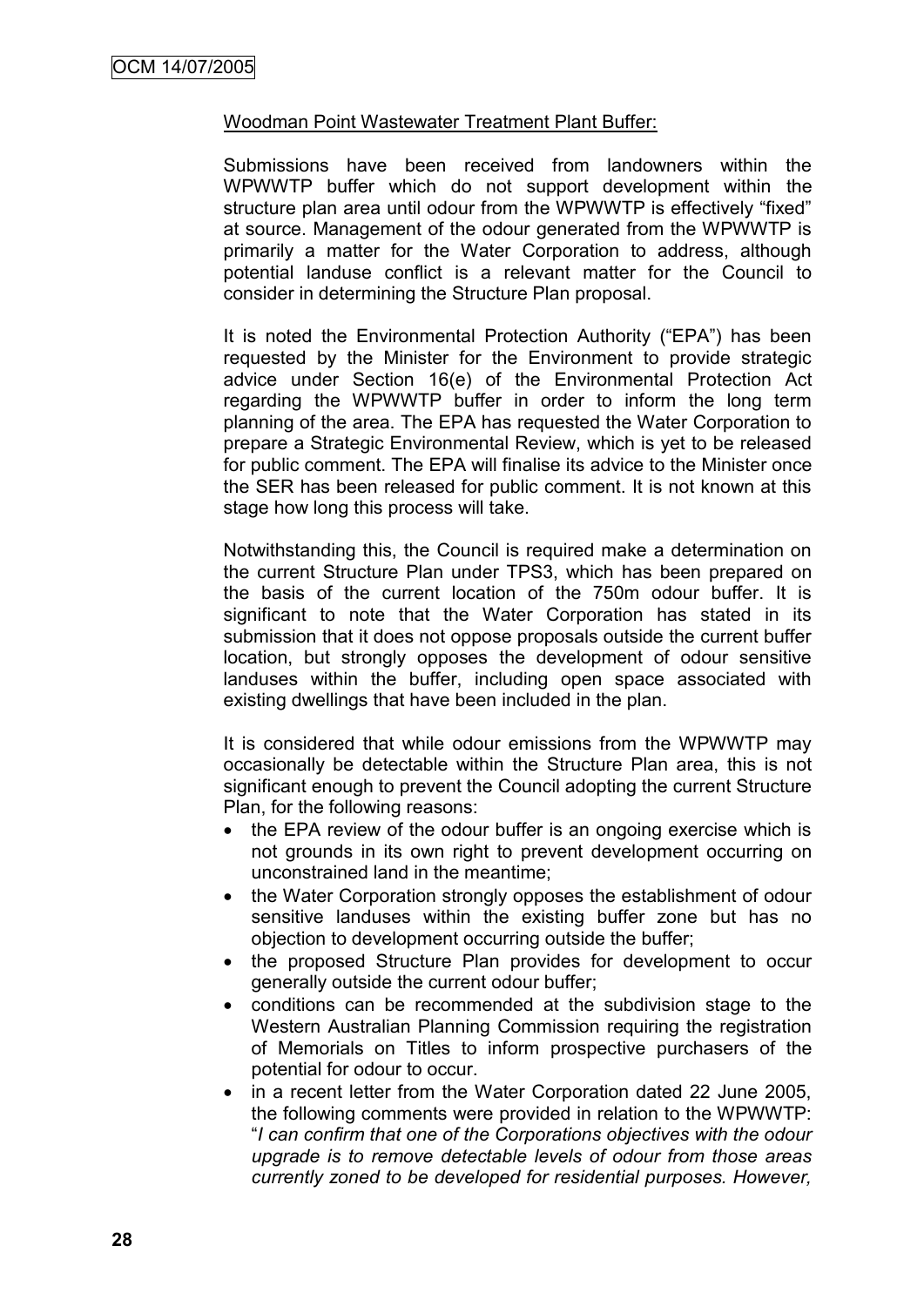Woodman Point Wastewater Treatment Plant Buffer:

Submissions have been received from landowners within the WPWWTP buffer which do not support development within the structure plan area until odour from the WPWWTP is effectively "fixed" at source. Management of the odour generated from the WPWWTP is primarily a matter for the Water Corporation to address, although potential landuse conflict is a relevant matter for the Council to consider in determining the Structure Plan proposal.

It is noted the Environmental Protection Authority ("EPA") has been requested by the Minister for the Environment to provide strategic advice under Section 16(e) of the Environmental Protection Act regarding the WPWWTP buffer in order to inform the long term planning of the area. The EPA has requested the Water Corporation to prepare a Strategic Environmental Review, which is yet to be released for public comment. The EPA will finalise its advice to the Minister once the SER has been released for public comment. It is not known at this stage how long this process will take.

Notwithstanding this, the Council is required make a determination on the current Structure Plan under TPS3, which has been prepared on the basis of the current location of the 750m odour buffer. It is significant to note that the Water Corporation has stated in its submission that it does not oppose proposals outside the current buffer location, but strongly opposes the development of odour sensitive landuses within the buffer, including open space associated with existing dwellings that have been included in the plan.

It is considered that while odour emissions from the WPWWTP may occasionally be detectable within the Structure Plan area, this is not significant enough to prevent the Council adopting the current Structure Plan, for the following reasons:

- the EPA review of the odour buffer is an ongoing exercise which is not grounds in its own right to prevent development occurring on unconstrained land in the meantime;
- the Water Corporation strongly opposes the establishment of odour sensitive landuses within the existing buffer zone but has no objection to development occurring outside the buffer;
- the proposed Structure Plan provides for development to occur generally outside the current odour buffer;
- conditions can be recommended at the subdivision stage to the Western Australian Planning Commission requiring the registration of Memorials on Titles to inform prospective purchasers of the potential for odour to occur.
- in a recent letter from the Water Corporation dated 22 June 2005, the following comments were provided in relation to the WPWWTP: "*I can confirm that one of the Corporations objectives with the odour upgrade is to remove detectable levels of odour from those areas currently zoned to be developed for residential purposes. However,*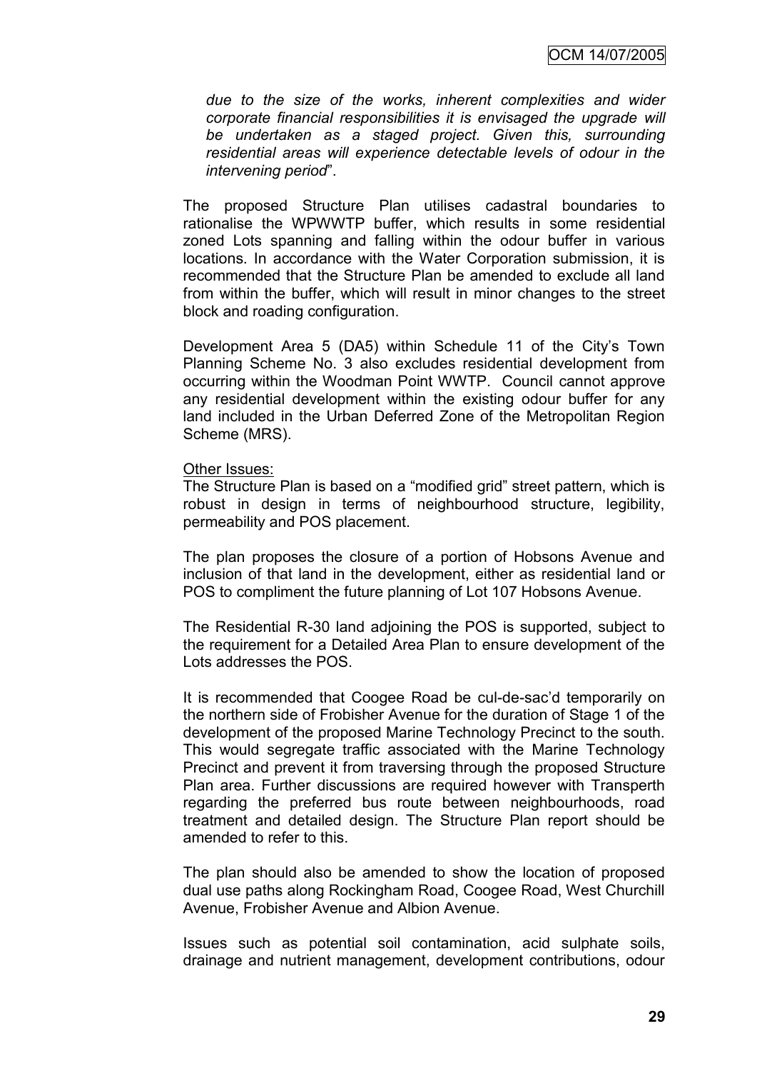*due to the size of the works, inherent complexities and wider corporate financial responsibilities it is envisaged the upgrade will be undertaken as a staged project. Given this, surrounding residential areas will experience detectable levels of odour in the intervening period*".

The proposed Structure Plan utilises cadastral boundaries to rationalise the WPWWTP buffer, which results in some residential zoned Lots spanning and falling within the odour buffer in various locations. In accordance with the Water Corporation submission, it is recommended that the Structure Plan be amended to exclude all land from within the buffer, which will result in minor changes to the street block and roading configuration.

Development Area 5 (DA5) within Schedule 11 of the City's Town Planning Scheme No. 3 also excludes residential development from occurring within the Woodman Point WWTP. Council cannot approve any residential development within the existing odour buffer for any land included in the Urban Deferred Zone of the Metropolitan Region Scheme (MRS).

Other Issues:

The Structure Plan is based on a "modified grid" street pattern, which is robust in design in terms of neighbourhood structure, legibility, permeability and POS placement.

The plan proposes the closure of a portion of Hobsons Avenue and inclusion of that land in the development, either as residential land or POS to compliment the future planning of Lot 107 Hobsons Avenue.

The Residential R-30 land adjoining the POS is supported, subject to the requirement for a Detailed Area Plan to ensure development of the Lots addresses the POS.

It is recommended that Coogee Road be cul-de-sac'd temporarily on the northern side of Frobisher Avenue for the duration of Stage 1 of the development of the proposed Marine Technology Precinct to the south. This would segregate traffic associated with the Marine Technology Precinct and prevent it from traversing through the proposed Structure Plan area. Further discussions are required however with Transperth regarding the preferred bus route between neighbourhoods, road treatment and detailed design. The Structure Plan report should be amended to refer to this.

The plan should also be amended to show the location of proposed dual use paths along Rockingham Road, Coogee Road, West Churchill Avenue, Frobisher Avenue and Albion Avenue.

Issues such as potential soil contamination, acid sulphate soils, drainage and nutrient management, development contributions, odour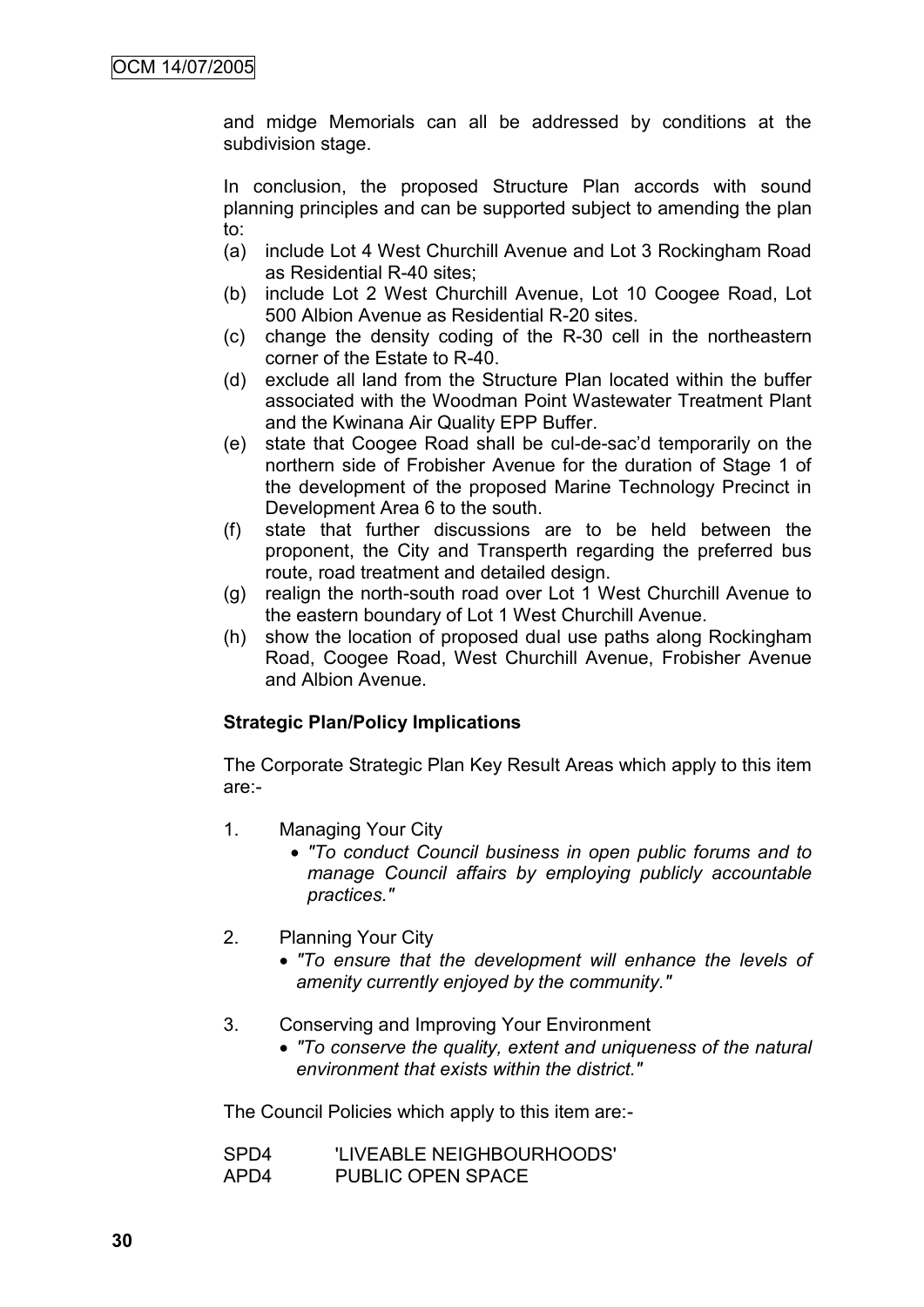and midge Memorials can all be addressed by conditions at the subdivision stage.

In conclusion, the proposed Structure Plan accords with sound planning principles and can be supported subject to amending the plan to:

(a) include Lot 4 West Churchill Avenue and Lot 3 Rockingham Road as Residential R-40 sites;
(b) include Lot 2 West Churchill Avenue, Lot 10 Coogee Road, Lot 500 Albion Avenue as Residential R-20 sites.
(c) change the density coding of the R-30 cell in the northeastern corner of the Estate to R-40.
(d) exclude all land from the Structure Plan located within the buffer associated with the Woodman Point Wastewater Treatment Plant and the Kwinana Air Quality EPP Buffer.
(e) state that Coogee Road shall be cul-de-sac'd temporarily on the northern side of Frobisher Avenue for the duration of Stage 1 of the development of the proposed Marine Technology Precinct in Development Area 6 to the south.
(f) state that further discussions are to be held between the proponent, the City and Transperth regarding the preferred bus route, road treatment and detailed design.
(g) realign the north-south road over Lot 1 West Churchill Avenue to the eastern boundary of Lot 1 West Churchill Avenue.
(h) show the location of proposed dual use paths along Rockingham Road, Coogee Road, West Churchill Avenue, Frobisher Avenue and Albion Avenue.

**Strategic Plan/Policy Implications**

The Corporate Strategic Plan Key Result Areas which apply to this item are:-

1. Managing Your City
   - *"To conduct Council business in open public forums and to manage Council affairs by employing publicly accountable practices."*

2. Planning Your City
   - *"To ensure that the development will enhance the levels of amenity currently enjoyed by the community."*

3. Conserving and Improving Your Environment
   - *"To conserve the quality, extent and uniqueness of the natural environment that exists within the district."*

The Council Policies which apply to this item are:-

SPD4 'LIVEABLE NEIGHBOURHOODS'
APD4 PUBLIC OPEN SPACE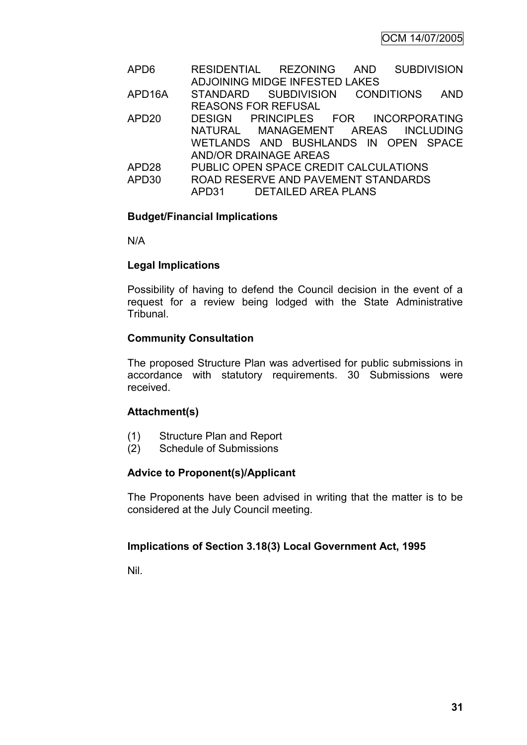| | |
|---|---|
| APD6 | RESIDENTIAL REZONING AND SUBDIVISION ADJOINING MIDGE INFESTED LAKES |
| APD16A | STANDARD SUBDIVISION CONDITIONS AND REASONS FOR REFUSAL |
| APD20 | DESIGN PRINCIPLES FOR INCORPORATING NATURAL MANAGEMENT AREAS INCLUDING WETLANDS AND BUSHLANDS IN OPEN SPACE AND/OR DRAINAGE AREAS |
| APD28 | PUBLIC OPEN SPACE CREDIT CALCULATIONS |
| APD30 | ROAD RESERVE AND PAVEMENT STANDARDS |
| | APD31 DETAILED AREA PLANS |

**Budget/Financial Implications**

N/A

**Legal Implications**

Possibility of having to defend the Council decision in the event of a request for a review being lodged with the State Administrative Tribunal.

**Community Consultation**

The proposed Structure Plan was advertised for public submissions in accordance with statutory requirements. 30 Submissions were received.

**Attachment(s)**

(1) Structure Plan and Report
(2) Schedule of Submissions

**Advice to Proponent(s)/Applicant**

The Proponents have been advised in writing that the matter is to be considered at the July Council meeting.

**Implications of Section 3.18(3) Local Government Act, 1995**

Nil.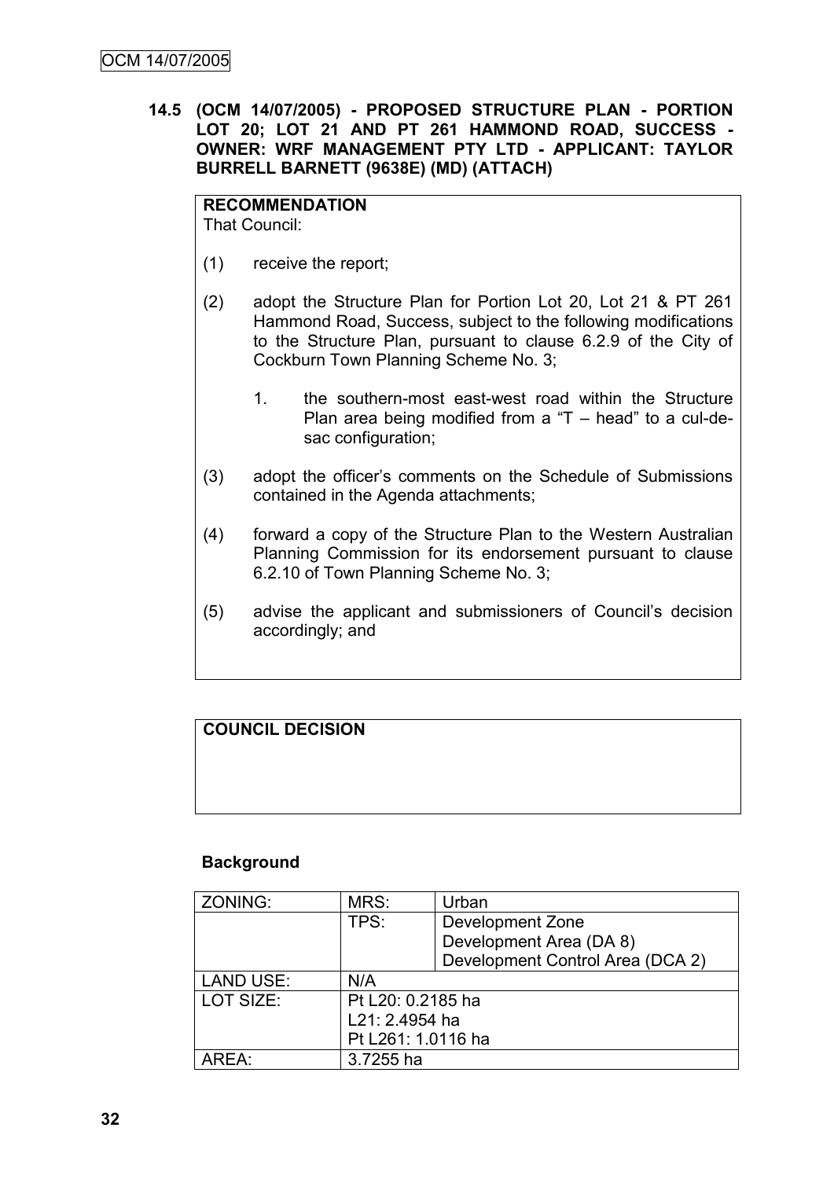**14.5 (OCM 14/07/2005) - PROPOSED STRUCTURE PLAN - PORTION LOT 20; LOT 21 AND PT 261 HAMMOND ROAD, SUCCESS - OWNER: WRF MANAGEMENT PTY LTD - APPLICANT: TAYLOR BURRELL BARNETT (9638E) (MD) (ATTACH)**

**RECOMMENDATION**
That Council:

(1) receive the report;

(2) adopt the Structure Plan for Portion Lot 20, Lot 21 & PT 261 Hammond Road, Success, subject to the following modifications to the Structure Plan, pursuant to clause 6.2.9 of the City of Cockburn Town Planning Scheme No. 3;

1. the southern-most east-west road within the Structure Plan area being modified from a "T – head" to a cul-de-sac configuration;

(3) adopt the officer's comments on the Schedule of Submissions contained in the Agenda attachments;

(4) forward a copy of the Structure Plan to the Western Australian Planning Commission for its endorsement pursuant to clause 6.2.10 of Town Planning Scheme No. 3;

(5) advise the applicant and submissioners of Council's decision accordingly; and

**COUNCIL DECISION**

**Background**

| ZONING: | MRS: | Urban |
|---|---|---|
| | TPS: | Development Zone<br>Development Area (DA 8)<br>Development Control Area (DCA 2) |
| LAND USE: | N/A | |
| LOT SIZE: | Pt L20: 0.2185 ha<br>L21: 2.4954 ha<br>Pt L261: 1.0116 ha | |
| AREA: | 3.7255 ha | |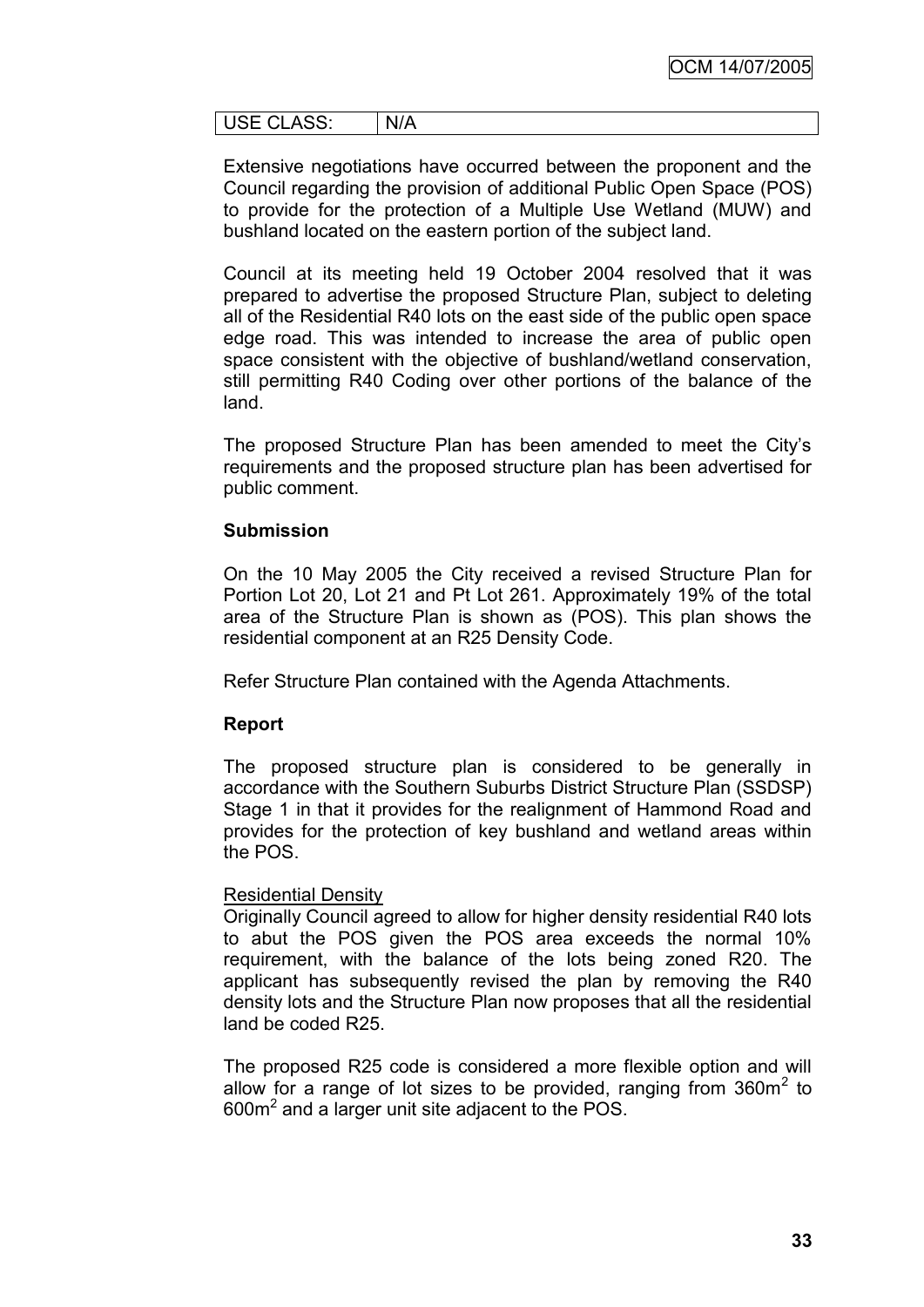| USE CLASS: | N/A |
| --- | --- |

Extensive negotiations have occurred between the proponent and the Council regarding the provision of additional Public Open Space (POS) to provide for the protection of a Multiple Use Wetland (MUW) and bushland located on the eastern portion of the subject land.

Council at its meeting held 19 October 2004 resolved that it was prepared to advertise the proposed Structure Plan, subject to deleting all of the Residential R40 lots on the east side of the public open space edge road. This was intended to increase the area of public open space consistent with the objective of bushland/wetland conservation, still permitting R40 Coding over other portions of the balance of the land.

The proposed Structure Plan has been amended to meet the City's requirements and the proposed structure plan has been advertised for public comment.

**Submission**

On the 10 May 2005 the City received a revised Structure Plan for Portion Lot 20, Lot 21 and Pt Lot 261. Approximately 19% of the total area of the Structure Plan is shown as (POS). This plan shows the residential component at an R25 Density Code.

Refer Structure Plan contained with the Agenda Attachments.

**Report**

The proposed structure plan is considered to be generally in accordance with the Southern Suburbs District Structure Plan (SSDSP) Stage 1 in that it provides for the realignment of Hammond Road and provides for the protection of key bushland and wetland areas within the POS.

Residential Density

Originally Council agreed to allow for higher density residential R40 lots to abut the POS given the POS area exceeds the normal 10% requirement, with the balance of the lots being zoned R20. The applicant has subsequently revised the plan by removing the R40 density lots and the Structure Plan now proposes that all the residential land be coded R25.

The proposed R25 code is considered a more flexible option and will allow for a range of lot sizes to be provided, ranging from 360m$^2$ to 600m$^2$ and a larger unit site adjacent to the POS.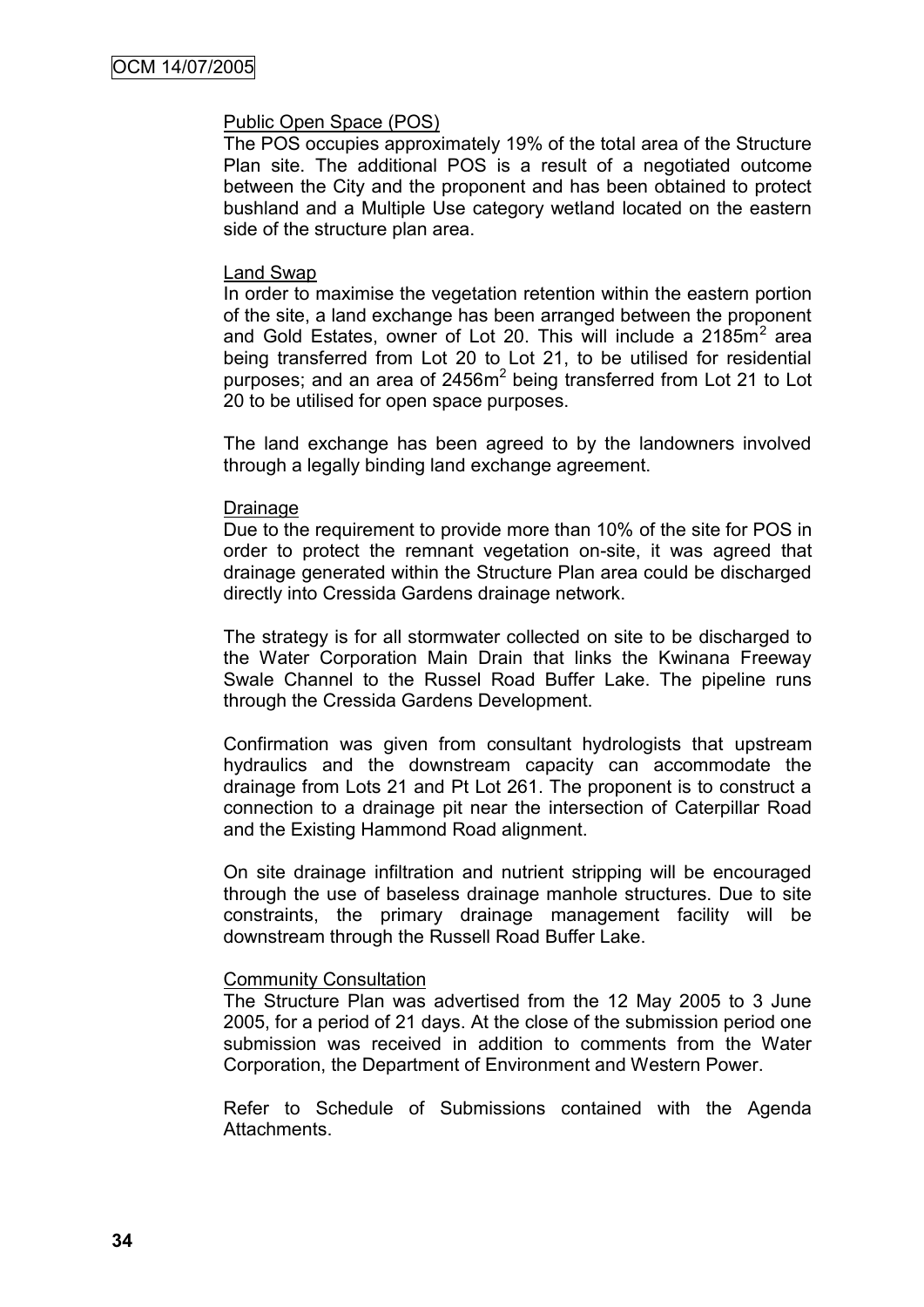Public Open Space (POS)

The POS occupies approximately 19% of the total area of the Structure Plan site. The additional POS is a result of a negotiated outcome between the City and the proponent and has been obtained to protect bushland and a Multiple Use category wetland located on the eastern side of the structure plan area.

Land Swap

In order to maximise the vegetation retention within the eastern portion of the site, a land exchange has been arranged between the proponent and Gold Estates, owner of Lot 20. This will include a 2185m$^2$ area being transferred from Lot 20 to Lot 21, to be utilised for residential purposes; and an area of 2456m$^2$ being transferred from Lot 21 to Lot 20 to be utilised for open space purposes.

The land exchange has been agreed to by the landowners involved through a legally binding land exchange agreement.

Drainage

Due to the requirement to provide more than 10% of the site for POS in order to protect the remnant vegetation on-site, it was agreed that drainage generated within the Structure Plan area could be discharged directly into Cressida Gardens drainage network.

The strategy is for all stormwater collected on site to be discharged to the Water Corporation Main Drain that links the Kwinana Freeway Swale Channel to the Russel Road Buffer Lake. The pipeline runs through the Cressida Gardens Development.

Confirmation was given from consultant hydrologists that upstream hydraulics and the downstream capacity can accommodate the drainage from Lots 21 and Pt Lot 261. The proponent is to construct a connection to a drainage pit near the intersection of Caterpillar Road and the Existing Hammond Road alignment.

On site drainage infiltration and nutrient stripping will be encouraged through the use of baseless drainage manhole structures. Due to site constraints, the primary drainage management facility will be downstream through the Russell Road Buffer Lake.

Community Consultation

The Structure Plan was advertised from the 12 May 2005 to 3 June 2005, for a period of 21 days. At the close of the submission period one submission was received in addition to comments from the Water Corporation, the Department of Environment and Western Power.

Refer to Schedule of Submissions contained with the Agenda Attachments.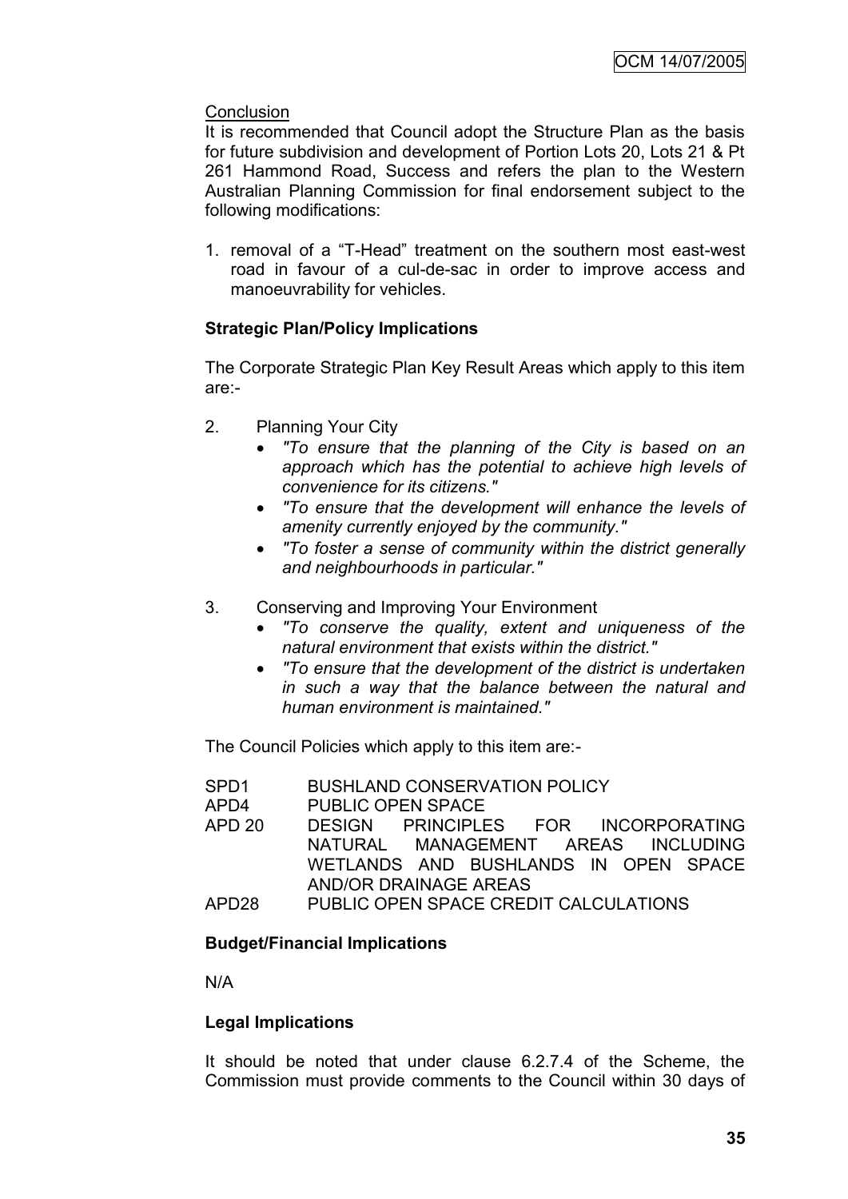Conclusion

It is recommended that Council adopt the Structure Plan as the basis for future subdivision and development of Portion Lots 20, Lots 21 & Pt 261 Hammond Road, Success and refers the plan to the Western Australian Planning Commission for final endorsement subject to the following modifications:

1. removal of a "T-Head" treatment on the southern most east-west road in favour of a cul-de-sac in order to improve access and manoeuvrability for vehicles.

**Strategic Plan/Policy Implications**

The Corporate Strategic Plan Key Result Areas which apply to this item are:-

2. Planning Your City
   - *"To ensure that the planning of the City is based on an approach which has the potential to achieve high levels of convenience for its citizens."*
   - *"To ensure that the development will enhance the levels of amenity currently enjoyed by the community."*
   - *"To foster a sense of community within the district generally and neighbourhoods in particular."*

3. Conserving and Improving Your Environment
   - *"To conserve the quality, extent and uniqueness of the natural environment that exists within the district."*
   - *"To ensure that the development of the district is undertaken in such a way that the balance between the natural and human environment is maintained."*

The Council Policies which apply to this item are:-

| | |
|---|---|
| SPD1 | BUSHLAND CONSERVATION POLICY |
| APD4 | PUBLIC OPEN SPACE |
| APD 20 | DESIGN PRINCIPLES FOR INCORPORATING NATURAL MANAGEMENT AREAS INCLUDING WETLANDS AND BUSHLANDS IN OPEN SPACE AND/OR DRAINAGE AREAS |
| APD28 | PUBLIC OPEN SPACE CREDIT CALCULATIONS |

**Budget/Financial Implications**

N/A

**Legal Implications**

It should be noted that under clause 6.2.7.4 of the Scheme, the Commission must provide comments to the Council within 30 days of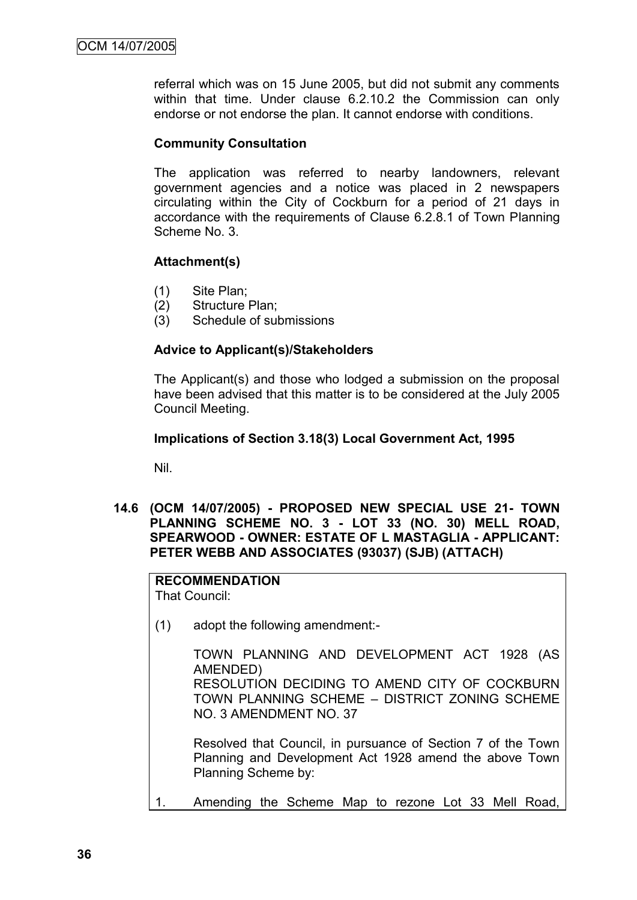referral which was on 15 June 2005, but did not submit any comments within that time. Under clause 6.2.10.2 the Commission can only endorse or not endorse the plan. It cannot endorse with conditions.

**Community Consultation**

The application was referred to nearby landowners, relevant government agencies and a notice was placed in 2 newspapers circulating within the City of Cockburn for a period of 21 days in accordance with the requirements of Clause 6.2.8.1 of Town Planning Scheme No. 3.

**Attachment(s)**

(1) Site Plan;
(2) Structure Plan;
(3) Schedule of submissions

**Advice to Applicant(s)/Stakeholders**

The Applicant(s) and those who lodged a submission on the proposal have been advised that this matter is to be considered at the July 2005 Council Meeting.

**Implications of Section 3.18(3) Local Government Act, 1995**

Nil.

**14.6 (OCM 14/07/2005) - PROPOSED NEW SPECIAL USE 21- TOWN PLANNING SCHEME NO. 3 - LOT 33 (NO. 30) MELL ROAD, SPEARWOOD - OWNER: ESTATE OF L MASTAGLIA - APPLICANT: PETER WEBB AND ASSOCIATES (93037) (SJB) (ATTACH)**

**RECOMMENDATION**
That Council:

(1) adopt the following amendment:-

TOWN PLANNING AND DEVELOPMENT ACT 1928 (AS AMENDED)
RESOLUTION DECIDING TO AMEND CITY OF COCKBURN TOWN PLANNING SCHEME – DISTRICT ZONING SCHEME NO. 3 AMENDMENT NO. 37

Resolved that Council, in pursuance of Section 7 of the Town Planning and Development Act 1928 amend the above Town Planning Scheme by:

1. Amending the Scheme Map to rezone Lot 33 Mell Road,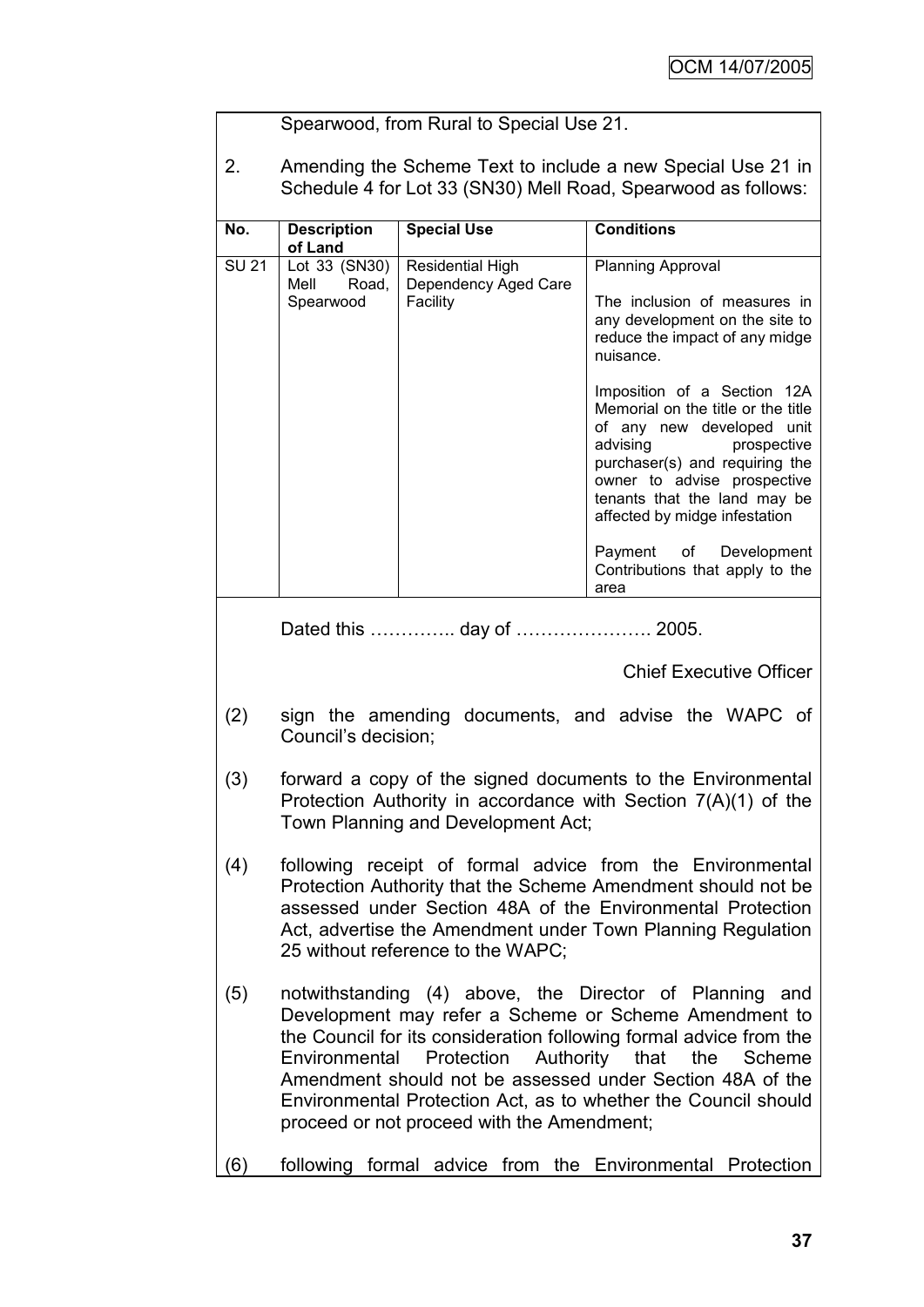Spearwood, from Rural to Special Use 21.

2. Amending the Scheme Text to include a new Special Use 21 in Schedule 4 for Lot 33 (SN30) Mell Road, Spearwood as follows:

| No. | Description of Land | Special Use | Conditions |
|---|---|---|---|
| SU 21 | Lot 33 (SN30) Mell Road, Spearwood | Residential High Dependency Aged Care Facility | Planning Approval<br><br>The inclusion of measures in any development on the site to reduce the impact of any midge nuisance.<br><br>Imposition of a Section 12A Memorial on the title or the title of any new developed unit advising prospective purchaser(s) and requiring the owner to advise prospective tenants that the land may be affected by midge infestation<br><br>Payment of Development Contributions that apply to the area |

Dated this ………….. day of …………………. 2005.

Chief Executive Officer

(2) sign the amending documents, and advise the WAPC of Council's decision;

(3) forward a copy of the signed documents to the Environmental Protection Authority in accordance with Section 7(A)(1) of the Town Planning and Development Act;

(4) following receipt of formal advice from the Environmental Protection Authority that the Scheme Amendment should not be assessed under Section 48A of the Environmental Protection Act, advertise the Amendment under Town Planning Regulation 25 without reference to the WAPC;

(5) notwithstanding (4) above, the Director of Planning and Development may refer a Scheme or Scheme Amendment to the Council for its consideration following formal advice from the Environmental Protection Authority that the Scheme Amendment should not be assessed under Section 48A of the Environmental Protection Act, as to whether the Council should proceed or not proceed with the Amendment;

(6) following formal advice from the Environmental Protection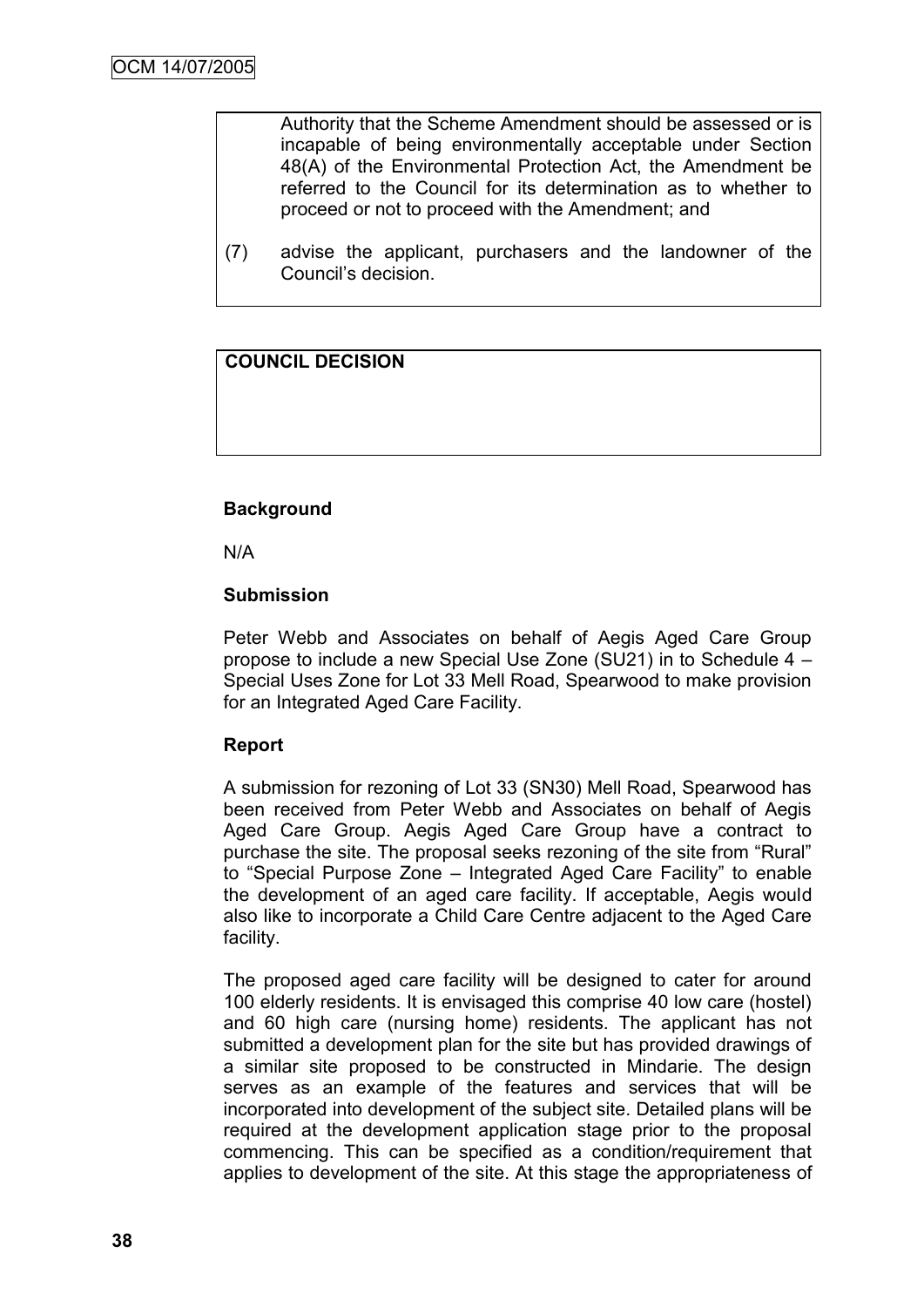Authority that the Scheme Amendment should be assessed or is incapable of being environmentally acceptable under Section 48(A) of the Environmental Protection Act, the Amendment be referred to the Council for its determination as to whether to proceed or not to proceed with the Amendment; and

(7) advise the applicant, purchasers and the landowner of the Council's decision.

**COUNCIL DECISION**

**Background**

N/A

**Submission**

Peter Webb and Associates on behalf of Aegis Aged Care Group propose to include a new Special Use Zone (SU21) in to Schedule 4 – Special Uses Zone for Lot 33 Mell Road, Spearwood to make provision for an Integrated Aged Care Facility.

**Report**

A submission for rezoning of Lot 33 (SN30) Mell Road, Spearwood has been received from Peter Webb and Associates on behalf of Aegis Aged Care Group. Aegis Aged Care Group have a contract to purchase the site. The proposal seeks rezoning of the site from "Rural" to "Special Purpose Zone – Integrated Aged Care Facility" to enable the development of an aged care facility. If acceptable, Aegis would also like to incorporate a Child Care Centre adjacent to the Aged Care facility.

The proposed aged care facility will be designed to cater for around 100 elderly residents. It is envisaged this comprise 40 low care (hostel) and 60 high care (nursing home) residents. The applicant has not submitted a development plan for the site but has provided drawings of a similar site proposed to be constructed in Mindarie. The design serves as an example of the features and services that will be incorporated into development of the subject site. Detailed plans will be required at the development application stage prior to the proposal commencing. This can be specified as a condition/requirement that applies to development of the site. At this stage the appropriateness of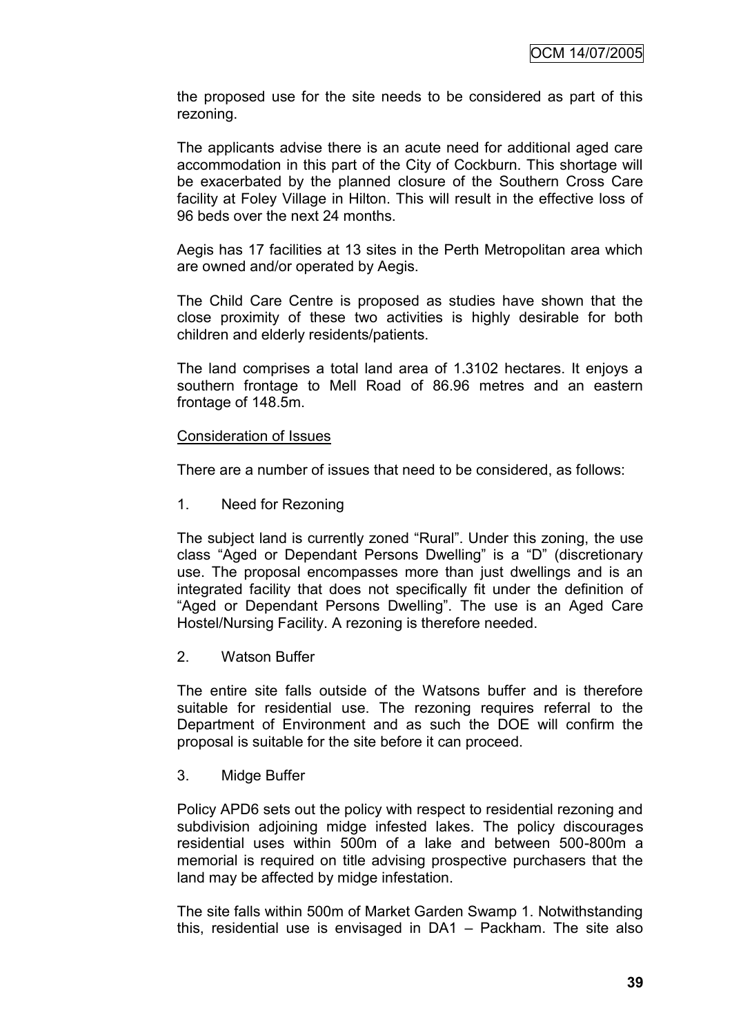the proposed use for the site needs to be considered as part of this rezoning.

The applicants advise there is an acute need for additional aged care accommodation in this part of the City of Cockburn. This shortage will be exacerbated by the planned closure of the Southern Cross Care facility at Foley Village in Hilton. This will result in the effective loss of 96 beds over the next 24 months.

Aegis has 17 facilities at 13 sites in the Perth Metropolitan area which are owned and/or operated by Aegis.

The Child Care Centre is proposed as studies have shown that the close proximity of these two activities is highly desirable for both children and elderly residents/patients.

The land comprises a total land area of 1.3102 hectares. It enjoys a southern frontage to Mell Road of 86.96 metres and an eastern frontage of 148.5m.

Consideration of Issues

There are a number of issues that need to be considered, as follows:

1. Need for Rezoning

The subject land is currently zoned "Rural". Under this zoning, the use class "Aged or Dependant Persons Dwelling" is a "D" (discretionary use. The proposal encompasses more than just dwellings and is an integrated facility that does not specifically fit under the definition of "Aged or Dependant Persons Dwelling". The use is an Aged Care Hostel/Nursing Facility. A rezoning is therefore needed.

2. Watson Buffer

The entire site falls outside of the Watsons buffer and is therefore suitable for residential use. The rezoning requires referral to the Department of Environment and as such the DOE will confirm the proposal is suitable for the site before it can proceed.

3. Midge Buffer

Policy APD6 sets out the policy with respect to residential rezoning and subdivision adjoining midge infested lakes. The policy discourages residential uses within 500m of a lake and between 500-800m a memorial is required on title advising prospective purchasers that the land may be affected by midge infestation.

The site falls within 500m of Market Garden Swamp 1. Notwithstanding this, residential use is envisaged in DA1 – Packham. The site also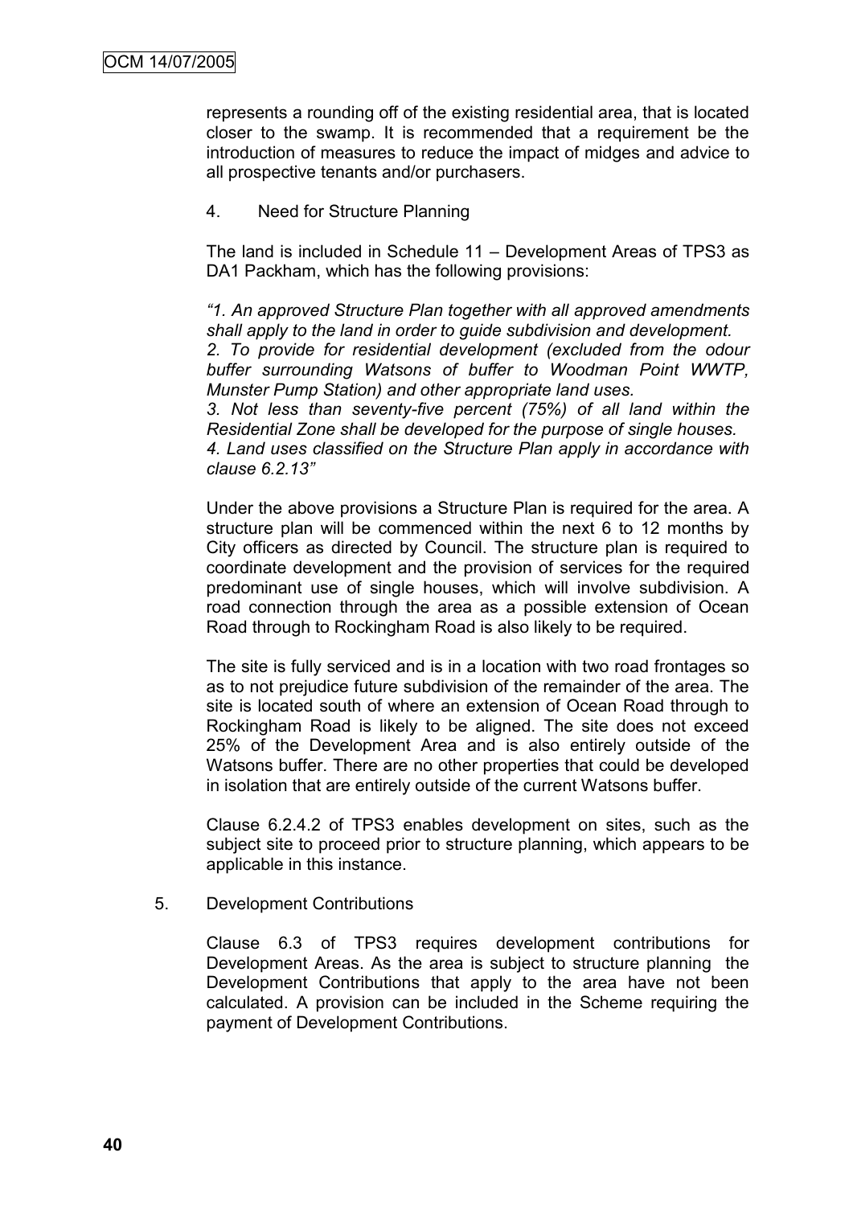represents a rounding off of the existing residential area, that is located closer to the swamp. It is recommended that a requirement be the introduction of measures to reduce the impact of midges and advice to all prospective tenants and/or purchasers.

4. Need for Structure Planning

The land is included in Schedule 11 – Development Areas of TPS3 as DA1 Packham, which has the following provisions:

*"1. An approved Structure Plan together with all approved amendments shall apply to the land in order to guide subdivision and development.*
*2. To provide for residential development (excluded from the odour buffer surrounding Watsons of buffer to Woodman Point WWTP, Munster Pump Station) and other appropriate land uses.*
*3. Not less than seventy-five percent (75%) of all land within the Residential Zone shall be developed for the purpose of single houses.*
*4. Land uses classified on the Structure Plan apply in accordance with clause 6.2.13"*

Under the above provisions a Structure Plan is required for the area. A structure plan will be commenced within the next 6 to 12 months by City officers as directed by Council. The structure plan is required to coordinate development and the provision of services for the required predominant use of single houses, which will involve subdivision. A road connection through the area as a possible extension of Ocean Road through to Rockingham Road is also likely to be required.

The site is fully serviced and is in a location with two road frontages so as to not prejudice future subdivision of the remainder of the area. The site is located south of where an extension of Ocean Road through to Rockingham Road is likely to be aligned. The site does not exceed 25% of the Development Area and is also entirely outside of the Watsons buffer. There are no other properties that could be developed in isolation that are entirely outside of the current Watsons buffer.

Clause 6.2.4.2 of TPS3 enables development on sites, such as the subject site to proceed prior to structure planning, which appears to be applicable in this instance.

5. Development Contributions

Clause 6.3 of TPS3 requires development contributions for Development Areas. As the area is subject to structure planning the Development Contributions that apply to the area have not been calculated. A provision can be included in the Scheme requiring the payment of Development Contributions.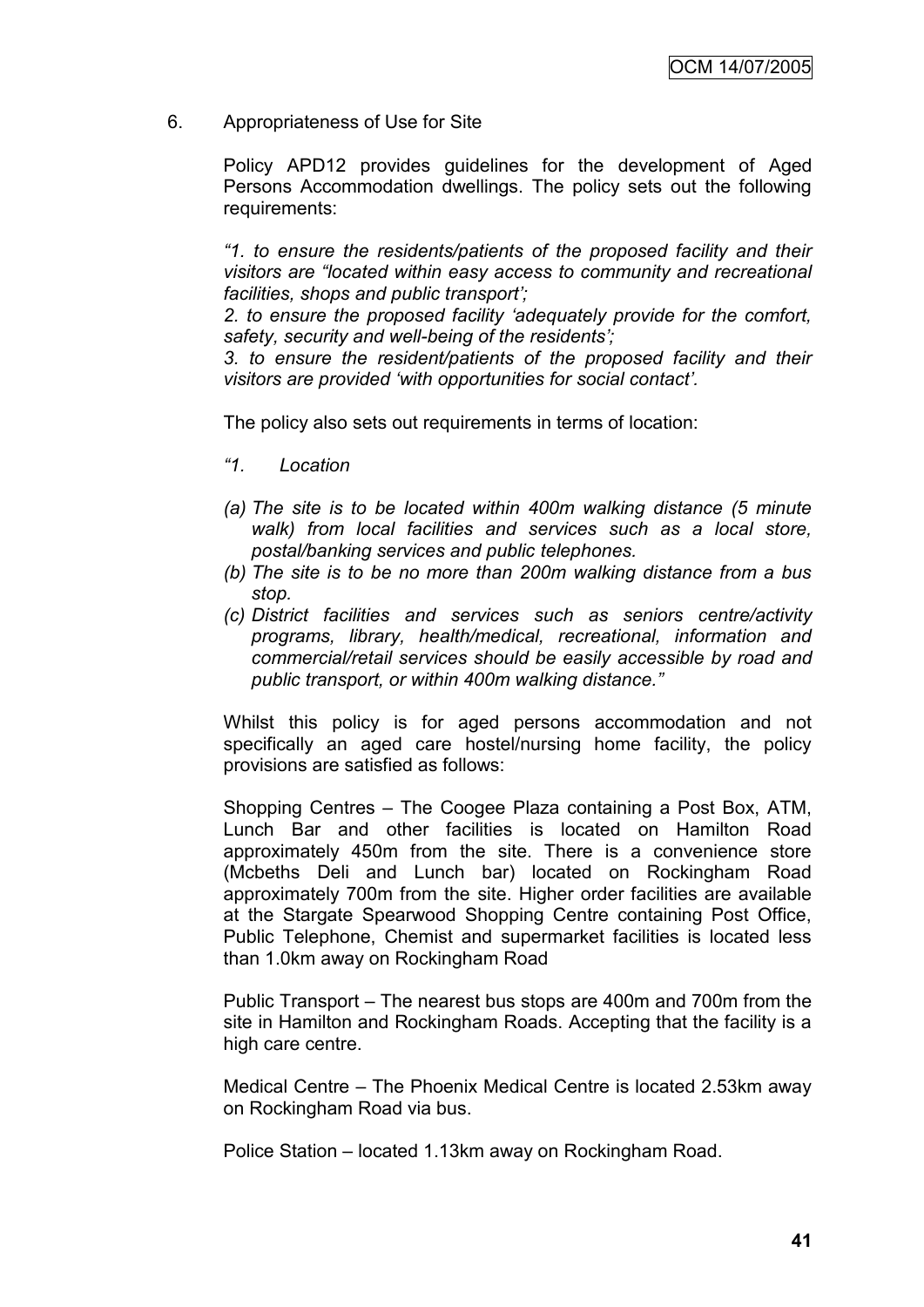6. Appropriateness of Use for Site

Policy APD12 provides guidelines for the development of Aged Persons Accommodation dwellings. The policy sets out the following requirements:

*"1. to ensure the residents/patients of the proposed facility and their visitors are "located within easy access to community and recreational facilities, shops and public transport';*

*2. to ensure the proposed facility 'adequately provide for the comfort, safety, security and well-being of the residents';*

*3. to ensure the resident/patients of the proposed facility and their visitors are provided 'with opportunities for social contact'.*

The policy also sets out requirements in terms of location:

*"1. Location*

*(a) The site is to be located within 400m walking distance (5 minute walk) from local facilities and services such as a local store, postal/banking services and public telephones.*

*(b) The site is to be no more than 200m walking distance from a bus stop.*

*(c) District facilities and services such as seniors centre/activity programs, library, health/medical, recreational, information and commercial/retail services should be easily accessible by road and public transport, or within 400m walking distance."*

Whilst this policy is for aged persons accommodation and not specifically an aged care hostel/nursing home facility, the policy provisions are satisfied as follows:

Shopping Centres – The Coogee Plaza containing a Post Box, ATM, Lunch Bar and other facilities is located on Hamilton Road approximately 450m from the site. There is a convenience store (Mcbeths Deli and Lunch bar) located on Rockingham Road approximately 700m from the site. Higher order facilities are available at the Stargate Spearwood Shopping Centre containing Post Office, Public Telephone, Chemist and supermarket facilities is located less than 1.0km away on Rockingham Road

Public Transport – The nearest bus stops are 400m and 700m from the site in Hamilton and Rockingham Roads. Accepting that the facility is a high care centre.

Medical Centre – The Phoenix Medical Centre is located 2.53km away on Rockingham Road via bus.

Police Station – located 1.13km away on Rockingham Road.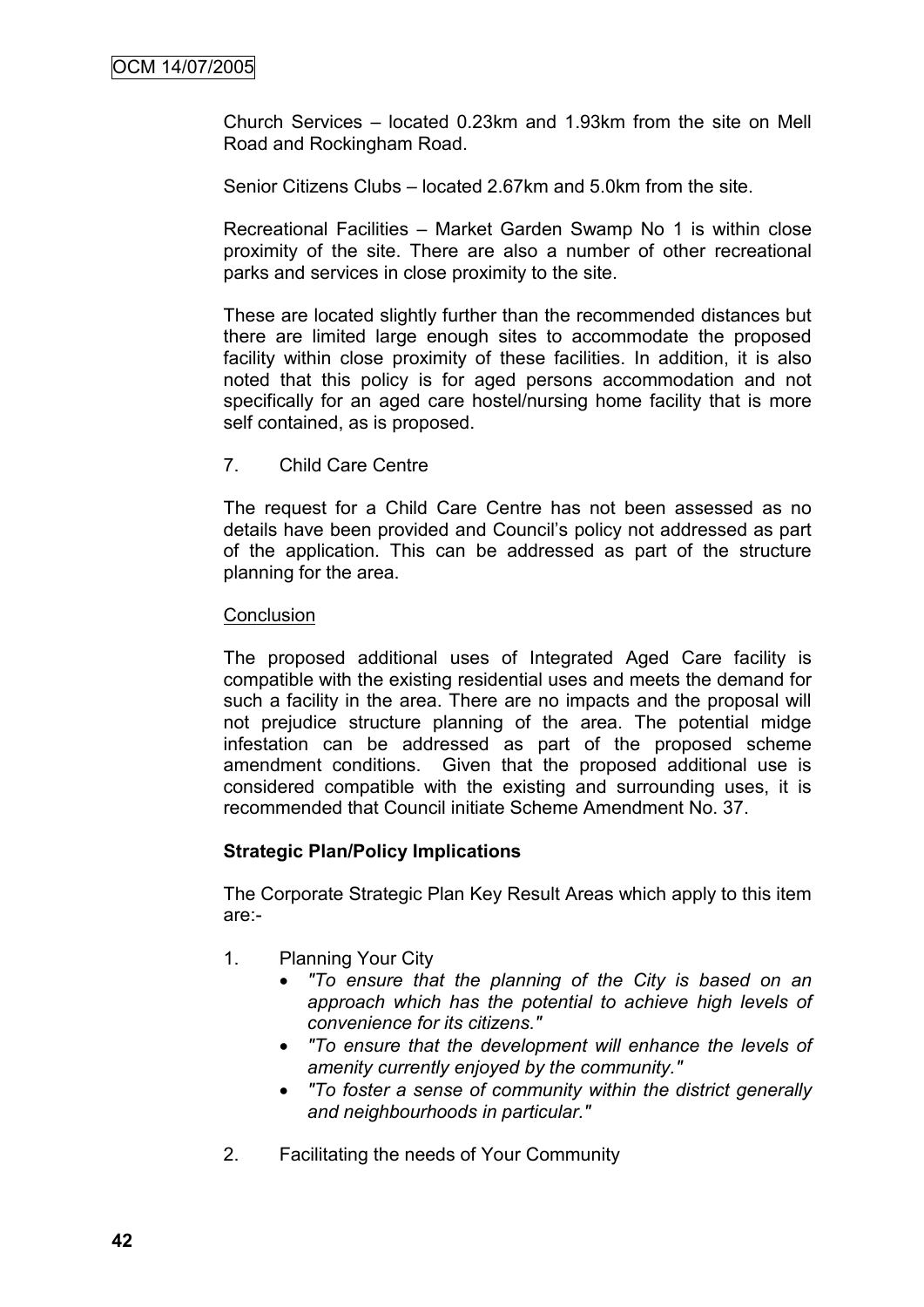Church Services – located 0.23km and 1.93km from the site on Mell Road and Rockingham Road.

Senior Citizens Clubs – located 2.67km and 5.0km from the site.

Recreational Facilities – Market Garden Swamp No 1 is within close proximity of the site. There are also a number of other recreational parks and services in close proximity to the site.

These are located slightly further than the recommended distances but there are limited large enough sites to accommodate the proposed facility within close proximity of these facilities. In addition, it is also noted that this policy is for aged persons accommodation and not specifically for an aged care hostel/nursing home facility that is more self contained, as is proposed.

7. Child Care Centre

The request for a Child Care Centre has not been assessed as no details have been provided and Council's policy not addressed as part of the application. This can be addressed as part of the structure planning for the area.

Conclusion

The proposed additional uses of Integrated Aged Care facility is compatible with the existing residential uses and meets the demand for such a facility in the area. There are no impacts and the proposal will not prejudice structure planning of the area. The potential midge infestation can be addressed as part of the proposed scheme amendment conditions. Given that the proposed additional use is considered compatible with the existing and surrounding uses, it is recommended that Council initiate Scheme Amendment No. 37.

**Strategic Plan/Policy Implications**

The Corporate Strategic Plan Key Result Areas which apply to this item are:-

1. Planning Your City
   - *"To ensure that the planning of the City is based on an approach which has the potential to achieve high levels of convenience for its citizens."*
   - *"To ensure that the development will enhance the levels of amenity currently enjoyed by the community."*
   - *"To foster a sense of community within the district generally and neighbourhoods in particular."*

2. Facilitating the needs of Your Community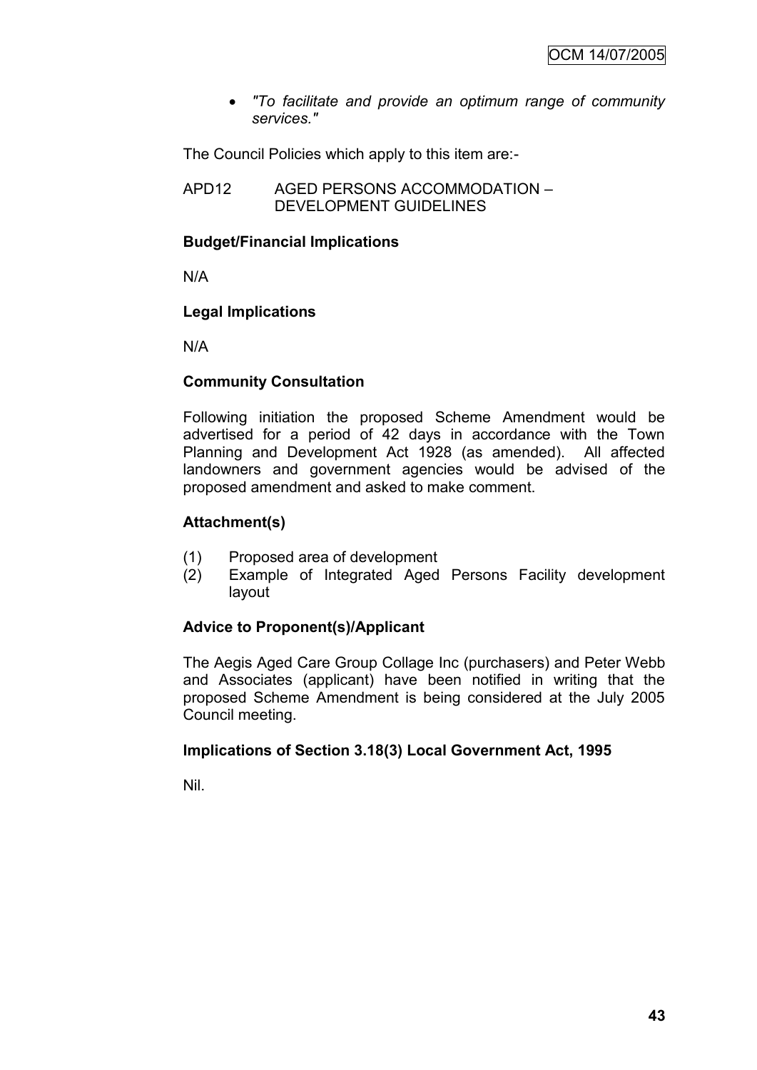- *"To facilitate and provide an optimum range of community services."*

The Council Policies which apply to this item are:-

APD12 AGED PERSONS ACCOMMODATION – DEVELOPMENT GUIDELINES

**Budget/Financial Implications**

N/A

**Legal Implications**

N/A

**Community Consultation**

Following initiation the proposed Scheme Amendment would be advertised for a period of 42 days in accordance with the Town Planning and Development Act 1928 (as amended). All affected landowners and government agencies would be advised of the proposed amendment and asked to make comment.

**Attachment(s)**

(1) Proposed area of development
(2) Example of Integrated Aged Persons Facility development layout

**Advice to Proponent(s)/Applicant**

The Aegis Aged Care Group Collage Inc (purchasers) and Peter Webb and Associates (applicant) have been notified in writing that the proposed Scheme Amendment is being considered at the July 2005 Council meeting.

**Implications of Section 3.18(3) Local Government Act, 1995**

Nil.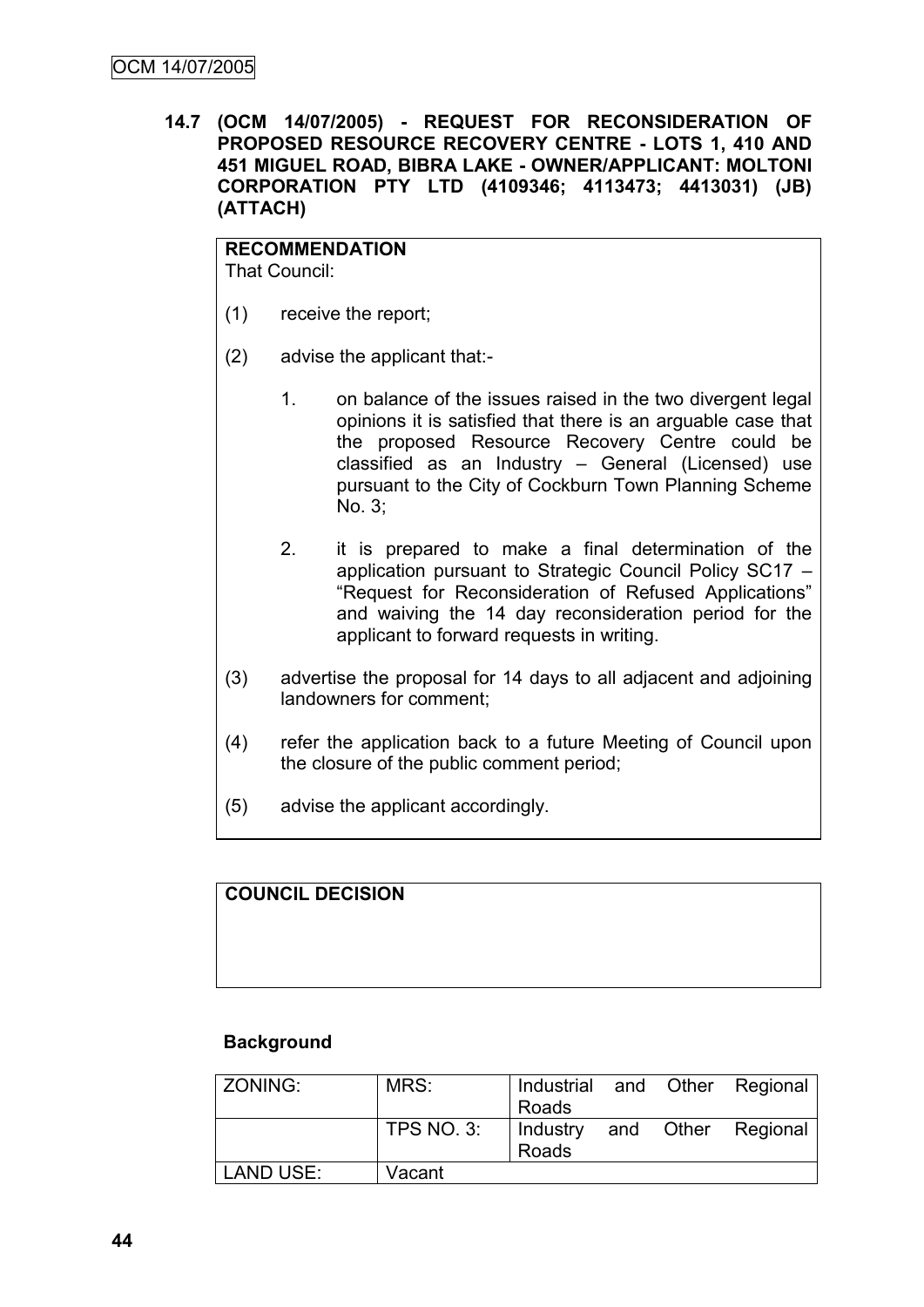**14.7 (OCM 14/07/2005) - REQUEST FOR RECONSIDERATION OF PROPOSED RESOURCE RECOVERY CENTRE - LOTS 1, 410 AND 451 MIGUEL ROAD, BIBRA LAKE - OWNER/APPLICANT: MOLTONI CORPORATION PTY LTD (4109346; 4113473; 4413031) (JB) (ATTACH)**

**RECOMMENDATION**
That Council:

(1) receive the report;

(2) advise the applicant that:-

1. on balance of the issues raised in the two divergent legal opinions it is satisfied that there is an arguable case that the proposed Resource Recovery Centre could be classified as an Industry – General (Licensed) use pursuant to the City of Cockburn Town Planning Scheme No. 3;

2. it is prepared to make a final determination of the application pursuant to Strategic Council Policy SC17 – "Request for Reconsideration of Refused Applications" and waiving the 14 day reconsideration period for the applicant to forward requests in writing.

(3) advertise the proposal for 14 days to all adjacent and adjoining landowners for comment;

(4) refer the application back to a future Meeting of Council upon the closure of the public comment period;

(5) advise the applicant accordingly.

**COUNCIL DECISION**

**Background**

| ZONING: | MRS: | Industrial and Other Regional Roads |
|---|---|---|
| | TPS NO. 3: | Industry and Other Regional Roads |
| LAND USE: | Vacant | |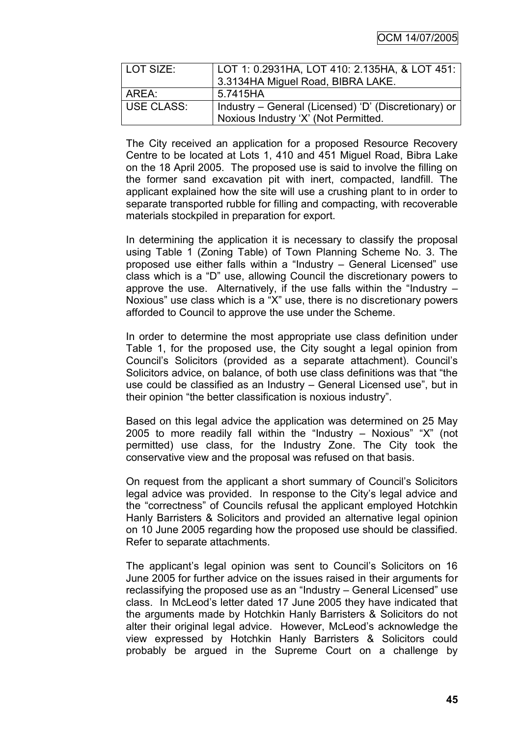| LOT SIZE: | LOT 1: 0.2931HA, LOT 410: 2.135HA, & LOT 451: 3.3134HA Miguel Road, BIBRA LAKE. |
| --- | --- |
| AREA: | 5.7415HA |
| USE CLASS: | Industry – General (Licensed) 'D' (Discretionary) or Noxious Industry 'X' (Not Permitted. |

The City received an application for a proposed Resource Recovery Centre to be located at Lots 1, 410 and 451 Miguel Road, Bibra Lake on the 18 April 2005. The proposed use is said to involve the filling on the former sand excavation pit with inert, compacted, landfill. The applicant explained how the site will use a crushing plant to in order to separate transported rubble for filling and compacting, with recoverable materials stockpiled in preparation for export.

In determining the application it is necessary to classify the proposal using Table 1 (Zoning Table) of Town Planning Scheme No. 3. The proposed use either falls within a "Industry – General Licensed" use class which is a "D" use, allowing Council the discretionary powers to approve the use. Alternatively, if the use falls within the "Industry – Noxious" use class which is a "X" use, there is no discretionary powers afforded to Council to approve the use under the Scheme.

In order to determine the most appropriate use class definition under Table 1, for the proposed use, the City sought a legal opinion from Council's Solicitors (provided as a separate attachment). Council's Solicitors advice, on balance, of both use class definitions was that "the use could be classified as an Industry – General Licensed use", but in their opinion "the better classification is noxious industry".

Based on this legal advice the application was determined on 25 May 2005 to more readily fall within the "Industry – Noxious" "X" (not permitted) use class, for the Industry Zone. The City took the conservative view and the proposal was refused on that basis.

On request from the applicant a short summary of Council's Solicitors legal advice was provided. In response to the City's legal advice and the "correctness" of Councils refusal the applicant employed Hotchkin Hanly Barristers & Solicitors and provided an alternative legal opinion on 10 June 2005 regarding how the proposed use should be classified. Refer to separate attachments.

The applicant's legal opinion was sent to Council's Solicitors on 16 June 2005 for further advice on the issues raised in their arguments for reclassifying the proposed use as an "Industry – General Licensed" use class. In McLeod's letter dated 17 June 2005 they have indicated that the arguments made by Hotchkin Hanly Barristers & Solicitors do not alter their original legal advice. However, McLeod's acknowledge the view expressed by Hotchkin Hanly Barristers & Solicitors could probably be argued in the Supreme Court on a challenge by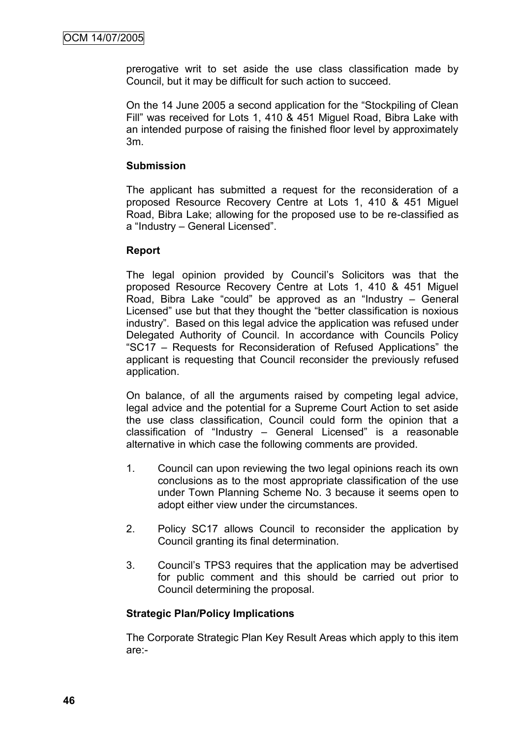prerogative writ to set aside the use class classification made by Council, but it may be difficult for such action to succeed.

On the 14 June 2005 a second application for the "Stockpiling of Clean Fill" was received for Lots 1, 410 & 451 Miguel Road, Bibra Lake with an intended purpose of raising the finished floor level by approximately 3m.

**Submission**

The applicant has submitted a request for the reconsideration of a proposed Resource Recovery Centre at Lots 1, 410 & 451 Miguel Road, Bibra Lake; allowing for the proposed use to be re-classified as a "Industry – General Licensed".

**Report**

The legal opinion provided by Council's Solicitors was that the proposed Resource Recovery Centre at Lots 1, 410 & 451 Miguel Road, Bibra Lake "could" be approved as an "Industry – General Licensed" use but that they thought the "better classification is noxious industry". Based on this legal advice the application was refused under Delegated Authority of Council. In accordance with Councils Policy "SC17 – Requests for Reconsideration of Refused Applications" the applicant is requesting that Council reconsider the previously refused application.

On balance, of all the arguments raised by competing legal advice, legal advice and the potential for a Supreme Court Action to set aside the use class classification, Council could form the opinion that a classification of "Industry – General Licensed" is a reasonable alternative in which case the following comments are provided.

1. Council can upon reviewing the two legal opinions reach its own conclusions as to the most appropriate classification of the use under Town Planning Scheme No. 3 because it seems open to adopt either view under the circumstances.

2. Policy SC17 allows Council to reconsider the application by Council granting its final determination.

3. Council's TPS3 requires that the application may be advertised for public comment and this should be carried out prior to Council determining the proposal.

**Strategic Plan/Policy Implications**

The Corporate Strategic Plan Key Result Areas which apply to this item are:-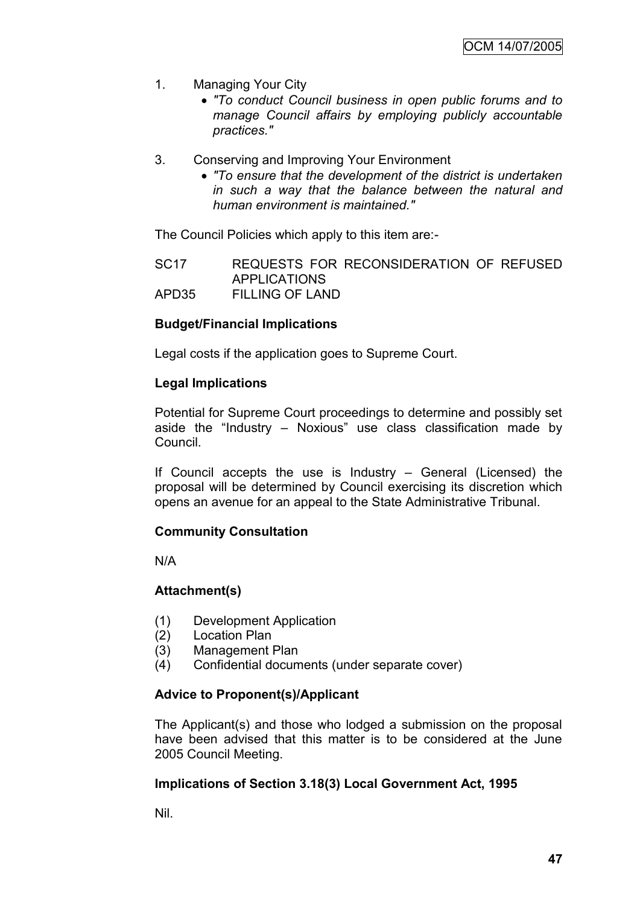1. Managing Your City
   - *"To conduct Council business in open public forums and to manage Council affairs by employing publicly accountable practices."*

3. Conserving and Improving Your Environment
   - *"To ensure that the development of the district is undertaken in such a way that the balance between the natural and human environment is maintained."*

The Council Policies which apply to this item are:-

SC17 REQUESTS FOR RECONSIDERATION OF REFUSED APPLICATIONS
APD35 FILLING OF LAND

**Budget/Financial Implications**

Legal costs if the application goes to Supreme Court.

**Legal Implications**

Potential for Supreme Court proceedings to determine and possibly set aside the "Industry – Noxious" use class classification made by Council.

If Council accepts the use is Industry – General (Licensed) the proposal will be determined by Council exercising its discretion which opens an avenue for an appeal to the State Administrative Tribunal.

**Community Consultation**

N/A

**Attachment(s)**

(1) Development Application
(2) Location Plan
(3) Management Plan
(4) Confidential documents (under separate cover)

**Advice to Proponent(s)/Applicant**

The Applicant(s) and those who lodged a submission on the proposal have been advised that this matter is to be considered at the June 2005 Council Meeting.

**Implications of Section 3.18(3) Local Government Act, 1995**

Nil.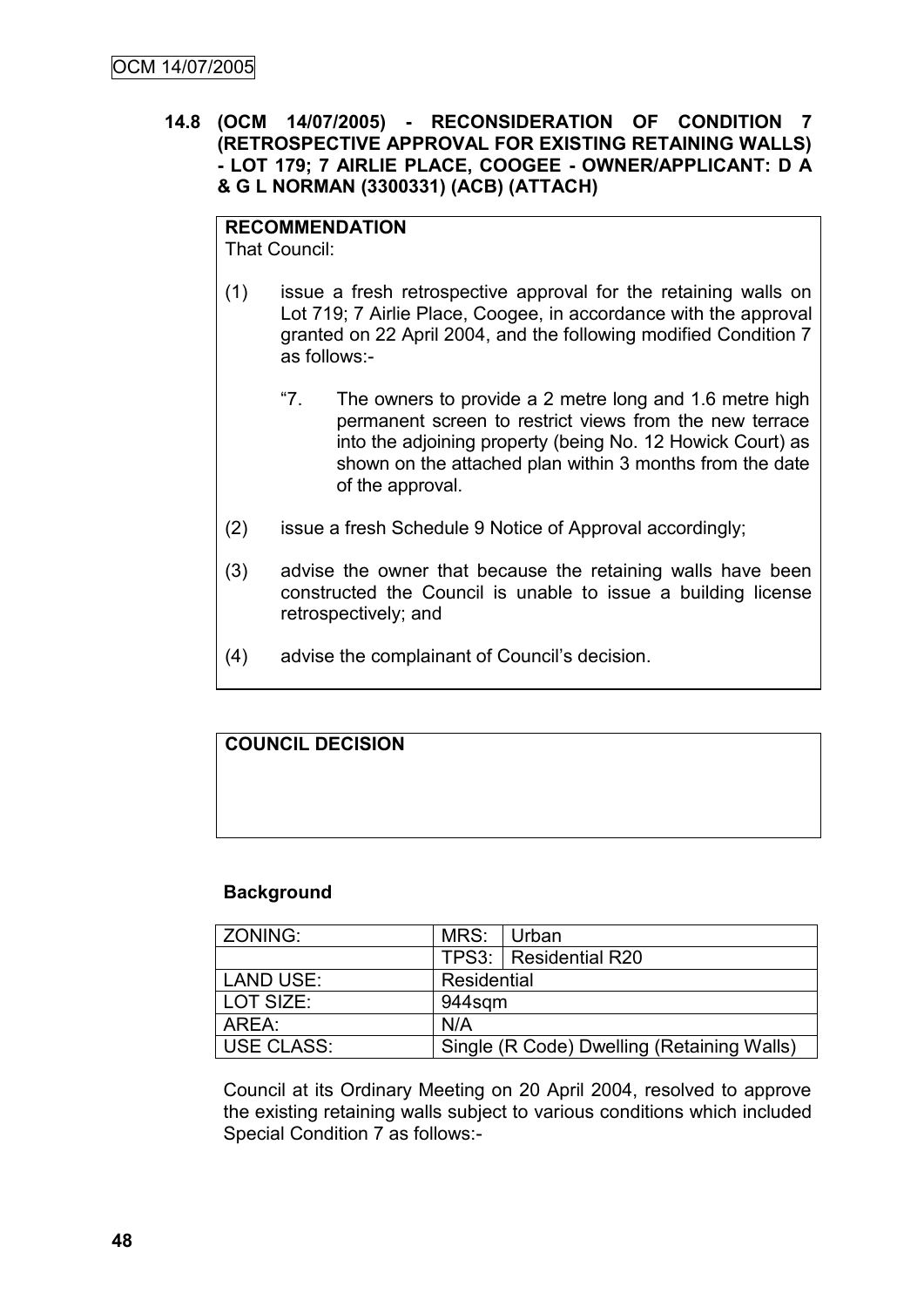**14.8 (OCM 14/07/2005) - RECONSIDERATION OF CONDITION 7 (RETROSPECTIVE APPROVAL FOR EXISTING RETAINING WALLS) - LOT 179; 7 AIRLIE PLACE, COOGEE - OWNER/APPLICANT: D A & G L NORMAN (3300331) (ACB) (ATTACH)**

| **RECOMMENDATION** |
|---|
| That Council:<br><br>(1) issue a fresh retrospective approval for the retaining walls on Lot 719; 7 Airlie Place, Coogee, in accordance with the approval granted on 22 April 2004, and the following modified Condition 7 as follows:-<br><br>"7. The owners to provide a 2 metre long and 1.6 metre high permanent screen to restrict views from the new terrace into the adjoining property (being No. 12 Howick Court) as shown on the attached plan within 3 months from the date of the approval.<br><br>(2) issue a fresh Schedule 9 Notice of Approval accordingly;<br><br>(3) advise the owner that because the retaining walls have been constructed the Council is unable to issue a building license retrospectively; and<br><br>(4) advise the complainant of Council's decision. |

| **COUNCIL DECISION** |
|---|
| |

**Background**

| ZONING: | MRS: | Urban |
|---|---|---|
| | TPS3: | Residential R20 |
| LAND USE: | Residential | |
| LOT SIZE: | 944sqm | |
| AREA: | N/A | |
| USE CLASS: | Single (R Code) Dwelling (Retaining Walls) | |

Council at its Ordinary Meeting on 20 April 2004, resolved to approve the existing retaining walls subject to various conditions which included Special Condition 7 as follows:-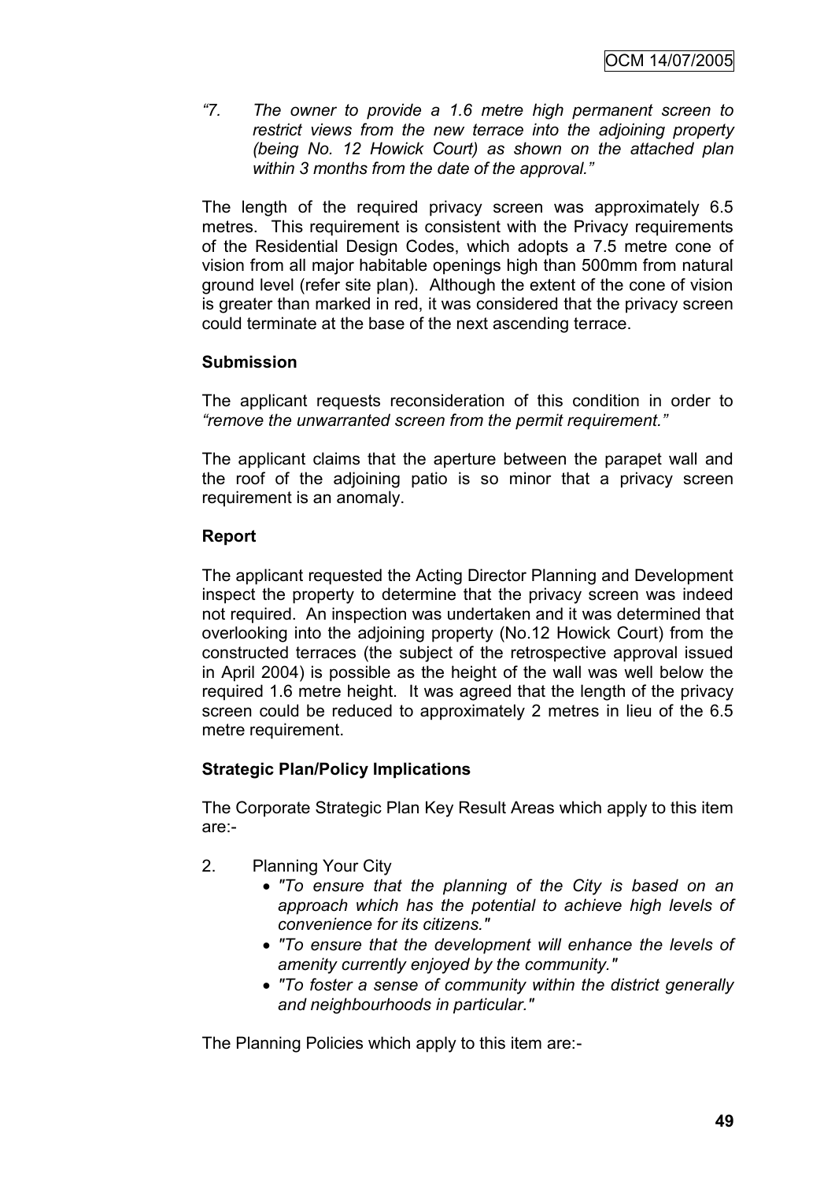*“7. The owner to provide a 1.6 metre high permanent screen to restrict views from the new terrace into the adjoining property (being No. 12 Howick Court) as shown on the attached plan within 3 months from the date of the approval.”*

The length of the required privacy screen was approximately 6.5 metres. This requirement is consistent with the Privacy requirements of the Residential Design Codes, which adopts a 7.5 metre cone of vision from all major habitable openings high than 500mm from natural ground level (refer site plan). Although the extent of the cone of vision is greater than marked in red, it was considered that the privacy screen could terminate at the base of the next ascending terrace.

**Submission**

The applicant requests reconsideration of this condition in order to *“remove the unwarranted screen from the permit requirement.”*

The applicant claims that the aperture between the parapet wall and the roof of the adjoining patio is so minor that a privacy screen requirement is an anomaly.

**Report**

The applicant requested the Acting Director Planning and Development inspect the property to determine that the privacy screen was indeed not required. An inspection was undertaken and it was determined that overlooking into the adjoining property (No.12 Howick Court) from the constructed terraces (the subject of the retrospective approval issued in April 2004) is possible as the height of the wall was well below the required 1.6 metre height. It was agreed that the length of the privacy screen could be reduced to approximately 2 metres in lieu of the 6.5 metre requirement.

**Strategic Plan/Policy Implications**

The Corporate Strategic Plan Key Result Areas which apply to this item are:-

2. Planning Your City
   - *"To ensure that the planning of the City is based on an approach which has the potential to achieve high levels of convenience for its citizens."*
   - *"To ensure that the development will enhance the levels of amenity currently enjoyed by the community."*
   - *"To foster a sense of community within the district generally and neighbourhoods in particular."*

The Planning Policies which apply to this item are:-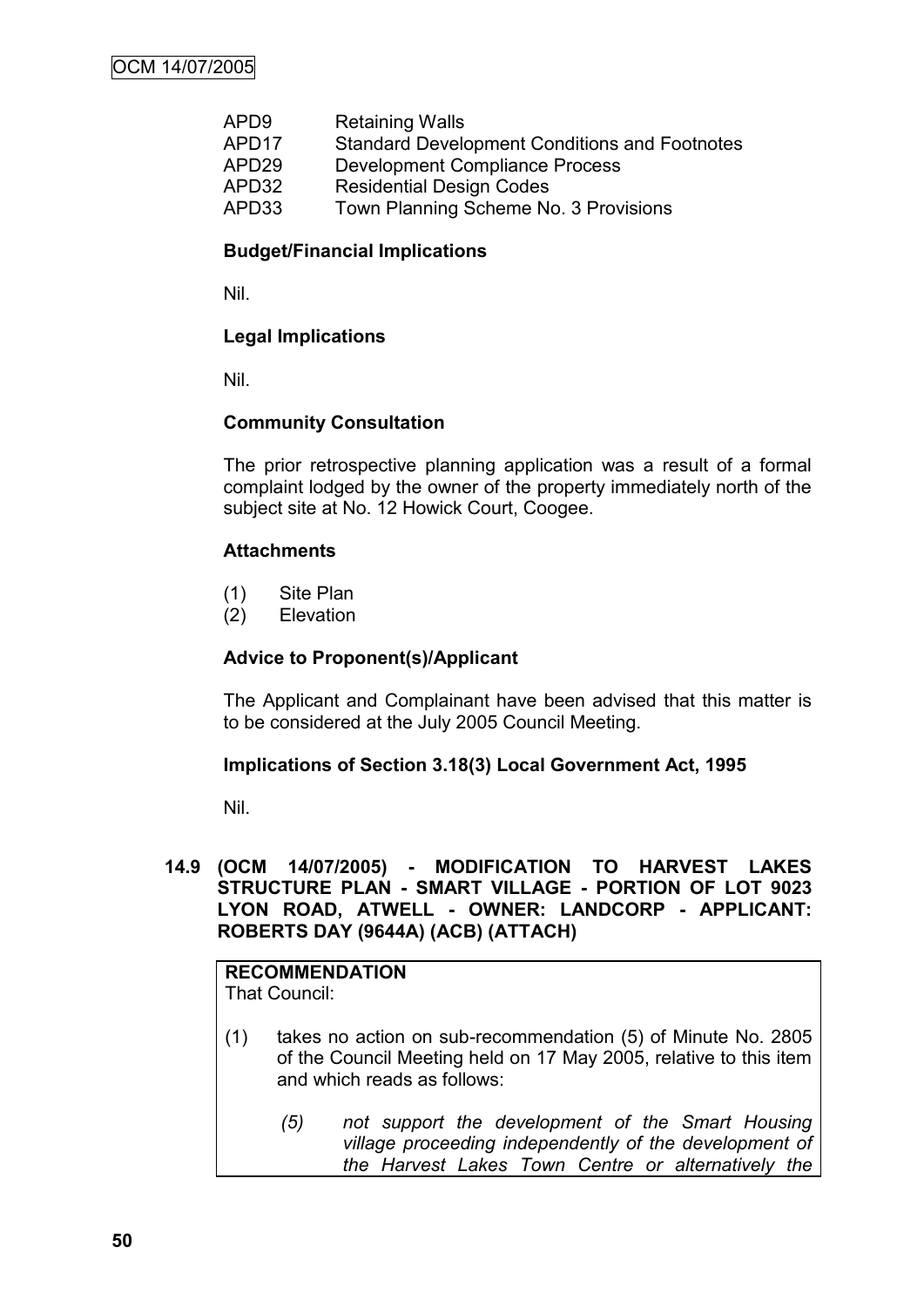| | |
|---|---|
| APD9 | Retaining Walls |
| APD17 | Standard Development Conditions and Footnotes |
| APD29 | Development Compliance Process |
| APD32 | Residential Design Codes |
| APD33 | Town Planning Scheme No. 3 Provisions |

**Budget/Financial Implications**

Nil.

**Legal Implications**

Nil.

**Community Consultation**

The prior retrospective planning application was a result of a formal complaint lodged by the owner of the property immediately north of the subject site at No. 12 Howick Court, Coogee.

**Attachments**

(1) Site Plan
(2) Elevation

**Advice to Proponent(s)/Applicant**

The Applicant and Complainant have been advised that this matter is to be considered at the July 2005 Council Meeting.

**Implications of Section 3.18(3) Local Government Act, 1995**

Nil.

### 14.9 (OCM 14/07/2005) - MODIFICATION TO HARVEST LAKES STRUCTURE PLAN - SMART VILLAGE - PORTION OF LOT 9023 LYON ROAD, ATWELL - OWNER: LANDCORP - APPLICANT: ROBERTS DAY (9644A) (ACB) (ATTACH)

**RECOMMENDATION**
That Council:

(1) takes no action on sub-recommendation (5) of Minute No. 2805 of the Council Meeting held on 17 May 2005, relative to this item and which reads as follows:

> *(5) not support the development of the Smart Housing village proceeding independently of the development of the Harvest Lakes Town Centre or alternatively the*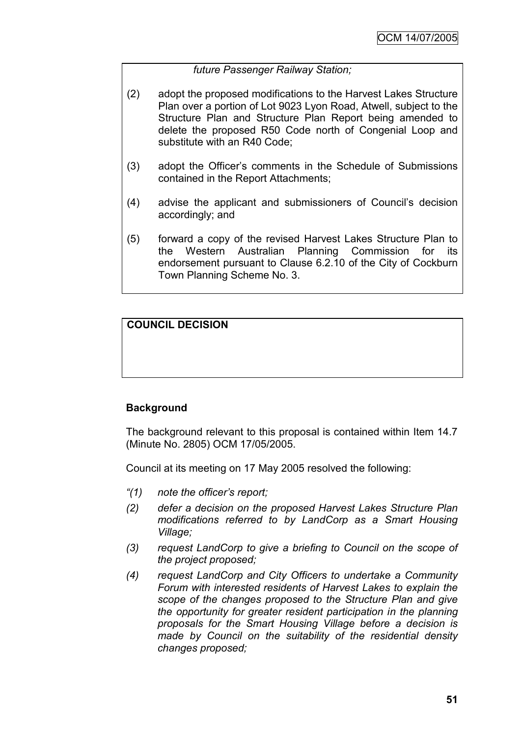*future Passenger Railway Station;*

(2) adopt the proposed modifications to the Harvest Lakes Structure Plan over a portion of Lot 9023 Lyon Road, Atwell, subject to the Structure Plan and Structure Plan Report being amended to delete the proposed R50 Code north of Congenial Loop and substitute with an R40 Code;

(3) adopt the Officer's comments in the Schedule of Submissions contained in the Report Attachments;

(4) advise the applicant and submissioners of Council's decision accordingly; and

(5) forward a copy of the revised Harvest Lakes Structure Plan to the Western Australian Planning Commission for its endorsement pursuant to Clause 6.2.10 of the City of Cockburn Town Planning Scheme No. 3.

**COUNCIL DECISION**

**Background**

The background relevant to this proposal is contained within Item 14.7 (Minute No. 2805) OCM 17/05/2005.

Council at its meeting on 17 May 2005 resolved the following:

*"(1) note the officer's report;*

*(2) defer a decision on the proposed Harvest Lakes Structure Plan modifications referred to by LandCorp as a Smart Housing Village;*

*(3) request LandCorp to give a briefing to Council on the scope of the project proposed;*

*(4) request LandCorp and City Officers to undertake a Community Forum with interested residents of Harvest Lakes to explain the scope of the changes proposed to the Structure Plan and give the opportunity for greater resident participation in the planning proposals for the Smart Housing Village before a decision is made by Council on the suitability of the residential density changes proposed;*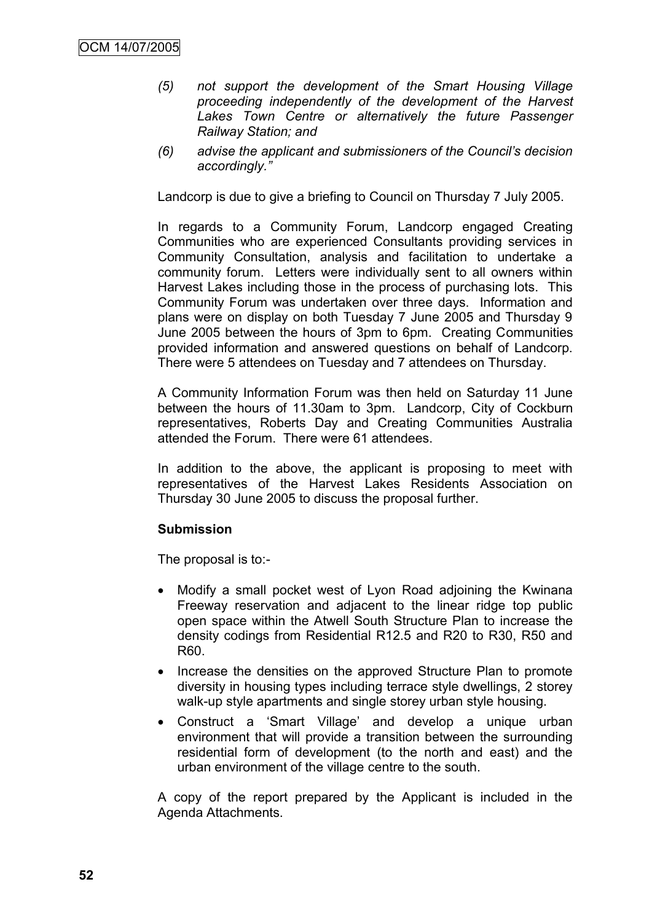*(5) not support the development of the Smart Housing Village proceeding independently of the development of the Harvest Lakes Town Centre or alternatively the future Passenger Railway Station; and*

*(6) advise the applicant and submissioners of the Council's decision accordingly."*

Landcorp is due to give a briefing to Council on Thursday 7 July 2005.

In regards to a Community Forum, Landcorp engaged Creating Communities who are experienced Consultants providing services in Community Consultation, analysis and facilitation to undertake a community forum. Letters were individually sent to all owners within Harvest Lakes including those in the process of purchasing lots. This Community Forum was undertaken over three days. Information and plans were on display on both Tuesday 7 June 2005 and Thursday 9 June 2005 between the hours of 3pm to 6pm. Creating Communities provided information and answered questions on behalf of Landcorp. There were 5 attendees on Tuesday and 7 attendees on Thursday.

A Community Information Forum was then held on Saturday 11 June between the hours of 11.30am to 3pm. Landcorp, City of Cockburn representatives, Roberts Day and Creating Communities Australia attended the Forum. There were 61 attendees.

In addition to the above, the applicant is proposing to meet with representatives of the Harvest Lakes Residents Association on Thursday 30 June 2005 to discuss the proposal further.

**Submission**

The proposal is to:-

- Modify a small pocket west of Lyon Road adjoining the Kwinana Freeway reservation and adjacent to the linear ridge top public open space within the Atwell South Structure Plan to increase the density codings from Residential R12.5 and R20 to R30, R50 and R60.
- Increase the densities on the approved Structure Plan to promote diversity in housing types including terrace style dwellings, 2 storey walk-up style apartments and single storey urban style housing.
- Construct a 'Smart Village' and develop a unique urban environment that will provide a transition between the surrounding residential form of development (to the north and east) and the urban environment of the village centre to the south.

A copy of the report prepared by the Applicant is included in the Agenda Attachments.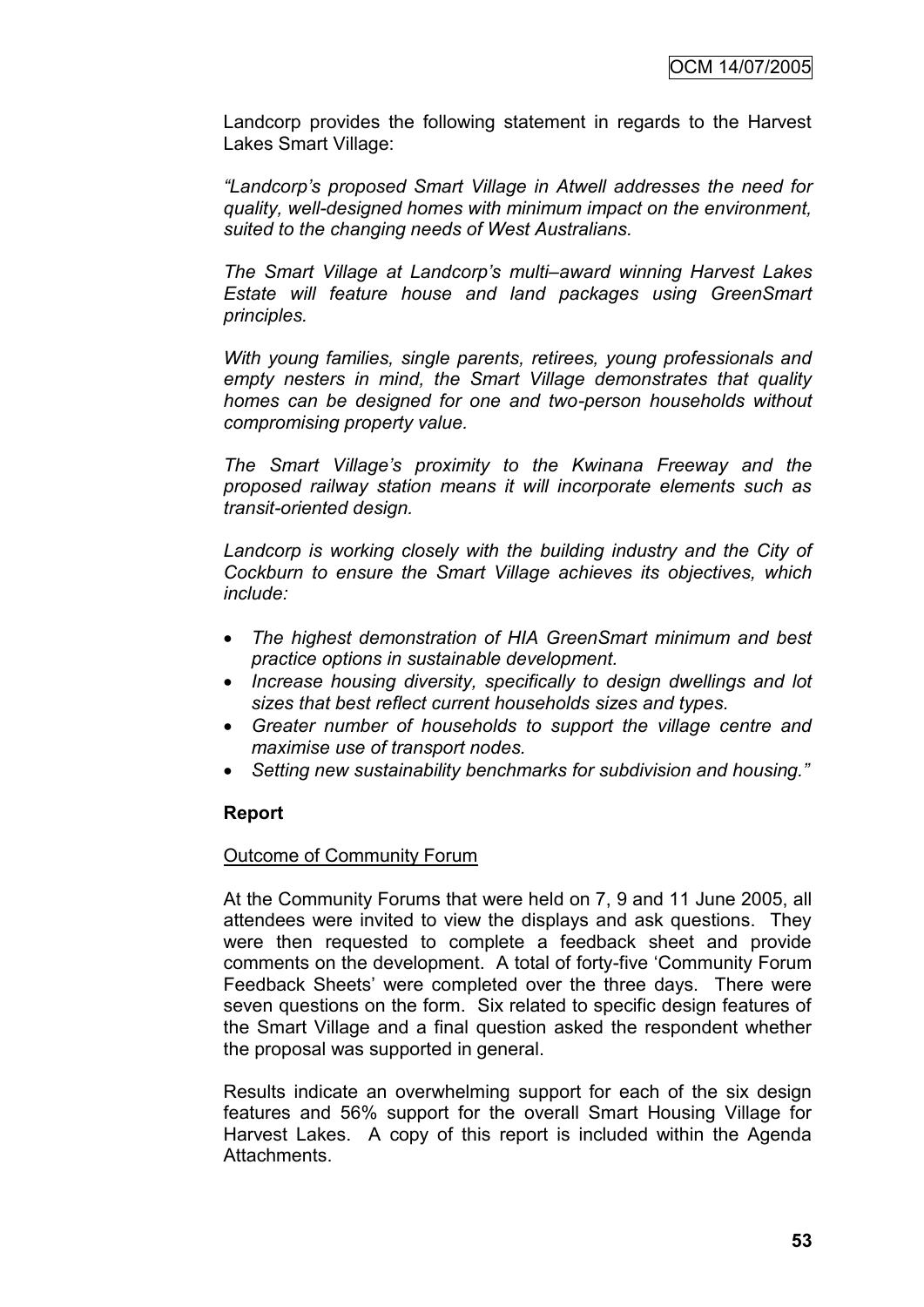Landcorp provides the following statement in regards to the Harvest Lakes Smart Village:

*"Landcorp's proposed Smart Village in Atwell addresses the need for quality, well-designed homes with minimum impact on the environment, suited to the changing needs of West Australians.*

*The Smart Village at Landcorp's multi–award winning Harvest Lakes Estate will feature house and land packages using GreenSmart principles.*

*With young families, single parents, retirees, young professionals and empty nesters in mind, the Smart Village demonstrates that quality homes can be designed for one and two-person households without compromising property value.*

*The Smart Village's proximity to the Kwinana Freeway and the proposed railway station means it will incorporate elements such as transit-oriented design.*

*Landcorp is working closely with the building industry and the City of Cockburn to ensure the Smart Village achieves its objectives, which include:*

- *The highest demonstration of HIA GreenSmart minimum and best practice options in sustainable development.*
- *Increase housing diversity, specifically to design dwellings and lot sizes that best reflect current households sizes and types.*
- *Greater number of households to support the village centre and maximise use of transport nodes.*
- *Setting new sustainability benchmarks for subdivision and housing."*

**Report**

Outcome of Community Forum

At the Community Forums that were held on 7, 9 and 11 June 2005, all attendees were invited to view the displays and ask questions. They were then requested to complete a feedback sheet and provide comments on the development. A total of forty-five 'Community Forum Feedback Sheets' were completed over the three days. There were seven questions on the form. Six related to specific design features of the Smart Village and a final question asked the respondent whether the proposal was supported in general.

Results indicate an overwhelming support for each of the six design features and 56% support for the overall Smart Housing Village for Harvest Lakes. A copy of this report is included within the Agenda Attachments.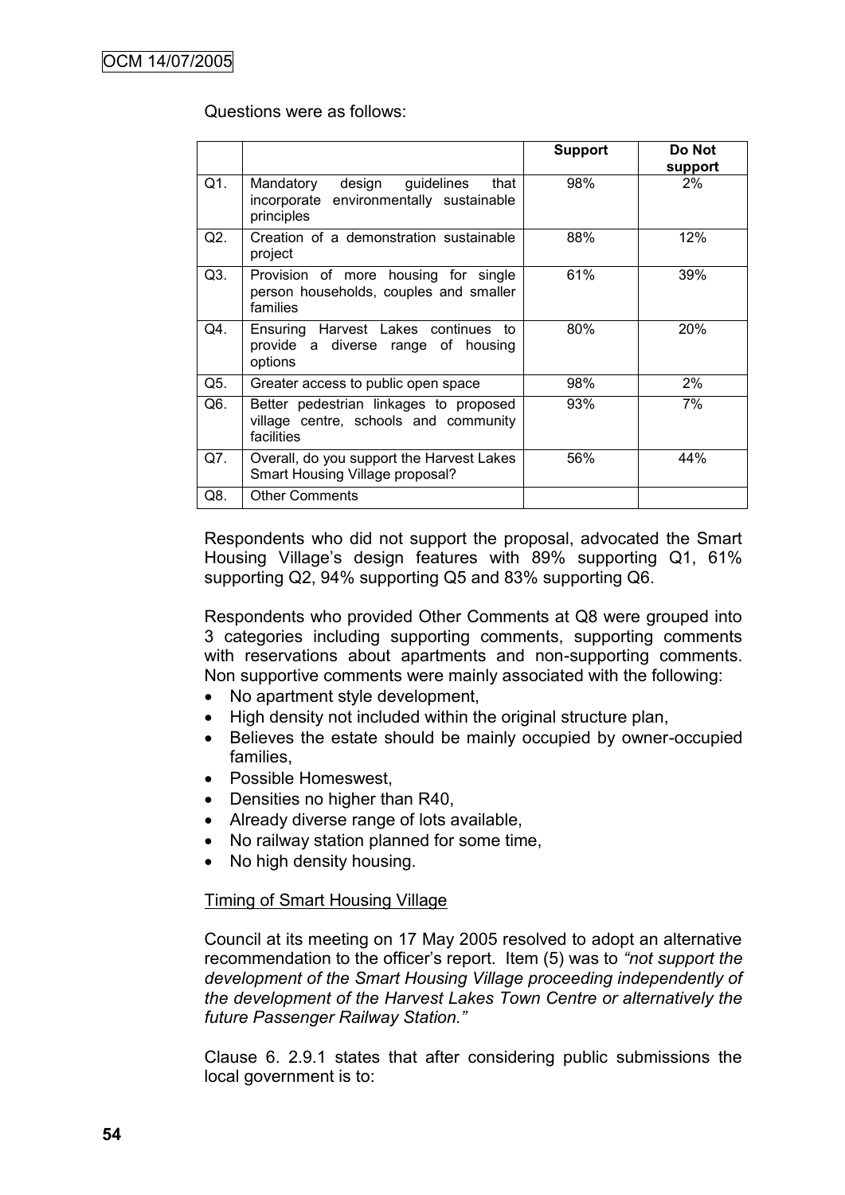Questions were as follows:

| | | Support | Do Not support |
|---|---|---|---|
| Q1. | Mandatory design guidelines that incorporate environmentally sustainable principles | 98% | 2% |
| Q2. | Creation of a demonstration sustainable project | 88% | 12% |
| Q3. | Provision of more housing for single person households, couples and smaller families | 61% | 39% |
| Q4. | Ensuring Harvest Lakes continues to provide a diverse range of housing options | 80% | 20% |
| Q5. | Greater access to public open space | 98% | 2% |
| Q6. | Better pedestrian linkages to proposed village centre, schools and community facilities | 93% | 7% |
| Q7. | Overall, do you support the Harvest Lakes Smart Housing Village proposal? | 56% | 44% |
| Q8. | Other Comments | | |

Respondents who did not support the proposal, advocated the Smart Housing Village's design features with 89% supporting Q1, 61% supporting Q2, 94% supporting Q5 and 83% supporting Q6.

Respondents who provided Other Comments at Q8 were grouped into 3 categories including supporting comments, supporting comments with reservations about apartments and non-supporting comments. Non supportive comments were mainly associated with the following:

- No apartment style development,
- High density not included within the original structure plan,
- Believes the estate should be mainly occupied by owner-occupied families,
- Possible Homeswest,
- Densities no higher than R40,
- Already diverse range of lots available,
- No railway station planned for some time,
- No high density housing.

Timing of Smart Housing Village

Council at its meeting on 17 May 2005 resolved to adopt an alternative recommendation to the officer's report. Item (5) was to *"not support the development of the Smart Housing Village proceeding independently of the development of the Harvest Lakes Town Centre or alternatively the future Passenger Railway Station."*

Clause 6. 2.9.1 states that after considering public submissions the local government is to: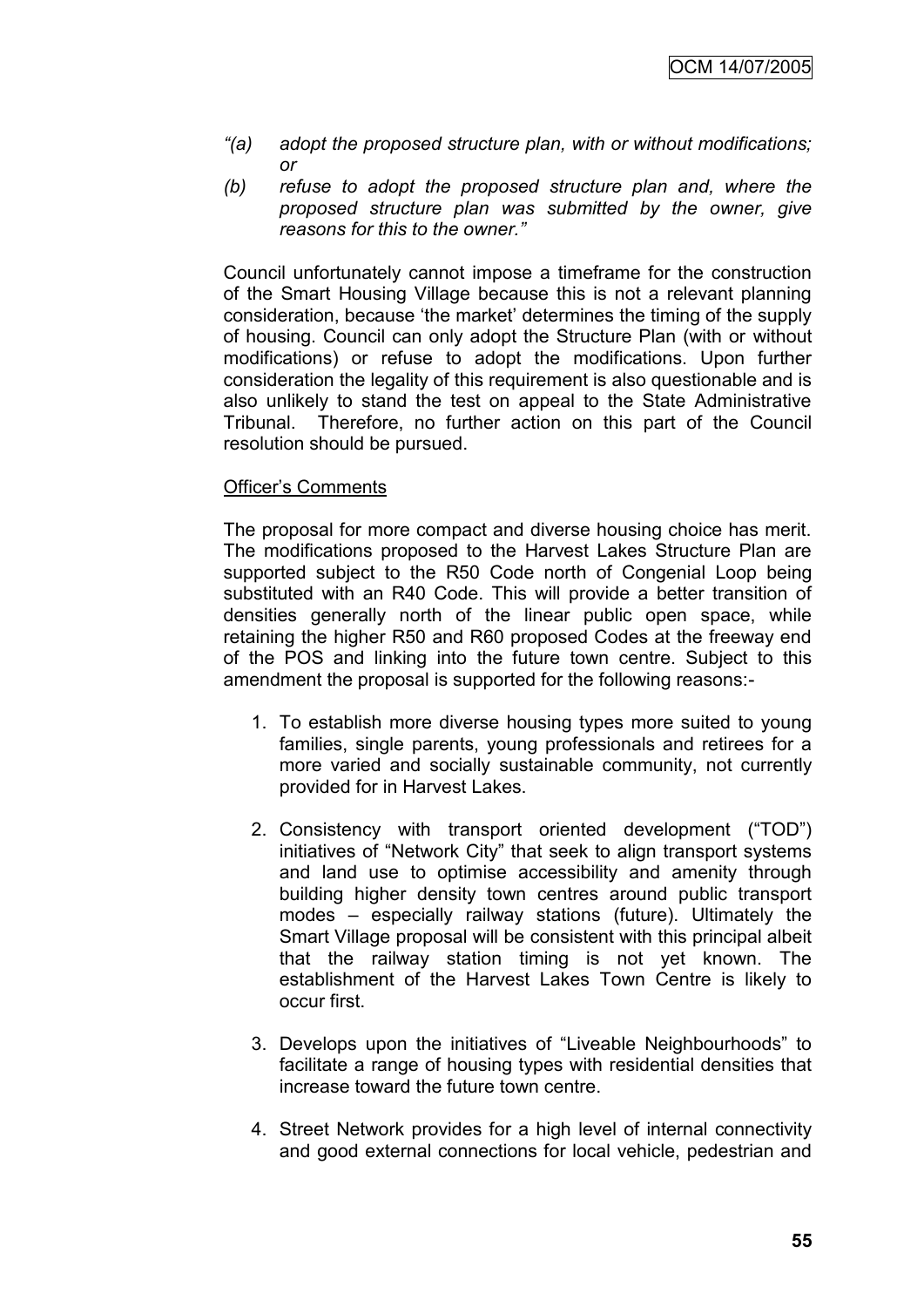*"(a) adopt the proposed structure plan, with or without modifications; or*

*(b) refuse to adopt the proposed structure plan and, where the proposed structure plan was submitted by the owner, give reasons for this to the owner."*

Council unfortunately cannot impose a timeframe for the construction of the Smart Housing Village because this is not a relevant planning consideration, because 'the market' determines the timing of the supply of housing. Council can only adopt the Structure Plan (with or without modifications) or refuse to adopt the modifications. Upon further consideration the legality of this requirement is also questionable and is also unlikely to stand the test on appeal to the State Administrative Tribunal. Therefore, no further action on this part of the Council resolution should be pursued.

<u>Officer's Comments</u>

The proposal for more compact and diverse housing choice has merit. The modifications proposed to the Harvest Lakes Structure Plan are supported subject to the R50 Code north of Congenial Loop being substituted with an R40 Code. This will provide a better transition of densities generally north of the linear public open space, while retaining the higher R50 and R60 proposed Codes at the freeway end of the POS and linking into the future town centre. Subject to this amendment the proposal is supported for the following reasons:-

1. To establish more diverse housing types more suited to young families, single parents, young professionals and retirees for a more varied and socially sustainable community, not currently provided for in Harvest Lakes.

2. Consistency with transport oriented development ("TOD") initiatives of "Network City" that seek to align transport systems and land use to optimise accessibility and amenity through building higher density town centres around public transport modes – especially railway stations (future). Ultimately the Smart Village proposal will be consistent with this principal albeit that the railway station timing is not yet known. The establishment of the Harvest Lakes Town Centre is likely to occur first.

3. Develops upon the initiatives of "Liveable Neighbourhoods" to facilitate a range of housing types with residential densities that increase toward the future town centre.

4. Street Network provides for a high level of internal connectivity and good external connections for local vehicle, pedestrian and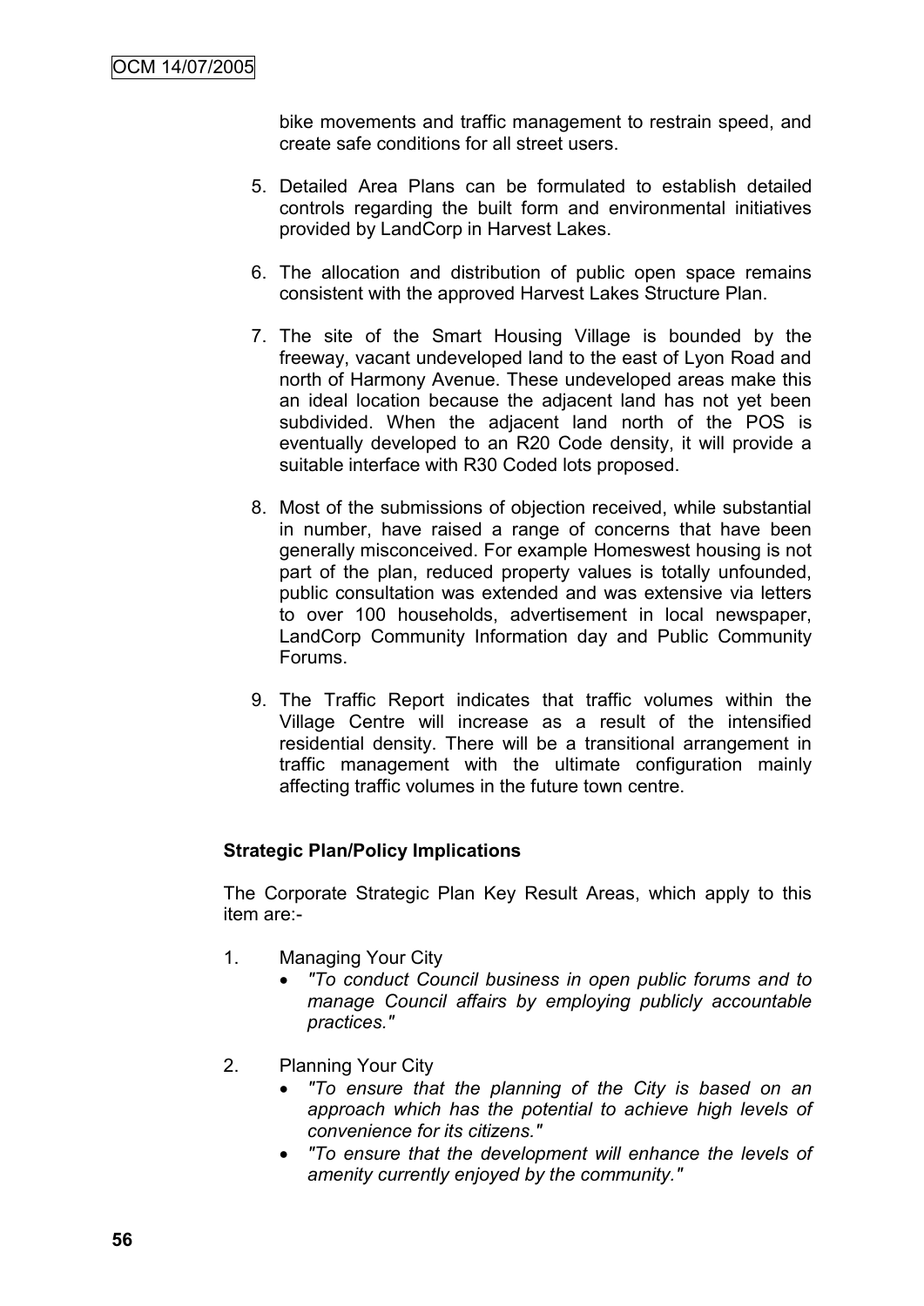bike movements and traffic management to restrain speed, and create safe conditions for all street users.

5. Detailed Area Plans can be formulated to establish detailed controls regarding the built form and environmental initiatives provided by LandCorp in Harvest Lakes.

6. The allocation and distribution of public open space remains consistent with the approved Harvest Lakes Structure Plan.

7. The site of the Smart Housing Village is bounded by the freeway, vacant undeveloped land to the east of Lyon Road and north of Harmony Avenue. These undeveloped areas make this an ideal location because the adjacent land has not yet been subdivided. When the adjacent land north of the POS is eventually developed to an R20 Code density, it will provide a suitable interface with R30 Coded lots proposed.

8. Most of the submissions of objection received, while substantial in number, have raised a range of concerns that have been generally misconceived. For example Homeswest housing is not part of the plan, reduced property values is totally unfounded, public consultation was extended and was extensive via letters to over 100 households, advertisement in local newspaper, LandCorp Community Information day and Public Community Forums.

9. The Traffic Report indicates that traffic volumes within the Village Centre will increase as a result of the intensified residential density. There will be a transitional arrangement in traffic management with the ultimate configuration mainly affecting traffic volumes in the future town centre.

**Strategic Plan/Policy Implications**

The Corporate Strategic Plan Key Result Areas, which apply to this item are:-

1. Managing Your City
   - *"To conduct Council business in open public forums and to manage Council affairs by employing publicly accountable practices."*

2. Planning Your City
   - *"To ensure that the planning of the City is based on an approach which has the potential to achieve high levels of convenience for its citizens."*
   - *"To ensure that the development will enhance the levels of amenity currently enjoyed by the community."*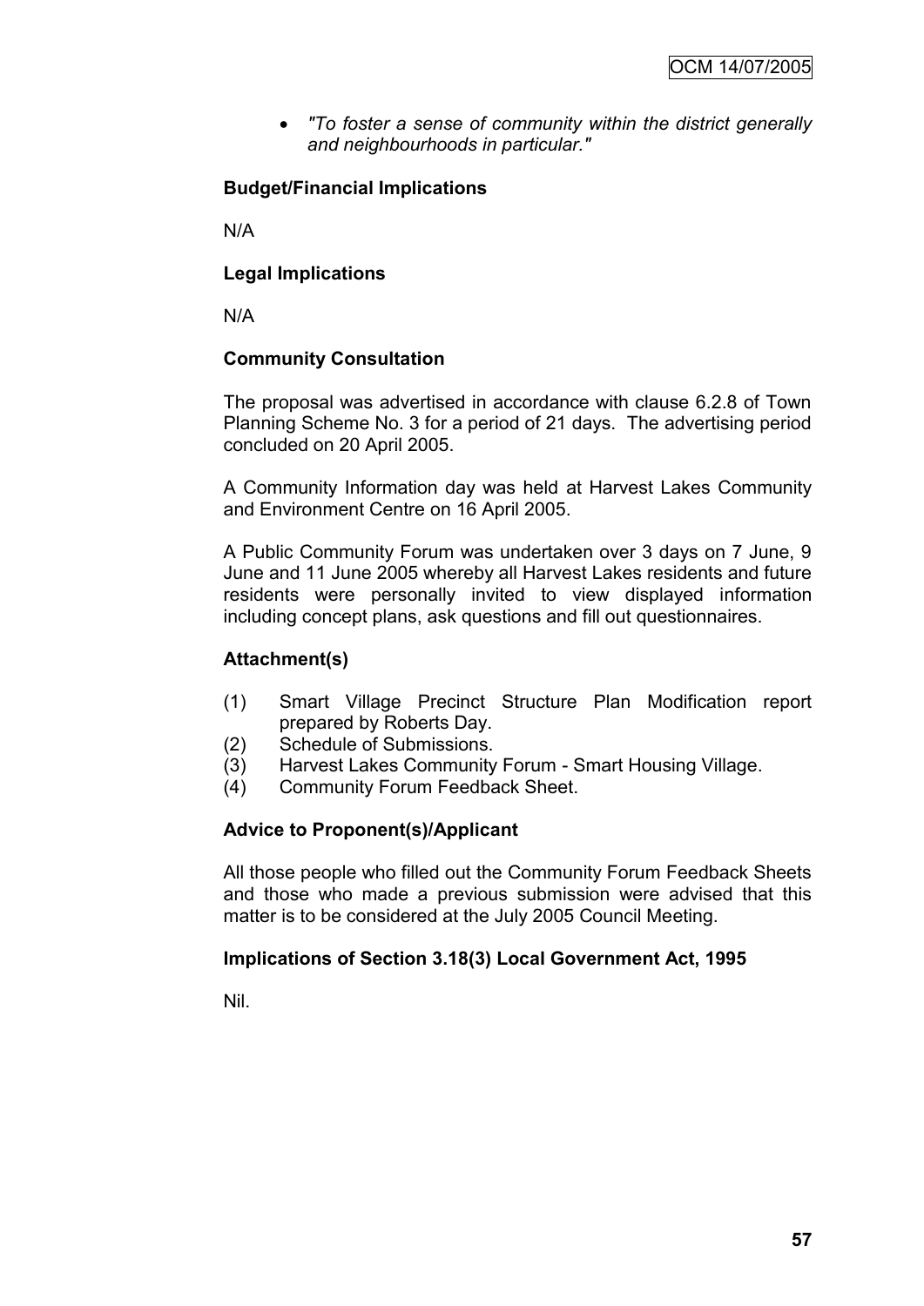- *"To foster a sense of community within the district generally and neighbourhoods in particular."*

**Budget/Financial Implications**

N/A

**Legal Implications**

N/A

**Community Consultation**

The proposal was advertised in accordance with clause 6.2.8 of Town Planning Scheme No. 3 for a period of 21 days. The advertising period concluded on 20 April 2005.

A Community Information day was held at Harvest Lakes Community and Environment Centre on 16 April 2005.

A Public Community Forum was undertaken over 3 days on 7 June, 9 June and 11 June 2005 whereby all Harvest Lakes residents and future residents were personally invited to view displayed information including concept plans, ask questions and fill out questionnaires.

**Attachment(s)**

(1) Smart Village Precinct Structure Plan Modification report prepared by Roberts Day.
(2) Schedule of Submissions.
(3) Harvest Lakes Community Forum - Smart Housing Village.
(4) Community Forum Feedback Sheet.

**Advice to Proponent(s)/Applicant**

All those people who filled out the Community Forum Feedback Sheets and those who made a previous submission were advised that this matter is to be considered at the July 2005 Council Meeting.

**Implications of Section 3.18(3) Local Government Act, 1995**

Nil.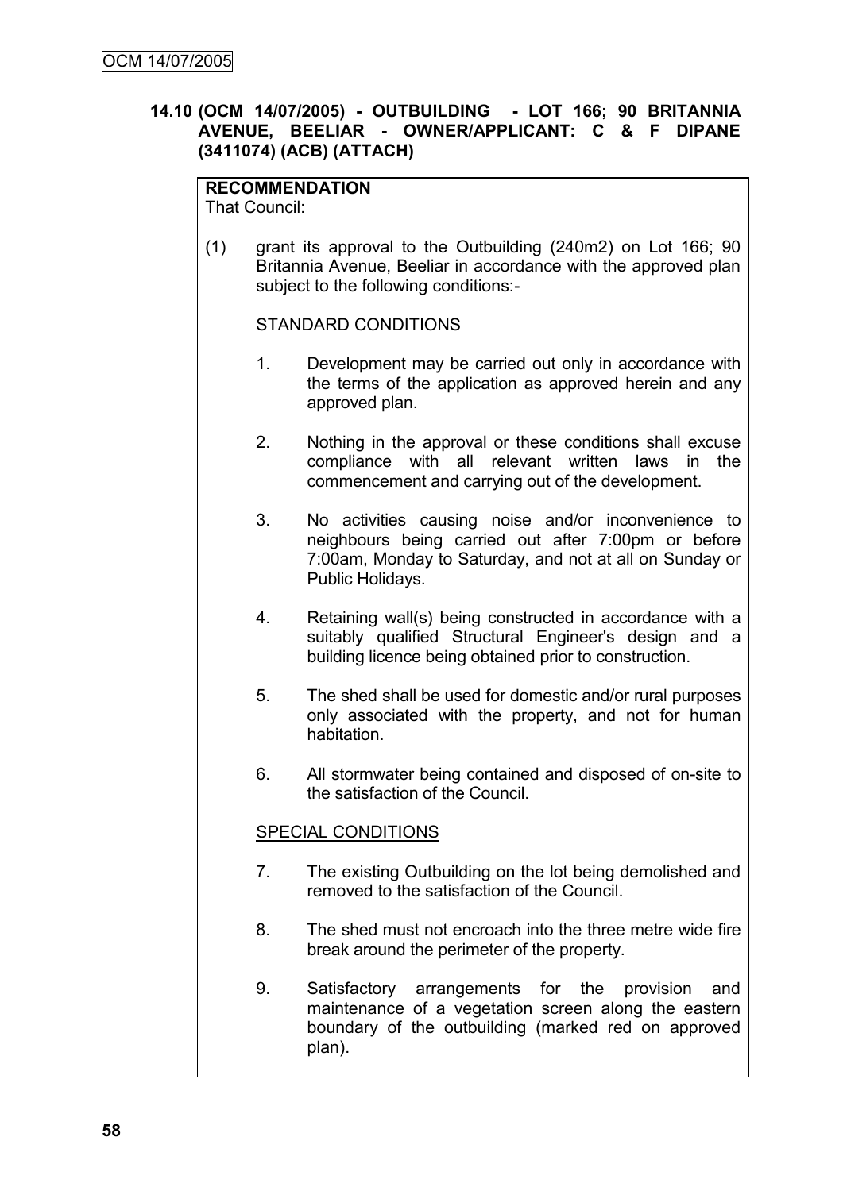## 14.10 (OCM 14/07/2005) - OUTBUILDING - LOT 166; 90 BRITANNIA AVENUE, BEELIAR - OWNER/APPLICANT: C & F DIPANE (3411074) (ACB) (ATTACH)

**RECOMMENDATION**

That Council:

(1) grant its approval to the Outbuilding (240m2) on Lot 166; 90 Britannia Avenue, Beeliar in accordance with the approved plan subject to the following conditions:-

STANDARD CONDITIONS

1. Development may be carried out only in accordance with the terms of the application as approved herein and any approved plan.

2. Nothing in the approval or these conditions shall excuse compliance with all relevant written laws in the commencement and carrying out of the development.

3. No activities causing noise and/or inconvenience to neighbours being carried out after 7:00pm or before 7:00am, Monday to Saturday, and not at all on Sunday or Public Holidays.

4. Retaining wall(s) being constructed in accordance with a suitably qualified Structural Engineer's design and a building licence being obtained prior to construction.

5. The shed shall be used for domestic and/or rural purposes only associated with the property, and not for human habitation.

6. All stormwater being contained and disposed of on-site to the satisfaction of the Council.

SPECIAL CONDITIONS

7. The existing Outbuilding on the lot being demolished and removed to the satisfaction of the Council.

8. The shed must not encroach into the three metre wide fire break around the perimeter of the property.

9. Satisfactory arrangements for the provision and maintenance of a vegetation screen along the eastern boundary of the outbuilding (marked red on approved plan).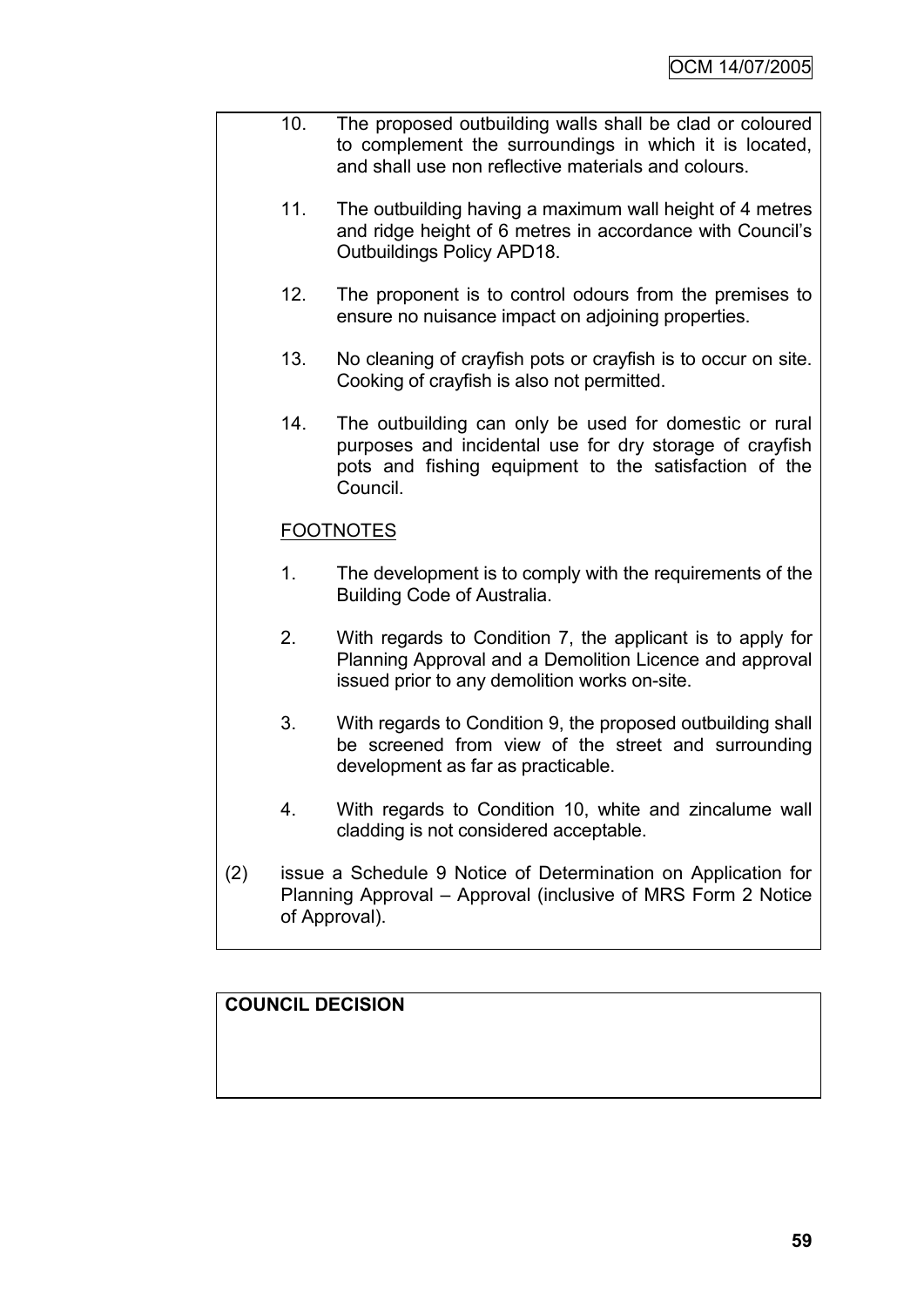10. The proposed outbuilding walls shall be clad or coloured to complement the surroundings in which it is located, and shall use non reflective materials and colours.

11. The outbuilding having a maximum wall height of 4 metres and ridge height of 6 metres in accordance with Council's Outbuildings Policy APD18.

12. The proponent is to control odours from the premises to ensure no nuisance impact on adjoining properties.

13. No cleaning of crayfish pots or crayfish is to occur on site. Cooking of crayfish is also not permitted.

14. The outbuilding can only be used for domestic or rural purposes and incidental use for dry storage of crayfish pots and fishing equipment to the satisfaction of the Council.

FOOTNOTES

1. The development is to comply with the requirements of the Building Code of Australia.

2. With regards to Condition 7, the applicant is to apply for Planning Approval and a Demolition Licence and approval issued prior to any demolition works on-site.

3. With regards to Condition 9, the proposed outbuilding shall be screened from view of the street and surrounding development as far as practicable.

4. With regards to Condition 10, white and zincalume wall cladding is not considered acceptable.

(2) issue a Schedule 9 Notice of Determination on Application for Planning Approval – Approval (inclusive of MRS Form 2 Notice of Approval).

**COUNCIL DECISION**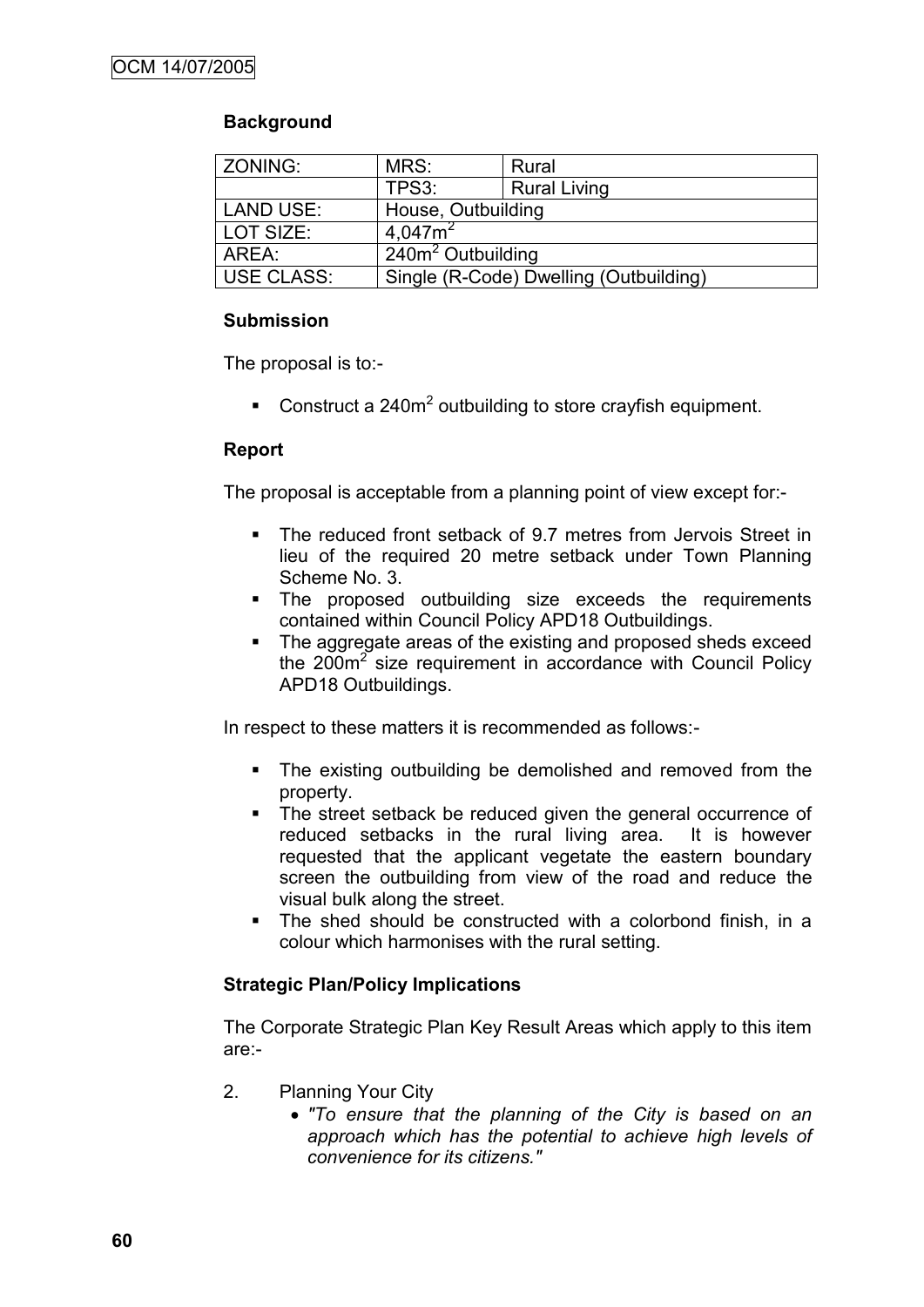### Background

| ZONING: | MRS: | Rural |
|---|---|---|
| | TPS3: | Rural Living |
| LAND USE: | House, Outbuilding | |
| LOT SIZE: | 4,047m$^2$ | |
| AREA: | 240m$^2$ Outbuilding | |
| USE CLASS: | Single (R-Code) Dwelling (Outbuilding) | |

### Submission

The proposal is to:-

- Construct a 240m$^2$ outbuilding to store crayfish equipment.

### Report

The proposal is acceptable from a planning point of view except for:-

- The reduced front setback of 9.7 metres from Jervois Street in lieu of the required 20 metre setback under Town Planning Scheme No. 3.
- The proposed outbuilding size exceeds the requirements contained within Council Policy APD18 Outbuildings.
- The aggregate areas of the existing and proposed sheds exceed the 200m$^2$ size requirement in accordance with Council Policy APD18 Outbuildings.

In respect to these matters it is recommended as follows:-

- The existing outbuilding be demolished and removed from the property.
- The street setback be reduced given the general occurrence of reduced setbacks in the rural living area. It is however requested that the applicant vegetate the eastern boundary screen the outbuilding from view of the road and reduce the visual bulk along the street.
- The shed should be constructed with a colorbond finish, in a colour which harmonises with the rural setting.

### Strategic Plan/Policy Implications

The Corporate Strategic Plan Key Result Areas which apply to this item are:-

2. Planning Your City
   - *"To ensure that the planning of the City is based on an approach which has the potential to achieve high levels of convenience for its citizens."*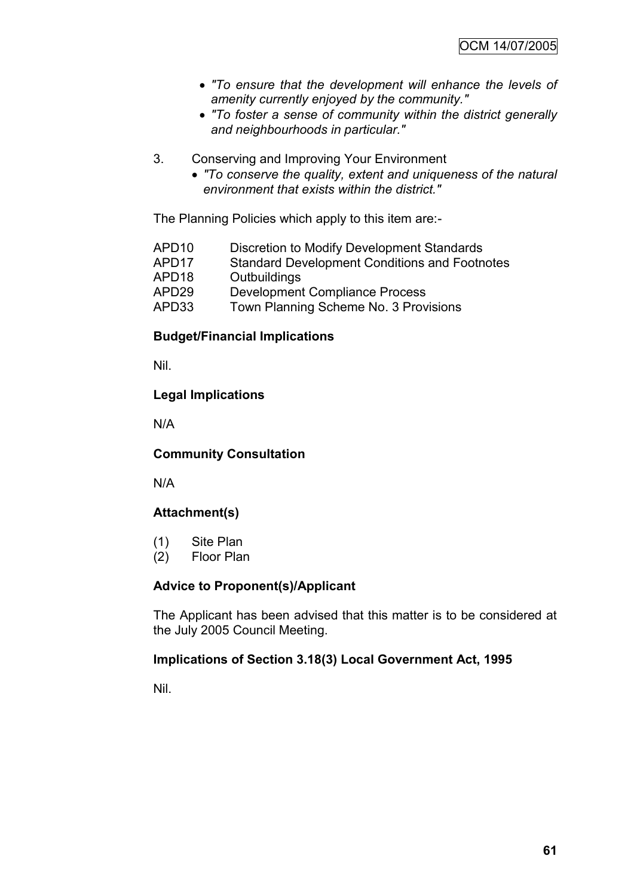- *"To ensure that the development will enhance the levels of amenity currently enjoyed by the community."*
- *"To foster a sense of community within the district generally and neighbourhoods in particular."*

3. Conserving and Improving Your Environment
   - *"To conserve the quality, extent and uniqueness of the natural environment that exists within the district."*

The Planning Policies which apply to this item are:-

| | |
|---|---|
| APD10 | Discretion to Modify Development Standards |
| APD17 | Standard Development Conditions and Footnotes |
| APD18 | Outbuildings |
| APD29 | Development Compliance Process |
| APD33 | Town Planning Scheme No. 3 Provisions |

**Budget/Financial Implications**

Nil.

**Legal Implications**

N/A

**Community Consultation**

N/A

**Attachment(s)**

(1) Site Plan
(2) Floor Plan

**Advice to Proponent(s)/Applicant**

The Applicant has been advised that this matter is to be considered at the July 2005 Council Meeting.

**Implications of Section 3.18(3) Local Government Act, 1995**

Nil.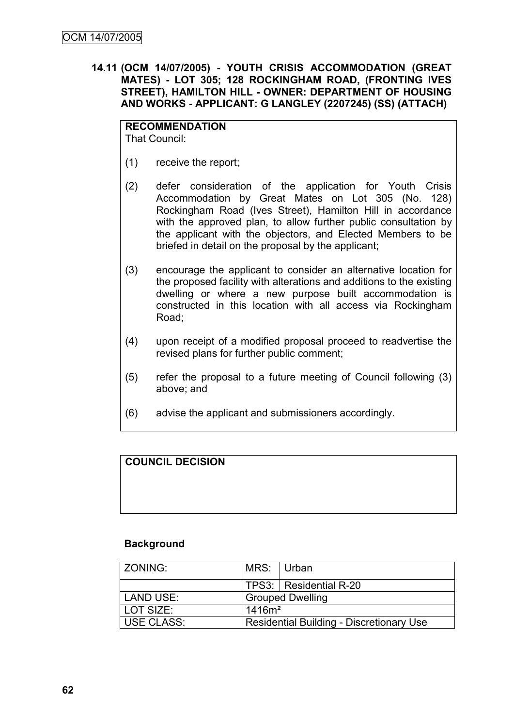**14.11 (OCM 14/07/2005) - YOUTH CRISIS ACCOMMODATION (GREAT MATES) - LOT 305; 128 ROCKINGHAM ROAD, (FRONTING IVES STREET), HAMILTON HILL - OWNER: DEPARTMENT OF HOUSING AND WORKS - APPLICANT: G LANGLEY (2207245) (SS) (ATTACH)**

**RECOMMENDATION**

That Council:

(1) receive the report;

(2) defer consideration of the application for Youth Crisis Accommodation by Great Mates on Lot 305 (No. 128) Rockingham Road (Ives Street), Hamilton Hill in accordance with the approved plan, to allow further public consultation by the applicant with the objectors, and Elected Members to be briefed in detail on the proposal by the applicant;

(3) encourage the applicant to consider an alternative location for the proposed facility with alterations and additions to the existing dwelling or where a new purpose built accommodation is constructed in this location with all access via Rockingham Road;

(4) upon receipt of a modified proposal proceed to readvertise the revised plans for further public comment;

(5) refer the proposal to a future meeting of Council following (3) above; and

(6) advise the applicant and submissioners accordingly.

**COUNCIL DECISION**

**Background**

| ZONING: | MRS: | Urban |
|---|---|---|
| | TPS3: | Residential R-20 |
| LAND USE: | Grouped Dwelling | |
| LOT SIZE: | 1416m² | |
| USE CLASS: | Residential Building - Discretionary Use | |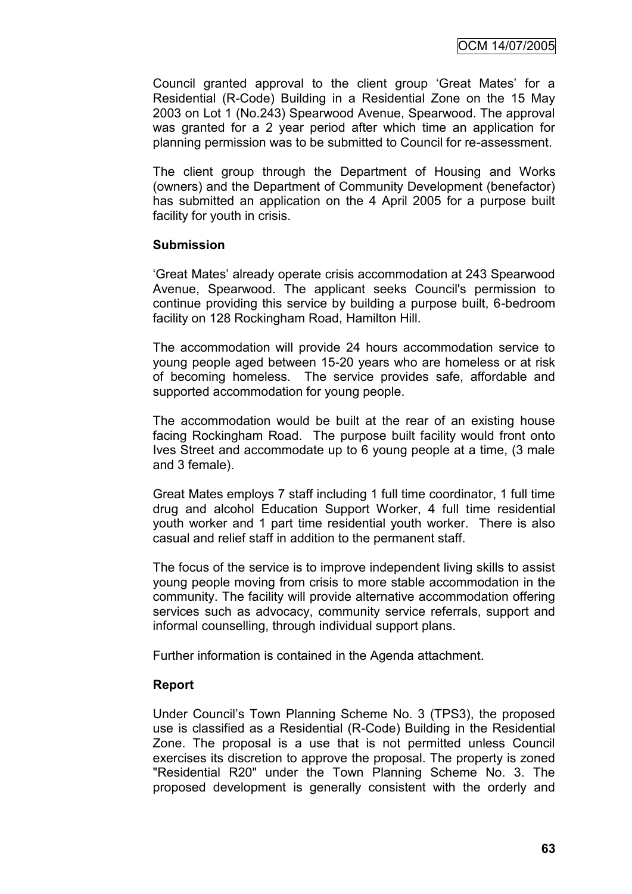Council granted approval to the client group 'Great Mates' for a Residential (R-Code) Building in a Residential Zone on the 15 May 2003 on Lot 1 (No.243) Spearwood Avenue, Spearwood. The approval was granted for a 2 year period after which time an application for planning permission was to be submitted to Council for re-assessment.

The client group through the Department of Housing and Works (owners) and the Department of Community Development (benefactor) has submitted an application on the 4 April 2005 for a purpose built facility for youth in crisis.

**Submission**

'Great Mates' already operate crisis accommodation at 243 Spearwood Avenue, Spearwood. The applicant seeks Council's permission to continue providing this service by building a purpose built, 6-bedroom facility on 128 Rockingham Road, Hamilton Hill.

The accommodation will provide 24 hours accommodation service to young people aged between 15-20 years who are homeless or at risk of becoming homeless. The service provides safe, affordable and supported accommodation for young people.

The accommodation would be built at the rear of an existing house facing Rockingham Road. The purpose built facility would front onto Ives Street and accommodate up to 6 young people at a time, (3 male and 3 female).

Great Mates employs 7 staff including 1 full time coordinator, 1 full time drug and alcohol Education Support Worker, 4 full time residential youth worker and 1 part time residential youth worker. There is also casual and relief staff in addition to the permanent staff.

The focus of the service is to improve independent living skills to assist young people moving from crisis to more stable accommodation in the community. The facility will provide alternative accommodation offering services such as advocacy, community service referrals, support and informal counselling, through individual support plans.

Further information is contained in the Agenda attachment.

**Report**

Under Council's Town Planning Scheme No. 3 (TPS3), the proposed use is classified as a Residential (R-Code) Building in the Residential Zone. The proposal is a use that is not permitted unless Council exercises its discretion to approve the proposal. The property is zoned "Residential R20" under the Town Planning Scheme No. 3. The proposed development is generally consistent with the orderly and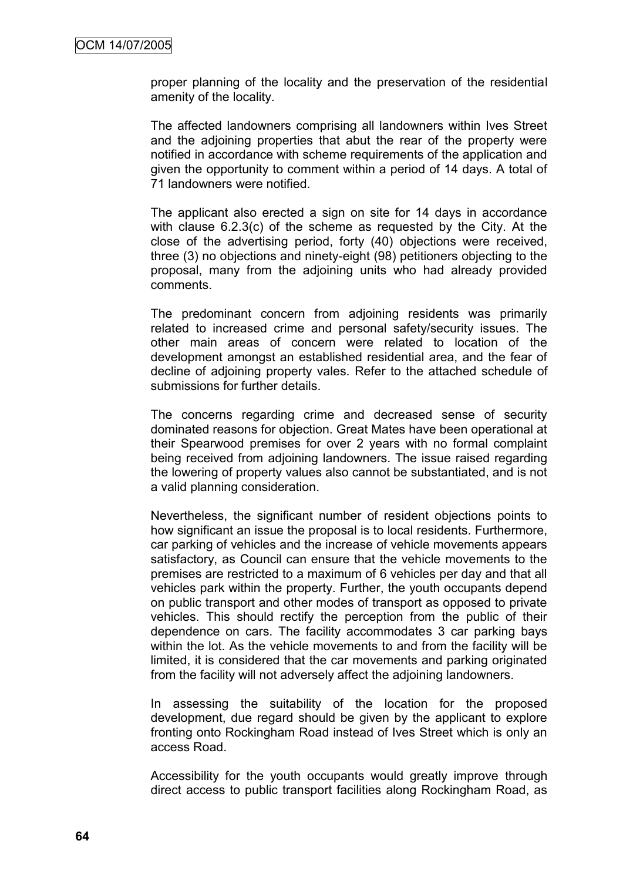proper planning of the locality and the preservation of the residential amenity of the locality.

The affected landowners comprising all landowners within Ives Street and the adjoining properties that abut the rear of the property were notified in accordance with scheme requirements of the application and given the opportunity to comment within a period of 14 days. A total of 71 landowners were notified.

The applicant also erected a sign on site for 14 days in accordance with clause 6.2.3(c) of the scheme as requested by the City. At the close of the advertising period, forty (40) objections were received, three (3) no objections and ninety-eight (98) petitioners objecting to the proposal, many from the adjoining units who had already provided comments.

The predominant concern from adjoining residents was primarily related to increased crime and personal safety/security issues. The other main areas of concern were related to location of the development amongst an established residential area, and the fear of decline of adjoining property vales. Refer to the attached schedule of submissions for further details.

The concerns regarding crime and decreased sense of security dominated reasons for objection. Great Mates have been operational at their Spearwood premises for over 2 years with no formal complaint being received from adjoining landowners. The issue raised regarding the lowering of property values also cannot be substantiated, and is not a valid planning consideration.

Nevertheless, the significant number of resident objections points to how significant an issue the proposal is to local residents. Furthermore, car parking of vehicles and the increase of vehicle movements appears satisfactory, as Council can ensure that the vehicle movements to the premises are restricted to a maximum of 6 vehicles per day and that all vehicles park within the property. Further, the youth occupants depend on public transport and other modes of transport as opposed to private vehicles. This should rectify the perception from the public of their dependence on cars. The facility accommodates 3 car parking bays within the lot. As the vehicle movements to and from the facility will be limited, it is considered that the car movements and parking originated from the facility will not adversely affect the adjoining landowners.

In assessing the suitability of the location for the proposed development, due regard should be given by the applicant to explore fronting onto Rockingham Road instead of Ives Street which is only an access Road.

Accessibility for the youth occupants would greatly improve through direct access to public transport facilities along Rockingham Road, as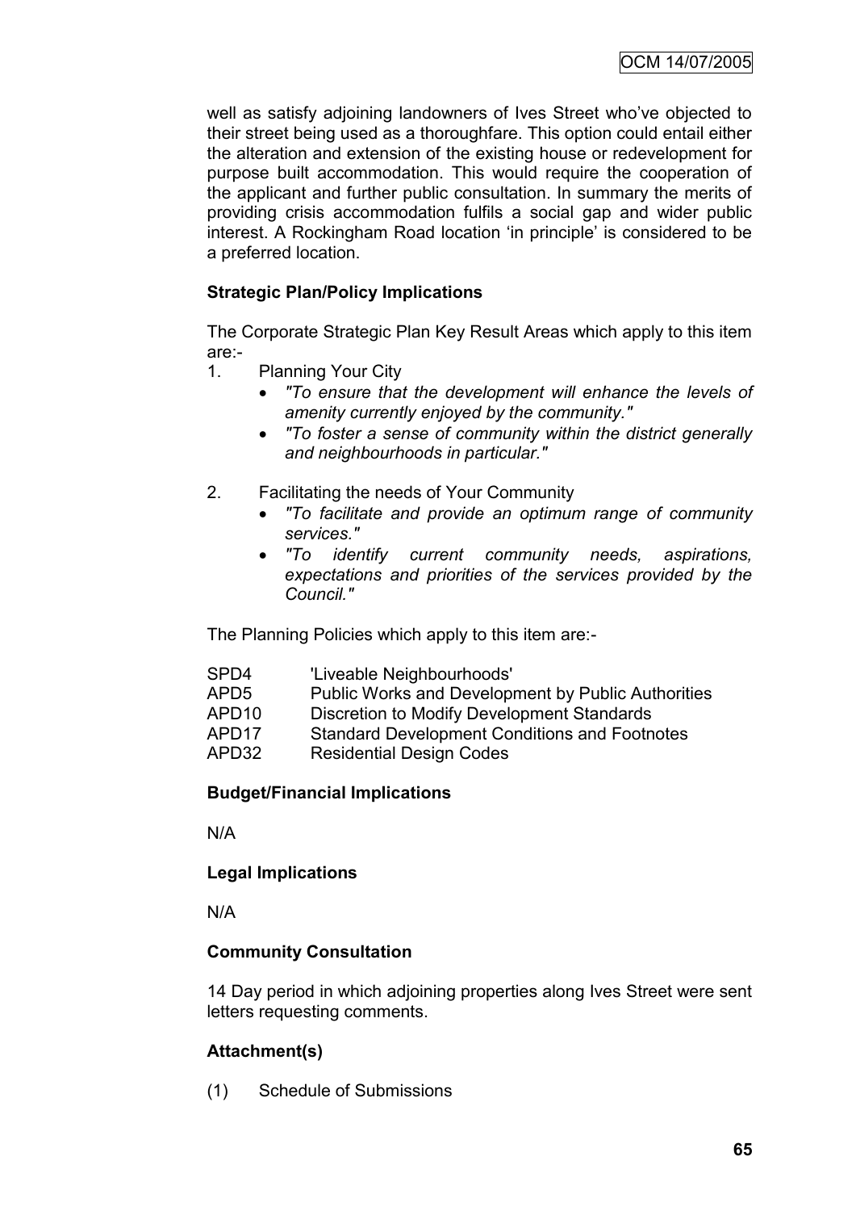well as satisfy adjoining landowners of Ives Street who've objected to their street being used as a thoroughfare. This option could entail either the alteration and extension of the existing house or redevelopment for purpose built accommodation. This would require the cooperation of the applicant and further public consultation. In summary the merits of providing crisis accommodation fulfils a social gap and wider public interest. A Rockingham Road location 'in principle' is considered to be a preferred location.

**Strategic Plan/Policy Implications**

The Corporate Strategic Plan Key Result Areas which apply to this item are:-

1. Planning Your City
   - *"To ensure that the development will enhance the levels of amenity currently enjoyed by the community."*
   - *"To foster a sense of community within the district generally and neighbourhoods in particular."*

2. Facilitating the needs of Your Community
   - *"To facilitate and provide an optimum range of community services."*
   - *"To identify current community needs, aspirations, expectations and priorities of the services provided by the Council."*

The Planning Policies which apply to this item are:-

| | |
|---|---|
| SPD4 | 'Liveable Neighbourhoods' |
| APD5 | Public Works and Development by Public Authorities |
| APD10 | Discretion to Modify Development Standards |
| APD17 | Standard Development Conditions and Footnotes |
| APD32 | Residential Design Codes |

**Budget/Financial Implications**

N/A

**Legal Implications**

N/A

**Community Consultation**

14 Day period in which adjoining properties along Ives Street were sent letters requesting comments.

**Attachment(s)**

(1) Schedule of Submissions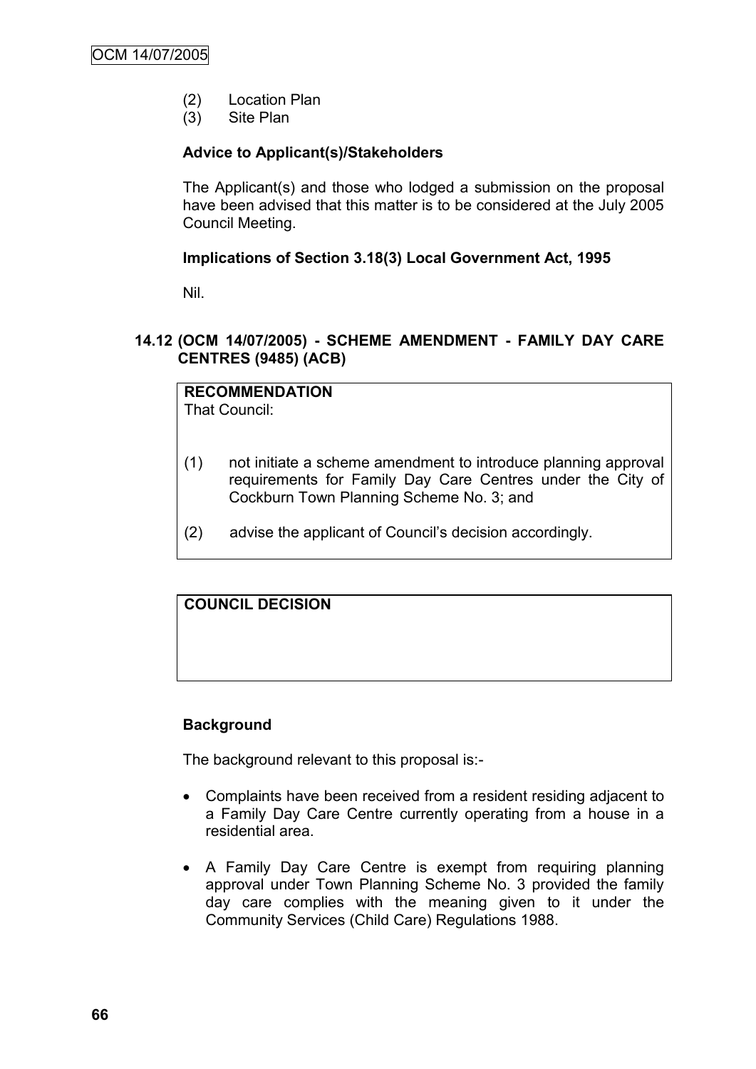(2) Location Plan
(3) Site Plan

**Advice to Applicant(s)/Stakeholders**

The Applicant(s) and those who lodged a submission on the proposal have been advised that this matter is to be considered at the July 2005 Council Meeting.

**Implications of Section 3.18(3) Local Government Act, 1995**

Nil.

### 14.12 (OCM 14/07/2005) - SCHEME AMENDMENT - FAMILY DAY CARE CENTRES (9485) (ACB)

**RECOMMENDATION**
That Council:

(1) not initiate a scheme amendment to introduce planning approval requirements for Family Day Care Centres under the City of Cockburn Town Planning Scheme No. 3; and

(2) advise the applicant of Council's decision accordingly.

**COUNCIL DECISION**

**Background**

The background relevant to this proposal is:-

- Complaints have been received from a resident residing adjacent to a Family Day Care Centre currently operating from a house in a residential area.
- A Family Day Care Centre is exempt from requiring planning approval under Town Planning Scheme No. 3 provided the family day care complies with the meaning given to it under the Community Services (Child Care) Regulations 1988.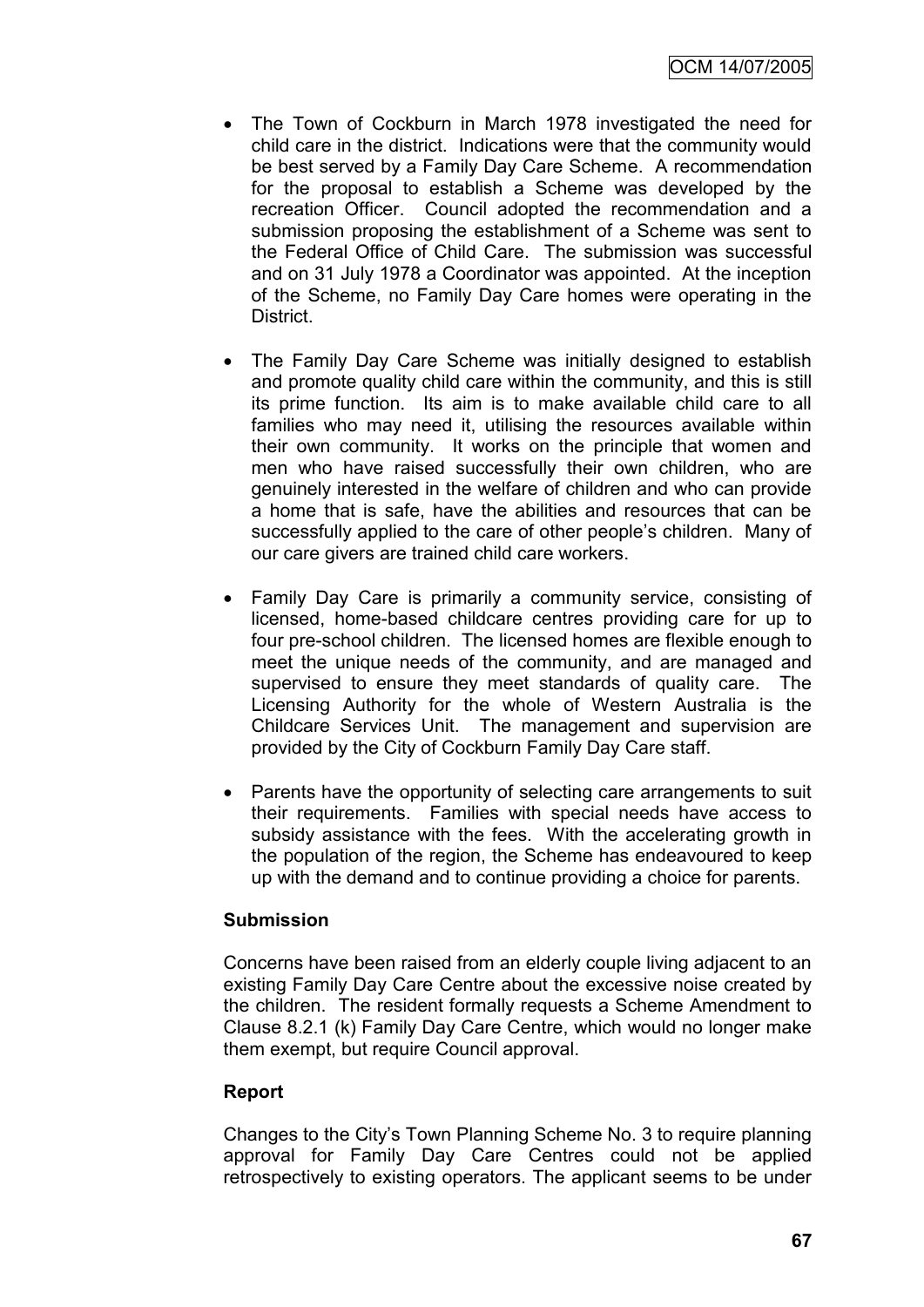- The Town of Cockburn in March 1978 investigated the need for child care in the district. Indications were that the community would be best served by a Family Day Care Scheme. A recommendation for the proposal to establish a Scheme was developed by the recreation Officer. Council adopted the recommendation and a submission proposing the establishment of a Scheme was sent to the Federal Office of Child Care. The submission was successful and on 31 July 1978 a Coordinator was appointed. At the inception of the Scheme, no Family Day Care homes were operating in the District.

- The Family Day Care Scheme was initially designed to establish and promote quality child care within the community, and this is still its prime function. Its aim is to make available child care to all families who may need it, utilising the resources available within their own community. It works on the principle that women and men who have raised successfully their own children, who are genuinely interested in the welfare of children and who can provide a home that is safe, have the abilities and resources that can be successfully applied to the care of other people's children. Many of our care givers are trained child care workers.

- Family Day Care is primarily a community service, consisting of licensed, home-based childcare centres providing care for up to four pre-school children. The licensed homes are flexible enough to meet the unique needs of the community, and are managed and supervised to ensure they meet standards of quality care. The Licensing Authority for the whole of Western Australia is the Childcare Services Unit. The management and supervision are provided by the City of Cockburn Family Day Care staff.

- Parents have the opportunity of selecting care arrangements to suit their requirements. Families with special needs have access to subsidy assistance with the fees. With the accelerating growth in the population of the region, the Scheme has endeavoured to keep up with the demand and to continue providing a choice for parents.

**Submission**

Concerns have been raised from an elderly couple living adjacent to an existing Family Day Care Centre about the excessive noise created by the children. The resident formally requests a Scheme Amendment to Clause 8.2.1 (k) Family Day Care Centre, which would no longer make them exempt, but require Council approval.

**Report**

Changes to the City's Town Planning Scheme No. 3 to require planning approval for Family Day Care Centres could not be applied retrospectively to existing operators. The applicant seems to be under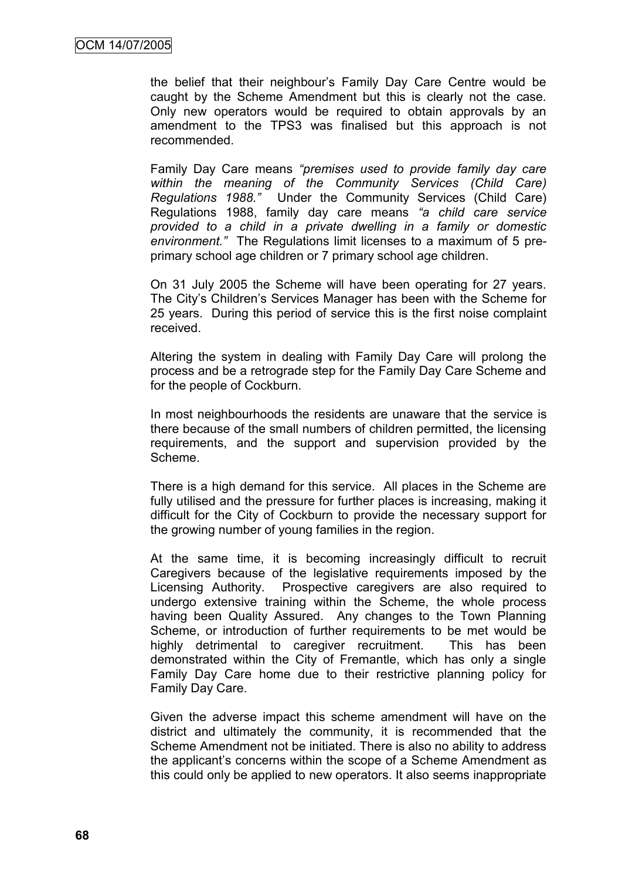the belief that their neighbour's Family Day Care Centre would be caught by the Scheme Amendment but this is clearly not the case. Only new operators would be required to obtain approvals by an amendment to the TPS3 was finalised but this approach is not recommended.

Family Day Care means *"premises used to provide family day care within the meaning of the Community Services (Child Care) Regulations 1988."* Under the Community Services (Child Care) Regulations 1988, family day care means *"a child care service provided to a child in a private dwelling in a family or domestic environment."* The Regulations limit licenses to a maximum of 5 pre-primary school age children or 7 primary school age children.

On 31 July 2005 the Scheme will have been operating for 27 years. The City's Children's Services Manager has been with the Scheme for 25 years. During this period of service this is the first noise complaint received.

Altering the system in dealing with Family Day Care will prolong the process and be a retrograde step for the Family Day Care Scheme and for the people of Cockburn.

In most neighbourhoods the residents are unaware that the service is there because of the small numbers of children permitted, the licensing requirements, and the support and supervision provided by the Scheme.

There is a high demand for this service. All places in the Scheme are fully utilised and the pressure for further places is increasing, making it difficult for the City of Cockburn to provide the necessary support for the growing number of young families in the region.

At the same time, it is becoming increasingly difficult to recruit Caregivers because of the legislative requirements imposed by the Licensing Authority. Prospective caregivers are also required to undergo extensive training within the Scheme, the whole process having been Quality Assured. Any changes to the Town Planning Scheme, or introduction of further requirements to be met would be highly detrimental to caregiver recruitment. This has been demonstrated within the City of Fremantle, which has only a single Family Day Care home due to their restrictive planning policy for Family Day Care.

Given the adverse impact this scheme amendment will have on the district and ultimately the community, it is recommended that the Scheme Amendment not be initiated. There is also no ability to address the applicant's concerns within the scope of a Scheme Amendment as this could only be applied to new operators. It also seems inappropriate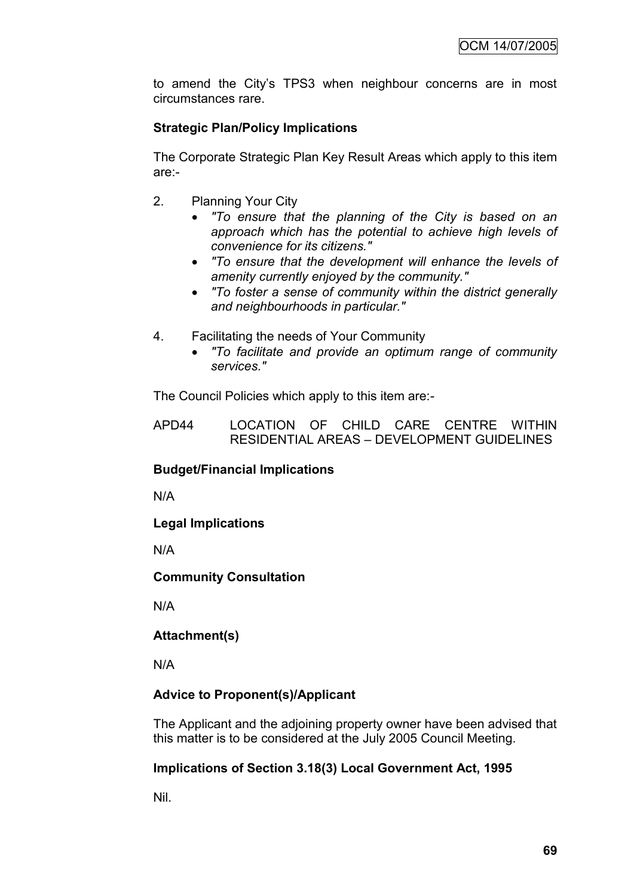to amend the City's TPS3 when neighbour concerns are in most circumstances rare.

**Strategic Plan/Policy Implications**

The Corporate Strategic Plan Key Result Areas which apply to this item are:-

2. Planning Your City
   - *"To ensure that the planning of the City is based on an approach which has the potential to achieve high levels of convenience for its citizens."*
   - *"To ensure that the development will enhance the levels of amenity currently enjoyed by the community."*
   - *"To foster a sense of community within the district generally and neighbourhoods in particular."*

4. Facilitating the needs of Your Community
   - *"To facilitate and provide an optimum range of community services."*

The Council Policies which apply to this item are:-

APD44 LOCATION OF CHILD CARE CENTRE WITHIN RESIDENTIAL AREAS – DEVELOPMENT GUIDELINES

**Budget/Financial Implications**

N/A

**Legal Implications**

N/A

**Community Consultation**

N/A

**Attachment(s)**

N/A

**Advice to Proponent(s)/Applicant**

The Applicant and the adjoining property owner have been advised that this matter is to be considered at the July 2005 Council Meeting.

**Implications of Section 3.18(3) Local Government Act, 1995**

Nil.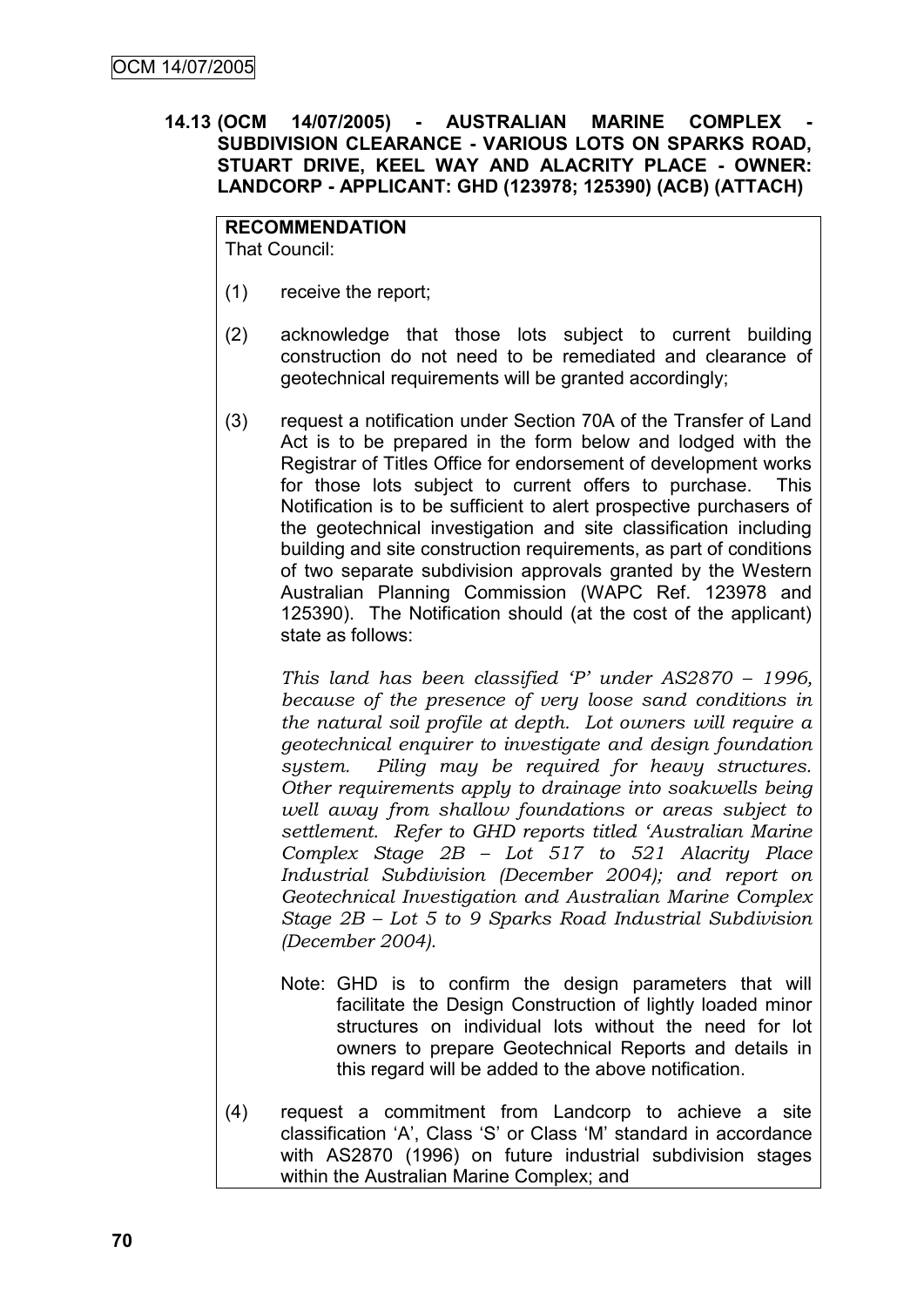**14.13 (OCM 14/07/2005) - AUSTRALIAN MARINE COMPLEX - SUBDIVISION CLEARANCE - VARIOUS LOTS ON SPARKS ROAD, STUART DRIVE, KEEL WAY AND ALACRITY PLACE - OWNER: LANDCORP - APPLICANT: GHD (123978; 125390) (ACB) (ATTACH)**

**RECOMMENDATION**

That Council:

(1) receive the report;

(2) acknowledge that those lots subject to current building construction do not need to be remediated and clearance of geotechnical requirements will be granted accordingly;

(3) request a notification under Section 70A of the Transfer of Land Act is to be prepared in the form below and lodged with the Registrar of Titles Office for endorsement of development works for those lots subject to current offers to purchase. This Notification is to be sufficient to alert prospective purchasers of the geotechnical investigation and site classification including building and site construction requirements, as part of conditions of two separate subdivision approvals granted by the Western Australian Planning Commission (WAPC Ref. 123978 and 125390). The Notification should (at the cost of the applicant) state as follows:

*This land has been classified 'P' under AS2870 – 1996, because of the presence of very loose sand conditions in the natural soil profile at depth. Lot owners will require a geotechnical enquirer to investigate and design foundation system. Piling may be required for heavy structures. Other requirements apply to drainage into soakwells being well away from shallow foundations or areas subject to settlement. Refer to GHD reports titled 'Australian Marine Complex Stage 2B – Lot 517 to 521 Alacrity Place Industrial Subdivision (December 2004); and report on Geotechnical Investigation and Australian Marine Complex Stage 2B – Lot 5 to 9 Sparks Road Industrial Subdivision (December 2004).*

Note: GHD is to confirm the design parameters that will facilitate the Design Construction of lightly loaded minor structures on individual lots without the need for lot owners to prepare Geotechnical Reports and details in this regard will be added to the above notification.

(4) request a commitment from Landcorp to achieve a site classification 'A', Class 'S' or Class 'M' standard in accordance with AS2870 (1996) on future industrial subdivision stages within the Australian Marine Complex; and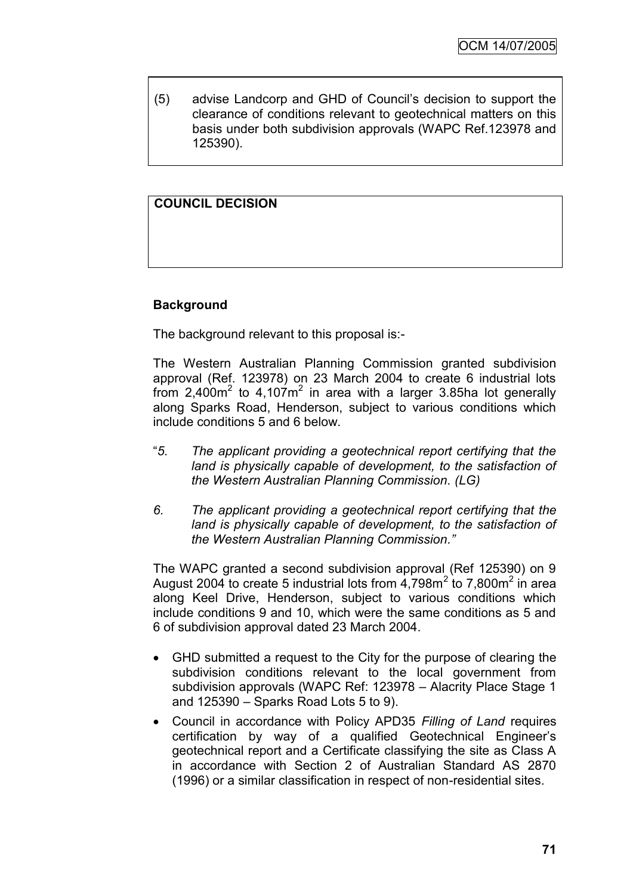(5) advise Landcorp and GHD of Council's decision to support the clearance of conditions relevant to geotechnical matters on this basis under both subdivision approvals (WAPC Ref.123978 and 125390).

**COUNCIL DECISION**

**Background**

The background relevant to this proposal is:-

The Western Australian Planning Commission granted subdivision approval (Ref. 123978) on 23 March 2004 to create 6 industrial lots from 2,400m$^2$ to 4,107m$^2$ in area with a larger 3.85ha lot generally along Sparks Road, Henderson, subject to various conditions which include conditions 5 and 6 below.

"*5. The applicant providing a geotechnical report certifying that the land is physically capable of development, to the satisfaction of the Western Australian Planning Commission. (LG)*

*6. The applicant providing a geotechnical report certifying that the land is physically capable of development, to the satisfaction of the Western Australian Planning Commission."*

The WAPC granted a second subdivision approval (Ref 125390) on 9 August 2004 to create 5 industrial lots from 4,798m$^2$ to 7,800m$^2$ in area along Keel Drive, Henderson, subject to various conditions which include conditions 9 and 10, which were the same conditions as 5 and 6 of subdivision approval dated 23 March 2004.

- GHD submitted a request to the City for the purpose of clearing the subdivision conditions relevant to the local government from subdivision approvals (WAPC Ref: 123978 – Alacrity Place Stage 1 and 125390 – Sparks Road Lots 5 to 9).
- Council in accordance with Policy APD35 *Filling of Land* requires certification by way of a qualified Geotechnical Engineer's geotechnical report and a Certificate classifying the site as Class A in accordance with Section 2 of Australian Standard AS 2870 (1996) or a similar classification in respect of non-residential sites.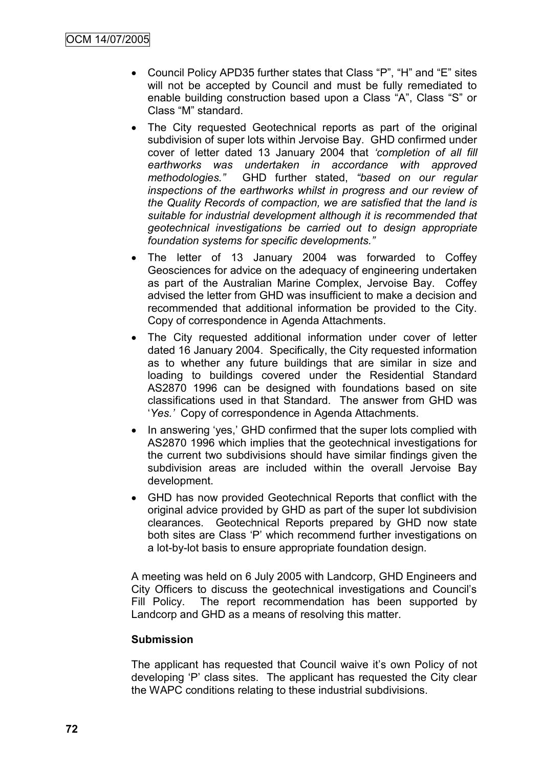- Council Policy APD35 further states that Class "P", "H" and "E" sites will not be accepted by Council and must be fully remediated to enable building construction based upon a Class "A", Class "S" or Class "M" standard.
- The City requested Geotechnical reports as part of the original subdivision of super lots within Jervoise Bay. GHD confirmed under cover of letter dated 13 January 2004 that *'completion of all fill earthworks was undertaken in accordance with approved methodologies."* GHD further stated, *"based on our regular inspections of the earthworks whilst in progress and our review of the Quality Records of compaction, we are satisfied that the land is suitable for industrial development although it is recommended that geotechnical investigations be carried out to design appropriate foundation systems for specific developments."*
- The letter of 13 January 2004 was forwarded to Coffey Geosciences for advice on the adequacy of engineering undertaken as part of the Australian Marine Complex, Jervoise Bay. Coffey advised the letter from GHD was insufficient to make a decision and recommended that additional information be provided to the City. Copy of correspondence in Agenda Attachments.
- The City requested additional information under cover of letter dated 16 January 2004. Specifically, the City requested information as to whether any future buildings that are similar in size and loading to buildings covered under the Residential Standard AS2870 1996 can be designed with foundations based on site classifications used in that Standard. The answer from GHD was '*Yes.'* Copy of correspondence in Agenda Attachments.
- In answering 'yes,' GHD confirmed that the super lots complied with AS2870 1996 which implies that the geotechnical investigations for the current two subdivisions should have similar findings given the subdivision areas are included within the overall Jervoise Bay development.
- GHD has now provided Geotechnical Reports that conflict with the original advice provided by GHD as part of the super lot subdivision clearances. Geotechnical Reports prepared by GHD now state both sites are Class 'P' which recommend further investigations on a lot-by-lot basis to ensure appropriate foundation design.

A meeting was held on 6 July 2005 with Landcorp, GHD Engineers and City Officers to discuss the geotechnical investigations and Council's Fill Policy. The report recommendation has been supported by Landcorp and GHD as a means of resolving this matter.

**Submission**

The applicant has requested that Council waive it's own Policy of not developing 'P' class sites. The applicant has requested the City clear the WAPC conditions relating to these industrial subdivisions.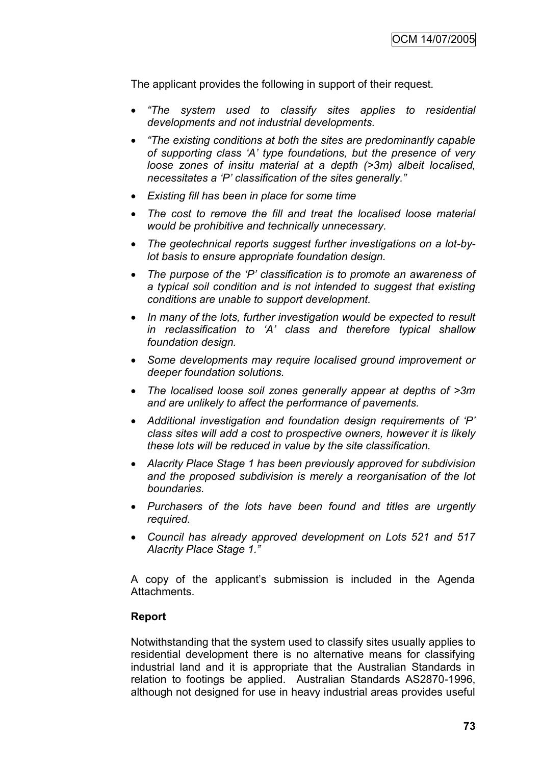The applicant provides the following in support of their request.

- *"The system used to classify sites applies to residential developments and not industrial developments.*
- *"The existing conditions at both the sites are predominantly capable of supporting class 'A' type foundations, but the presence of very loose zones of insitu material at a depth (>3m) albeit localised, necessitates a 'P' classification of the sites generally."*
- *Existing fill has been in place for some time*
- *The cost to remove the fill and treat the localised loose material would be prohibitive and technically unnecessary.*
- *The geotechnical reports suggest further investigations on a lot-by-lot basis to ensure appropriate foundation design.*
- *The purpose of the 'P' classification is to promote an awareness of a typical soil condition and is not intended to suggest that existing conditions are unable to support development.*
- *In many of the lots, further investigation would be expected to result in reclassification to 'A' class and therefore typical shallow foundation design.*
- *Some developments may require localised ground improvement or deeper foundation solutions.*
- *The localised loose soil zones generally appear at depths of >3m and are unlikely to affect the performance of pavements.*
- *Additional investigation and foundation design requirements of 'P' class sites will add a cost to prospective owners, however it is likely these lots will be reduced in value by the site classification.*
- *Alacrity Place Stage 1 has been previously approved for subdivision and the proposed subdivision is merely a reorganisation of the lot boundaries.*
- *Purchasers of the lots have been found and titles are urgently required.*
- *Council has already approved development on Lots 521 and 517 Alacrity Place Stage 1."*

A copy of the applicant's submission is included in the Agenda Attachments.

**Report**

Notwithstanding that the system used to classify sites usually applies to residential development there is no alternative means for classifying industrial land and it is appropriate that the Australian Standards in relation to footings be applied. Australian Standards AS2870-1996, although not designed for use in heavy industrial areas provides useful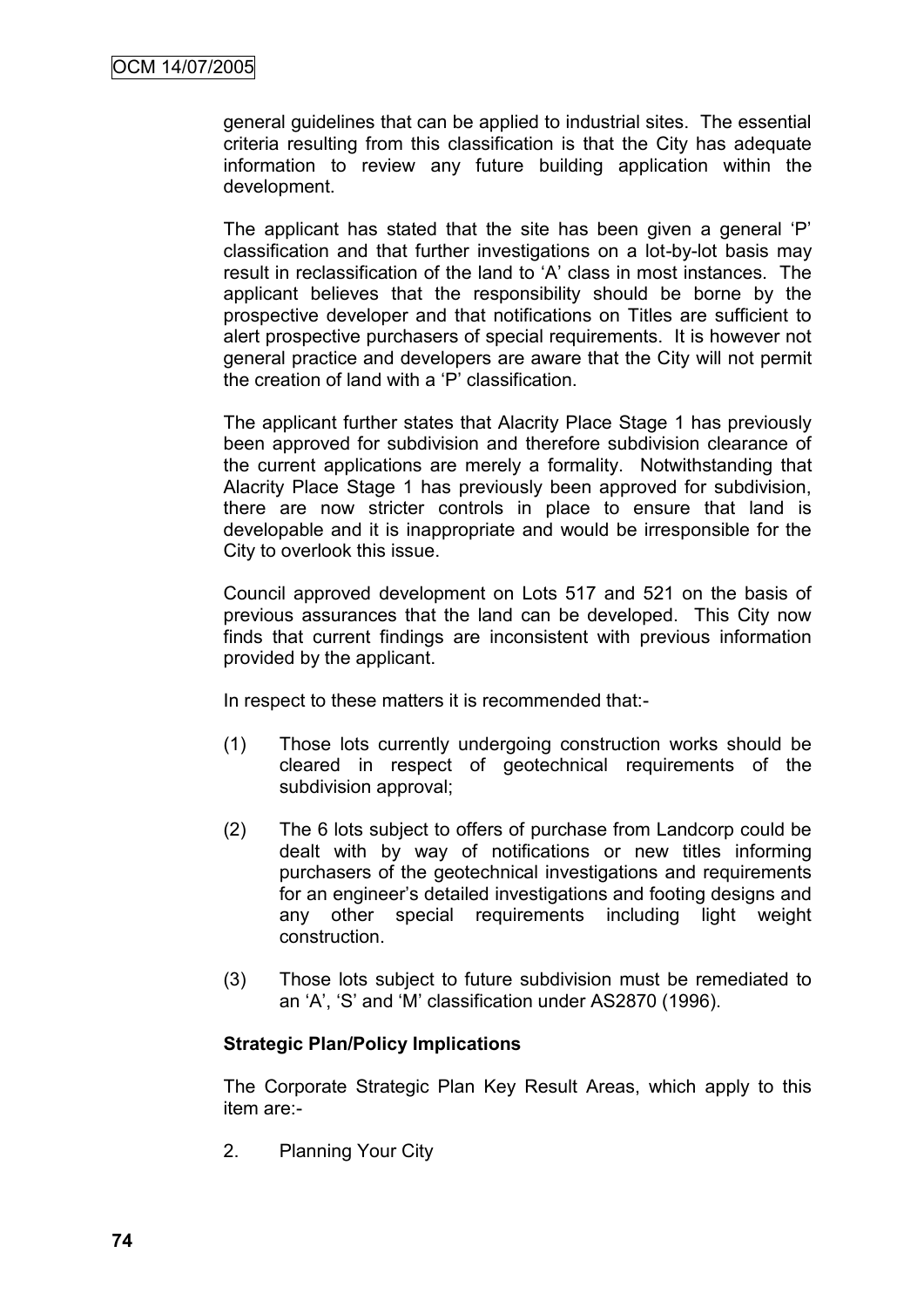general guidelines that can be applied to industrial sites. The essential criteria resulting from this classification is that the City has adequate information to review any future building application within the development.

The applicant has stated that the site has been given a general 'P' classification and that further investigations on a lot-by-lot basis may result in reclassification of the land to 'A' class in most instances. The applicant believes that the responsibility should be borne by the prospective developer and that notifications on Titles are sufficient to alert prospective purchasers of special requirements. It is however not general practice and developers are aware that the City will not permit the creation of land with a 'P' classification.

The applicant further states that Alacrity Place Stage 1 has previously been approved for subdivision and therefore subdivision clearance of the current applications are merely a formality. Notwithstanding that Alacrity Place Stage 1 has previously been approved for subdivision, there are now stricter controls in place to ensure that land is developable and it is inappropriate and would be irresponsible for the City to overlook this issue.

Council approved development on Lots 517 and 521 on the basis of previous assurances that the land can be developed. This City now finds that current findings are inconsistent with previous information provided by the applicant.

In respect to these matters it is recommended that:-

(1) Those lots currently undergoing construction works should be cleared in respect of geotechnical requirements of the subdivision approval;

(2) The 6 lots subject to offers of purchase from Landcorp could be dealt with by way of notifications or new titles informing purchasers of the geotechnical investigations and requirements for an engineer's detailed investigations and footing designs and any other special requirements including light weight construction.

(3) Those lots subject to future subdivision must be remediated to an 'A', 'S' and 'M' classification under AS2870 (1996).

**Strategic Plan/Policy Implications**

The Corporate Strategic Plan Key Result Areas, which apply to this item are:-

2. Planning Your City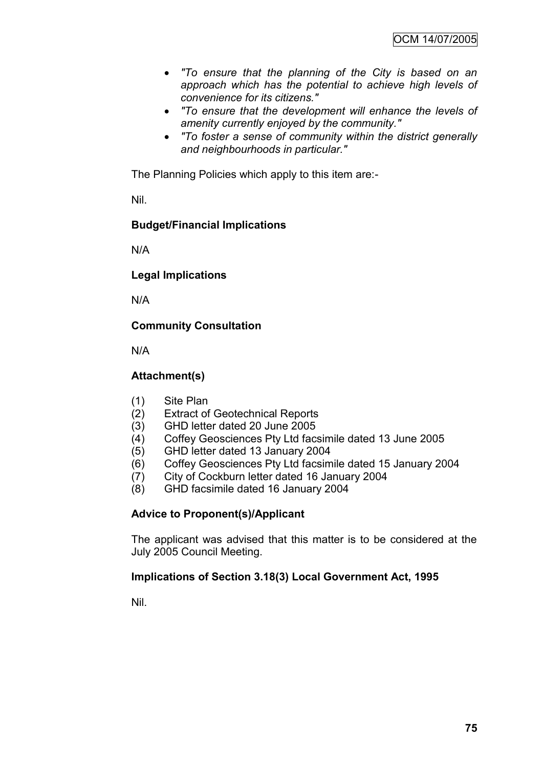- *"To ensure that the planning of the City is based on an approach which has the potential to achieve high levels of convenience for its citizens."*
- *"To ensure that the development will enhance the levels of amenity currently enjoyed by the community."*
- *"To foster a sense of community within the district generally and neighbourhoods in particular."*

The Planning Policies which apply to this item are:-

Nil.

**Budget/Financial Implications**

N/A

**Legal Implications**

N/A

**Community Consultation**

N/A

**Attachment(s)**

(1) Site Plan
(2) Extract of Geotechnical Reports
(3) GHD letter dated 20 June 2005
(4) Coffey Geosciences Pty Ltd facsimile dated 13 June 2005
(5) GHD letter dated 13 January 2004
(6) Coffey Geosciences Pty Ltd facsimile dated 15 January 2004
(7) City of Cockburn letter dated 16 January 2004
(8) GHD facsimile dated 16 January 2004

**Advice to Proponent(s)/Applicant**

The applicant was advised that this matter is to be considered at the July 2005 Council Meeting.

**Implications of Section 3.18(3) Local Government Act, 1995**

Nil.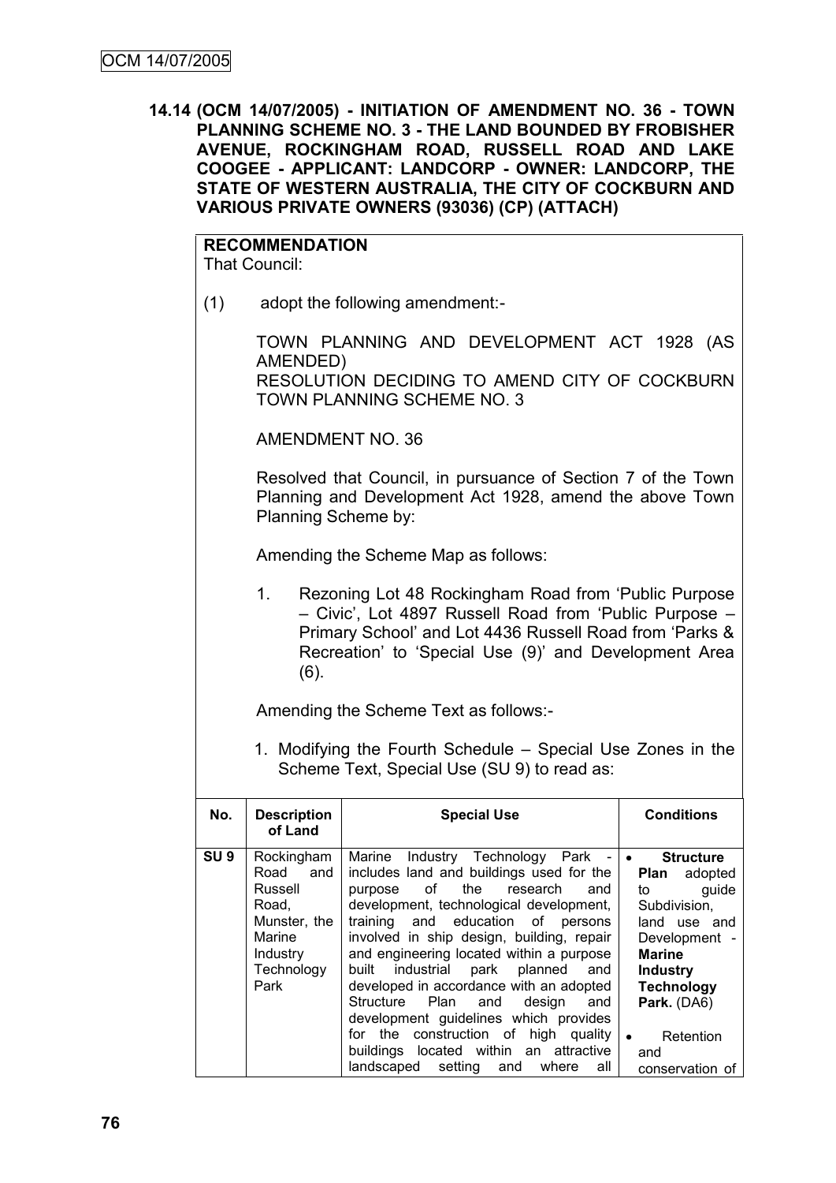**14.14 (OCM 14/07/2005) - INITIATION OF AMENDMENT NO. 36 - TOWN PLANNING SCHEME NO. 3 - THE LAND BOUNDED BY FROBISHER AVENUE, ROCKINGHAM ROAD, RUSSELL ROAD AND LAKE COOGEE - APPLICANT: LANDCORP - OWNER: LANDCORP, THE STATE OF WESTERN AUSTRALIA, THE CITY OF COCKBURN AND VARIOUS PRIVATE OWNERS (93036) (CP) (ATTACH)**

**RECOMMENDATION**

That Council:

(1) adopt the following amendment:-

TOWN PLANNING AND DEVELOPMENT ACT 1928 (AS AMENDED)
RESOLUTION DECIDING TO AMEND CITY OF COCKBURN TOWN PLANNING SCHEME NO. 3

AMENDMENT NO. 36

Resolved that Council, in pursuance of Section 7 of the Town Planning and Development Act 1928, amend the above Town Planning Scheme by:

Amending the Scheme Map as follows:

1. Rezoning Lot 48 Rockingham Road from 'Public Purpose – Civic', Lot 4897 Russell Road from 'Public Purpose – Primary School' and Lot 4436 Russell Road from 'Parks & Recreation' to 'Special Use (9)' and Development Area (6).

Amending the Scheme Text as follows:-

1. Modifying the Fourth Schedule – Special Use Zones in the Scheme Text, Special Use (SU 9) to read as:

| No. | Description of Land | Special Use | Conditions |
|---|---|---|---|
| **SU 9** | Rockingham Road and Russell Road, Munster, the Marine Industry Technology Park | Marine Industry Technology Park - includes land and buildings used for the purpose of the research and development, technological development, training and education of persons involved in ship design, building, repair and engineering located within a purpose built industrial park planned and developed in accordance with an adopted Structure Plan and design and development guidelines which provides for the construction of high quality buildings located within an attractive landscaped setting and where all | • **Structure Plan** adopted to guide Subdivision, land use and Development - **Marine Industry Technology Park.** (DA6)<br>• Retention and conservation of |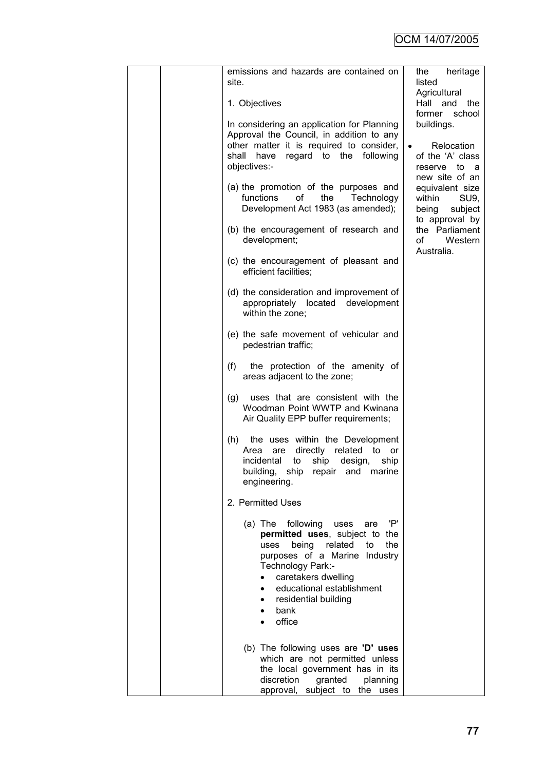| | | | |
|---|---|---|---|
| | | emissions and hazards are contained on site.<br><br>1. Objectives<br><br>In considering an application for Planning Approval the Council, in addition to any other matter it is required to consider, shall have regard to the following objectives:-<br><br>(a) the promotion of the purposes and functions of the Technology Development Act 1983 (as amended);<br><br>(b) the encouragement of research and development;<br><br>(c) the encouragement of pleasant and efficient facilities;<br><br>(d) the consideration and improvement of appropriately located development within the zone;<br><br>(e) the safe movement of vehicular and pedestrian traffic;<br><br>(f) the protection of the amenity of areas adjacent to the zone;<br><br>(g) uses that are consistent with the Woodman Point WWTP and Kwinana Air Quality EPP buffer requirements;<br><br>(h) the uses within the Development Area are directly related to or incidental to ship design, ship building, ship repair and marine engineering.<br><br>2. Permitted Uses<br><br>(a) The following uses are 'P' **permitted uses**, subject to the uses being related to the purposes of a Marine Industry Technology Park:-<br>• caretakers dwelling<br>• educational establishment<br>• residential building<br>• bank<br>• office<br><br>(b) The following uses are **'D' uses** which are not permitted unless the local government has in its discretion granted planning approval, subject to the uses | the heritage listed Agricultural Hall and the former school buildings.<br><br>• Relocation of the 'A' class reserve to a new site of an equivalent size within SU9, being subject to approval by the Parliament of Western Australia. |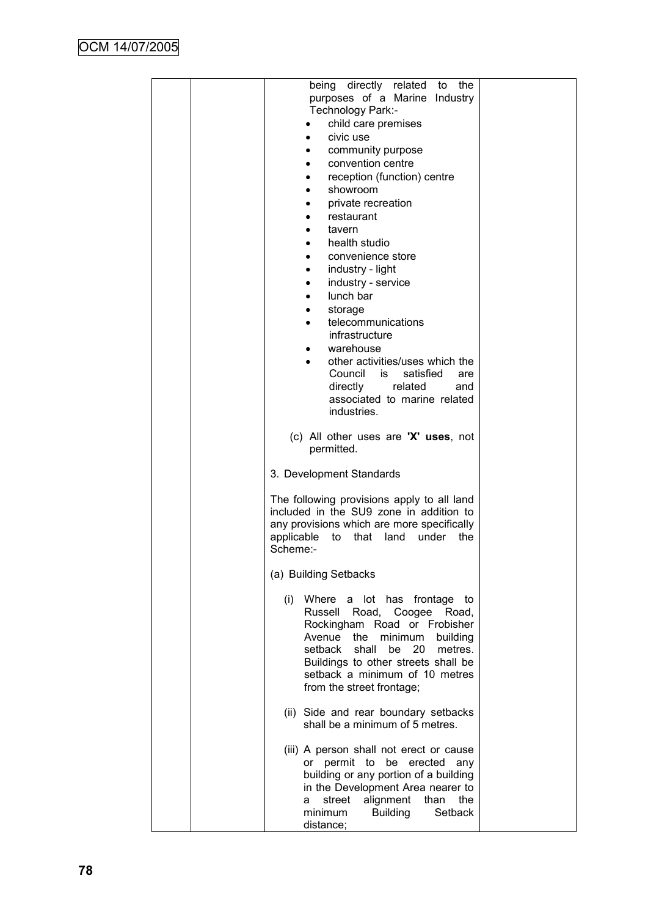| | | being directly related to the purposes of a Marine Industry Technology Park:-<br>• child care premises<br>• civic use<br>• community purpose<br>• convention centre<br>• reception (function) centre<br>• showroom<br>• private recreation<br>• restaurant<br>• tavern<br>• health studio<br>• convenience store<br>• industry - light<br>• industry - service<br>• lunch bar<br>• storage<br>• telecommunications infrastructure<br>• warehouse<br>• other activities/uses which the Council is satisfied are directly related and associated to marine related industries.<br><br>(c) All other uses are **'X' uses**, not permitted.<br><br>3. Development Standards<br><br>The following provisions apply to all land included in the SU9 zone in addition to any provisions which are more specifically applicable to that land under the Scheme:-<br><br>(a) Building Setbacks<br><br>(i) Where a lot has frontage to Russell Road, Coogee Road, Rockingham Road or Frobisher Avenue the minimum building setback shall be 20 metres. Buildings to other streets shall be setback a minimum of 10 metres from the street frontage;<br><br>(ii) Side and rear boundary setbacks shall be a minimum of 5 metres.<br><br>(iii) A person shall not erect or cause or permit to be erected any building or any portion of a building in the Development Area nearer to a street alignment than the minimum Building Setback distance; | |
|---|---|---|---|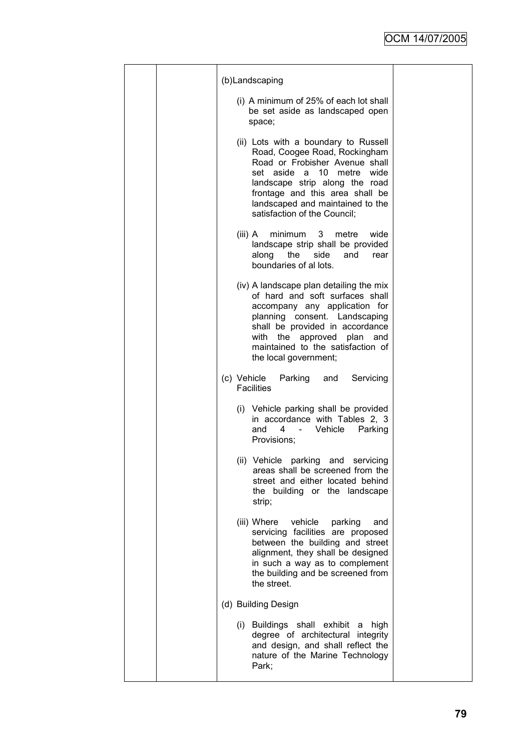| | | (b) Landscaping<br><br>(i) A minimum of 25% of each lot shall be set aside as landscaped open space;<br><br>(ii) Lots with a boundary to Russell Road, Coogee Road, Rockingham Road or Frobisher Avenue shall set aside a 10 metre wide landscape strip along the road frontage and this area shall be landscaped and maintained to the satisfaction of the Council;<br><br>(iii) A minimum 3 metre wide landscape strip shall be provided along the side and rear boundaries of al lots.<br><br>(iv) A landscape plan detailing the mix of hard and soft surfaces shall accompany any application for planning consent. Landscaping shall be provided in accordance with the approved plan and maintained to the satisfaction of the local government;<br><br>(c) Vehicle Parking and Servicing Facilities<br><br>(i) Vehicle parking shall be provided in accordance with Tables 2, 3 and 4 - Vehicle Parking Provisions;<br><br>(ii) Vehicle parking and servicing areas shall be screened from the street and either located behind the building or the landscape strip;<br><br>(iii) Where vehicle parking and servicing facilities are proposed between the building and street alignment, they shall be designed in such a way as to complement the building and be screened from the street.<br><br>(d) Building Design<br><br>(i) Buildings shall exhibit a high degree of architectural integrity and design, and shall reflect the nature of the Marine Technology Park; | |
|---|---|---|---|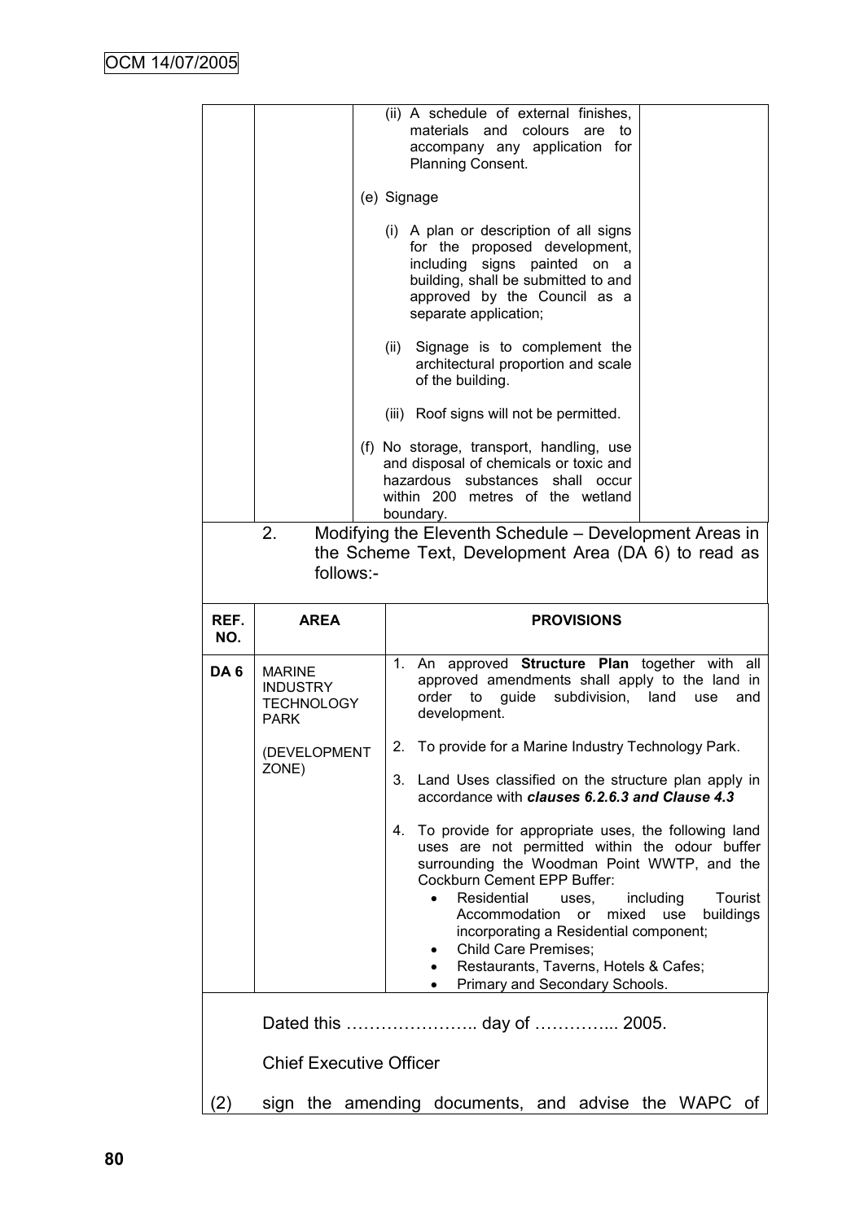| | | | |
|---|---|---|---|
| | | (ii) A schedule of external finishes, materials and colours are to accompany any application for Planning Consent.<br><br>(e) Signage<br><br>(i) A plan or description of all signs for the proposed development, including signs painted on a building, shall be submitted to and approved by the Council as a separate application;<br><br>(ii) Signage is to complement the architectural proportion and scale of the building.<br><br>(iii) Roof signs will not be permitted.<br><br>(f) No storage, transport, handling, use and disposal of chemicals or toxic and hazardous substances shall occur within 200 metres of the wetland boundary. | |

2. Modifying the Eleventh Schedule – Development Areas in the Scheme Text, Development Area (DA 6) to read as follows:-

| REF. NO. | AREA | PROVISIONS |
|---|---|---|
| **DA 6** | MARINE INDUSTRY TECHNOLOGY PARK<br><br>(DEVELOPMENT ZONE) | 1. An approved **Structure Plan** together with all approved amendments shall apply to the land in order to guide subdivision, land use and development.<br><br>2. To provide for a Marine Industry Technology Park.<br><br>3. Land Uses classified on the structure plan apply in accordance with ***clauses 6.2.6.3 and Clause 4.3***<br><br>4. To provide for appropriate uses, the following land uses are not permitted within the odour buffer surrounding the Woodman Point WWTP, and the Cockburn Cement EPP Buffer:<br>• Residential uses, including Tourist Accommodation or mixed use buildings incorporating a Residential component;<br>• Child Care Premises;<br>• Restaurants, Taverns, Hotels & Cafes;<br>• Primary and Secondary Schools. |

Dated this ………………….. day of …………... 2005.

Chief Executive Officer

(2) sign the amending documents, and advise the WAPC of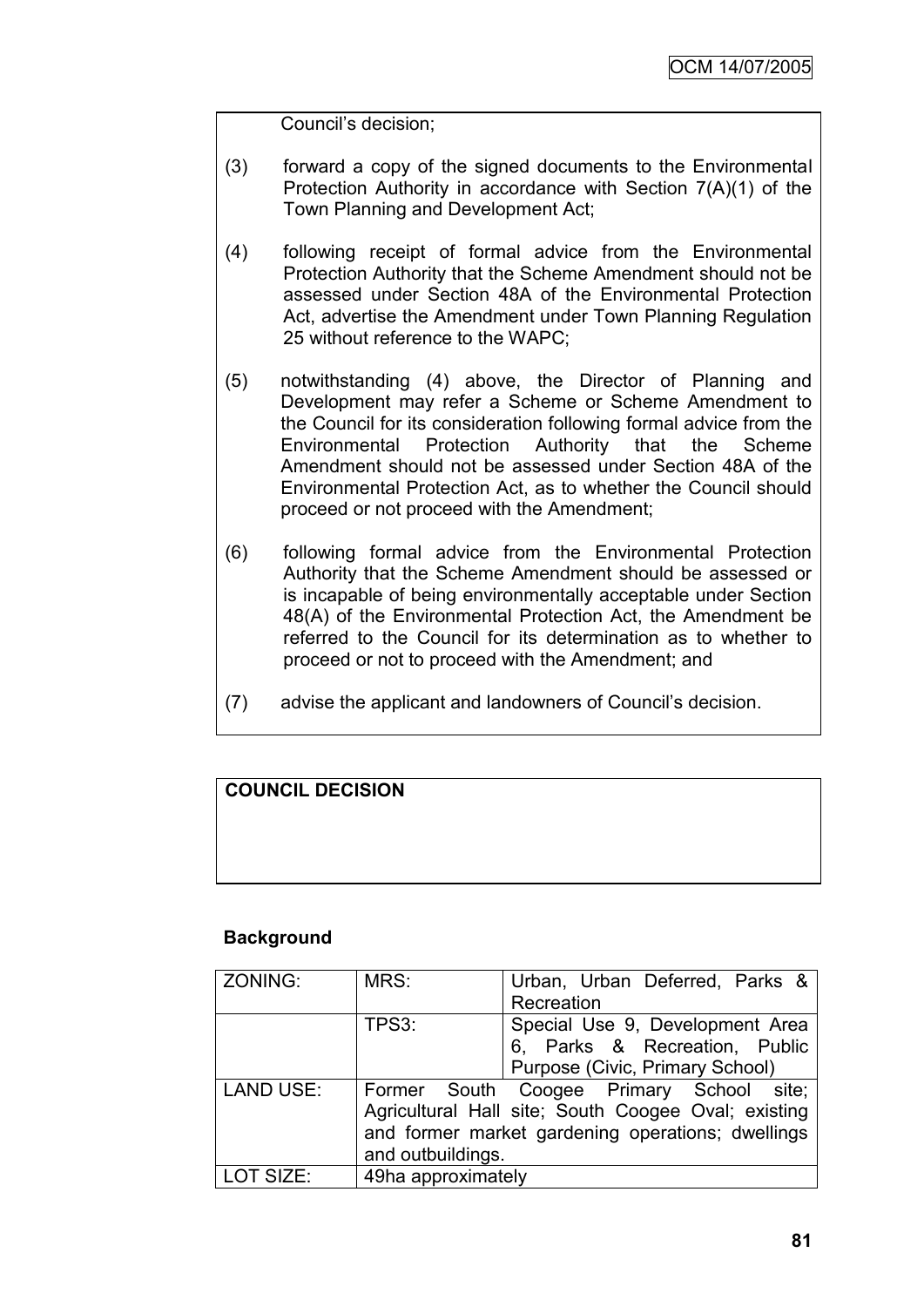Council's decision;

(3) forward a copy of the signed documents to the Environmental Protection Authority in accordance with Section 7(A)(1) of the Town Planning and Development Act;

(4) following receipt of formal advice from the Environmental Protection Authority that the Scheme Amendment should not be assessed under Section 48A of the Environmental Protection Act, advertise the Amendment under Town Planning Regulation 25 without reference to the WAPC;

(5) notwithstanding (4) above, the Director of Planning and Development may refer a Scheme or Scheme Amendment to the Council for its consideration following formal advice from the Environmental Protection Authority that the Scheme Amendment should not be assessed under Section 48A of the Environmental Protection Act, as to whether the Council should proceed or not proceed with the Amendment;

(6) following formal advice from the Environmental Protection Authority that the Scheme Amendment should be assessed or is incapable of being environmentally acceptable under Section 48(A) of the Environmental Protection Act, the Amendment be referred to the Council for its determination as to whether to proceed or not to proceed with the Amendment; and

(7) advise the applicant and landowners of Council's decision.

**COUNCIL DECISION**

**Background**

| ZONING: | MRS: | Urban, Urban Deferred, Parks & Recreation |
|---|---|---|
| | TPS3: | Special Use 9, Development Area 6, Parks & Recreation, Public Purpose (Civic, Primary School) |
| LAND USE: | Former South Coogee Primary School site; Agricultural Hall site; South Coogee Oval; existing and former market gardening operations; dwellings and outbuildings. | |
| LOT SIZE: | 49ha approximately | |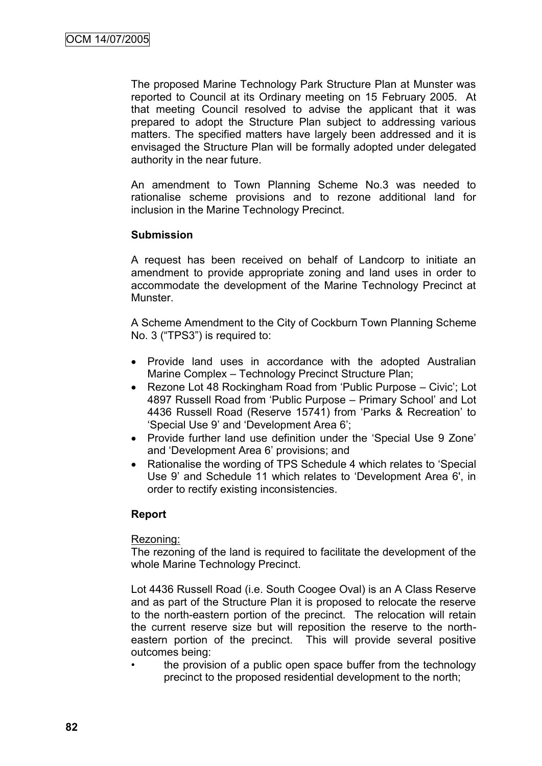The proposed Marine Technology Park Structure Plan at Munster was reported to Council at its Ordinary meeting on 15 February 2005. At that meeting Council resolved to advise the applicant that it was prepared to adopt the Structure Plan subject to addressing various matters. The specified matters have largely been addressed and it is envisaged the Structure Plan will be formally adopted under delegated authority in the near future.

An amendment to Town Planning Scheme No.3 was needed to rationalise scheme provisions and to rezone additional land for inclusion in the Marine Technology Precinct.

**Submission**

A request has been received on behalf of Landcorp to initiate an amendment to provide appropriate zoning and land uses in order to accommodate the development of the Marine Technology Precinct at Munster.

A Scheme Amendment to the City of Cockburn Town Planning Scheme No. 3 ("TPS3") is required to:

- Provide land uses in accordance with the adopted Australian Marine Complex – Technology Precinct Structure Plan;
- Rezone Lot 48 Rockingham Road from 'Public Purpose – Civic'; Lot 4897 Russell Road from 'Public Purpose – Primary School' and Lot 4436 Russell Road (Reserve 15741) from 'Parks & Recreation' to 'Special Use 9' and 'Development Area 6';
- Provide further land use definition under the 'Special Use 9 Zone' and 'Development Area 6' provisions; and
- Rationalise the wording of TPS Schedule 4 which relates to 'Special Use 9' and Schedule 11 which relates to 'Development Area 6', in order to rectify existing inconsistencies.

**Report**

Rezoning:

The rezoning of the land is required to facilitate the development of the whole Marine Technology Precinct.

Lot 4436 Russell Road (i.e. South Coogee Oval) is an A Class Reserve and as part of the Structure Plan it is proposed to relocate the reserve to the north-eastern portion of the precinct. The relocation will retain the current reserve size but will reposition the reserve to the north-eastern portion of the precinct. This will provide several positive outcomes being:

- the provision of a public open space buffer from the technology precinct to the proposed residential development to the north;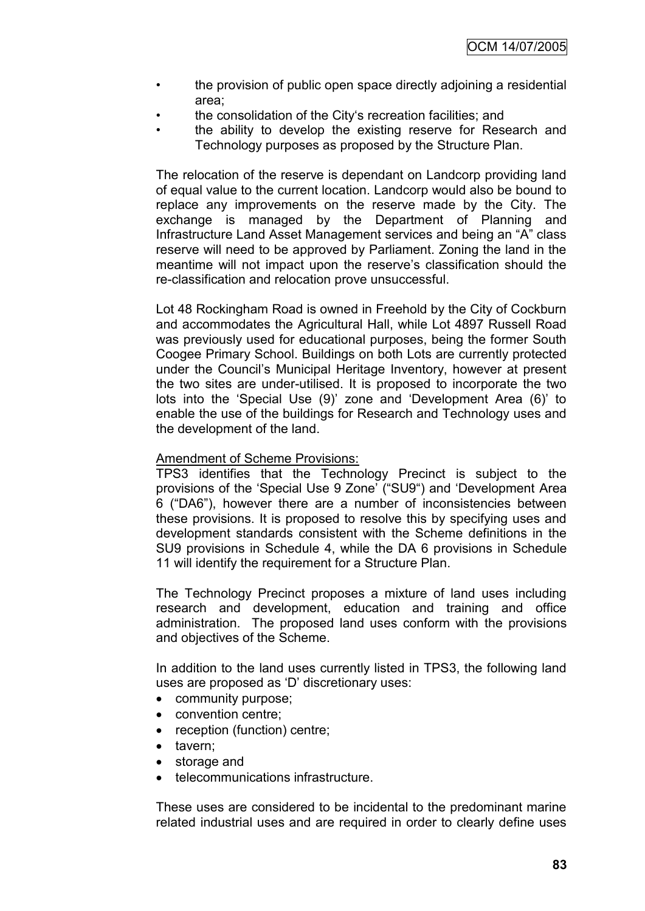- the provision of public open space directly adjoining a residential area;
- the consolidation of the City's recreation facilities; and
- the ability to develop the existing reserve for Research and Technology purposes as proposed by the Structure Plan.

The relocation of the reserve is dependant on Landcorp providing land of equal value to the current location. Landcorp would also be bound to replace any improvements on the reserve made by the City. The exchange is managed by the Department of Planning and Infrastructure Land Asset Management services and being an "A" class reserve will need to be approved by Parliament. Zoning the land in the meantime will not impact upon the reserve's classification should the re-classification and relocation prove unsuccessful.

Lot 48 Rockingham Road is owned in Freehold by the City of Cockburn and accommodates the Agricultural Hall, while Lot 4897 Russell Road was previously used for educational purposes, being the former South Coogee Primary School. Buildings on both Lots are currently protected under the Council's Municipal Heritage Inventory, however at present the two sites are under-utilised. It is proposed to incorporate the two lots into the 'Special Use (9)' zone and 'Development Area (6)' to enable the use of the buildings for Research and Technology uses and the development of the land.

Amendment of Scheme Provisions:

TPS3 identifies that the Technology Precinct is subject to the provisions of the 'Special Use 9 Zone' ("SU9") and 'Development Area 6 ("DA6"), however there are a number of inconsistencies between these provisions. It is proposed to resolve this by specifying uses and development standards consistent with the Scheme definitions in the SU9 provisions in Schedule 4, while the DA 6 provisions in Schedule 11 will identify the requirement for a Structure Plan.

The Technology Precinct proposes a mixture of land uses including research and development, education and training and office administration. The proposed land uses conform with the provisions and objectives of the Scheme.

In addition to the land uses currently listed in TPS3, the following land uses are proposed as 'D' discretionary uses:

- community purpose;
- convention centre;
- reception (function) centre;
- tavern;
- storage and
- telecommunications infrastructure.

These uses are considered to be incidental to the predominant marine related industrial uses and are required in order to clearly define uses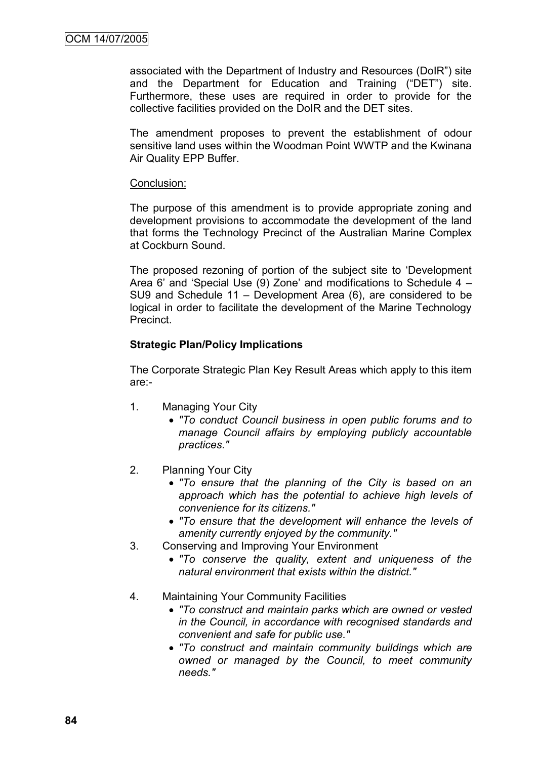associated with the Department of Industry and Resources (DoIR") site and the Department for Education and Training ("DET") site. Furthermore, these uses are required in order to provide for the collective facilities provided on the DoIR and the DET sites.

The amendment proposes to prevent the establishment of odour sensitive land uses within the Woodman Point WWTP and the Kwinana Air Quality EPP Buffer.

Conclusion:

The purpose of this amendment is to provide appropriate zoning and development provisions to accommodate the development of the land that forms the Technology Precinct of the Australian Marine Complex at Cockburn Sound.

The proposed rezoning of portion of the subject site to 'Development Area 6' and 'Special Use (9) Zone' and modifications to Schedule 4 – SU9 and Schedule 11 – Development Area (6), are considered to be logical in order to facilitate the development of the Marine Technology Precinct.

**Strategic Plan/Policy Implications**

The Corporate Strategic Plan Key Result Areas which apply to this item are:-

1. Managing Your City
   - *"To conduct Council business in open public forums and to manage Council affairs by employing publicly accountable practices."*

2. Planning Your City
   - *"To ensure that the planning of the City is based on an approach which has the potential to achieve high levels of convenience for its citizens."*
   - *"To ensure that the development will enhance the levels of amenity currently enjoyed by the community."*

3. Conserving and Improving Your Environment
   - *"To conserve the quality, extent and uniqueness of the natural environment that exists within the district."*

4. Maintaining Your Community Facilities
   - *"To construct and maintain parks which are owned or vested in the Council, in accordance with recognised standards and convenient and safe for public use."*
   - *"To construct and maintain community buildings which are owned or managed by the Council, to meet community needs."*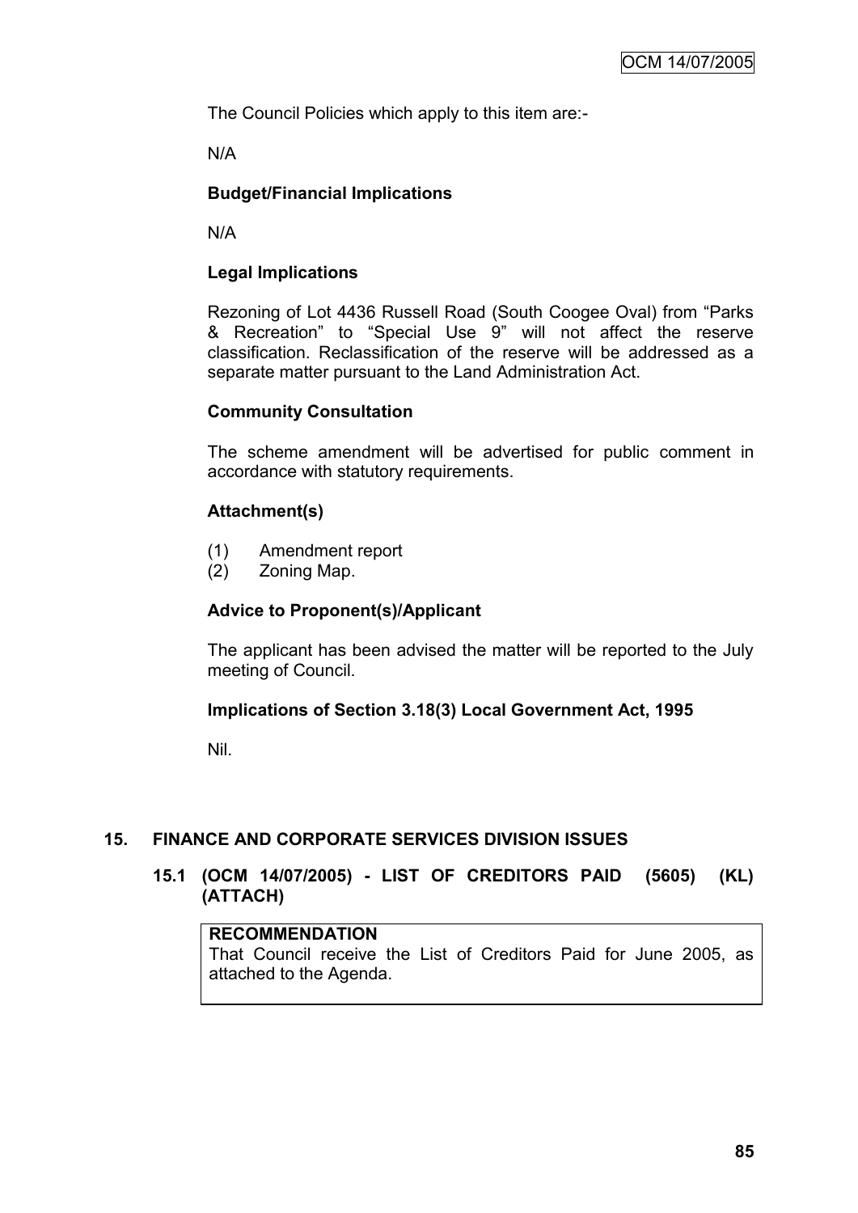The Council Policies which apply to this item are:-

N/A

**Budget/Financial Implications**

N/A

**Legal Implications**

Rezoning of Lot 4436 Russell Road (South Coogee Oval) from "Parks & Recreation" to "Special Use 9" will not affect the reserve classification. Reclassification of the reserve will be addressed as a separate matter pursuant to the Land Administration Act.

**Community Consultation**

The scheme amendment will be advertised for public comment in accordance with statutory requirements.

**Attachment(s)**

(1) Amendment report
(2) Zoning Map.

**Advice to Proponent(s)/Applicant**

The applicant has been advised the matter will be reported to the July meeting of Council.

**Implications of Section 3.18(3) Local Government Act, 1995**

Nil.

## 15. FINANCE AND CORPORATE SERVICES DIVISION ISSUES

### 15.1 (OCM 14/07/2005) - LIST OF CREDITORS PAID (5605) (KL) (ATTACH)

**RECOMMENDATION**
That Council receive the List of Creditors Paid for June 2005, as attached to the Agenda.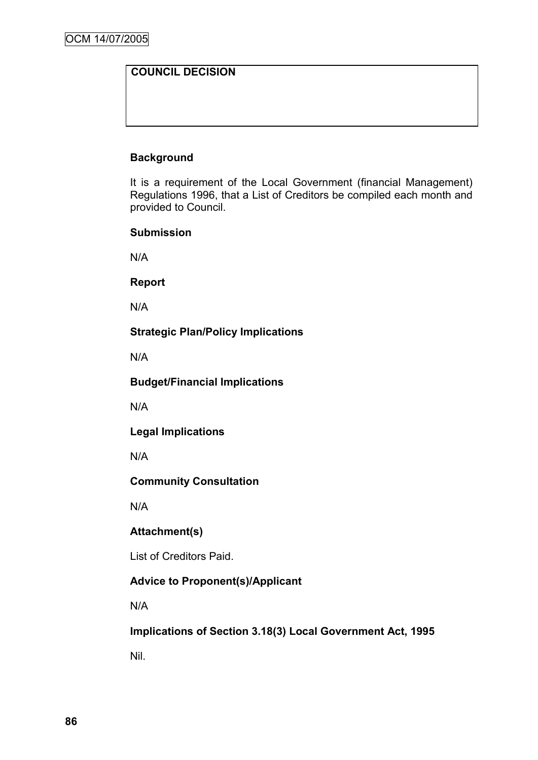| COUNCIL DECISION |
| --- |
| |

**Background**

It is a requirement of the Local Government (financial Management) Regulations 1996, that a List of Creditors be compiled each month and provided to Council.

**Submission**

N/A

**Report**

N/A

**Strategic Plan/Policy Implications**

N/A

**Budget/Financial Implications**

N/A

**Legal Implications**

N/A

**Community Consultation**

N/A

**Attachment(s)**

List of Creditors Paid.

**Advice to Proponent(s)/Applicant**

N/A

**Implications of Section 3.18(3) Local Government Act, 1995**

Nil.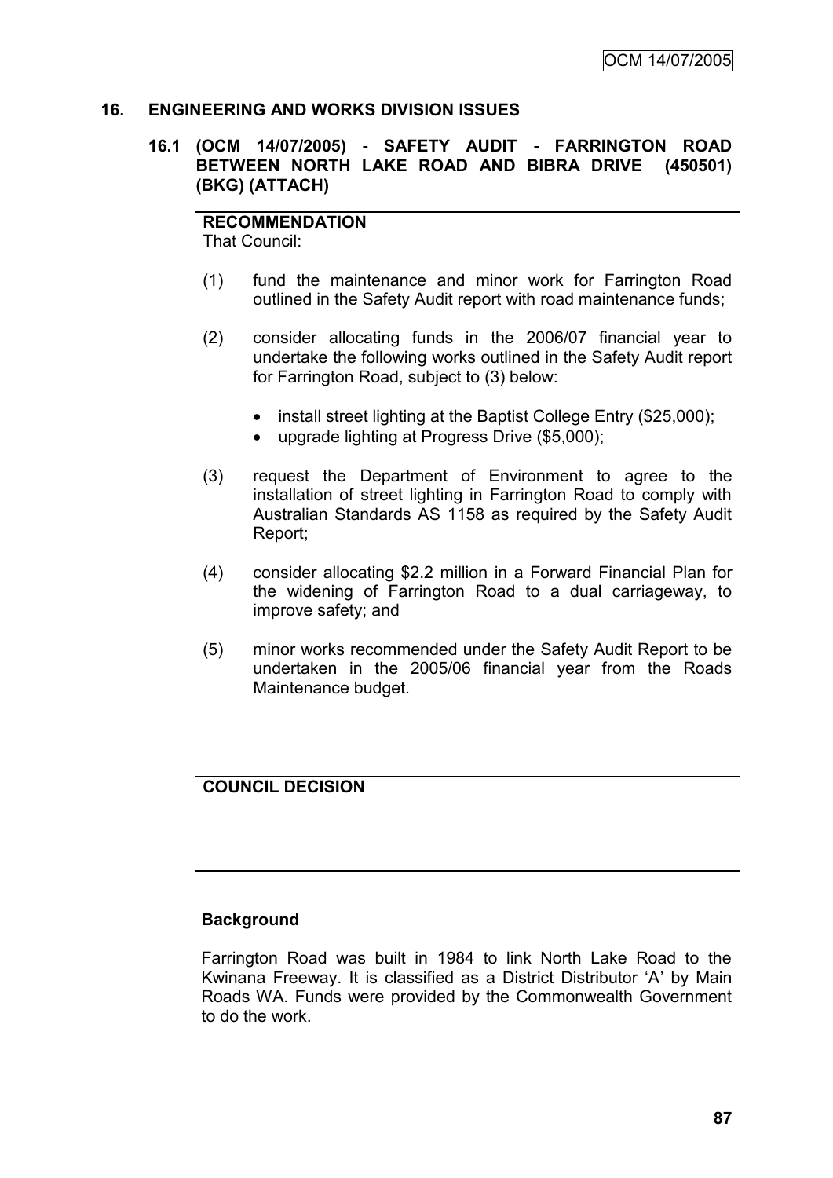## 16. ENGINEERING AND WORKS DIVISION ISSUES

### 16.1 (OCM 14/07/2005) - SAFETY AUDIT - FARRINGTON ROAD BETWEEN NORTH LAKE ROAD AND BIBRA DRIVE (450501) (BKG) (ATTACH)

**RECOMMENDATION**
That Council:

(1) fund the maintenance and minor work for Farrington Road outlined in the Safety Audit report with road maintenance funds;

(2) consider allocating funds in the 2006/07 financial year to undertake the following works outlined in the Safety Audit report for Farrington Road, subject to (3) below:

- install street lighting at the Baptist College Entry ($25,000);
- upgrade lighting at Progress Drive ($5,000);

(3) request the Department of Environment to agree to the installation of street lighting in Farrington Road to comply with Australian Standards AS 1158 as required by the Safety Audit Report;

(4) consider allocating $2.2 million in a Forward Financial Plan for the widening of Farrington Road to a dual carriageway, to improve safety; and

(5) minor works recommended under the Safety Audit Report to be undertaken in the 2005/06 financial year from the Roads Maintenance budget.

**COUNCIL DECISION**

**Background**

Farrington Road was built in 1984 to link North Lake Road to the Kwinana Freeway. It is classified as a District Distributor 'A' by Main Roads WA. Funds were provided by the Commonwealth Government to do the work.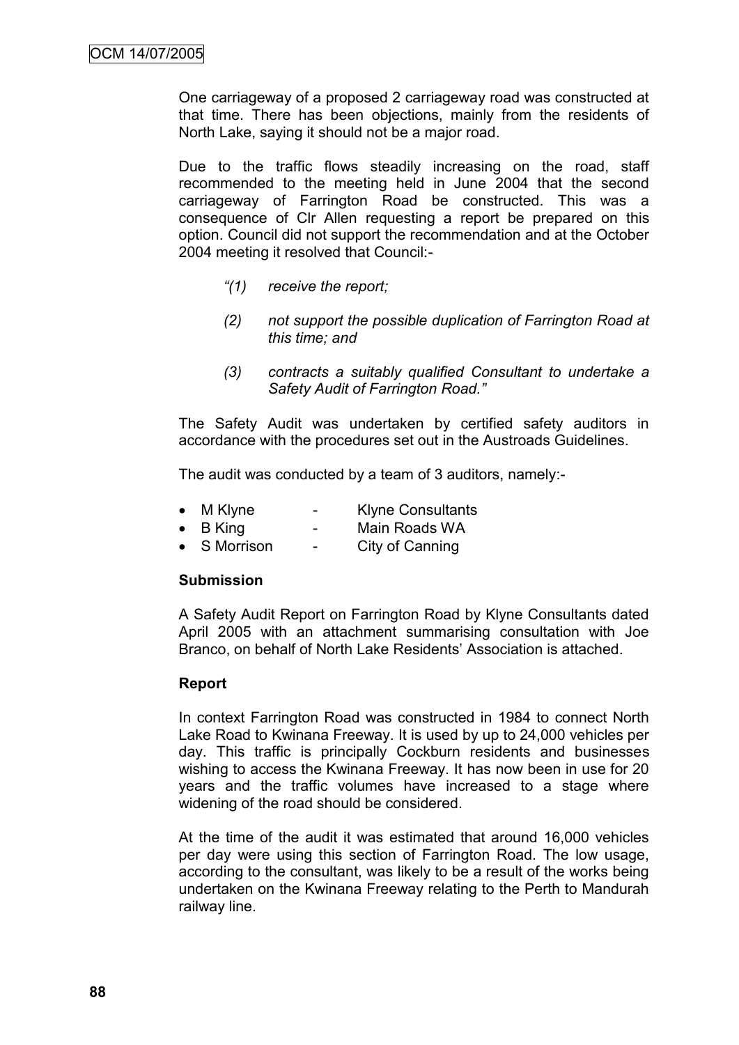One carriageway of a proposed 2 carriageway road was constructed at that time. There has been objections, mainly from the residents of North Lake, saying it should not be a major road.

Due to the traffic flows steadily increasing on the road, staff recommended to the meeting held in June 2004 that the second carriageway of Farrington Road be constructed. This was a consequence of Clr Allen requesting a report be prepared on this option. Council did not support the recommendation and at the October 2004 meeting it resolved that Council:-

> *"(1) receive the report;*
>
> *(2) not support the possible duplication of Farrington Road at this time; and*
>
> *(3) contracts a suitably qualified Consultant to undertake a Safety Audit of Farrington Road."*

The Safety Audit was undertaken by certified safety auditors in accordance with the procedures set out in the Austroads Guidelines.

The audit was conducted by a team of 3 auditors, namely:-

- M Klyne - Klyne Consultants
- B King - Main Roads WA
- S Morrison - City of Canning

**Submission**

A Safety Audit Report on Farrington Road by Klyne Consultants dated April 2005 with an attachment summarising consultation with Joe Branco, on behalf of North Lake Residents' Association is attached.

**Report**

In context Farrington Road was constructed in 1984 to connect North Lake Road to Kwinana Freeway. It is used by up to 24,000 vehicles per day. This traffic is principally Cockburn residents and businesses wishing to access the Kwinana Freeway. It has now been in use for 20 years and the traffic volumes have increased to a stage where widening of the road should be considered.

At the time of the audit it was estimated that around 16,000 vehicles per day were using this section of Farrington Road. The low usage, according to the consultant, was likely to be a result of the works being undertaken on the Kwinana Freeway relating to the Perth to Mandurah railway line.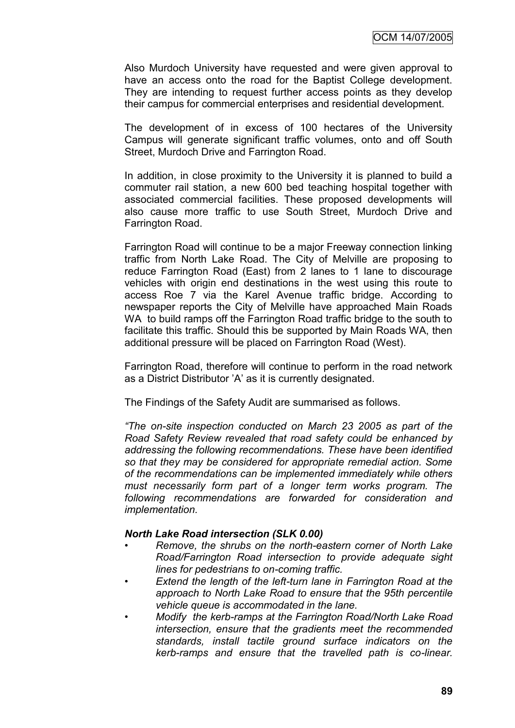Also Murdoch University have requested and were given approval to have an access onto the road for the Baptist College development. They are intending to request further access points as they develop their campus for commercial enterprises and residential development.

The development of in excess of 100 hectares of the University Campus will generate significant traffic volumes, onto and off South Street, Murdoch Drive and Farrington Road.

In addition, in close proximity to the University it is planned to build a commuter rail station, a new 600 bed teaching hospital together with associated commercial facilities. These proposed developments will also cause more traffic to use South Street, Murdoch Drive and Farrington Road.

Farrington Road will continue to be a major Freeway connection linking traffic from North Lake Road. The City of Melville are proposing to reduce Farrington Road (East) from 2 lanes to 1 lane to discourage vehicles with origin end destinations in the west using this route to access Roe 7 via the Karel Avenue traffic bridge. According to newspaper reports the City of Melville have approached Main Roads WA to build ramps off the Farrington Road traffic bridge to the south to facilitate this traffic. Should this be supported by Main Roads WA, then additional pressure will be placed on Farrington Road (West).

Farrington Road, therefore will continue to perform in the road network as a District Distributor 'A' as it is currently designated.

The Findings of the Safety Audit are summarised as follows.

*"The on-site inspection conducted on March 23 2005 as part of the Road Safety Review revealed that road safety could be enhanced by addressing the following recommendations. These have been identified so that they may be considered for appropriate remedial action. Some of the recommendations can be implemented immediately while others must necessarily form part of a longer term works program. The following recommendations are forwarded for consideration and implementation.*

***North Lake Road intersection (SLK 0.00)***

- *Remove, the shrubs on the north-eastern corner of North Lake Road/Farrington Road intersection to provide adequate sight lines for pedestrians to on-coming traffic.*
- *Extend the length of the left-turn lane in Farrington Road at the approach to North Lake Road to ensure that the 95th percentile vehicle queue is accommodated in the lane.*
- *Modify the kerb-ramps at the Farrington Road/North Lake Road intersection, ensure that the gradients meet the recommended standards, install tactile ground surface indicators on the kerb-ramps and ensure that the travelled path is co-linear.*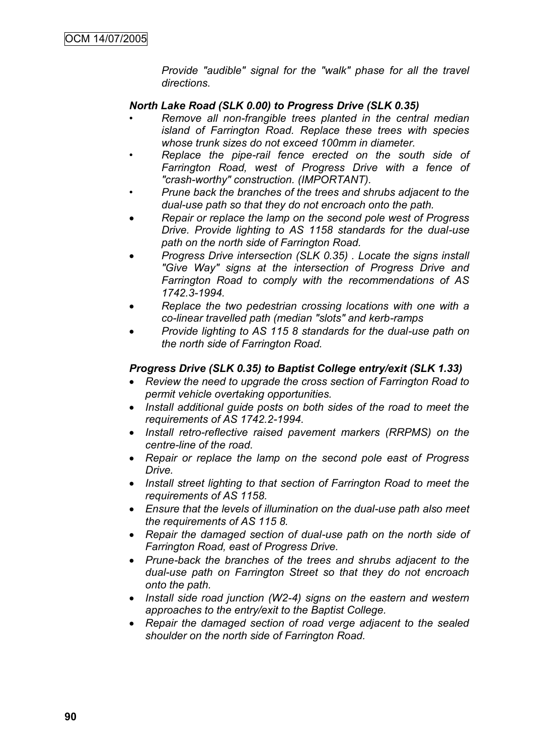*Provide "audible" signal for the "walk" phase for all the travel directions.*

***North Lake Road (SLK 0.00) to Progress Drive (SLK 0.35)***

- *Remove all non-frangible trees planted in the central median island of Farrington Road. Replace these trees with species whose trunk sizes do not exceed 100mm in diameter.*
- *Replace the pipe-rail fence erected on the south side of Farrington Road, west of Progress Drive with a fence of "crash-worthy" construction. (IMPORTANT).*
- *Prune back the branches of the trees and shrubs adjacent to the dual-use path so that they do not encroach onto the path.*
- *Repair or replace the lamp on the second pole west of Progress Drive. Provide lighting to AS 1158 standards for the dual-use path on the north side of Farrington Road.*
- *Progress Drive intersection (SLK 0.35) . Locate the signs install "Give Way" signs at the intersection of Progress Drive and Farrington Road to comply with the recommendations of AS 1742.3-1994.*
- *Replace the two pedestrian crossing locations with one with a co-linear travelled path (median "slots" and kerb-ramps*
- *Provide lighting to AS 115 8 standards for the dual-use path on the north side of Farrington Road.*

***Progress Drive (SLK 0.35) to Baptist College entry/exit (SLK 1.33)***

- *Review the need to upgrade the cross section of Farrington Road to permit vehicle overtaking opportunities.*
- *Install additional guide posts on both sides of the road to meet the requirements of AS 1742.2-1994.*
- *Install retro-reflective raised pavement markers (RRPMS) on the centre-line of the road.*
- *Repair or replace the lamp on the second pole east of Progress Drive.*
- *Install street lighting to that section of Farrington Road to meet the requirements of AS 1158.*
- *Ensure that the levels of illumination on the dual-use path also meet the requirements of AS 115 8.*
- *Repair the damaged section of dual-use path on the north side of Farrington Road, east of Progress Drive.*
- *Prune-back the branches of the trees and shrubs adjacent to the dual-use path on Farrington Street so that they do not encroach onto the path.*
- *Install side road junction (W2-4) signs on the eastern and western approaches to the entry/exit to the Baptist College.*
- *Repair the damaged section of road verge adjacent to the sealed shoulder on the north side of Farrington Road.*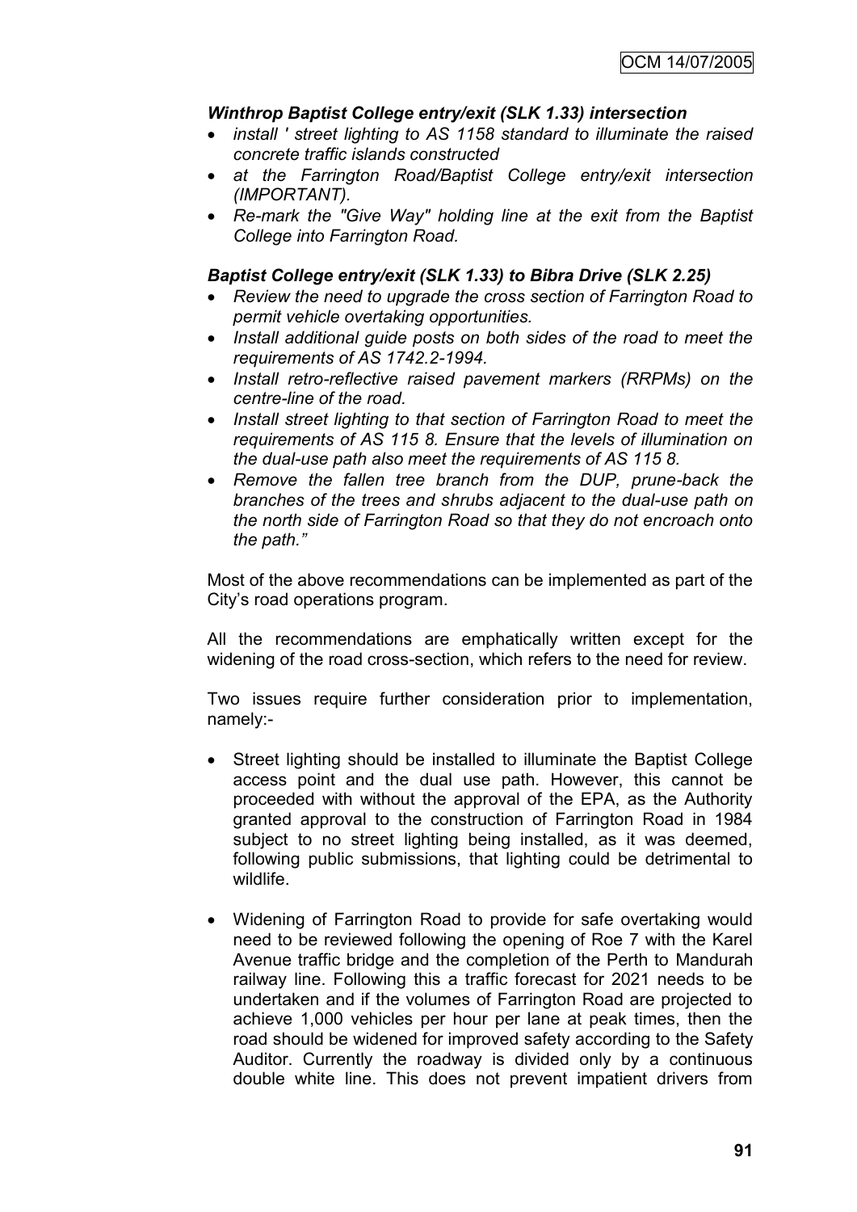***Winthrop Baptist College entry/exit (SLK 1.33) intersection***

- *install ' street lighting to AS 1158 standard to illuminate the raised concrete traffic islands constructed*
- *at the Farrington Road/Baptist College entry/exit intersection (IMPORTANT).*
- *Re-mark the "Give Way" holding line at the exit from the Baptist College into Farrington Road.*

***Baptist College entry/exit (SLK 1.33) to Bibra Drive (SLK 2.25)***

- *Review the need to upgrade the cross section of Farrington Road to permit vehicle overtaking opportunities.*
- *Install additional guide posts on both sides of the road to meet the requirements of AS 1742.2-1994.*
- *Install retro-reflective raised pavement markers (RRPMs) on the centre-line of the road.*
- *Install street lighting to that section of Farrington Road to meet the requirements of AS 115 8. Ensure that the levels of illumination on the dual-use path also meet the requirements of AS 115 8.*
- *Remove the fallen tree branch from the DUP, prune-back the branches of the trees and shrubs adjacent to the dual-use path on the north side of Farrington Road so that they do not encroach onto the path."*

Most of the above recommendations can be implemented as part of the City's road operations program.

All the recommendations are emphatically written except for the widening of the road cross-section, which refers to the need for review.

Two issues require further consideration prior to implementation, namely:-

- Street lighting should be installed to illuminate the Baptist College access point and the dual use path. However, this cannot be proceeded with without the approval of the EPA, as the Authority granted approval to the construction of Farrington Road in 1984 subject to no street lighting being installed, as it was deemed, following public submissions, that lighting could be detrimental to wildlife.

- Widening of Farrington Road to provide for safe overtaking would need to be reviewed following the opening of Roe 7 with the Karel Avenue traffic bridge and the completion of the Perth to Mandurah railway line. Following this a traffic forecast for 2021 needs to be undertaken and if the volumes of Farrington Road are projected to achieve 1,000 vehicles per hour per lane at peak times, then the road should be widened for improved safety according to the Safety Auditor. Currently the roadway is divided only by a continuous double white line. This does not prevent impatient drivers from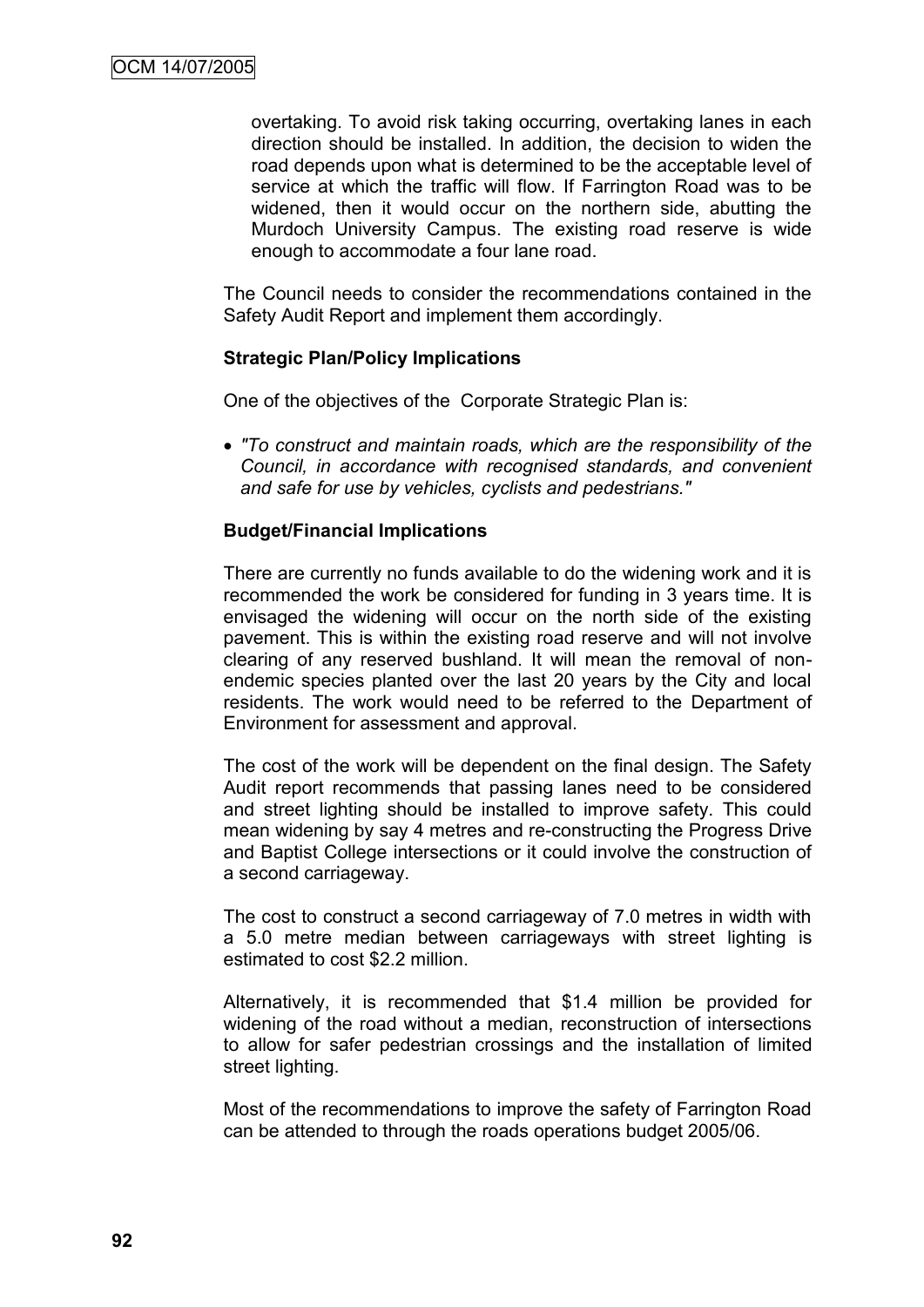overtaking. To avoid risk taking occurring, overtaking lanes in each direction should be installed. In addition, the decision to widen the road depends upon what is determined to be the acceptable level of service at which the traffic will flow. If Farrington Road was to be widened, then it would occur on the northern side, abutting the Murdoch University Campus. The existing road reserve is wide enough to accommodate a four lane road.

The Council needs to consider the recommendations contained in the Safety Audit Report and implement them accordingly.

**Strategic Plan/Policy Implications**

One of the objectives of the Corporate Strategic Plan is:

- *"To construct and maintain roads, which are the responsibility of the Council, in accordance with recognised standards, and convenient and safe for use by vehicles, cyclists and pedestrians."*

**Budget/Financial Implications**

There are currently no funds available to do the widening work and it is recommended the work be considered for funding in 3 years time. It is envisaged the widening will occur on the north side of the existing pavement. This is within the existing road reserve and will not involve clearing of any reserved bushland. It will mean the removal of non-endemic species planted over the last 20 years by the City and local residents. The work would need to be referred to the Department of Environment for assessment and approval.

The cost of the work will be dependent on the final design. The Safety Audit report recommends that passing lanes need to be considered and street lighting should be installed to improve safety. This could mean widening by say 4 metres and re-constructing the Progress Drive and Baptist College intersections or it could involve the construction of a second carriageway.

The cost to construct a second carriageway of 7.0 metres in width with a 5.0 metre median between carriageways with street lighting is estimated to cost $2.2 million.

Alternatively, it is recommended that $1.4 million be provided for widening of the road without a median, reconstruction of intersections to allow for safer pedestrian crossings and the installation of limited street lighting.

Most of the recommendations to improve the safety of Farrington Road can be attended to through the roads operations budget 2005/06.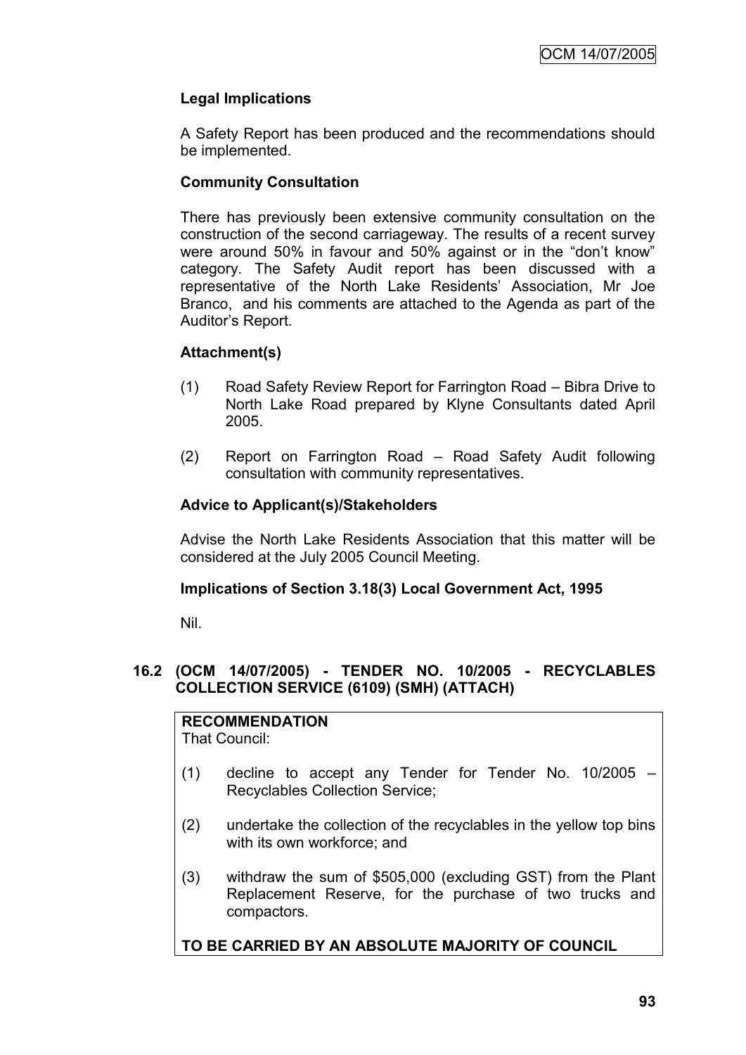**Legal Implications**

A Safety Report has been produced and the recommendations should be implemented.

**Community Consultation**

There has previously been extensive community consultation on the construction of the second carriageway. The results of a recent survey were around 50% in favour and 50% against or in the "don't know" category. The Safety Audit report has been discussed with a representative of the North Lake Residents' Association, Mr Joe Branco, and his comments are attached to the Agenda as part of the Auditor's Report.

**Attachment(s)**

(1) Road Safety Review Report for Farrington Road – Bibra Drive to North Lake Road prepared by Klyne Consultants dated April 2005.

(2) Report on Farrington Road – Road Safety Audit following consultation with community representatives.

**Advice to Applicant(s)/Stakeholders**

Advise the North Lake Residents Association that this matter will be considered at the July 2005 Council Meeting.

**Implications of Section 3.18(3) Local Government Act, 1995**

Nil.

### 16.2 (OCM 14/07/2005) - TENDER NO. 10/2005 - RECYCLABLES COLLECTION SERVICE (6109) (SMH) (ATTACH)

**RECOMMENDATION**
That Council:

(1) decline to accept any Tender for Tender No. 10/2005 – Recyclables Collection Service;

(2) undertake the collection of the recyclables in the yellow top bins with its own workforce; and

(3) withdraw the sum of $505,000 (excluding GST) from the Plant Replacement Reserve, for the purchase of two trucks and compactors.

**TO BE CARRIED BY AN ABSOLUTE MAJORITY OF COUNCIL**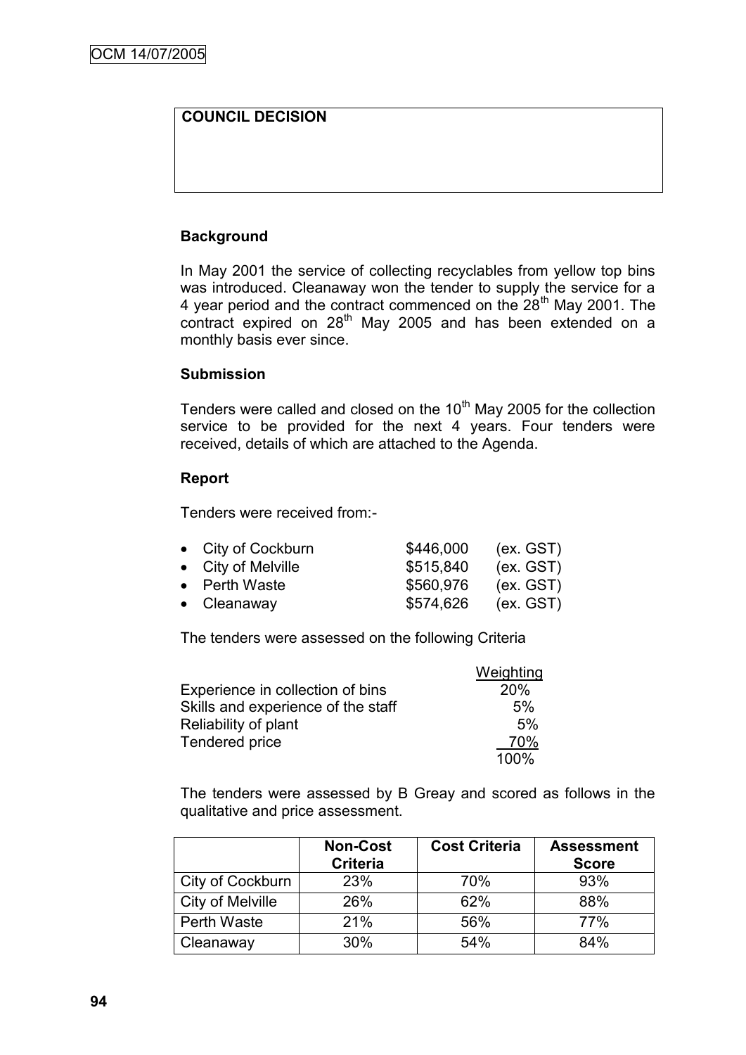| COUNCIL DECISION |
| --- |
| |

**Background**

In May 2001 the service of collecting recyclables from yellow top bins was introduced. Cleanaway won the tender to supply the service for a 4 year period and the contract commenced on the 28th May 2001. The contract expired on 28th May 2005 and has been extended on a monthly basis ever since.

**Submission**

Tenders were called and closed on the 10th May 2005 for the collection service to be provided for the next 4 years. Four tenders were received, details of which are attached to the Agenda.

**Report**

Tenders were received from:-

- City of Cockburn $446,000 (ex. GST)
- City of Melville $515,840 (ex. GST)
- Perth Waste $560,976 (ex. GST)
- Cleanaway $574,626 (ex. GST)

The tenders were assessed on the following Criteria

| | Weighting |
| --- | --- |
| Experience in collection of bins | 20% |
| Skills and experience of the staff | 5% |
| Reliability of plant | 5% |
| Tendered price | 70% |
| | 100% |

The tenders were assessed by B Greay and scored as follows in the qualitative and price assessment.

| | Non-Cost Criteria | Cost Criteria | Assessment Score |
| --- | --- | --- | --- |
| City of Cockburn | 23% | 70% | 93% |
| City of Melville | 26% | 62% | 88% |
| Perth Waste | 21% | 56% | 77% |
| Cleanaway | 30% | 54% | 84% |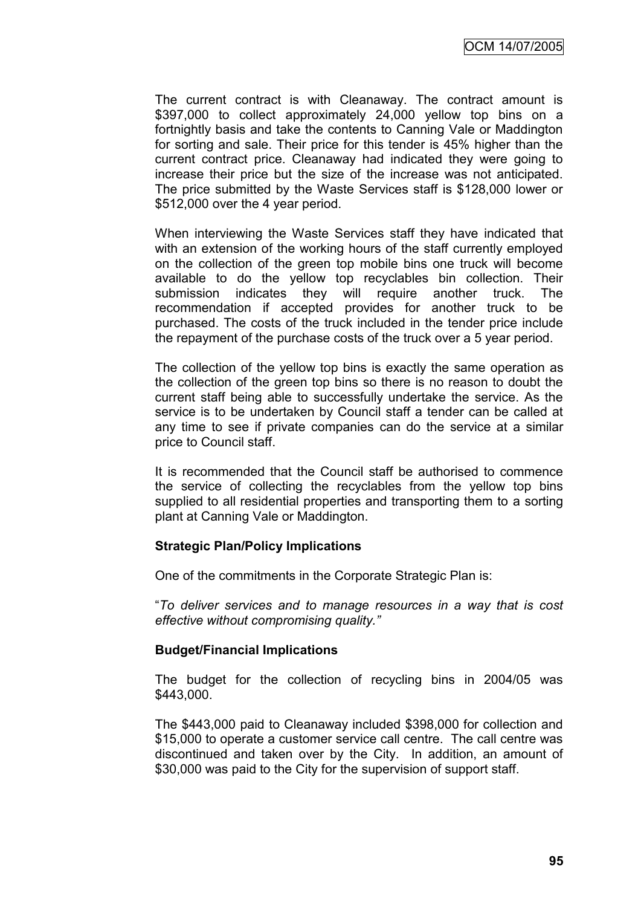The current contract is with Cleanaway. The contract amount is $397,000 to collect approximately 24,000 yellow top bins on a fortnightly basis and take the contents to Canning Vale or Maddington for sorting and sale. Their price for this tender is 45% higher than the current contract price. Cleanaway had indicated they were going to increase their price but the size of the increase was not anticipated. The price submitted by the Waste Services staff is $128,000 lower or $512,000 over the 4 year period.

When interviewing the Waste Services staff they have indicated that with an extension of the working hours of the staff currently employed on the collection of the green top mobile bins one truck will become available to do the yellow top recyclables bin collection. Their submission indicates they will require another truck. The recommendation if accepted provides for another truck to be purchased. The costs of the truck included in the tender price include the repayment of the purchase costs of the truck over a 5 year period.

The collection of the yellow top bins is exactly the same operation as the collection of the green top bins so there is no reason to doubt the current staff being able to successfully undertake the service. As the service is to be undertaken by Council staff a tender can be called at any time to see if private companies can do the service at a similar price to Council staff.

It is recommended that the Council staff be authorised to commence the service of collecting the recyclables from the yellow top bins supplied to all residential properties and transporting them to a sorting plant at Canning Vale or Maddington.

**Strategic Plan/Policy Implications**

One of the commitments in the Corporate Strategic Plan is:

"*To deliver services and to manage resources in a way that is cost effective without compromising quality."*

**Budget/Financial Implications**

The budget for the collection of recycling bins in 2004/05 was $443,000.

The $443,000 paid to Cleanaway included $398,000 for collection and $15,000 to operate a customer service call centre. The call centre was discontinued and taken over by the City. In addition, an amount of $30,000 was paid to the City for the supervision of support staff.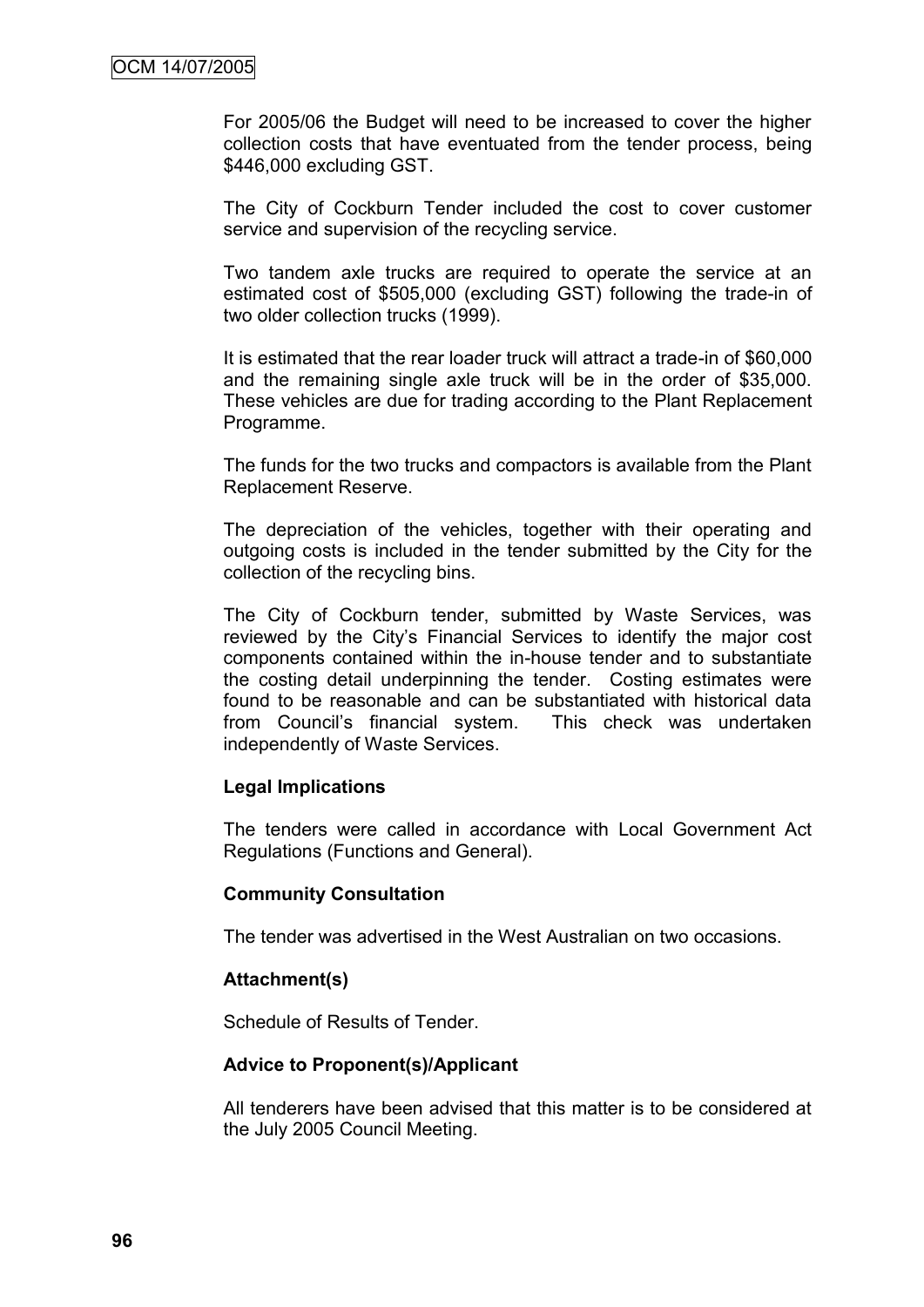For 2005/06 the Budget will need to be increased to cover the higher collection costs that have eventuated from the tender process, being $446,000 excluding GST.

The City of Cockburn Tender included the cost to cover customer service and supervision of the recycling service.

Two tandem axle trucks are required to operate the service at an estimated cost of $505,000 (excluding GST) following the trade-in of two older collection trucks (1999).

It is estimated that the rear loader truck will attract a trade-in of $60,000 and the remaining single axle truck will be in the order of $35,000. These vehicles are due for trading according to the Plant Replacement Programme.

The funds for the two trucks and compactors is available from the Plant Replacement Reserve.

The depreciation of the vehicles, together with their operating and outgoing costs is included in the tender submitted by the City for the collection of the recycling bins.

The City of Cockburn tender, submitted by Waste Services, was reviewed by the City's Financial Services to identify the major cost components contained within the in-house tender and to substantiate the costing detail underpinning the tender. Costing estimates were found to be reasonable and can be substantiated with historical data from Council's financial system. This check was undertaken independently of Waste Services.

**Legal Implications**

The tenders were called in accordance with Local Government Act Regulations (Functions and General).

**Community Consultation**

The tender was advertised in the West Australian on two occasions.

**Attachment(s)**

Schedule of Results of Tender.

**Advice to Proponent(s)/Applicant**

All tenderers have been advised that this matter is to be considered at the July 2005 Council Meeting.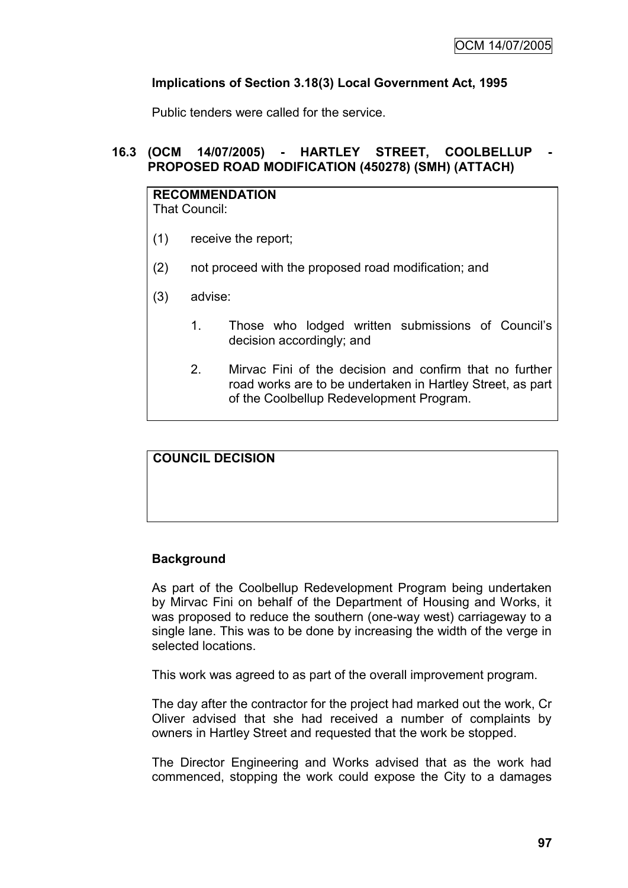**Implications of Section 3.18(3) Local Government Act, 1995**

Public tenders were called for the service.

### 16.3 (OCM 14/07/2005) - HARTLEY STREET, COOLBELLUP - PROPOSED ROAD MODIFICATION (450278) (SMH) (ATTACH)

**RECOMMENDATION**

That Council:

(1) receive the report;

(2) not proceed with the proposed road modification; and

(3) advise:

1. Those who lodged written submissions of Council's decision accordingly; and

2. Mirvac Fini of the decision and confirm that no further road works are to be undertaken in Hartley Street, as part of the Coolbellup Redevelopment Program.

**COUNCIL DECISION**

**Background**

As part of the Coolbellup Redevelopment Program being undertaken by Mirvac Fini on behalf of the Department of Housing and Works, it was proposed to reduce the southern (one-way west) carriageway to a single lane. This was to be done by increasing the width of the verge in selected locations.

This work was agreed to as part of the overall improvement program.

The day after the contractor for the project had marked out the work, Cr Oliver advised that she had received a number of complaints by owners in Hartley Street and requested that the work be stopped.

The Director Engineering and Works advised that as the work had commenced, stopping the work could expose the City to a damages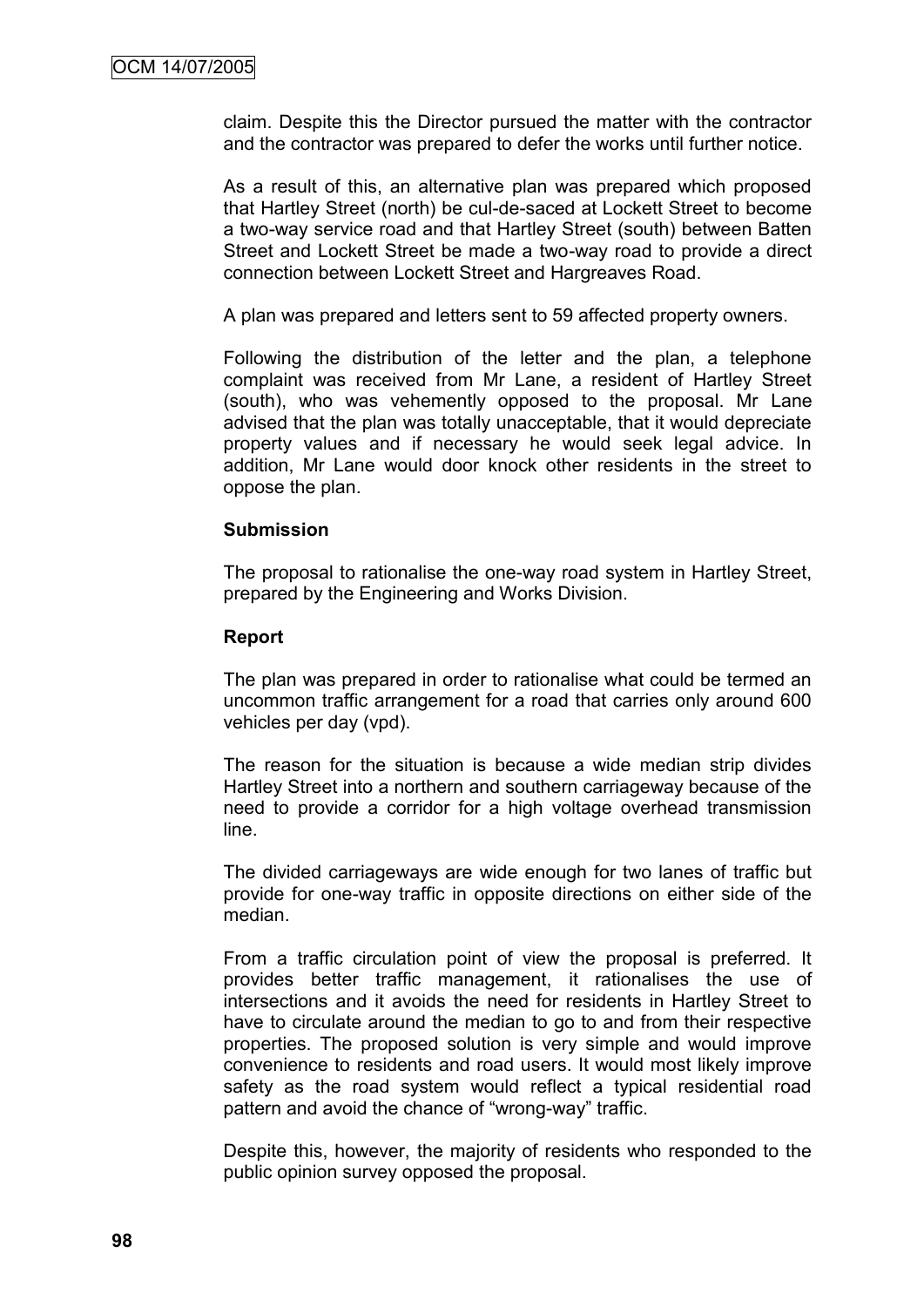claim. Despite this the Director pursued the matter with the contractor and the contractor was prepared to defer the works until further notice.

As a result of this, an alternative plan was prepared which proposed that Hartley Street (north) be cul-de-saced at Lockett Street to become a two-way service road and that Hartley Street (south) between Batten Street and Lockett Street be made a two-way road to provide a direct connection between Lockett Street and Hargreaves Road.

A plan was prepared and letters sent to 59 affected property owners.

Following the distribution of the letter and the plan, a telephone complaint was received from Mr Lane, a resident of Hartley Street (south), who was vehemently opposed to the proposal. Mr Lane advised that the plan was totally unacceptable, that it would depreciate property values and if necessary he would seek legal advice. In addition, Mr Lane would door knock other residents in the street to oppose the plan.

**Submission**

The proposal to rationalise the one-way road system in Hartley Street, prepared by the Engineering and Works Division.

**Report**

The plan was prepared in order to rationalise what could be termed an uncommon traffic arrangement for a road that carries only around 600 vehicles per day (vpd).

The reason for the situation is because a wide median strip divides Hartley Street into a northern and southern carriageway because of the need to provide a corridor for a high voltage overhead transmission line.

The divided carriageways are wide enough for two lanes of traffic but provide for one-way traffic in opposite directions on either side of the median.

From a traffic circulation point of view the proposal is preferred. It provides better traffic management, it rationalises the use of intersections and it avoids the need for residents in Hartley Street to have to circulate around the median to go to and from their respective properties. The proposed solution is very simple and would improve convenience to residents and road users. It would most likely improve safety as the road system would reflect a typical residential road pattern and avoid the chance of "wrong-way" traffic.

Despite this, however, the majority of residents who responded to the public opinion survey opposed the proposal.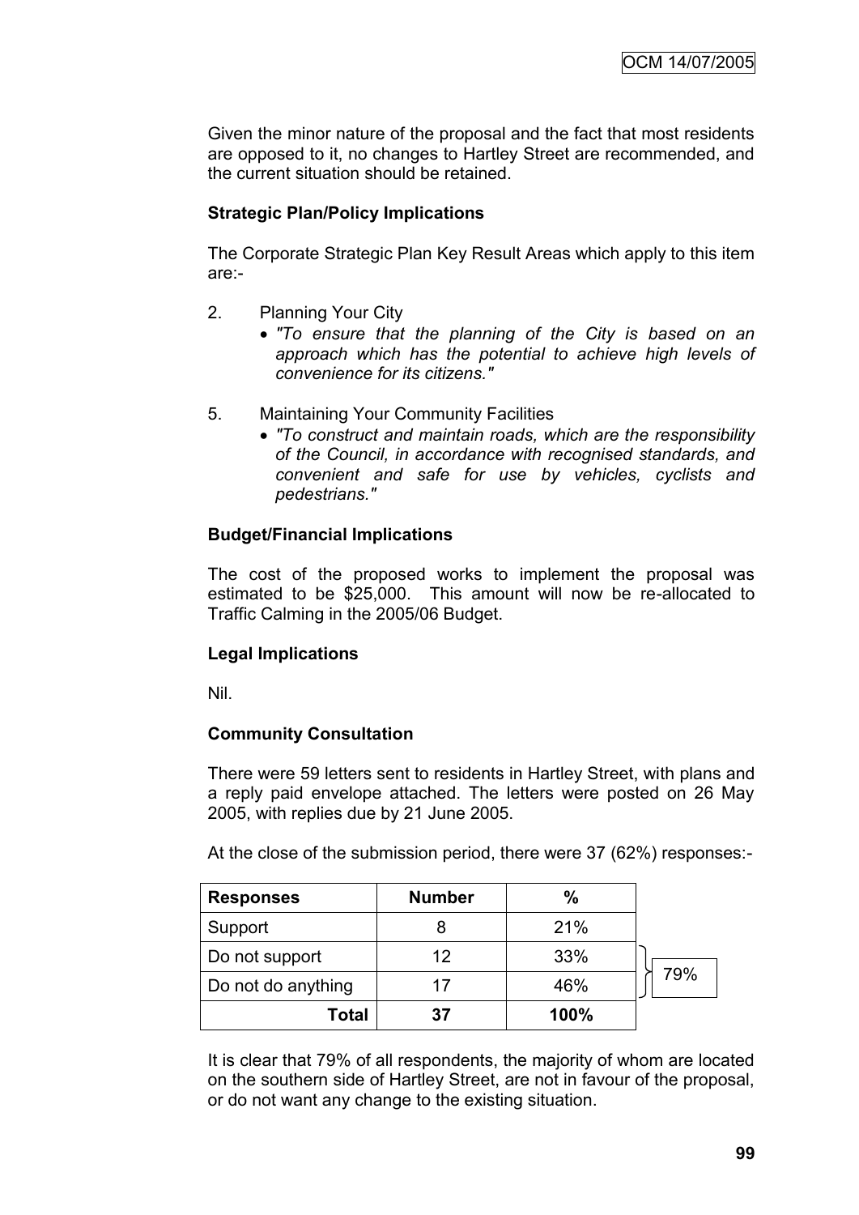Given the minor nature of the proposal and the fact that most residents are opposed to it, no changes to Hartley Street are recommended, and the current situation should be retained.

**Strategic Plan/Policy Implications**

The Corporate Strategic Plan Key Result Areas which apply to this item are:-

2. Planning Your City
   - *"To ensure that the planning of the City is based on an approach which has the potential to achieve high levels of convenience for its citizens."*

5. Maintaining Your Community Facilities
   - *"To construct and maintain roads, which are the responsibility of the Council, in accordance with recognised standards, and convenient and safe for use by vehicles, cyclists and pedestrians."*

**Budget/Financial Implications**

The cost of the proposed works to implement the proposal was estimated to be $25,000. This amount will now be re-allocated to Traffic Calming in the 2005/06 Budget.

**Legal Implications**

Nil.

**Community Consultation**

There were 59 letters sent to residents in Hartley Street, with plans and a reply paid envelope attached. The letters were posted on 26 May 2005, with replies due by 21 June 2005.

At the close of the submission period, there were 37 (62%) responses:-

| Responses | Number | % | |
|---|---|---|---|
| Support | 8 | 21% | |
| Do not support | 12 | 33% | 79% |
| Do not do anything | 17 | 46% | |
| **Total** | **37** | **100%** | |

It is clear that 79% of all respondents, the majority of whom are located on the southern side of Hartley Street, are not in favour of the proposal, or do not want any change to the existing situation.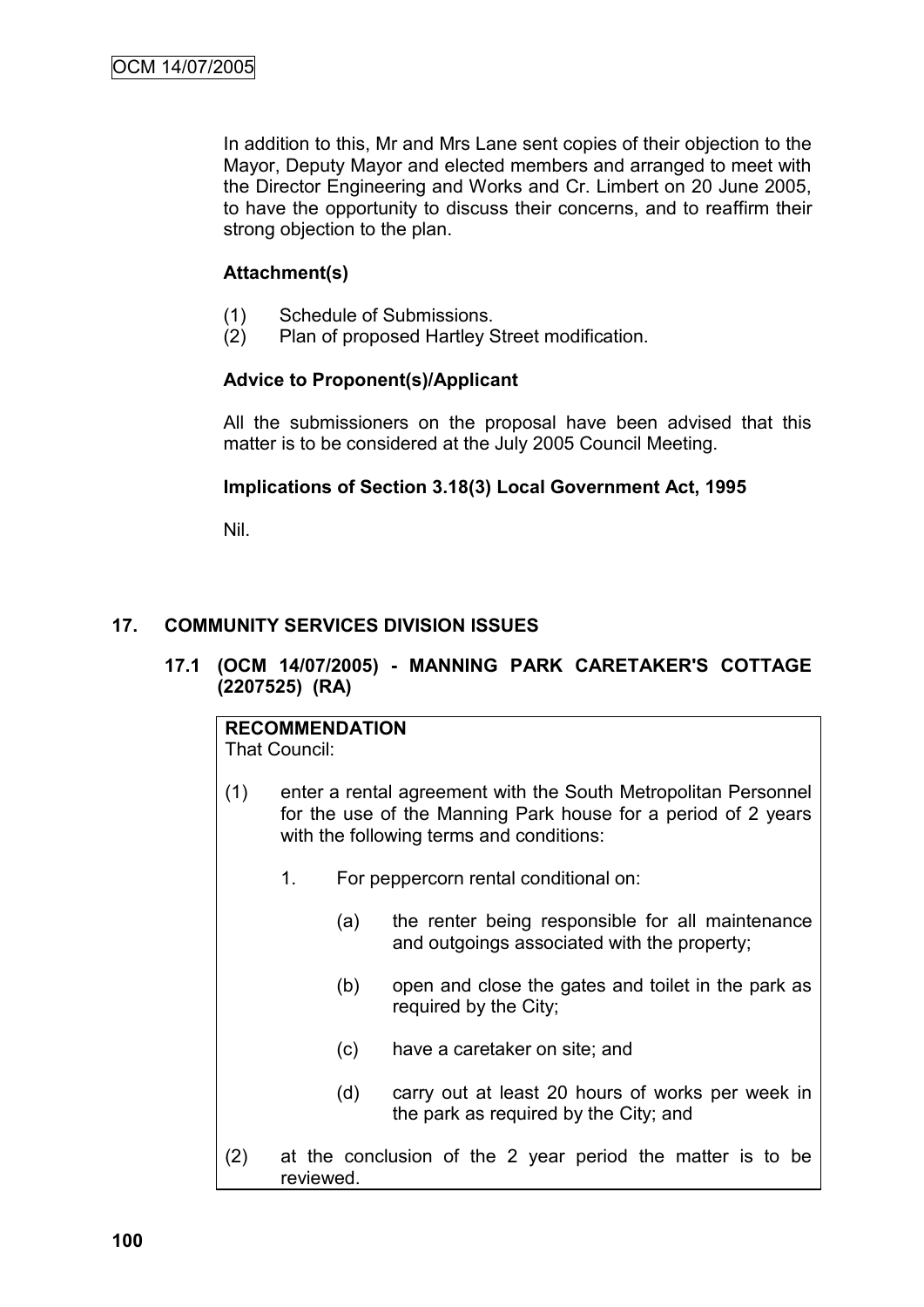In addition to this, Mr and Mrs Lane sent copies of their objection to the Mayor, Deputy Mayor and elected members and arranged to meet with the Director Engineering and Works and Cr. Limbert on 20 June 2005, to have the opportunity to discuss their concerns, and to reaffirm their strong objection to the plan.

**Attachment(s)**

(1) Schedule of Submissions.
(2) Plan of proposed Hartley Street modification.

**Advice to Proponent(s)/Applicant**

All the submissioners on the proposal have been advised that this matter is to be considered at the July 2005 Council Meeting.

**Implications of Section 3.18(3) Local Government Act, 1995**

Nil.

## 17. COMMUNITY SERVICES DIVISION ISSUES

### 17.1 (OCM 14/07/2005) - MANNING PARK CARETAKER'S COTTAGE (2207525) (RA)

**RECOMMENDATION**

That Council:

(1) enter a rental agreement with the South Metropolitan Personnel for the use of the Manning Park house for a period of 2 years with the following terms and conditions:

1. For peppercorn rental conditional on:

   (a) the renter being responsible for all maintenance and outgoings associated with the property;

   (b) open and close the gates and toilet in the park as required by the City;

   (c) have a caretaker on site; and

   (d) carry out at least 20 hours of works per week in the park as required by the City; and

(2) at the conclusion of the 2 year period the matter is to be reviewed.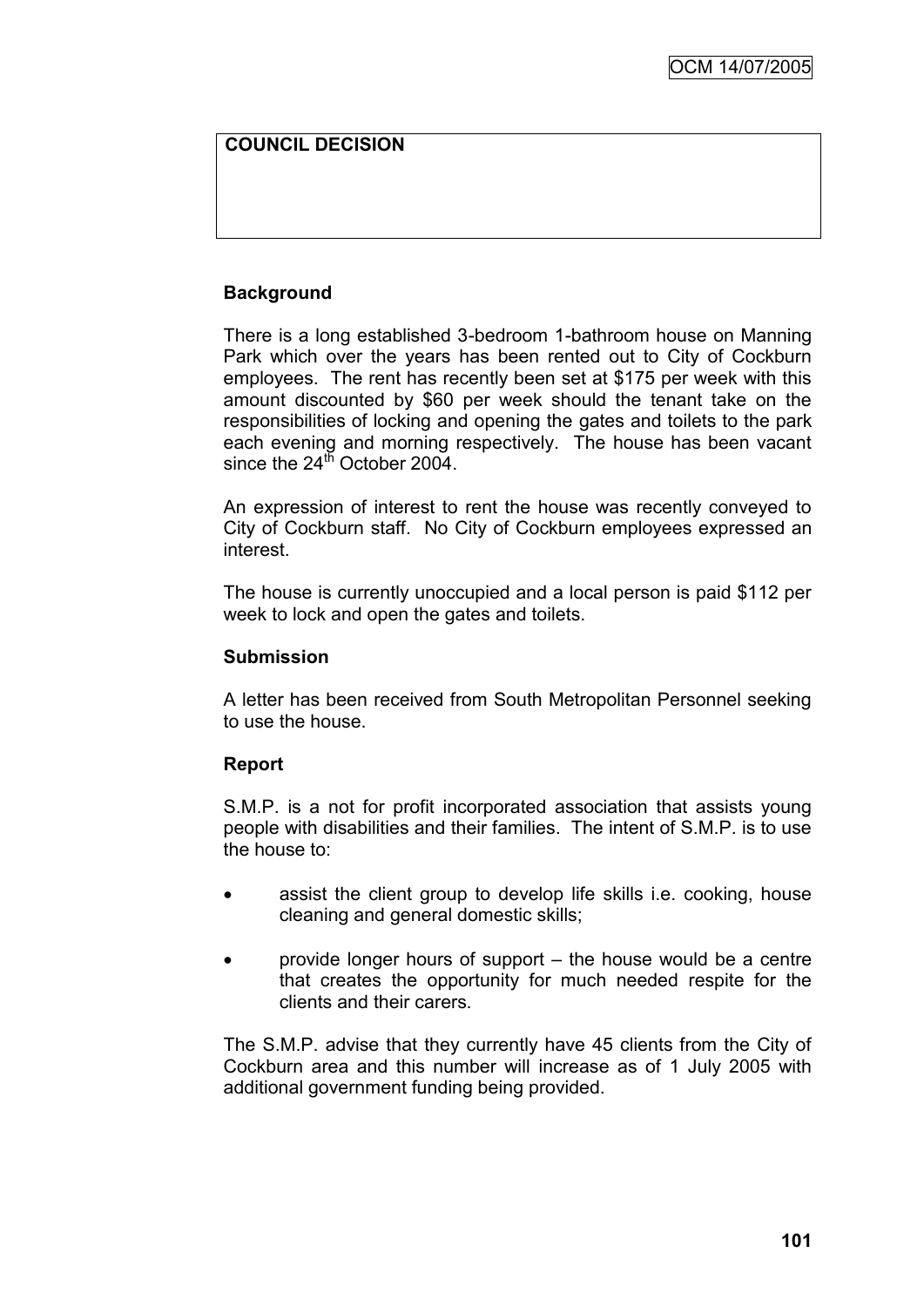**COUNCIL DECISION**

**Background**

There is a long established 3-bedroom 1-bathroom house on Manning Park which over the years has been rented out to City of Cockburn employees. The rent has recently been set at $175 per week with this amount discounted by $60 per week should the tenant take on the responsibilities of locking and opening the gates and toilets to the park each evening and morning respectively. The house has been vacant since the 24th October 2004.

An expression of interest to rent the house was recently conveyed to City of Cockburn staff. No City of Cockburn employees expressed an interest.

The house is currently unoccupied and a local person is paid $112 per week to lock and open the gates and toilets.

**Submission**

A letter has been received from South Metropolitan Personnel seeking to use the house.

**Report**

S.M.P. is a not for profit incorporated association that assists young people with disabilities and their families. The intent of S.M.P. is to use the house to:

- assist the client group to develop life skills i.e. cooking, house cleaning and general domestic skills;
- provide longer hours of support – the house would be a centre that creates the opportunity for much needed respite for the clients and their carers.

The S.M.P. advise that they currently have 45 clients from the City of Cockburn area and this number will increase as of 1 July 2005 with additional government funding being provided.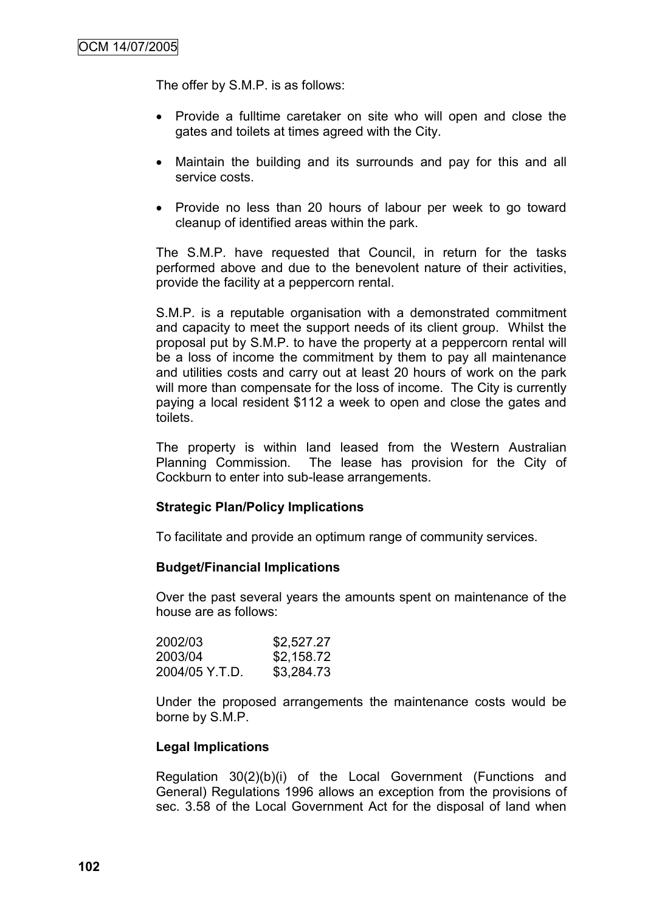The offer by S.M.P. is as follows:

- Provide a fulltime caretaker on site who will open and close the gates and toilets at times agreed with the City.
- Maintain the building and its surrounds and pay for this and all service costs.
- Provide no less than 20 hours of labour per week to go toward cleanup of identified areas within the park.

The S.M.P. have requested that Council, in return for the tasks performed above and due to the benevolent nature of their activities, provide the facility at a peppercorn rental.

S.M.P. is a reputable organisation with a demonstrated commitment and capacity to meet the support needs of its client group. Whilst the proposal put by S.M.P. to have the property at a peppercorn rental will be a loss of income the commitment by them to pay all maintenance and utilities costs and carry out at least 20 hours of work on the park will more than compensate for the loss of income. The City is currently paying a local resident $112 a week to open and close the gates and toilets.

The property is within land leased from the Western Australian Planning Commission. The lease has provision for the City of Cockburn to enter into sub-lease arrangements.

**Strategic Plan/Policy Implications**

To facilitate and provide an optimum range of community services.

**Budget/Financial Implications**

Over the past several years the amounts spent on maintenance of the house are as follows:

| | |
|---|---|
| 2002/03 | $2,527.27 |
| 2003/04 | $2,158.72 |
| 2004/05 Y.T.D. | $3,284.73 |

Under the proposed arrangements the maintenance costs would be borne by S.M.P.

**Legal Implications**

Regulation 30(2)(b)(i) of the Local Government (Functions and General) Regulations 1996 allows an exception from the provisions of sec. 3.58 of the Local Government Act for the disposal of land when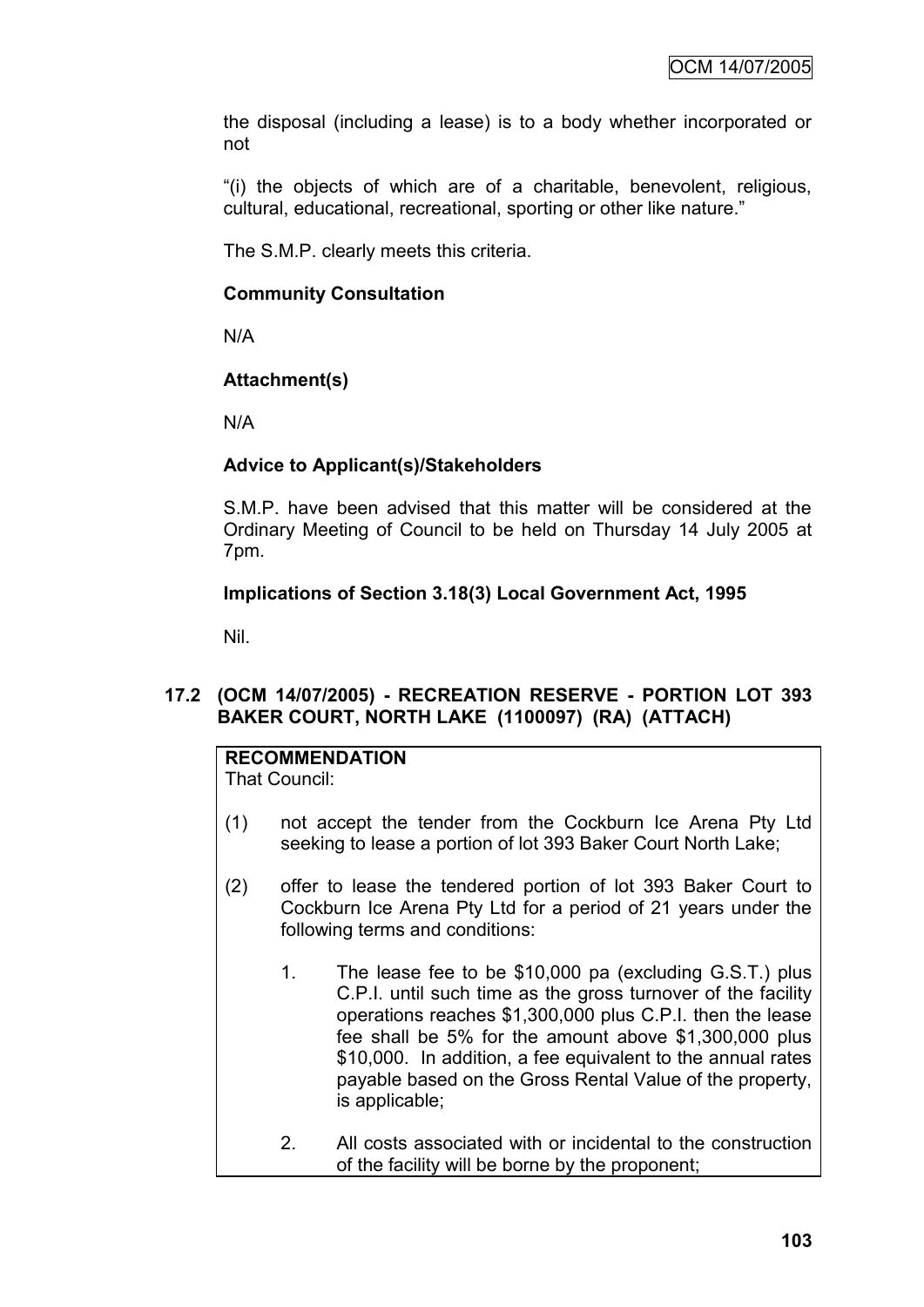the disposal (including a lease) is to a body whether incorporated or not

"(i) the objects of which are of a charitable, benevolent, religious, cultural, educational, recreational, sporting or other like nature."

The S.M.P. clearly meets this criteria.

**Community Consultation**

N/A

**Attachment(s)**

N/A

**Advice to Applicant(s)/Stakeholders**

S.M.P. have been advised that this matter will be considered at the Ordinary Meeting of Council to be held on Thursday 14 July 2005 at 7pm.

**Implications of Section 3.18(3) Local Government Act, 1995**

Nil.

## 17.2 (OCM 14/07/2005) - RECREATION RESERVE - PORTION LOT 393 BAKER COURT, NORTH LAKE (1100097) (RA) (ATTACH)

**RECOMMENDATION**
That Council:

(1) not accept the tender from the Cockburn Ice Arena Pty Ltd seeking to lease a portion of lot 393 Baker Court North Lake;

(2) offer to lease the tendered portion of lot 393 Baker Court to Cockburn Ice Arena Pty Ltd for a period of 21 years under the following terms and conditions:

   1. The lease fee to be $10,000 pa (excluding G.S.T.) plus C.P.I. until such time as the gross turnover of the facility operations reaches $1,300,000 plus C.P.I. then the lease fee shall be 5% for the amount above $1,300,000 plus $10,000. In addition, a fee equivalent to the annual rates payable based on the Gross Rental Value of the property, is applicable;

   2. All costs associated with or incidental to the construction of the facility will be borne by the proponent;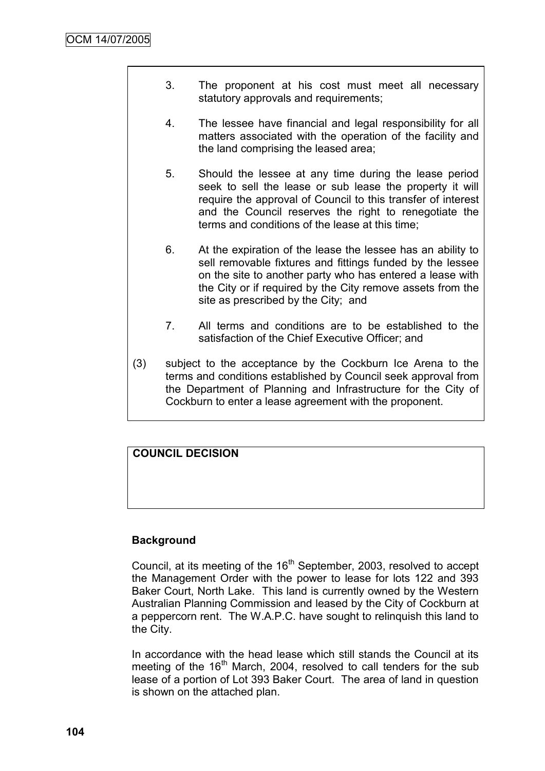3. The proponent at his cost must meet all necessary statutory approvals and requirements;

4. The lessee have financial and legal responsibility for all matters associated with the operation of the facility and the land comprising the leased area;

5. Should the lessee at any time during the lease period seek to sell the lease or sub lease the property it will require the approval of Council to this transfer of interest and the Council reserves the right to renegotiate the terms and conditions of the lease at this time;

6. At the expiration of the lease the lessee has an ability to sell removable fixtures and fittings funded by the lessee on the site to another party who has entered a lease with the City or if required by the City remove assets from the site as prescribed by the City; and

7. All terms and conditions are to be established to the satisfaction of the Chief Executive Officer; and

(3) subject to the acceptance by the Cockburn Ice Arena to the terms and conditions established by Council seek approval from the Department of Planning and Infrastructure for the City of Cockburn to enter a lease agreement with the proponent.

**COUNCIL DECISION**

**Background**

Council, at its meeting of the 16th September, 2003, resolved to accept the Management Order with the power to lease for lots 122 and 393 Baker Court, North Lake. This land is currently owned by the Western Australian Planning Commission and leased by the City of Cockburn at a peppercorn rent. The W.A.P.C. have sought to relinquish this land to the City.

In accordance with the head lease which still stands the Council at its meeting of the 16th March, 2004, resolved to call tenders for the sub lease of a portion of Lot 393 Baker Court. The area of land in question is shown on the attached plan.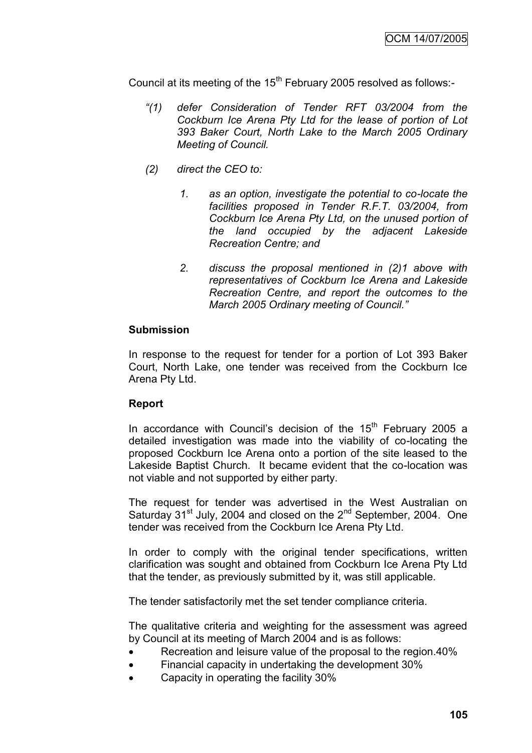Council at its meeting of the 15th February 2005 resolved as follows:-

> *"(1) defer Consideration of Tender RFT 03/2004 from the Cockburn Ice Arena Pty Ltd for the lease of portion of Lot 393 Baker Court, North Lake to the March 2005 Ordinary Meeting of Council.*
>
> *(2) direct the CEO to:*
>
> *1. as an option, investigate the potential to co-locate the facilities proposed in Tender R.F.T. 03/2004, from Cockburn Ice Arena Pty Ltd, on the unused portion of the land occupied by the adjacent Lakeside Recreation Centre; and*
>
> *2. discuss the proposal mentioned in (2)1 above with representatives of Cockburn Ice Arena and Lakeside Recreation Centre, and report the outcomes to the March 2005 Ordinary meeting of Council."*

**Submission**

In response to the request for tender for a portion of Lot 393 Baker Court, North Lake, one tender was received from the Cockburn Ice Arena Pty Ltd.

**Report**

In accordance with Council's decision of the 15th February 2005 a detailed investigation was made into the viability of co-locating the proposed Cockburn Ice Arena onto a portion of the site leased to the Lakeside Baptist Church. It became evident that the co-location was not viable and not supported by either party.

The request for tender was advertised in the West Australian on Saturday 31st July, 2004 and closed on the 2nd September, 2004. One tender was received from the Cockburn Ice Arena Pty Ltd.

In order to comply with the original tender specifications, written clarification was sought and obtained from Cockburn Ice Arena Pty Ltd that the tender, as previously submitted by it, was still applicable.

The tender satisfactorily met the set tender compliance criteria.

The qualitative criteria and weighting for the assessment was agreed by Council at its meeting of March 2004 and is as follows:

- Recreation and leisure value of the proposal to the region.40%
- Financial capacity in undertaking the development 30%
- Capacity in operating the facility 30%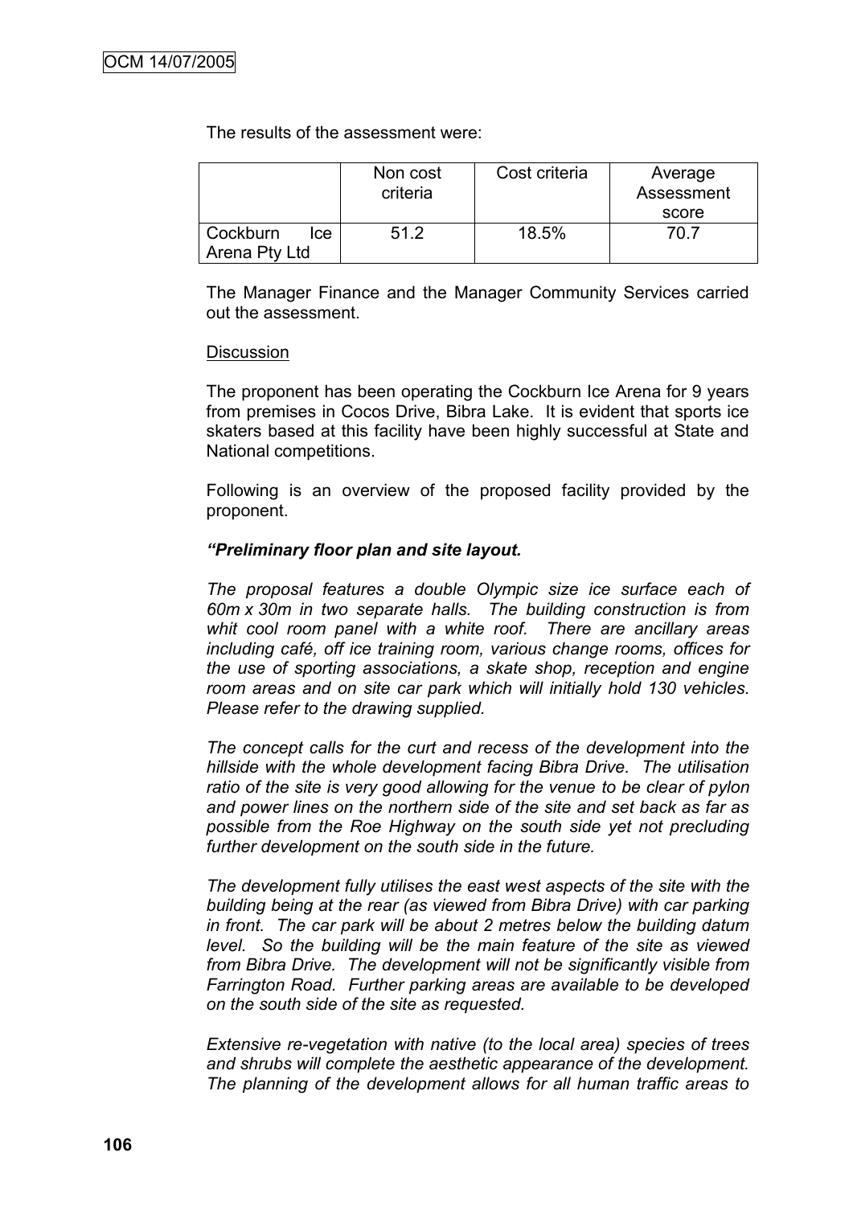The results of the assessment were:

| | Non cost criteria | Cost criteria | Average Assessment score |
|---|---|---|---|
| Cockburn Ice Arena Pty Ltd | 51.2 | 18.5% | 70.7 |

The Manager Finance and the Manager Community Services carried out the assessment.

Discussion

The proponent has been operating the Cockburn Ice Arena for 9 years from premises in Cocos Drive, Bibra Lake. It is evident that sports ice skaters based at this facility have been highly successful at State and National competitions.

Following is an overview of the proposed facility provided by the proponent.

***"Preliminary floor plan and site layout.***

*The proposal features a double Olympic size ice surface each of 60m x 30m in two separate halls. The building construction is from whit cool room panel with a white roof. There are ancillary areas including café, off ice training room, various change rooms, offices for the use of sporting associations, a skate shop, reception and engine room areas and on site car park which will initially hold 130 vehicles. Please refer to the drawing supplied.*

*The concept calls for the curt and recess of the development into the hillside with the whole development facing Bibra Drive. The utilisation ratio of the site is very good allowing for the venue to be clear of pylon and power lines on the northern side of the site and set back as far as possible from the Roe Highway on the south side yet not precluding further development on the south side in the future.*

*The development fully utilises the east west aspects of the site with the building being at the rear (as viewed from Bibra Drive) with car parking in front. The car park will be about 2 metres below the building datum level. So the building will be the main feature of the site as viewed from Bibra Drive. The development will not be significantly visible from Farrington Road. Further parking areas are available to be developed on the south side of the site as requested.*

*Extensive re-vegetation with native (to the local area) species of trees and shrubs will complete the aesthetic appearance of the development. The planning of the development allows for all human traffic areas to*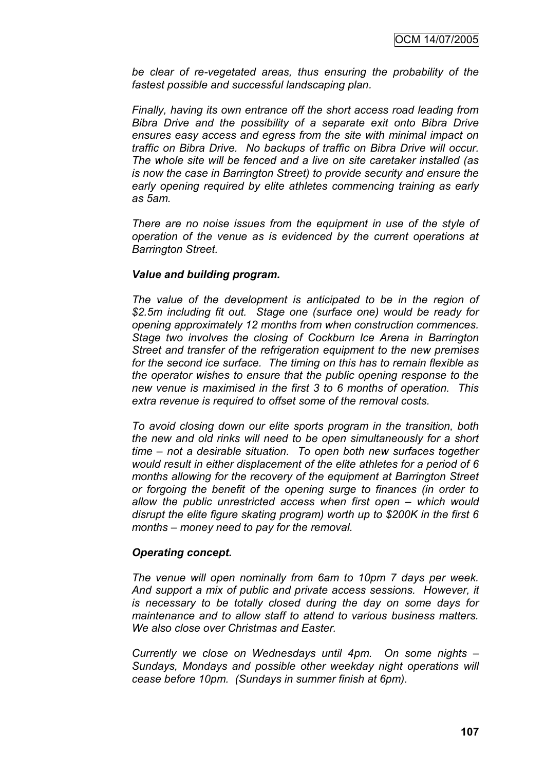*be clear of re-vegetated areas, thus ensuring the probability of the fastest possible and successful landscaping plan.*

*Finally, having its own entrance off the short access road leading from Bibra Drive and the possibility of a separate exit onto Bibra Drive ensures easy access and egress from the site with minimal impact on traffic on Bibra Drive. No backups of traffic on Bibra Drive will occur. The whole site will be fenced and a live on site caretaker installed (as is now the case in Barrington Street) to provide security and ensure the early opening required by elite athletes commencing training as early as 5am.*

*There are no noise issues from the equipment in use of the style of operation of the venue as is evidenced by the current operations at Barrington Street.*

***Value and building program.***

*The value of the development is anticipated to be in the region of $2.5m including fit out. Stage one (surface one) would be ready for opening approximately 12 months from when construction commences. Stage two involves the closing of Cockburn Ice Arena in Barrington Street and transfer of the refrigeration equipment to the new premises for the second ice surface. The timing on this has to remain flexible as the operator wishes to ensure that the public opening response to the new venue is maximised in the first 3 to 6 months of operation. This extra revenue is required to offset some of the removal costs.*

*To avoid closing down our elite sports program in the transition, both the new and old rinks will need to be open simultaneously for a short time – not a desirable situation. To open both new surfaces together would result in either displacement of the elite athletes for a period of 6 months allowing for the recovery of the equipment at Barrington Street or forgoing the benefit of the opening surge to finances (in order to allow the public unrestricted access when first open – which would disrupt the elite figure skating program) worth up to $200K in the first 6 months – money need to pay for the removal.*

***Operating concept.***

*The venue will open nominally from 6am to 10pm 7 days per week. And support a mix of public and private access sessions. However, it is necessary to be totally closed during the day on some days for maintenance and to allow staff to attend to various business matters. We also close over Christmas and Easter.*

*Currently we close on Wednesdays until 4pm. On some nights – Sundays, Mondays and possible other weekday night operations will cease before 10pm. (Sundays in summer finish at 6pm).*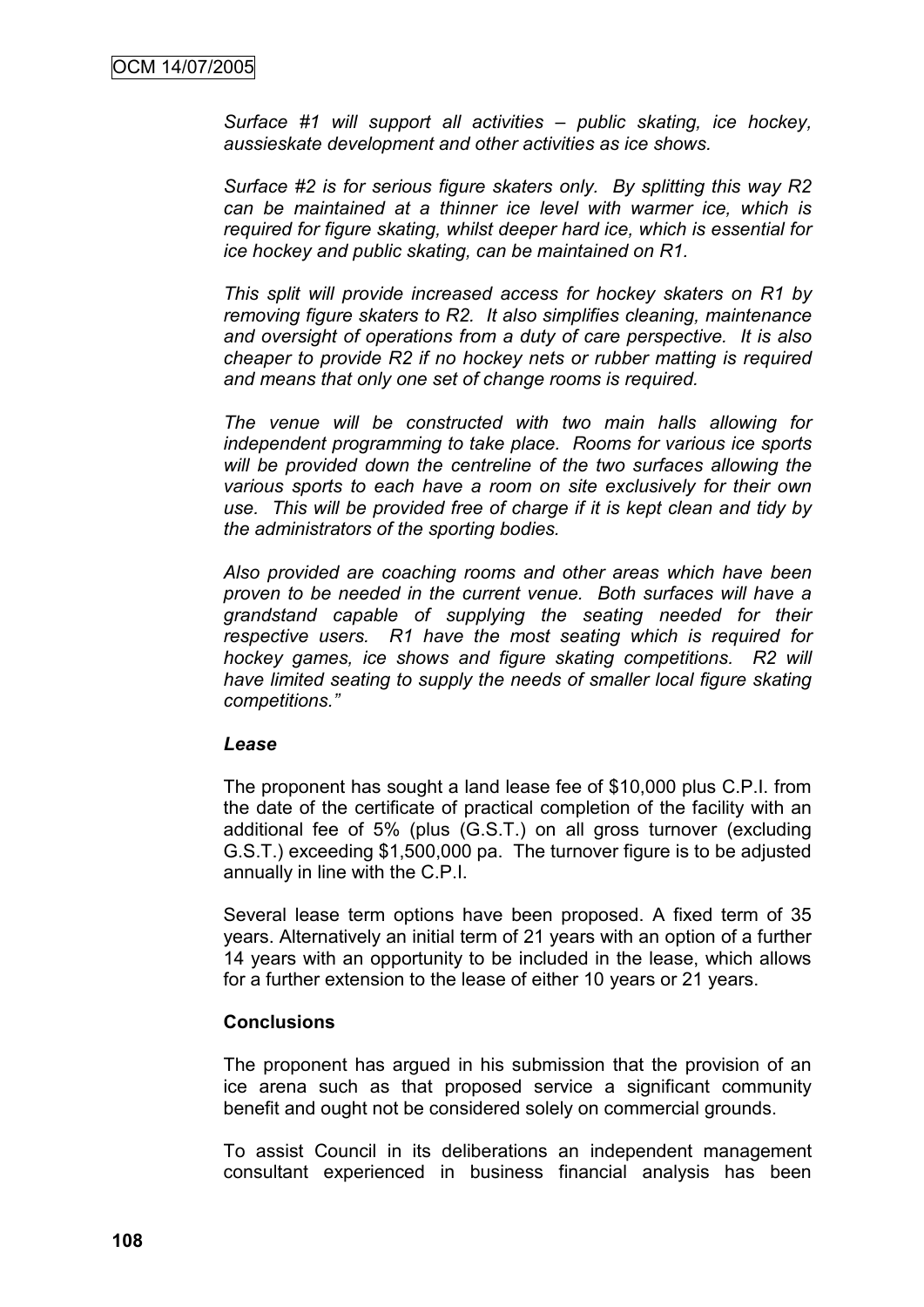*Surface #1 will support all activities – public skating, ice hockey, aussieskate development and other activities as ice shows.*

*Surface #2 is for serious figure skaters only. By splitting this way R2 can be maintained at a thinner ice level with warmer ice, which is required for figure skating, whilst deeper hard ice, which is essential for ice hockey and public skating, can be maintained on R1.*

*This split will provide increased access for hockey skaters on R1 by removing figure skaters to R2. It also simplifies cleaning, maintenance and oversight of operations from a duty of care perspective. It is also cheaper to provide R2 if no hockey nets or rubber matting is required and means that only one set of change rooms is required.*

*The venue will be constructed with two main halls allowing for independent programming to take place. Rooms for various ice sports will be provided down the centreline of the two surfaces allowing the various sports to each have a room on site exclusively for their own use. This will be provided free of charge if it is kept clean and tidy by the administrators of the sporting bodies.*

*Also provided are coaching rooms and other areas which have been proven to be needed in the current venue. Both surfaces will have a grandstand capable of supplying the seating needed for their respective users. R1 have the most seating which is required for hockey games, ice shows and figure skating competitions. R2 will have limited seating to supply the needs of smaller local figure skating competitions."*

***Lease***

The proponent has sought a land lease fee of $10,000 plus C.P.I. from the date of the certificate of practical completion of the facility with an additional fee of 5% (plus (G.S.T.) on all gross turnover (excluding G.S.T.) exceeding $1,500,000 pa. The turnover figure is to be adjusted annually in line with the C.P.I.

Several lease term options have been proposed. A fixed term of 35 years. Alternatively an initial term of 21 years with an option of a further 14 years with an opportunity to be included in the lease, which allows for a further extension to the lease of either 10 years or 21 years.

**Conclusions**

The proponent has argued in his submission that the provision of an ice arena such as that proposed service a significant community benefit and ought not be considered solely on commercial grounds.

To assist Council in its deliberations an independent management consultant experienced in business financial analysis has been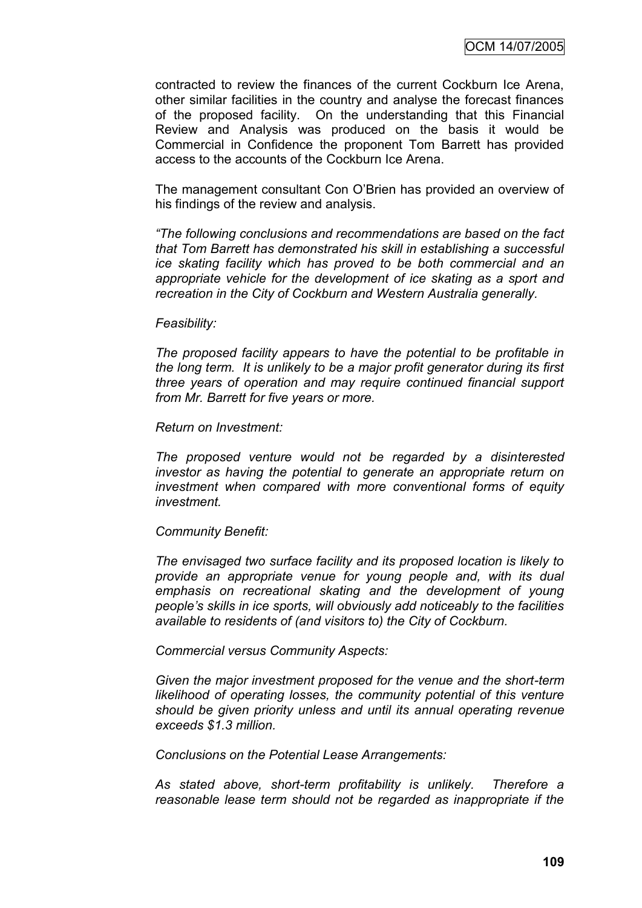contracted to review the finances of the current Cockburn Ice Arena, other similar facilities in the country and analyse the forecast finances of the proposed facility. On the understanding that this Financial Review and Analysis was produced on the basis it would be Commercial in Confidence the proponent Tom Barrett has provided access to the accounts of the Cockburn Ice Arena.

The management consultant Con O'Brien has provided an overview of his findings of the review and analysis.

*"The following conclusions and recommendations are based on the fact that Tom Barrett has demonstrated his skill in establishing a successful ice skating facility which has proved to be both commercial and an appropriate vehicle for the development of ice skating as a sport and recreation in the City of Cockburn and Western Australia generally.*

*Feasibility:*

*The proposed facility appears to have the potential to be profitable in the long term. It is unlikely to be a major profit generator during its first three years of operation and may require continued financial support from Mr. Barrett for five years or more.*

*Return on Investment:*

*The proposed venture would not be regarded by a disinterested investor as having the potential to generate an appropriate return on investment when compared with more conventional forms of equity investment.*

*Community Benefit:*

*The envisaged two surface facility and its proposed location is likely to provide an appropriate venue for young people and, with its dual emphasis on recreational skating and the development of young people's skills in ice sports, will obviously add noticeably to the facilities available to residents of (and visitors to) the City of Cockburn.*

*Commercial versus Community Aspects:*

*Given the major investment proposed for the venue and the short-term likelihood of operating losses, the community potential of this venture should be given priority unless and until its annual operating revenue exceeds $1.3 million.*

*Conclusions on the Potential Lease Arrangements:*

*As stated above, short-term profitability is unlikely. Therefore a reasonable lease term should not be regarded as inappropriate if the*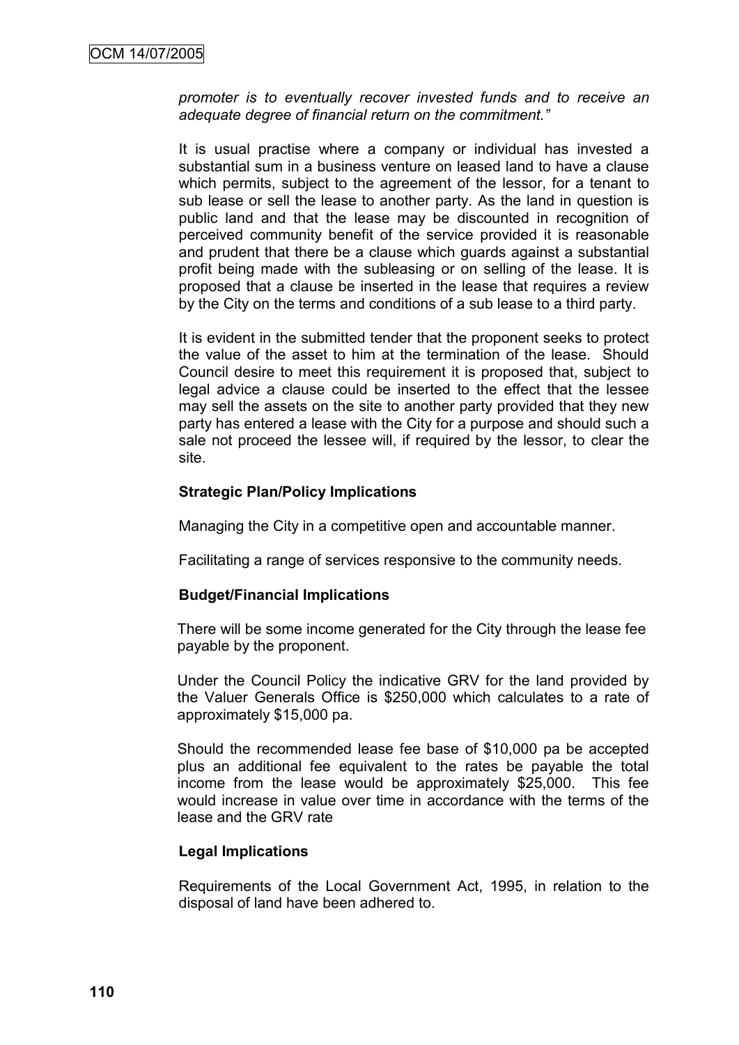*promoter is to eventually recover invested funds and to receive an adequate degree of financial return on the commitment."*

It is usual practise where a company or individual has invested a substantial sum in a business venture on leased land to have a clause which permits, subject to the agreement of the lessor, for a tenant to sub lease or sell the lease to another party. As the land in question is public land and that the lease may be discounted in recognition of perceived community benefit of the service provided it is reasonable and prudent that there be a clause which guards against a substantial profit being made with the subleasing or on selling of the lease. It is proposed that a clause be inserted in the lease that requires a review by the City on the terms and conditions of a sub lease to a third party.

It is evident in the submitted tender that the proponent seeks to protect the value of the asset to him at the termination of the lease. Should Council desire to meet this requirement it is proposed that, subject to legal advice a clause could be inserted to the effect that the lessee may sell the assets on the site to another party provided that they new party has entered a lease with the City for a purpose and should such a sale not proceed the lessee will, if required by the lessor, to clear the site.

**Strategic Plan/Policy Implications**

Managing the City in a competitive open and accountable manner.

Facilitating a range of services responsive to the community needs.

**Budget/Financial Implications**

There will be some income generated for the City through the lease fee payable by the proponent.

Under the Council Policy the indicative GRV for the land provided by the Valuer Generals Office is $250,000 which calculates to a rate of approximately $15,000 pa.

Should the recommended lease fee base of $10,000 pa be accepted plus an additional fee equivalent to the rates be payable the total income from the lease would be approximately $25,000. This fee would increase in value over time in accordance with the terms of the lease and the GRV rate

**Legal Implications**

Requirements of the Local Government Act, 1995, in relation to the disposal of land have been adhered to.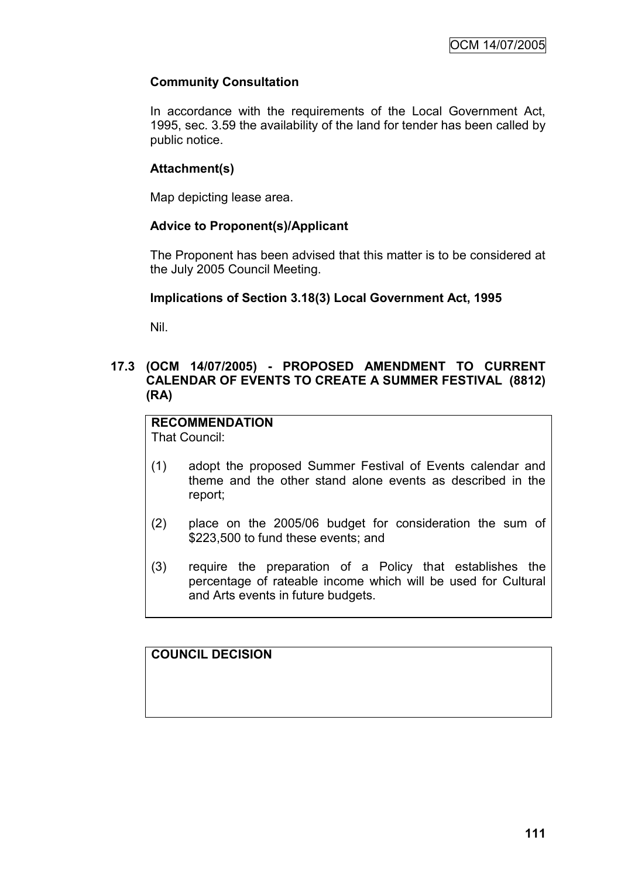**Community Consultation**

In accordance with the requirements of the Local Government Act, 1995, sec. 3.59 the availability of the land for tender has been called by public notice.

**Attachment(s)**

Map depicting lease area.

**Advice to Proponent(s)/Applicant**

The Proponent has been advised that this matter is to be considered at the July 2005 Council Meeting.

**Implications of Section 3.18(3) Local Government Act, 1995**

Nil.

### 17.3 (OCM 14/07/2005) - PROPOSED AMENDMENT TO CURRENT CALENDAR OF EVENTS TO CREATE A SUMMER FESTIVAL (8812) (RA)

**RECOMMENDATION**
That Council:

(1) adopt the proposed Summer Festival of Events calendar and theme and the other stand alone events as described in the report;

(2) place on the 2005/06 budget for consideration the sum of \$223,500 to fund these events; and

(3) require the preparation of a Policy that establishes the percentage of rateable income which will be used for Cultural and Arts events in future budgets.

**COUNCIL DECISION**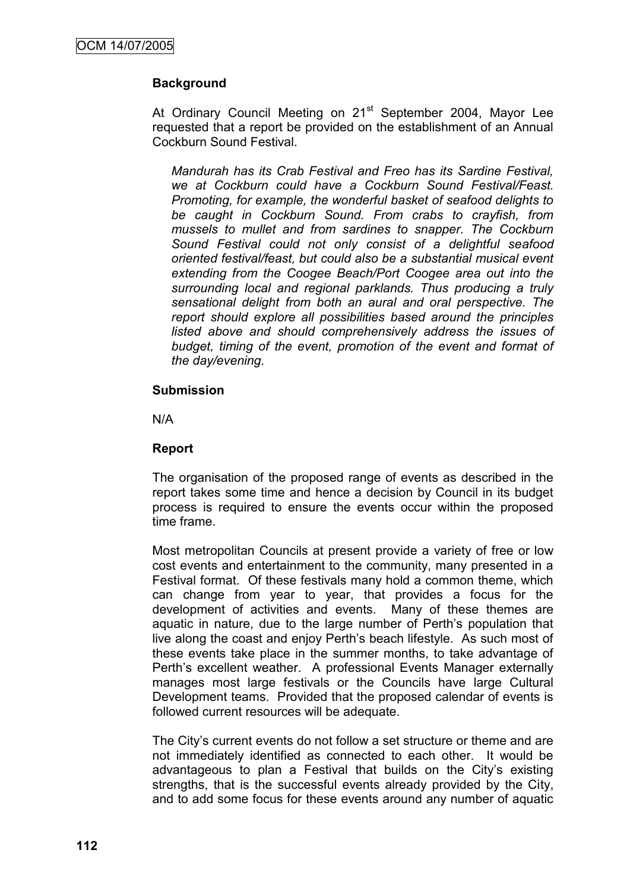**Background**

At Ordinary Council Meeting on 21st September 2004, Mayor Lee requested that a report be provided on the establishment of an Annual Cockburn Sound Festival.

*Mandurah has its Crab Festival and Freo has its Sardine Festival, we at Cockburn could have a Cockburn Sound Festival/Feast. Promoting, for example, the wonderful basket of seafood delights to be caught in Cockburn Sound. From crabs to crayfish, from mussels to mullet and from sardines to snapper. The Cockburn Sound Festival could not only consist of a delightful seafood oriented festival/feast, but could also be a substantial musical event extending from the Coogee Beach/Port Coogee area out into the surrounding local and regional parklands. Thus producing a truly sensational delight from both an aural and oral perspective. The report should explore all possibilities based around the principles listed above and should comprehensively address the issues of budget, timing of the event, promotion of the event and format of the day/evening.*

**Submission**

N/A

**Report**

The organisation of the proposed range of events as described in the report takes some time and hence a decision by Council in its budget process is required to ensure the events occur within the proposed time frame.

Most metropolitan Councils at present provide a variety of free or low cost events and entertainment to the community, many presented in a Festival format. Of these festivals many hold a common theme, which can change from year to year, that provides a focus for the development of activities and events. Many of these themes are aquatic in nature, due to the large number of Perth's population that live along the coast and enjoy Perth's beach lifestyle. As such most of these events take place in the summer months, to take advantage of Perth's excellent weather. A professional Events Manager externally manages most large festivals or the Councils have large Cultural Development teams. Provided that the proposed calendar of events is followed current resources will be adequate.

The City's current events do not follow a set structure or theme and are not immediately identified as connected to each other. It would be advantageous to plan a Festival that builds on the City's existing strengths, that is the successful events already provided by the City, and to add some focus for these events around any number of aquatic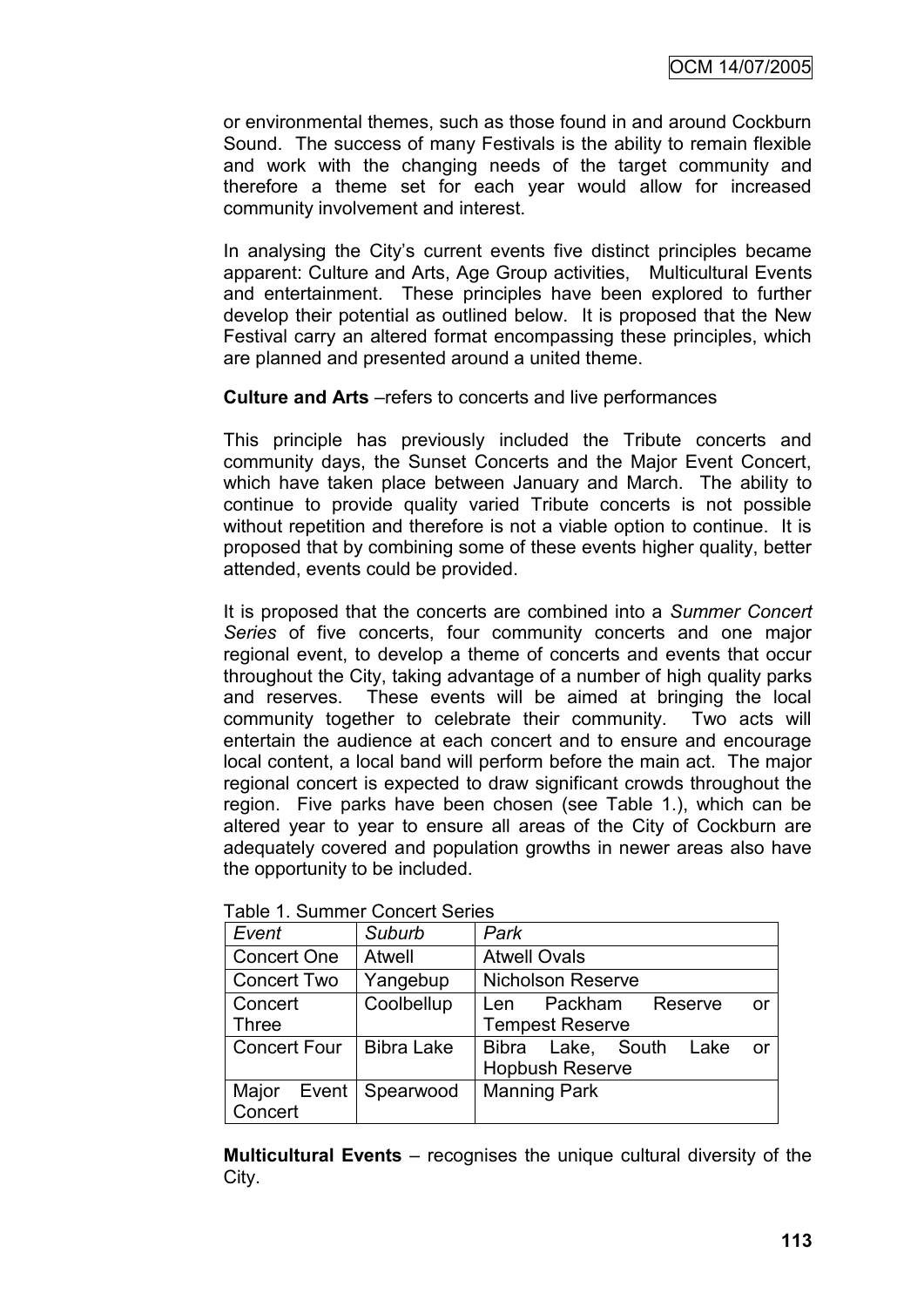or environmental themes, such as those found in and around Cockburn Sound. The success of many Festivals is the ability to remain flexible and work with the changing needs of the target community and therefore a theme set for each year would allow for increased community involvement and interest.

In analysing the City's current events five distinct principles became apparent: Culture and Arts, Age Group activities, Multicultural Events and entertainment. These principles have been explored to further develop their potential as outlined below. It is proposed that the New Festival carry an altered format encompassing these principles, which are planned and presented around a united theme.

**Culture and Arts** –refers to concerts and live performances

This principle has previously included the Tribute concerts and community days, the Sunset Concerts and the Major Event Concert, which have taken place between January and March. The ability to continue to provide quality varied Tribute concerts is not possible without repetition and therefore is not a viable option to continue. It is proposed that by combining some of these events higher quality, better attended, events could be provided.

It is proposed that the concerts are combined into a *Summer Concert Series* of five concerts, four community concerts and one major regional event, to develop a theme of concerts and events that occur throughout the City, taking advantage of a number of high quality parks and reserves. These events will be aimed at bringing the local community together to celebrate their community. Two acts will entertain the audience at each concert and to ensure and encourage local content, a local band will perform before the main act. The major regional concert is expected to draw significant crowds throughout the region. Five parks have been chosen (see Table 1.), which can be altered year to year to ensure all areas of the City of Cockburn are adequately covered and population growths in newer areas also have the opportunity to be included.

Table 1. Summer Concert Series

| *Event* | *Suburb* | *Park* |
|---|---|---|
| Concert One | Atwell | Atwell Ovals |
| Concert Two | Yangebup | Nicholson Reserve |
| Concert Three | Coolbellup | Len Packham Reserve or Tempest Reserve |
| Concert Four | Bibra Lake | Bibra Lake, South Lake or Hopbush Reserve |
| Major Event Concert | Spearwood | Manning Park |

**Multicultural Events** – recognises the unique cultural diversity of the City.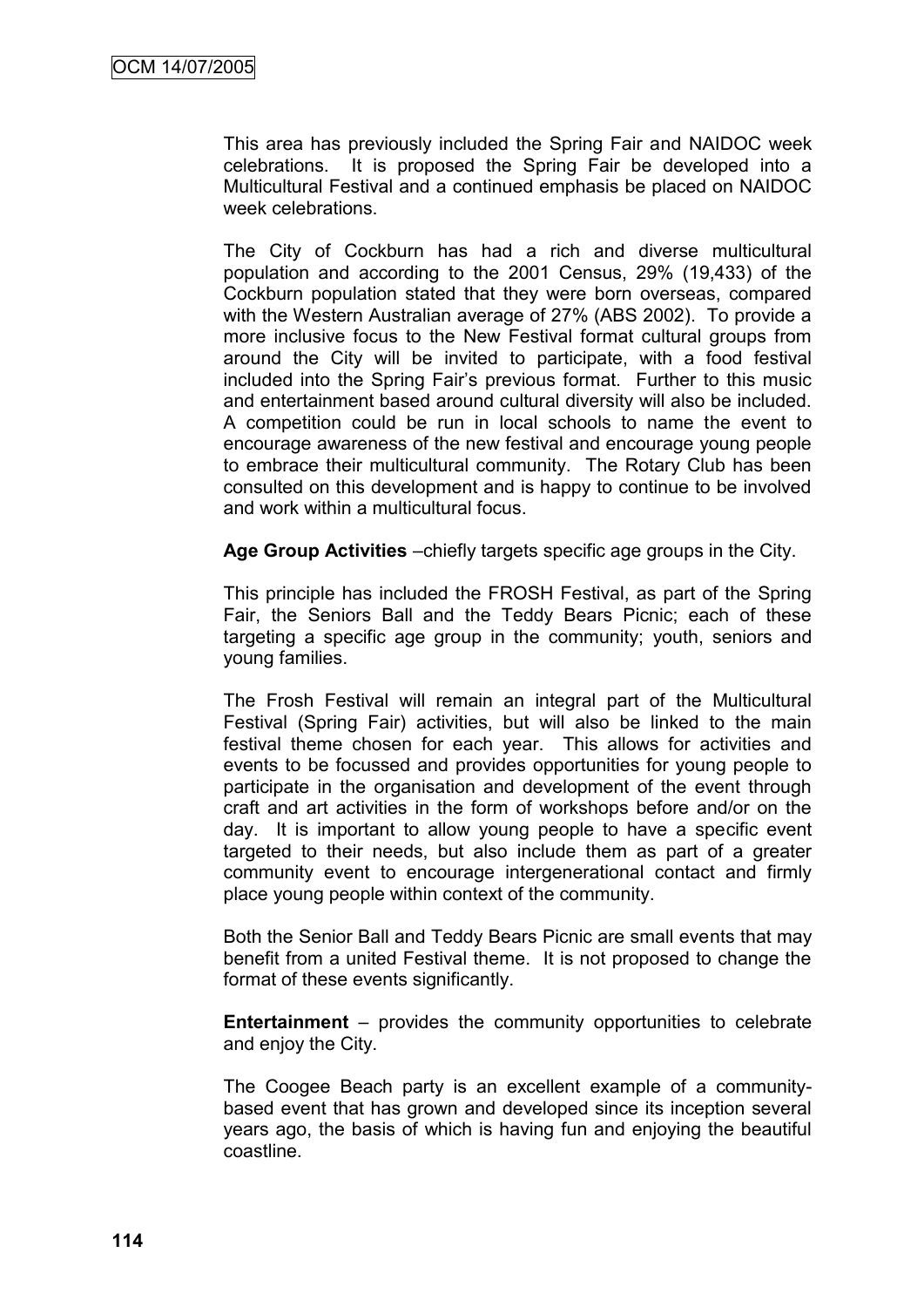This area has previously included the Spring Fair and NAIDOC week celebrations. It is proposed the Spring Fair be developed into a Multicultural Festival and a continued emphasis be placed on NAIDOC week celebrations.

The City of Cockburn has had a rich and diverse multicultural population and according to the 2001 Census, 29% (19,433) of the Cockburn population stated that they were born overseas, compared with the Western Australian average of 27% (ABS 2002). To provide a more inclusive focus to the New Festival format cultural groups from around the City will be invited to participate, with a food festival included into the Spring Fair's previous format. Further to this music and entertainment based around cultural diversity will also be included. A competition could be run in local schools to name the event to encourage awareness of the new festival and encourage young people to embrace their multicultural community. The Rotary Club has been consulted on this development and is happy to continue to be involved and work within a multicultural focus.

**Age Group Activities** –chiefly targets specific age groups in the City.

This principle has included the FROSH Festival, as part of the Spring Fair, the Seniors Ball and the Teddy Bears Picnic; each of these targeting a specific age group in the community; youth, seniors and young families.

The Frosh Festival will remain an integral part of the Multicultural Festival (Spring Fair) activities, but will also be linked to the main festival theme chosen for each year. This allows for activities and events to be focussed and provides opportunities for young people to participate in the organisation and development of the event through craft and art activities in the form of workshops before and/or on the day. It is important to allow young people to have a specific event targeted to their needs, but also include them as part of a greater community event to encourage intergenerational contact and firmly place young people within context of the community.

Both the Senior Ball and Teddy Bears Picnic are small events that may benefit from a united Festival theme. It is not proposed to change the format of these events significantly.

**Entertainment** – provides the community opportunities to celebrate and enjoy the City.

The Coogee Beach party is an excellent example of a community-based event that has grown and developed since its inception several years ago, the basis of which is having fun and enjoying the beautiful coastline.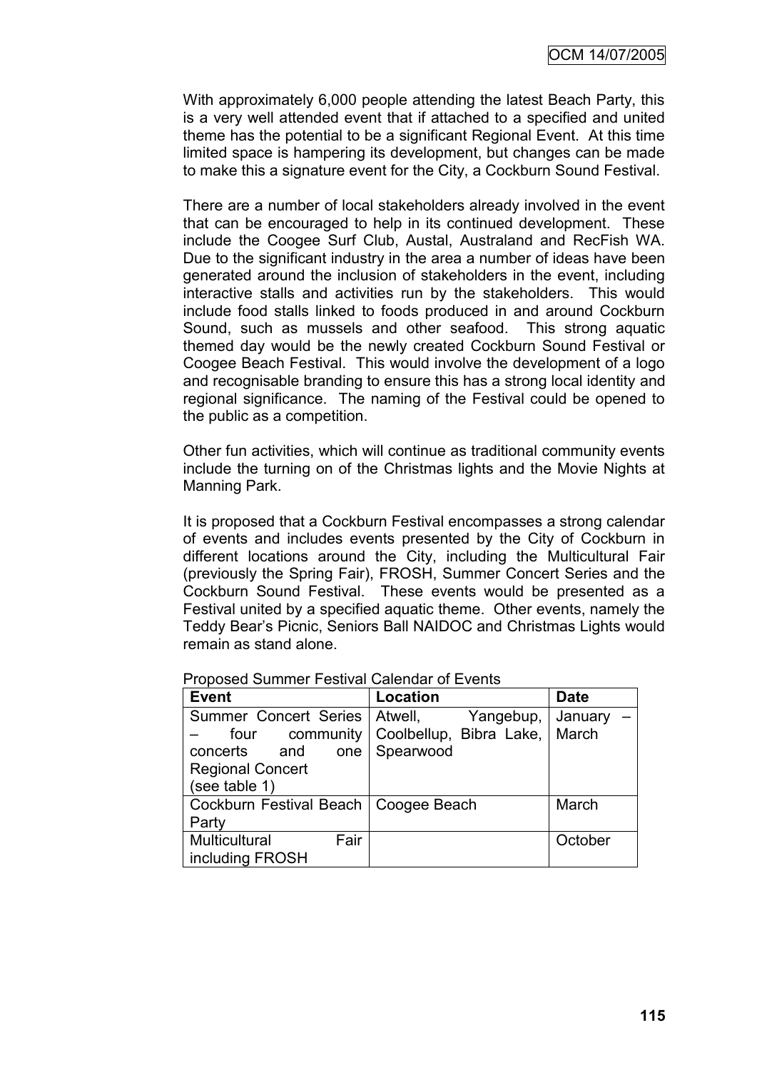With approximately 6,000 people attending the latest Beach Party, this is a very well attended event that if attached to a specified and united theme has the potential to be a significant Regional Event. At this time limited space is hampering its development, but changes can be made to make this a signature event for the City, a Cockburn Sound Festival.

There are a number of local stakeholders already involved in the event that can be encouraged to help in its continued development. These include the Coogee Surf Club, Austal, Australand and RecFish WA. Due to the significant industry in the area a number of ideas have been generated around the inclusion of stakeholders in the event, including interactive stalls and activities run by the stakeholders. This would include food stalls linked to foods produced in and around Cockburn Sound, such as mussels and other seafood. This strong aquatic themed day would be the newly created Cockburn Sound Festival or Coogee Beach Festival. This would involve the development of a logo and recognisable branding to ensure this has a strong local identity and regional significance. The naming of the Festival could be opened to the public as a competition.

Other fun activities, which will continue as traditional community events include the turning on of the Christmas lights and the Movie Nights at Manning Park.

It is proposed that a Cockburn Festival encompasses a strong calendar of events and includes events presented by the City of Cockburn in different locations around the City, including the Multicultural Fair (previously the Spring Fair), FROSH, Summer Concert Series and the Cockburn Sound Festival. These events would be presented as a Festival united by a specified aquatic theme. Other events, namely the Teddy Bear's Picnic, Seniors Ball NAIDOC and Christmas Lights would remain as stand alone.

Proposed Summer Festival Calendar of Events

| Event | Location | Date |
|---|---|---|
| Summer Concert Series – four community concerts and one Regional Concert (see table 1) | Atwell, Yangebup, Coolbellup, Bibra Lake, Spearwood | January – March |
| Cockburn Festival Beach Party | Coogee Beach | March |
| Multicultural Fair including FROSH | | October |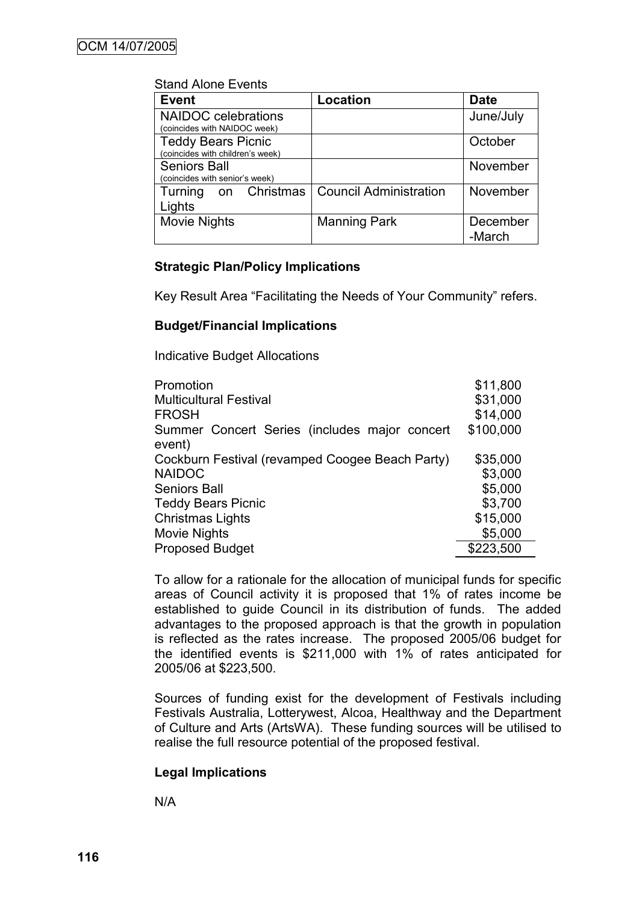Stand Alone Events

| Event | Location | Date |
|---|---|---|
| NAIDOC celebrations (coincides with NAIDOC week) | | June/July |
| Teddy Bears Picnic (coincides with children's week) | | October |
| Seniors Ball (coincides with senior's week) | | November |
| Turning on Christmas Lights | Council Administration | November |
| Movie Nights | Manning Park | December -March |

**Strategic Plan/Policy Implications**

Key Result Area "Facilitating the Needs of Your Community" refers.

**Budget/Financial Implications**

Indicative Budget Allocations

| | |
|---|---|
| Promotion | $11,800 |
| Multicultural Festival | $31,000 |
| FROSH | $14,000 |
| Summer Concert Series (includes major concert event) | $100,000 |
| Cockburn Festival (revamped Coogee Beach Party) | $35,000 |
| NAIDOC | $3,000 |
| Seniors Ball | $5,000 |
| Teddy Bears Picnic | $3,700 |
| Christmas Lights | $15,000 |
| Movie Nights | $5,000 |
| Proposed Budget | $223,500 |

To allow for a rationale for the allocation of municipal funds for specific areas of Council activity it is proposed that 1% of rates income be established to guide Council in its distribution of funds. The added advantages to the proposed approach is that the growth in population is reflected as the rates increase. The proposed 2005/06 budget for the identified events is $211,000 with 1% of rates anticipated for 2005/06 at $223,500.

Sources of funding exist for the development of Festivals including Festivals Australia, Lotterywest, Alcoa, Healthway and the Department of Culture and Arts (ArtsWA). These funding sources will be utilised to realise the full resource potential of the proposed festival.

**Legal Implications**

N/A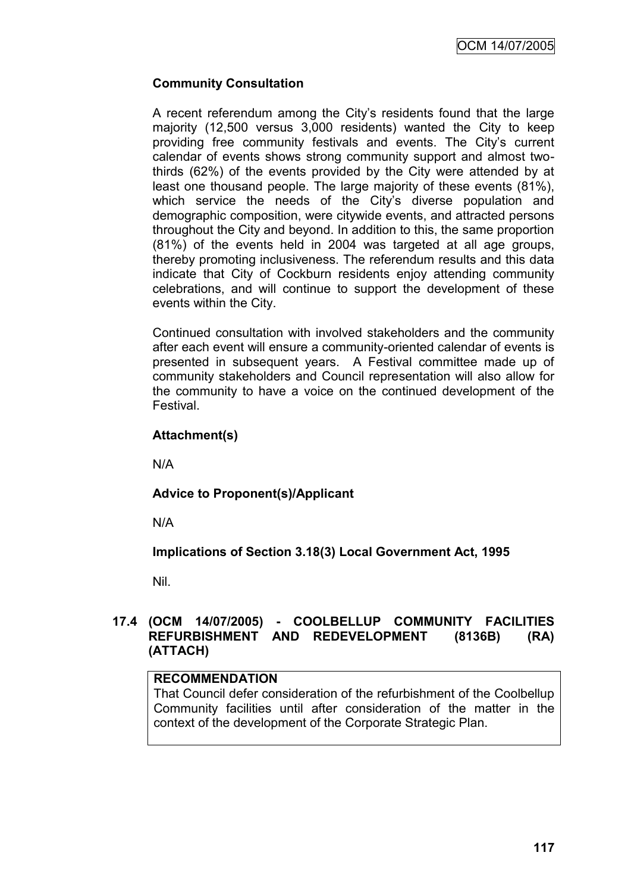**Community Consultation**

A recent referendum among the City's residents found that the large majority (12,500 versus 3,000 residents) wanted the City to keep providing free community festivals and events. The City's current calendar of events shows strong community support and almost two-thirds (62%) of the events provided by the City were attended by at least one thousand people. The large majority of these events (81%), which service the needs of the City's diverse population and demographic composition, were citywide events, and attracted persons throughout the City and beyond. In addition to this, the same proportion (81%) of the events held in 2004 was targeted at all age groups, thereby promoting inclusiveness. The referendum results and this data indicate that City of Cockburn residents enjoy attending community celebrations, and will continue to support the development of these events within the City.

Continued consultation with involved stakeholders and the community after each event will ensure a community-oriented calendar of events is presented in subsequent years. A Festival committee made up of community stakeholders and Council representation will also allow for the community to have a voice on the continued development of the Festival.

**Attachment(s)**

N/A

**Advice to Proponent(s)/Applicant**

N/A

**Implications of Section 3.18(3) Local Government Act, 1995**

Nil.

## 17.4 (OCM 14/07/2005) - COOLBELLUP COMMUNITY FACILITIES REFURBISHMENT AND REDEVELOPMENT (8136B) (RA) (ATTACH)

**RECOMMENDATION**

That Council defer consideration of the refurbishment of the Coolbellup Community facilities until after consideration of the matter in the context of the development of the Corporate Strategic Plan.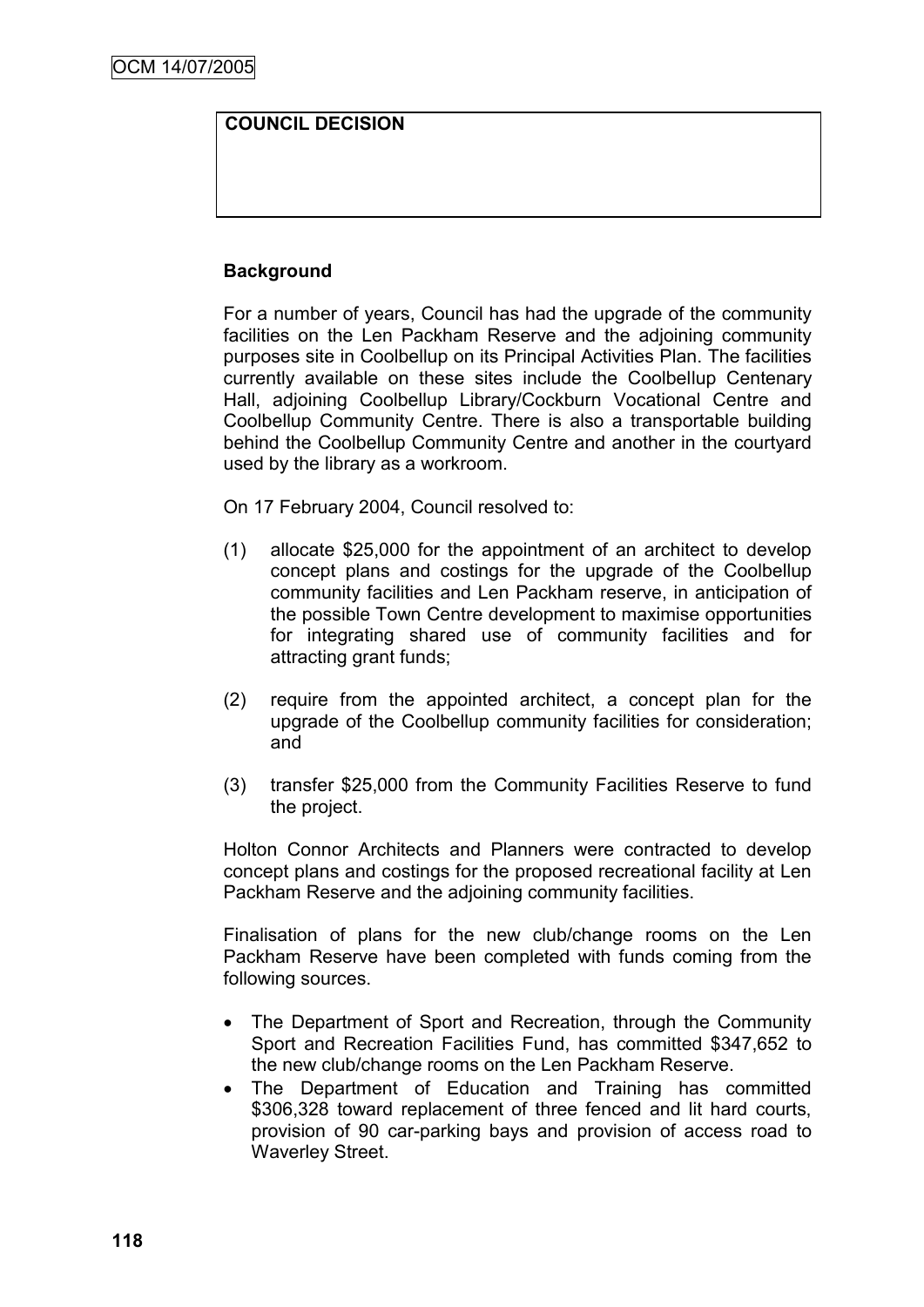| COUNCIL DECISION |
| --- |
| |

**Background**

For a number of years, Council has had the upgrade of the community facilities on the Len Packham Reserve and the adjoining community purposes site in Coolbellup on its Principal Activities Plan. The facilities currently available on these sites include the Coolbellup Centenary Hall, adjoining Coolbellup Library/Cockburn Vocational Centre and Coolbellup Community Centre. There is also a transportable building behind the Coolbellup Community Centre and another in the courtyard used by the library as a workroom.

On 17 February 2004, Council resolved to:

(1) allocate $25,000 for the appointment of an architect to develop concept plans and costings for the upgrade of the Coolbellup community facilities and Len Packham reserve, in anticipation of the possible Town Centre development to maximise opportunities for integrating shared use of community facilities and for attracting grant funds;

(2) require from the appointed architect, a concept plan for the upgrade of the Coolbellup community facilities for consideration; and

(3) transfer $25,000 from the Community Facilities Reserve to fund the project.

Holton Connor Architects and Planners were contracted to develop concept plans and costings for the proposed recreational facility at Len Packham Reserve and the adjoining community facilities.

Finalisation of plans for the new club/change rooms on the Len Packham Reserve have been completed with funds coming from the following sources.

- The Department of Sport and Recreation, through the Community Sport and Recreation Facilities Fund, has committed $347,652 to the new club/change rooms on the Len Packham Reserve.
- The Department of Education and Training has committed $306,328 toward replacement of three fenced and lit hard courts, provision of 90 car-parking bays and provision of access road to Waverley Street.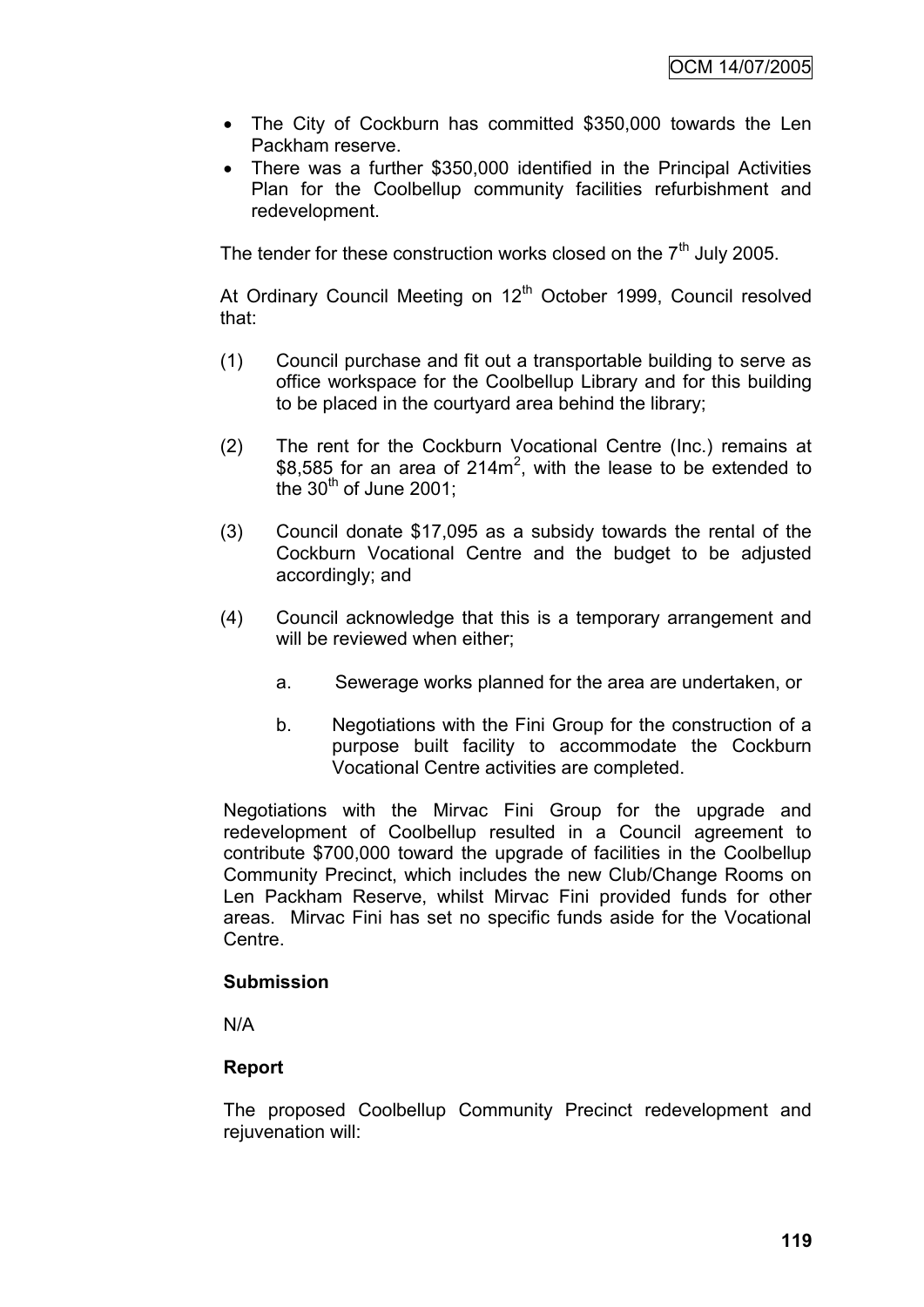- The City of Cockburn has committed \$350,000 towards the Len Packham reserve.
- There was a further \$350,000 identified in the Principal Activities Plan for the Coolbellup community facilities refurbishment and redevelopment.

The tender for these construction works closed on the 7th July 2005.

At Ordinary Council Meeting on 12th October 1999, Council resolved that:

(1) Council purchase and fit out a transportable building to serve as office workspace for the Coolbellup Library and for this building to be placed in the courtyard area behind the library;

(2) The rent for the Cockburn Vocational Centre (Inc.) remains at \$8,585 for an area of 214m$^2$, with the lease to be extended to the 30th of June 2001;

(3) Council donate \$17,095 as a subsidy towards the rental of the Cockburn Vocational Centre and the budget to be adjusted accordingly; and

(4) Council acknowledge that this is a temporary arrangement and will be reviewed when either;

   a. Sewerage works planned for the area are undertaken, or

   b. Negotiations with the Fini Group for the construction of a purpose built facility to accommodate the Cockburn Vocational Centre activities are completed.

Negotiations with the Mirvac Fini Group for the upgrade and redevelopment of Coolbellup resulted in a Council agreement to contribute \$700,000 toward the upgrade of facilities in the Coolbellup Community Precinct, which includes the new Club/Change Rooms on Len Packham Reserve, whilst Mirvac Fini provided funds for other areas. Mirvac Fini has set no specific funds aside for the Vocational Centre.

**Submission**

N/A

**Report**

The proposed Coolbellup Community Precinct redevelopment and rejuvenation will: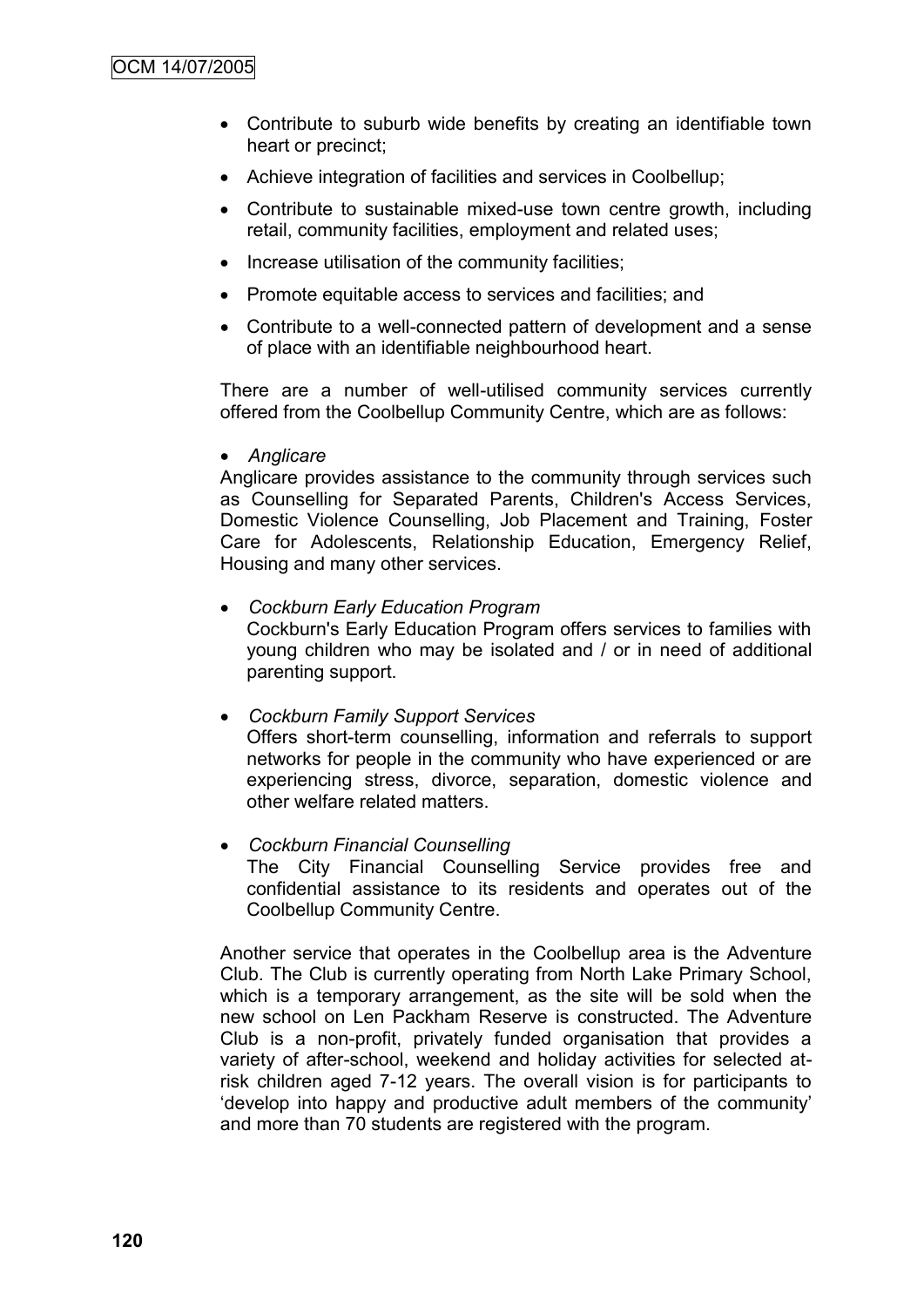- Contribute to suburb wide benefits by creating an identifiable town heart or precinct;
- Achieve integration of facilities and services in Coolbellup;
- Contribute to sustainable mixed-use town centre growth, including retail, community facilities, employment and related uses;
- Increase utilisation of the community facilities;
- Promote equitable access to services and facilities; and
- Contribute to a well-connected pattern of development and a sense of place with an identifiable neighbourhood heart.

There are a number of well-utilised community services currently offered from the Coolbellup Community Centre, which are as follows:

- *Anglicare*

Anglicare provides assistance to the community through services such as Counselling for Separated Parents, Children's Access Services, Domestic Violence Counselling, Job Placement and Training, Foster Care for Adolescents, Relationship Education, Emergency Relief, Housing and many other services.

- *Cockburn Early Education Program*

  Cockburn's Early Education Program offers services to families with young children who may be isolated and / or in need of additional parenting support.

- *Cockburn Family Support Services*

  Offers short-term counselling, information and referrals to support networks for people in the community who have experienced or are experiencing stress, divorce, separation, domestic violence and other welfare related matters.

- *Cockburn Financial Counselling*

  The City Financial Counselling Service provides free and confidential assistance to its residents and operates out of the Coolbellup Community Centre.

Another service that operates in the Coolbellup area is the Adventure Club. The Club is currently operating from North Lake Primary School, which is a temporary arrangement, as the site will be sold when the new school on Len Packham Reserve is constructed. The Adventure Club is a non-profit, privately funded organisation that provides a variety of after-school, weekend and holiday activities for selected at-risk children aged 7-12 years. The overall vision is for participants to 'develop into happy and productive adult members of the community' and more than 70 students are registered with the program.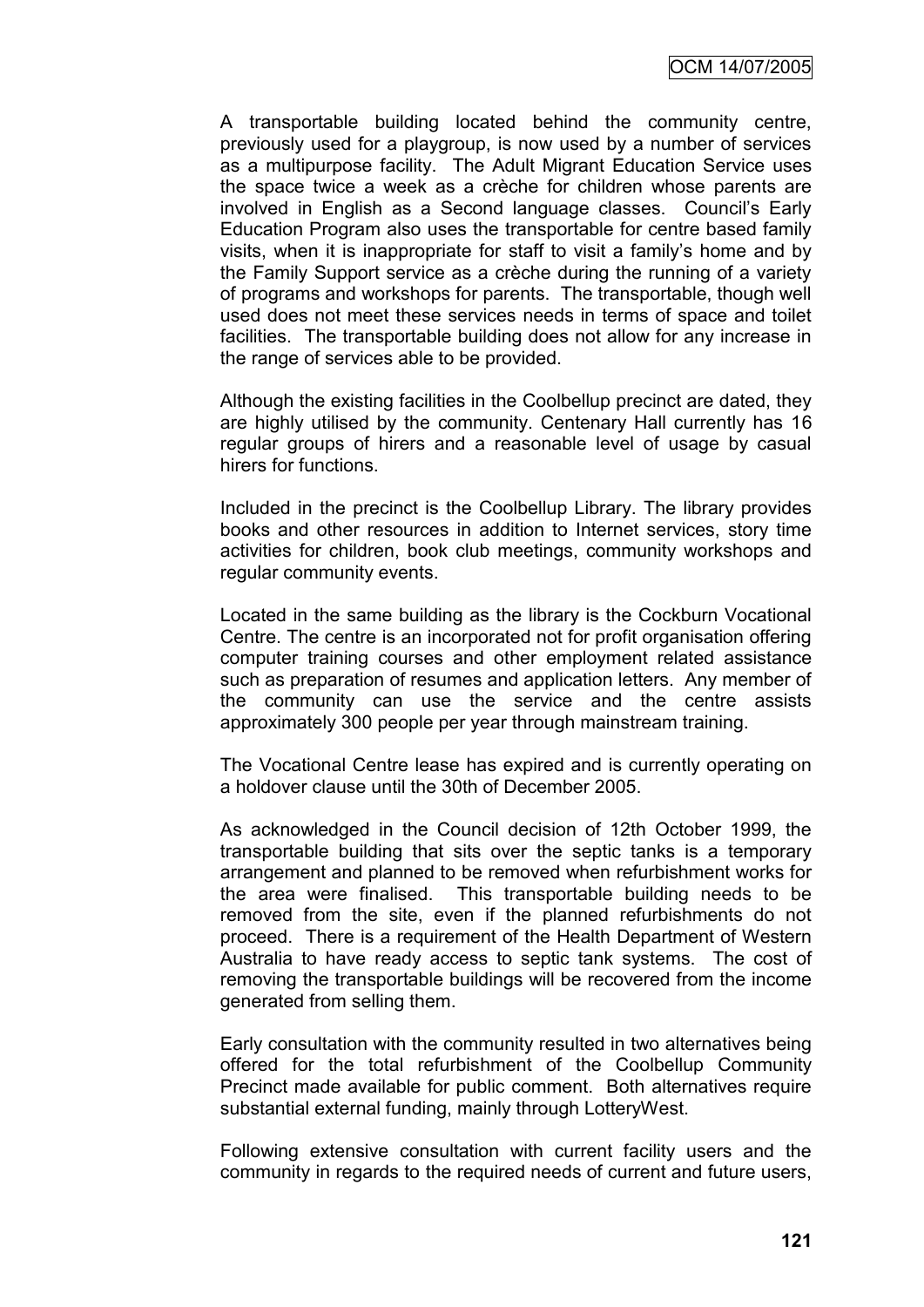A transportable building located behind the community centre, previously used for a playgroup, is now used by a number of services as a multipurpose facility. The Adult Migrant Education Service uses the space twice a week as a crèche for children whose parents are involved in English as a Second language classes. Council's Early Education Program also uses the transportable for centre based family visits, when it is inappropriate for staff to visit a family's home and by the Family Support service as a crèche during the running of a variety of programs and workshops for parents. The transportable, though well used does not meet these services needs in terms of space and toilet facilities. The transportable building does not allow for any increase in the range of services able to be provided.

Although the existing facilities in the Coolbellup precinct are dated, they are highly utilised by the community. Centenary Hall currently has 16 regular groups of hirers and a reasonable level of usage by casual hirers for functions.

Included in the precinct is the Coolbellup Library. The library provides books and other resources in addition to Internet services, story time activities for children, book club meetings, community workshops and regular community events.

Located in the same building as the library is the Cockburn Vocational Centre. The centre is an incorporated not for profit organisation offering computer training courses and other employment related assistance such as preparation of resumes and application letters. Any member of the community can use the service and the centre assists approximately 300 people per year through mainstream training.

The Vocational Centre lease has expired and is currently operating on a holdover clause until the 30th of December 2005.

As acknowledged in the Council decision of 12th October 1999, the transportable building that sits over the septic tanks is a temporary arrangement and planned to be removed when refurbishment works for the area were finalised. This transportable building needs to be removed from the site, even if the planned refurbishments do not proceed. There is a requirement of the Health Department of Western Australia to have ready access to septic tank systems. The cost of removing the transportable buildings will be recovered from the income generated from selling them.

Early consultation with the community resulted in two alternatives being offered for the total refurbishment of the Coolbellup Community Precinct made available for public comment. Both alternatives require substantial external funding, mainly through LotteryWest.

Following extensive consultation with current facility users and the community in regards to the required needs of current and future users,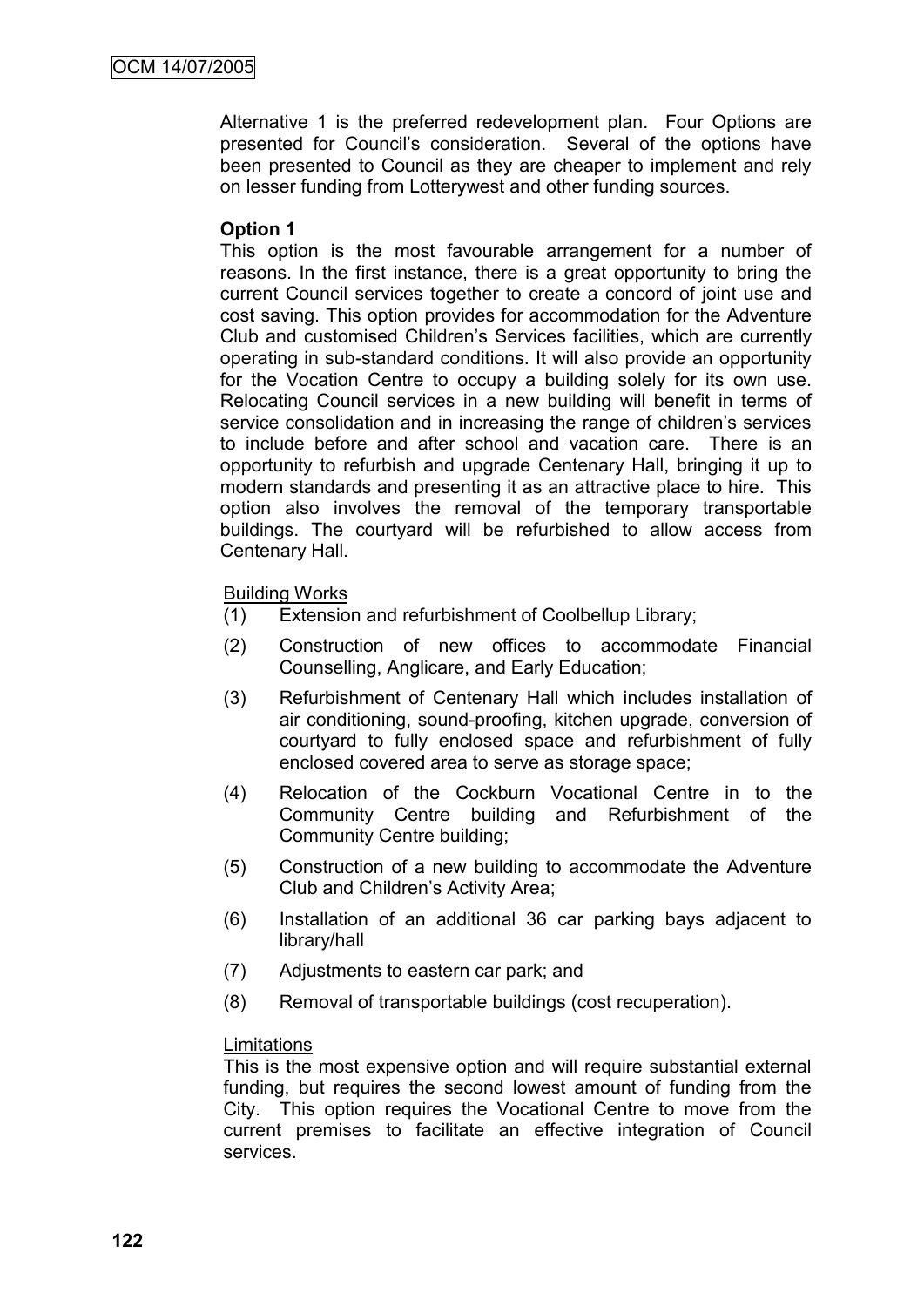Alternative 1 is the preferred redevelopment plan. Four Options are presented for Council's consideration. Several of the options have been presented to Council as they are cheaper to implement and rely on lesser funding from Lotterywest and other funding sources.

**Option 1**

This option is the most favourable arrangement for a number of reasons. In the first instance, there is a great opportunity to bring the current Council services together to create a concord of joint use and cost saving. This option provides for accommodation for the Adventure Club and customised Children's Services facilities, which are currently operating in sub-standard conditions. It will also provide an opportunity for the Vocation Centre to occupy a building solely for its own use. Relocating Council services in a new building will benefit in terms of service consolidation and in increasing the range of children's services to include before and after school and vacation care. There is an opportunity to refurbish and upgrade Centenary Hall, bringing it up to modern standards and presenting it as an attractive place to hire. This option also involves the removal of the temporary transportable buildings. The courtyard will be refurbished to allow access from Centenary Hall.

Building Works

(1) Extension and refurbishment of Coolbellup Library;

(2) Construction of new offices to accommodate Financial Counselling, Anglicare, and Early Education;

(3) Refurbishment of Centenary Hall which includes installation of air conditioning, sound-proofing, kitchen upgrade, conversion of courtyard to fully enclosed space and refurbishment of fully enclosed covered area to serve as storage space;

(4) Relocation of the Cockburn Vocational Centre in to the Community Centre building and Refurbishment of the Community Centre building;

(5) Construction of a new building to accommodate the Adventure Club and Children's Activity Area;

(6) Installation of an additional 36 car parking bays adjacent to library/hall

(7) Adjustments to eastern car park; and

(8) Removal of transportable buildings (cost recuperation).

Limitations

This is the most expensive option and will require substantial external funding, but requires the second lowest amount of funding from the City. This option requires the Vocational Centre to move from the current premises to facilitate an effective integration of Council services.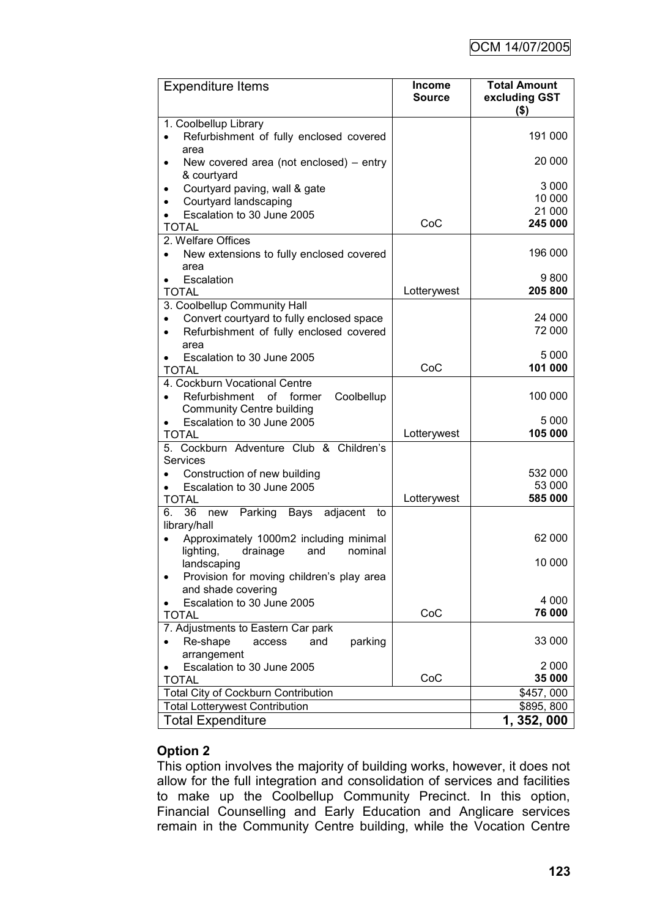| Expenditure Items | Income Source | Total Amount excluding GST ($) |
|---|---|---|
| 1. Coolbellup Library | | |
| • Refurbishment of fully enclosed covered area | | 191 000 |
| • New covered area (not enclosed) – entry & courtyard | | 20 000 |
| • Courtyard paving, wall & gate | | 3 000 |
| • Courtyard landscaping | | 10 000 |
| • Escalation to 30 June 2005 | | 21 000 |
| TOTAL | CoC | **245 000** |
| 2. Welfare Offices | | |
| • New extensions to fully enclosed covered area | | 196 000 |
| • Escalation | | 9 800 |
| TOTAL | Lotterywest | **205 800** |
| 3. Coolbellup Community Hall | | |
| • Convert courtyard to fully enclosed space | | 24 000 |
| • Refurbishment of fully enclosed covered area | | 72 000 |
| • Escalation to 30 June 2005 | | 5 000 |
| TOTAL | CoC | **101 000** |
| 4. Cockburn Vocational Centre | | |
| • Refurbishment of former Coolbellup Community Centre building | | 100 000 |
| • Escalation to 30 June 2005 | | 5 000 |
| TOTAL | Lotterywest | **105 000** |
| 5. Cockburn Adventure Club & Children's Services | | |
| • Construction of new building | | 532 000 |
| • Escalation to 30 June 2005 | | 53 000 |
| TOTAL | Lotterywest | **585 000** |
| 6. 36 new Parking Bays adjacent to library/hall | | |
| • Approximately 1000m2 including minimal lighting, drainage and nominal landscaping | | 62 000 |
| • Provision for moving children's play area and shade covering | | 10 000 |
| • Escalation to 30 June 2005 | | 4 000 |
| TOTAL | CoC | **76 000** |
| 7. Adjustments to Eastern Car park | | |
| • Re-shape access and parking arrangement | | 33 000 |
| • Escalation to 30 June 2005 | | 2 000 |
| TOTAL | CoC | **35 000** |
| Total City of Cockburn Contribution | | $457, 000 |
| Total Lotterywest Contribution | | $895, 800 |
| Total Expenditure | | **1, 352, 000** |

## Option 2

This option involves the majority of building works, however, it does not allow for the full integration and consolidation of services and facilities to make up the Coolbellup Community Precinct. In this option, Financial Counselling and Early Education and Anglicare services remain in the Community Centre building, while the Vocation Centre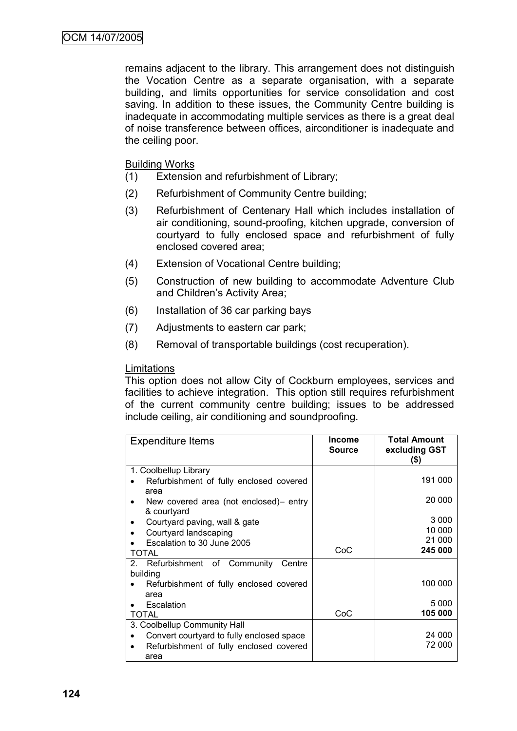remains adjacent to the library. This arrangement does not distinguish the Vocation Centre as a separate organisation, with a separate building, and limits opportunities for service consolidation and cost saving. In addition to these issues, the Community Centre building is inadequate in accommodating multiple services as there is a great deal of noise transference between offices, airconditioner is inadequate and the ceiling poor.

Building Works

(1) Extension and refurbishment of Library;

(2) Refurbishment of Community Centre building;

(3) Refurbishment of Centenary Hall which includes installation of air conditioning, sound-proofing, kitchen upgrade, conversion of courtyard to fully enclosed space and refurbishment of fully enclosed covered area;

(4) Extension of Vocational Centre building;

(5) Construction of new building to accommodate Adventure Club and Children's Activity Area;

(6) Installation of 36 car parking bays

(7) Adjustments to eastern car park;

(8) Removal of transportable buildings (cost recuperation).

Limitations

This option does not allow City of Cockburn employees, services and facilities to achieve integration. This option still requires refurbishment of the current community centre building; issues to be addressed include ceiling, air conditioning and soundproofing.

| Expenditure Items | Income Source | Total Amount excluding GST ($) |
|---|---|---|
| 1. Coolbellup Library | | |
| • Refurbishment of fully enclosed covered area | | 191 000 |
| • New covered area (not enclosed)– entry & courtyard | | 20 000 |
| • Courtyard paving, wall & gate | | 3 000 |
| • Courtyard landscaping | | 10 000 |
| • Escalation to 30 June 2005 | | 21 000 |
| TOTAL | CoC | **245 000** |
| 2. Refurbishment of Community Centre building | | |
| • Refurbishment of fully enclosed covered area | | 100 000 |
| • Escalation | | 5 000 |
| TOTAL | CoC | **105 000** |
| 3. Coolbellup Community Hall | | |
| • Convert courtyard to fully enclosed space | | 24 000 |
| • Refurbishment of fully enclosed covered area | | 72 000 |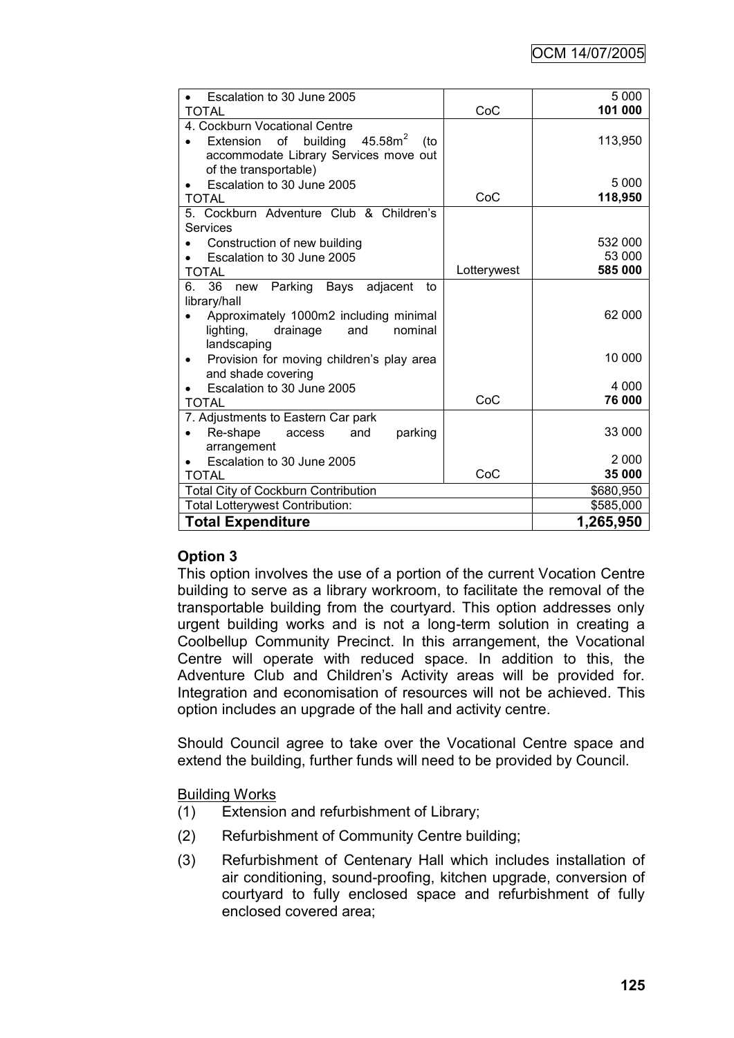| | | |
|---|---|---|
| • Escalation to 30 June 2005 | | 5 000 |
| TOTAL | CoC | **101 000** |
| 4. Cockburn Vocational Centre | | |
| • Extension of building 45.58m$^2$ (to accommodate Library Services move out of the transportable) | | 113,950 |
| • Escalation to 30 June 2005 | | 5 000 |
| TOTAL | CoC | **118,950** |
| 5. Cockburn Adventure Club & Children's Services | | |
| • Construction of new building | | 532 000 |
| • Escalation to 30 June 2005 | | 53 000 |
| TOTAL | Lotterywest | **585 000** |
| 6. 36 new Parking Bays adjacent to library/hall | | |
| • Approximately 1000m2 including minimal lighting, drainage and nominal landscaping | | 62 000 |
| • Provision for moving children's play area and shade covering | | 10 000 |
| • Escalation to 30 June 2005 | | 4 000 |
| TOTAL | CoC | **76 000** |
| 7. Adjustments to Eastern Car park | | |
| • Re-shape access and parking arrangement | | 33 000 |
| • Escalation to 30 June 2005 | | 2 000 |
| TOTAL | CoC | **35 000** |
| Total City of Cockburn Contribution | | $680,950 |
| Total Lotterywest Contribution: | | $585,000 |
| **Total Expenditure** | | **1,265,950** |

**Option 3**

This option involves the use of a portion of the current Vocation Centre building to serve as a library workroom, to facilitate the removal of the transportable building from the courtyard. This option addresses only urgent building works and is not a long-term solution in creating a Coolbellup Community Precinct. In this arrangement, the Vocational Centre will operate with reduced space. In addition to this, the Adventure Club and Children's Activity areas will be provided for. Integration and economisation of resources will not be achieved. This option includes an upgrade of the hall and activity centre.

Should Council agree to take over the Vocational Centre space and extend the building, further funds will need to be provided by Council.

Building Works

(1) Extension and refurbishment of Library;

(2) Refurbishment of Community Centre building;

(3) Refurbishment of Centenary Hall which includes installation of air conditioning, sound-proofing, kitchen upgrade, conversion of courtyard to fully enclosed space and refurbishment of fully enclosed covered area;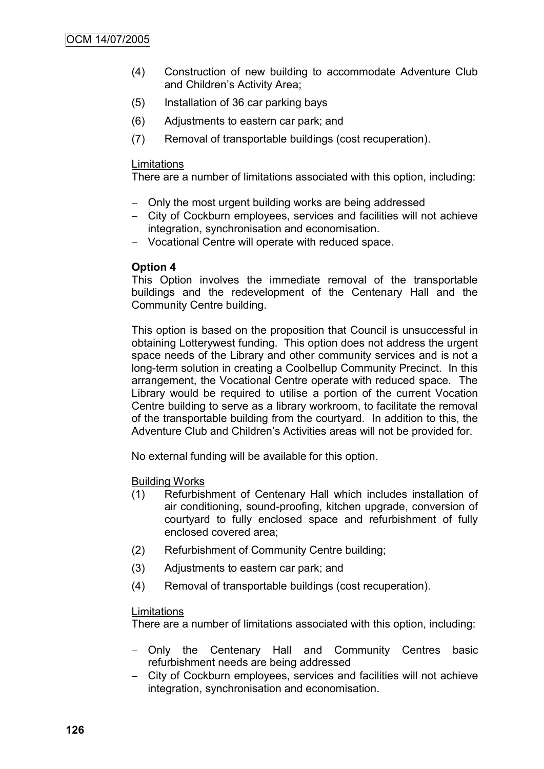(4) Construction of new building to accommodate Adventure Club and Children's Activity Area;

(5) Installation of 36 car parking bays

(6) Adjustments to eastern car park; and

(7) Removal of transportable buildings (cost recuperation).

Limitations

There are a number of limitations associated with this option, including:

- Only the most urgent building works are being addressed
- City of Cockburn employees, services and facilities will not achieve integration, synchronisation and economisation.
- Vocational Centre will operate with reduced space.

**Option 4**

This Option involves the immediate removal of the transportable buildings and the redevelopment of the Centenary Hall and the Community Centre building.

This option is based on the proposition that Council is unsuccessful in obtaining Lotterywest funding. This option does not address the urgent space needs of the Library and other community services and is not a long-term solution in creating a Coolbellup Community Precinct. In this arrangement, the Vocational Centre operate with reduced space. The Library would be required to utilise a portion of the current Vocation Centre building to serve as a library workroom, to facilitate the removal of the transportable building from the courtyard. In addition to this, the Adventure Club and Children's Activities areas will not be provided for.

No external funding will be available for this option.

Building Works

(1) Refurbishment of Centenary Hall which includes installation of air conditioning, sound-proofing, kitchen upgrade, conversion of courtyard to fully enclosed space and refurbishment of fully enclosed covered area;

(2) Refurbishment of Community Centre building;

(3) Adjustments to eastern car park; and

(4) Removal of transportable buildings (cost recuperation).

Limitations

There are a number of limitations associated with this option, including:

- Only the Centenary Hall and Community Centres basic refurbishment needs are being addressed
- City of Cockburn employees, services and facilities will not achieve integration, synchronisation and economisation.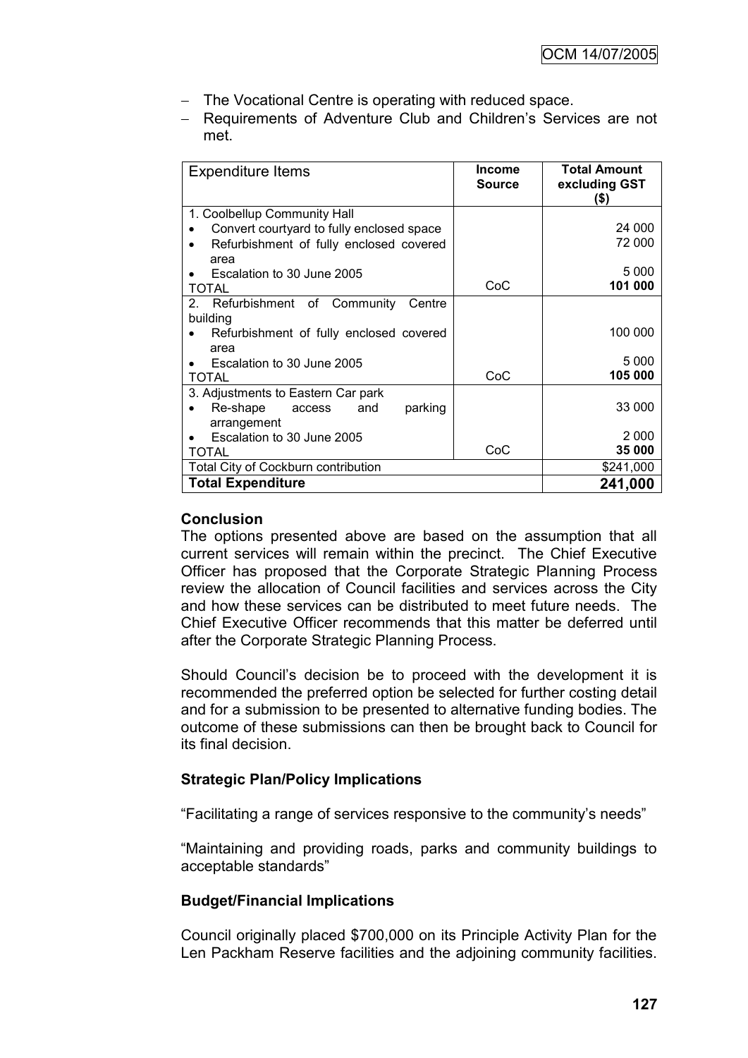- The Vocational Centre is operating with reduced space.
- Requirements of Adventure Club and Children's Services are not met.

| Expenditure Items | Income Source | Total Amount excluding GST ($) |
|---|---|---|
| 1. Coolbellup Community Hall | | |
| • Convert courtyard to fully enclosed space | | 24 000 |
| • Refurbishment of fully enclosed covered area | | 72 000 |
| • Escalation to 30 June 2005 | | 5 000 |
| TOTAL | CoC | **101 000** |
| 2. Refurbishment of Community Centre building | | |
| • Refurbishment of fully enclosed covered area | | 100 000 |
| • Escalation to 30 June 2005 | | 5 000 |
| TOTAL | CoC | **105 000** |
| 3. Adjustments to Eastern Car park | | |
| • Re-shape access and parking arrangement | | 33 000 |
| • Escalation to 30 June 2005 | | 2 000 |
| TOTAL | CoC | **35 000** |
| Total City of Cockburn contribution | | $241,000 |
| **Total Expenditure** | | **241,000** |

**Conclusion**

The options presented above are based on the assumption that all current services will remain within the precinct. The Chief Executive Officer has proposed that the Corporate Strategic Planning Process review the allocation of Council facilities and services across the City and how these services can be distributed to meet future needs. The Chief Executive Officer recommends that this matter be deferred until after the Corporate Strategic Planning Process.

Should Council's decision be to proceed with the development it is recommended the preferred option be selected for further costing detail and for a submission to be presented to alternative funding bodies. The outcome of these submissions can then be brought back to Council for its final decision.

**Strategic Plan/Policy Implications**

"Facilitating a range of services responsive to the community's needs"

"Maintaining and providing roads, parks and community buildings to acceptable standards"

**Budget/Financial Implications**

Council originally placed $700,000 on its Principle Activity Plan for the Len Packham Reserve facilities and the adjoining community facilities.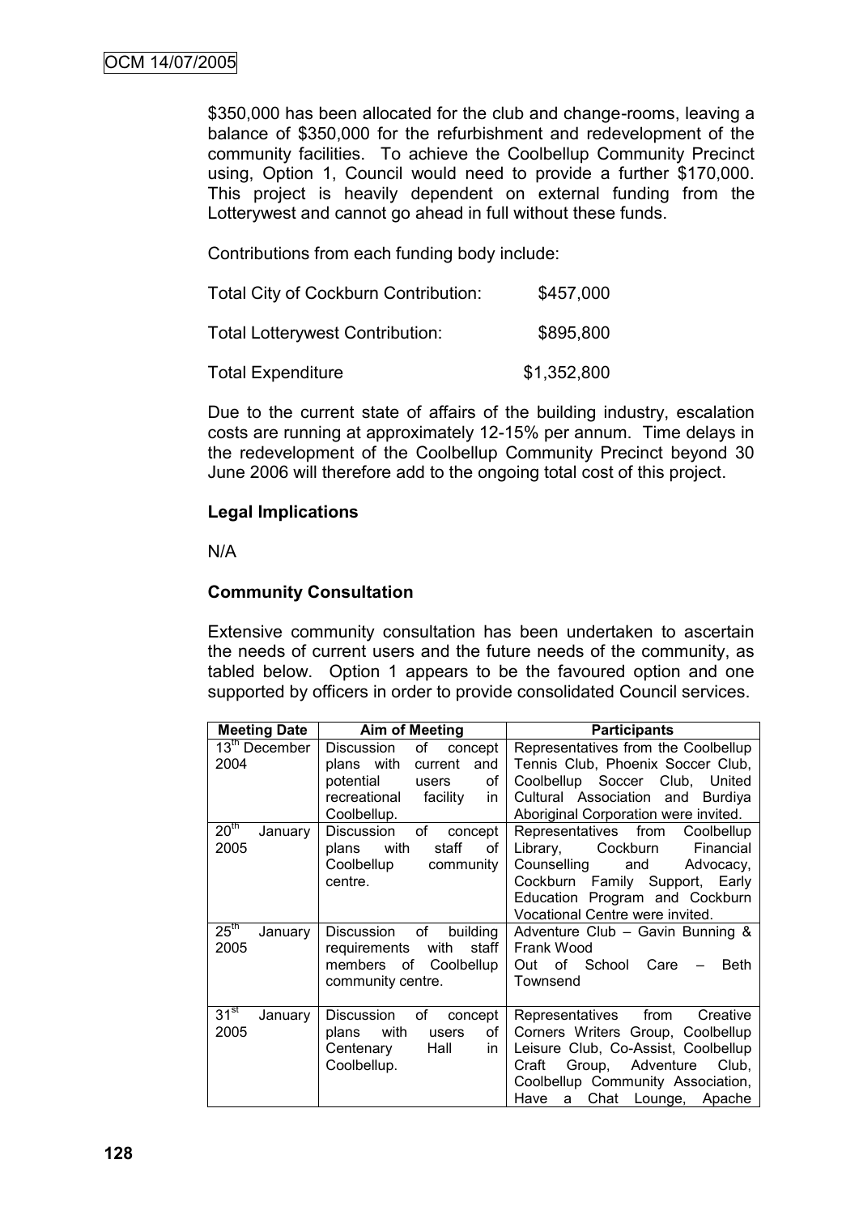$350,000 has been allocated for the club and change-rooms, leaving a balance of $350,000 for the refurbishment and redevelopment of the community facilities. To achieve the Coolbellup Community Precinct using, Option 1, Council would need to provide a further $170,000. This project is heavily dependent on external funding from the Lotterywest and cannot go ahead in full without these funds.

Contributions from each funding body include:

| | |
|---|---|
| Total City of Cockburn Contribution: | $457,000 |
| Total Lotterywest Contribution: | $895,800 |
| Total Expenditure | $1,352,800 |

Due to the current state of affairs of the building industry, escalation costs are running at approximately 12-15% per annum. Time delays in the redevelopment of the Coolbellup Community Precinct beyond 30 June 2006 will therefore add to the ongoing total cost of this project.

**Legal Implications**

N/A

**Community Consultation**

Extensive community consultation has been undertaken to ascertain the needs of current users and the future needs of the community, as tabled below. Option 1 appears to be the favoured option and one supported by officers in order to provide consolidated Council services.

| Meeting Date | Aim of Meeting | Participants |
|---|---|---|
| 13th December 2004 | Discussion of concept plans with current and potential users of recreational facility in Coolbellup. | Representatives from the Coolbellup Tennis Club, Phoenix Soccer Club, Coolbellup Soccer Club, United Cultural Association and Burdiya Aboriginal Corporation were invited. |
| 20th January 2005 | Discussion of concept plans with staff of Coolbellup community centre. | Representatives from Coolbellup Library, Cockburn Financial Counselling and Advocacy, Cockburn Family Support, Early Education Program and Cockburn Vocational Centre were invited. |
| 25th January 2005 | Discussion of building requirements with staff members of Coolbellup community centre. | Adventure Club – Gavin Bunning & Frank Wood<br>Out of School Care – Beth Townsend |
| 31st January 2005 | Discussion of concept plans with users of Centenary Hall in Coolbellup. | Representatives from Creative Corners Writers Group, Coolbellup Leisure Club, Co-Assist, Coolbellup Craft Group, Adventure Club, Coolbellup Community Association, Have a Chat Lounge, Apache |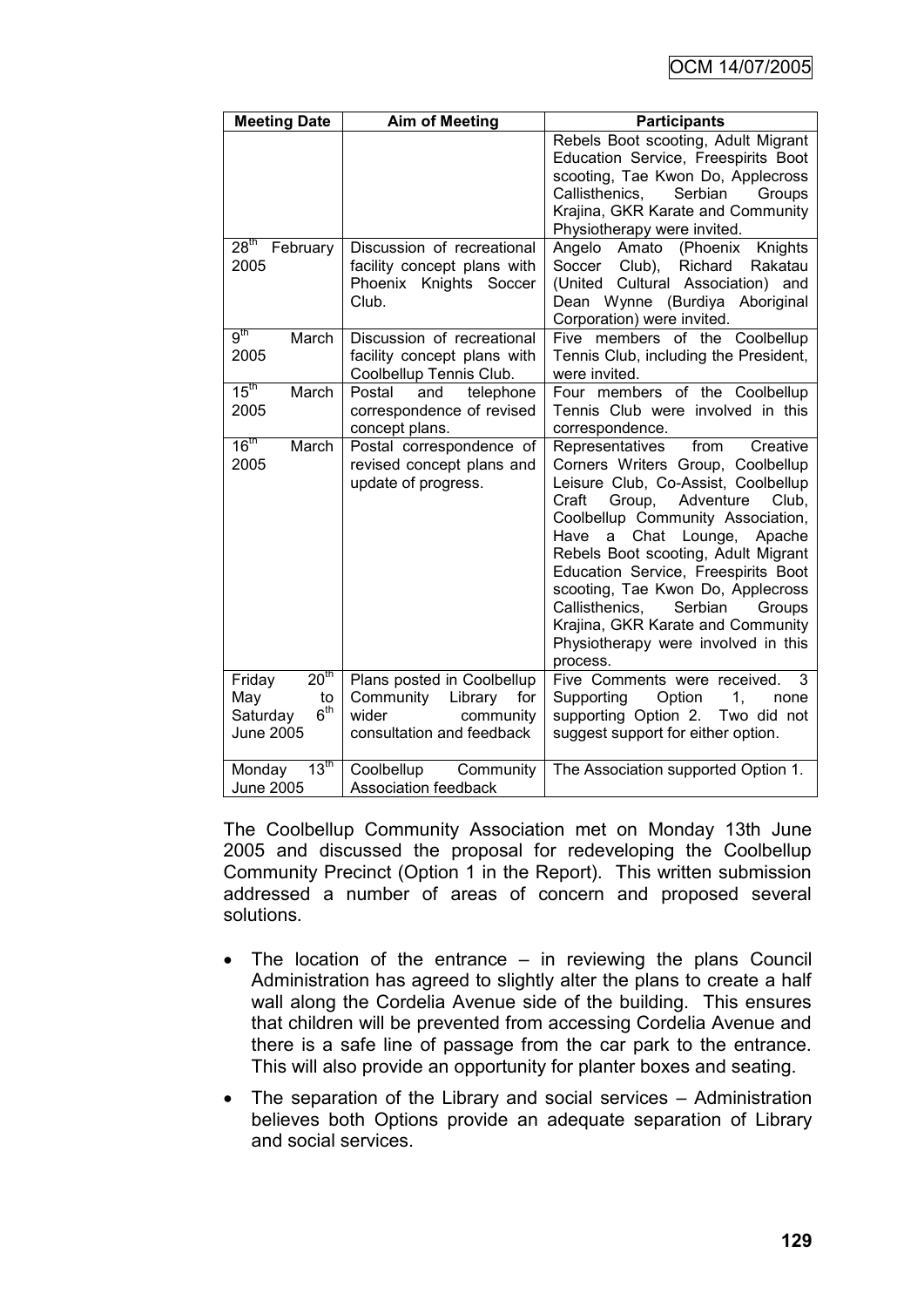| Meeting Date | Aim of Meeting | Participants |
|---|---|---|
| | | Rebels Boot scooting, Adult Migrant Education Service, Freespirits Boot scooting, Tae Kwon Do, Applecross Callisthenics, Serbian Groups Krajina, GKR Karate and Community Physiotherapy were invited. |
| 28th February 2005 | Discussion of recreational facility concept plans with Phoenix Knights Soccer Club. | Angelo Amato (Phoenix Knights Soccer Club), Richard Rakatau (United Cultural Association) and Dean Wynne (Burdiya Aboriginal Corporation) were invited. |
| 9th March 2005 | Discussion of recreational facility concept plans with Coolbellup Tennis Club. | Five members of the Coolbellup Tennis Club, including the President, were invited. |
| 15th March 2005 | Postal and telephone correspondence of revised concept plans. | Four members of the Coolbellup Tennis Club were involved in this correspondence. |
| 16th March 2005 | Postal correspondence of revised concept plans and update of progress. | Representatives from Creative Corners Writers Group, Coolbellup Leisure Club, Co-Assist, Coolbellup Craft Group, Adventure Club, Coolbellup Community Association, Have a Chat Lounge, Apache Rebels Boot scooting, Adult Migrant Education Service, Freespirits Boot scooting, Tae Kwon Do, Applecross Callisthenics, Serbian Groups Krajina, GKR Karate and Community Physiotherapy were involved in this process. |
| Friday 20th May to Saturday 6th June 2005 | Plans posted in Coolbellup Community Library for wider community consultation and feedback | Five Comments were received. 3 Supporting Option 1, none supporting Option 2. Two did not suggest support for either option. |
| Monday 13th June 2005 | Coolbellup Community Association feedback | The Association supported Option 1. |

The Coolbellup Community Association met on Monday 13th June 2005 and discussed the proposal for redeveloping the Coolbellup Community Precinct (Option 1 in the Report). This written submission addressed a number of areas of concern and proposed several solutions.

- The location of the entrance – in reviewing the plans Council Administration has agreed to slightly alter the plans to create a half wall along the Cordelia Avenue side of the building. This ensures that children will be prevented from accessing Cordelia Avenue and there is a safe line of passage from the car park to the entrance. This will also provide an opportunity for planter boxes and seating.
- The separation of the Library and social services – Administration believes both Options provide an adequate separation of Library and social services.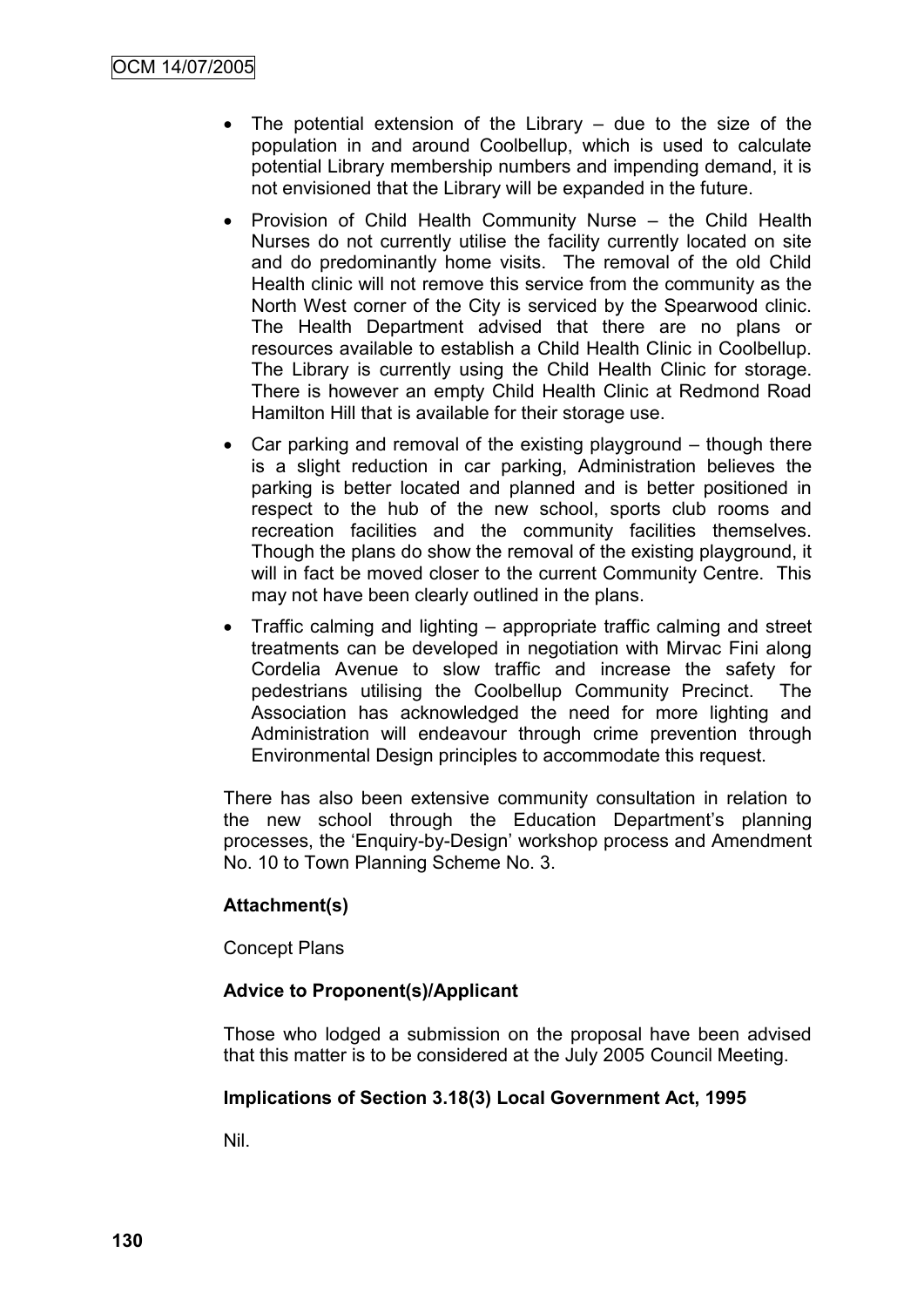- The potential extension of the Library – due to the size of the population in and around Coolbellup, which is used to calculate potential Library membership numbers and impending demand, it is not envisioned that the Library will be expanded in the future.
- Provision of Child Health Community Nurse – the Child Health Nurses do not currently utilise the facility currently located on site and do predominantly home visits. The removal of the old Child Health clinic will not remove this service from the community as the North West corner of the City is serviced by the Spearwood clinic. The Health Department advised that there are no plans or resources available to establish a Child Health Clinic in Coolbellup. The Library is currently using the Child Health Clinic for storage. There is however an empty Child Health Clinic at Redmond Road Hamilton Hill that is available for their storage use.
- Car parking and removal of the existing playground – though there is a slight reduction in car parking, Administration believes the parking is better located and planned and is better positioned in respect to the hub of the new school, sports club rooms and recreation facilities and the community facilities themselves. Though the plans do show the removal of the existing playground, it will in fact be moved closer to the current Community Centre. This may not have been clearly outlined in the plans.
- Traffic calming and lighting – appropriate traffic calming and street treatments can be developed in negotiation with Mirvac Fini along Cordelia Avenue to slow traffic and increase the safety for pedestrians utilising the Coolbellup Community Precinct. The Association has acknowledged the need for more lighting and Administration will endeavour through crime prevention through Environmental Design principles to accommodate this request.

There has also been extensive community consultation in relation to the new school through the Education Department's planning processes, the 'Enquiry-by-Design' workshop process and Amendment No. 10 to Town Planning Scheme No. 3.

**Attachment(s)**

Concept Plans

**Advice to Proponent(s)/Applicant**

Those who lodged a submission on the proposal have been advised that this matter is to be considered at the July 2005 Council Meeting.

**Implications of Section 3.18(3) Local Government Act, 1995**

Nil.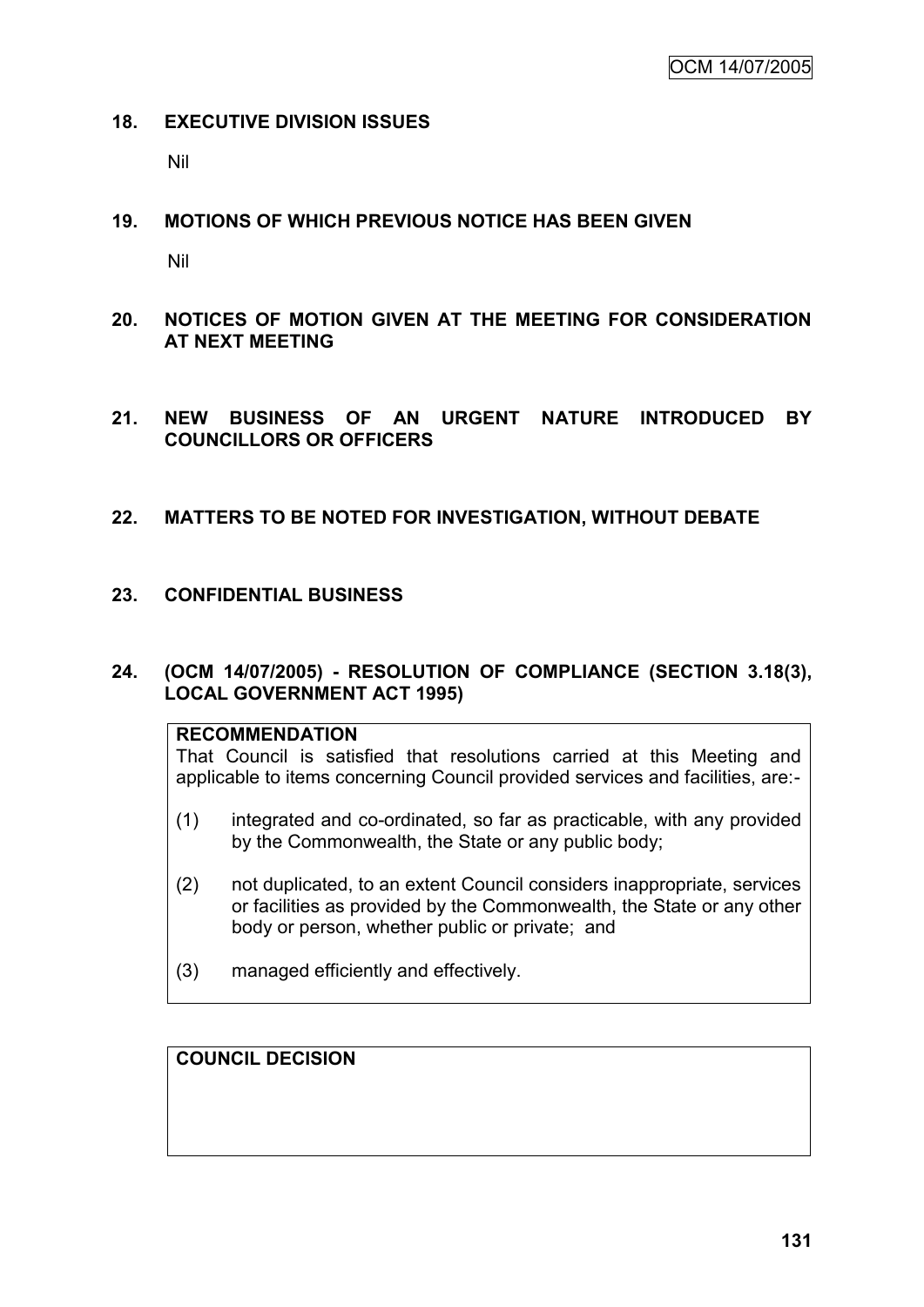## 18. EXECUTIVE DIVISION ISSUES

Nil

## 19. MOTIONS OF WHICH PREVIOUS NOTICE HAS BEEN GIVEN

Nil

## 20. NOTICES OF MOTION GIVEN AT THE MEETING FOR CONSIDERATION AT NEXT MEETING

## 21. NEW BUSINESS OF AN URGENT NATURE INTRODUCED BY COUNCILLORS OR OFFICERS

## 22. MATTERS TO BE NOTED FOR INVESTIGATION, WITHOUT DEBATE

## 23. CONFIDENTIAL BUSINESS

## 24. (OCM 14/07/2005) - RESOLUTION OF COMPLIANCE (SECTION 3.18(3), LOCAL GOVERNMENT ACT 1995)

**RECOMMENDATION**

That Council is satisfied that resolutions carried at this Meeting and applicable to items concerning Council provided services and facilities, are:-

(1) integrated and co-ordinated, so far as practicable, with any provided by the Commonwealth, the State or any public body;

(2) not duplicated, to an extent Council considers inappropriate, services or facilities as provided by the Commonwealth, the State or any other body or person, whether public or private; and

(3) managed efficiently and effectively.

**COUNCIL DECISION**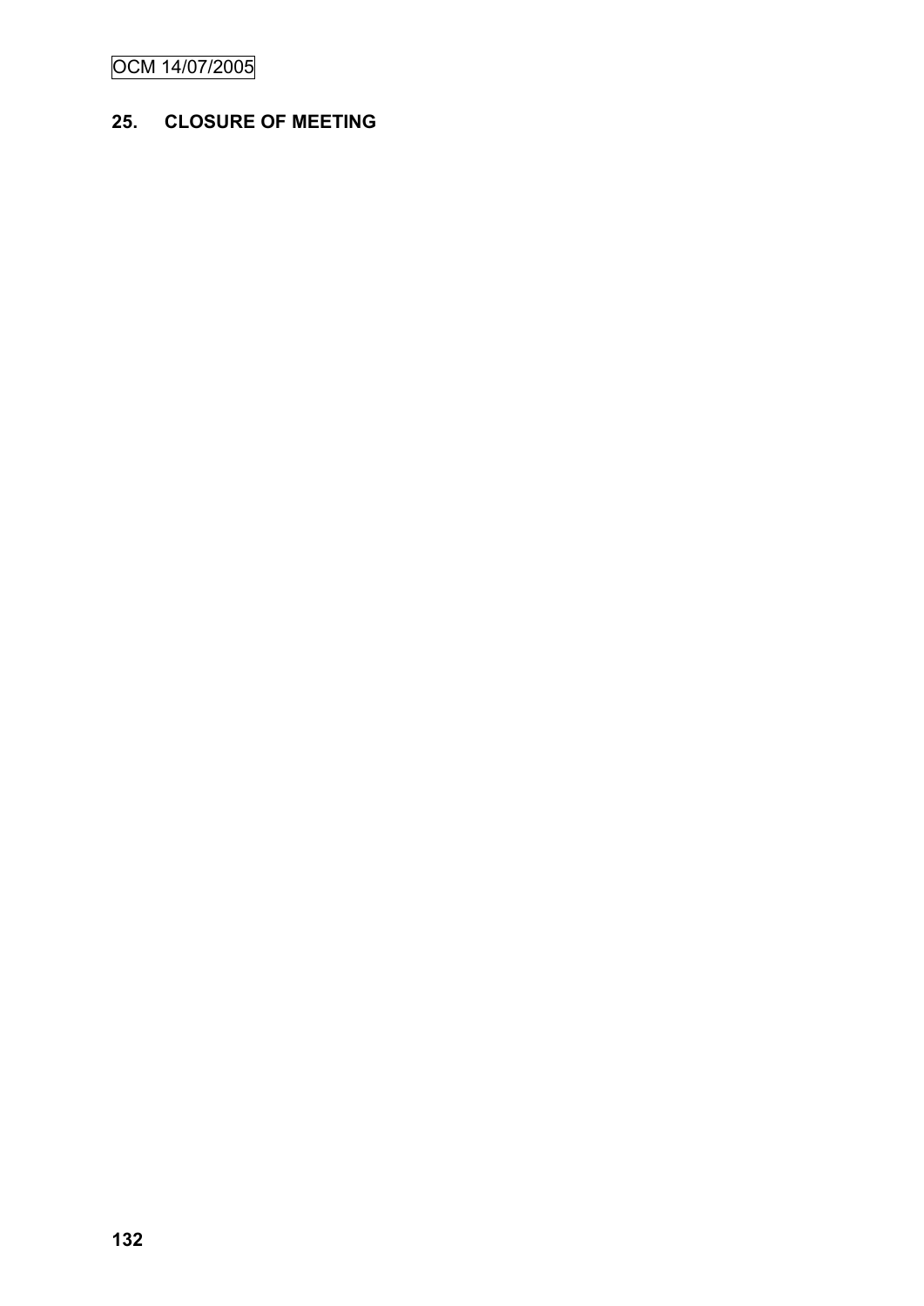## 25. CLOSURE OF MEETING